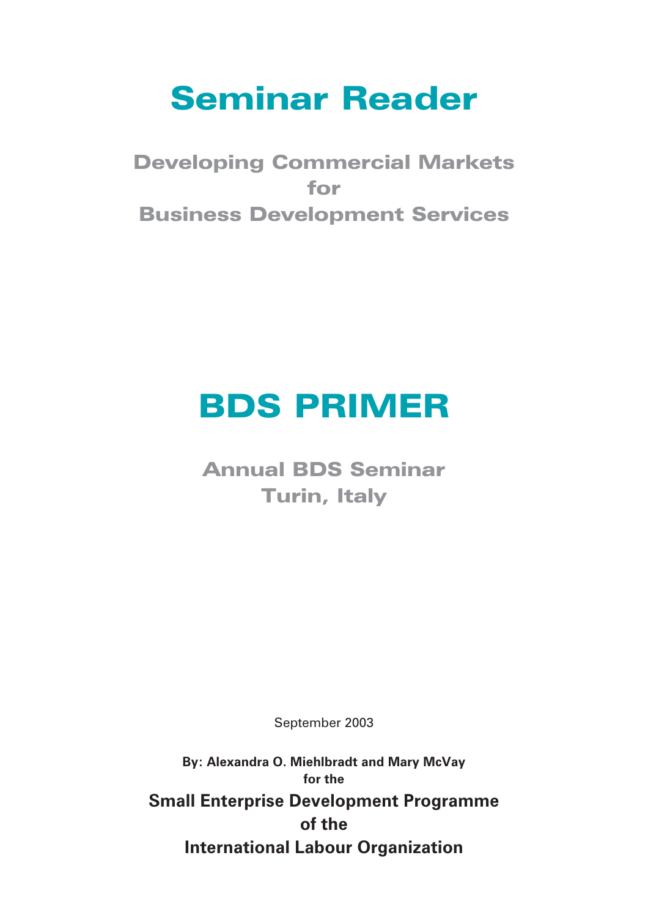# Seminar Reader

## Developing Commercial Markets for Business Development Services

# BDS PRIMER

## Annual BDS Seminar
## Turin, Italy

September 2003

**By: Alexandra O. Miehlbradt and Mary McVay**
**for the**

**Small Enterprise Development Programme**
**of the**
**International Labour Organization**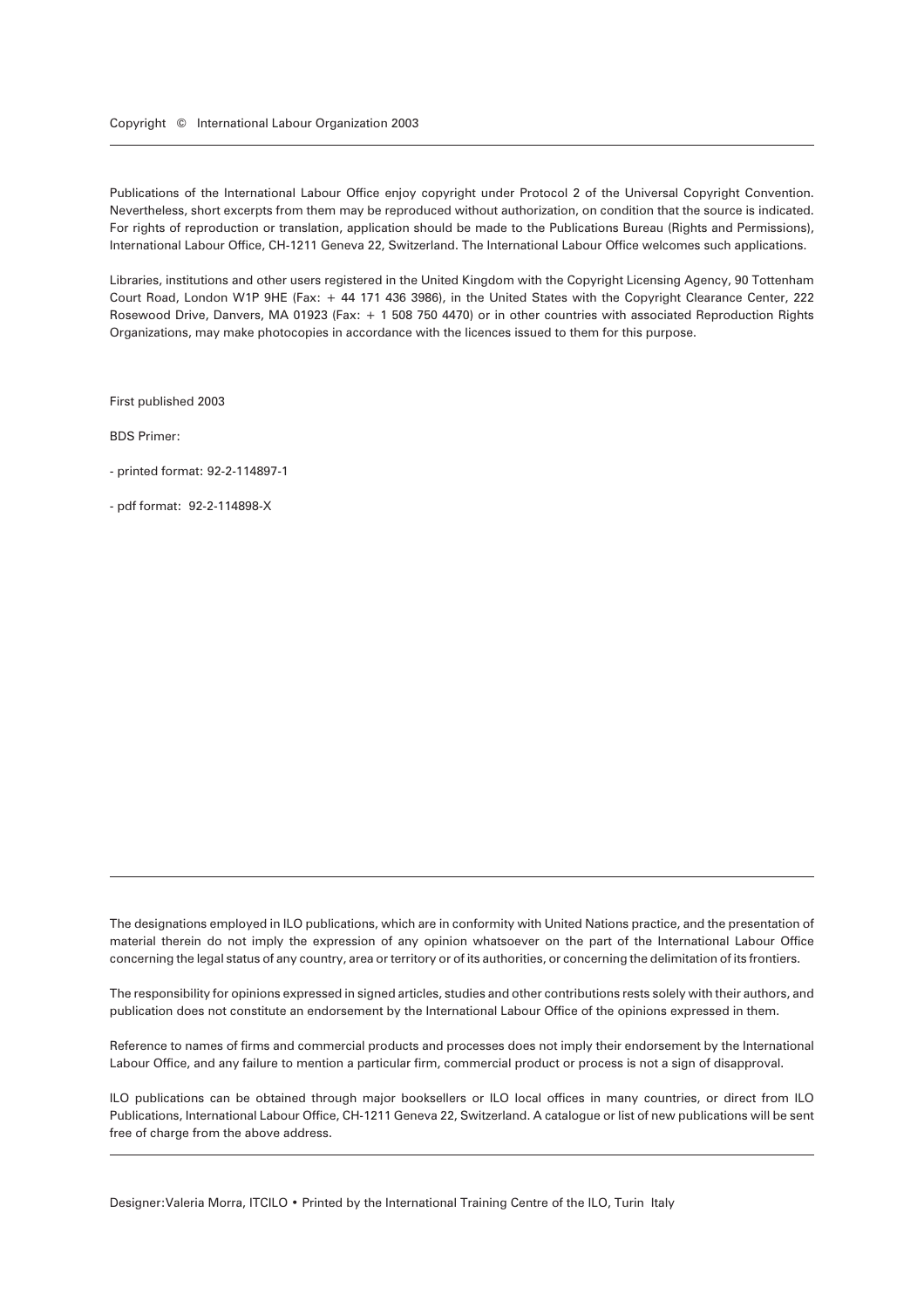Copyright © International Labour Organization 2003

---

Publications of the International Labour Office enjoy copyright under Protocol 2 of the Universal Copyright Convention. Nevertheless, short excerpts from them may be reproduced without authorization, on condition that the source is indicated. For rights of reproduction or translation, application should be made to the Publications Bureau (Rights and Permissions), International Labour Office, CH-1211 Geneva 22, Switzerland. The International Labour Office welcomes such applications.

Libraries, institutions and other users registered in the United Kingdom with the Copyright Licensing Agency, 90 Tottenham Court Road, London W1P 9HE (Fax: + 44 171 436 3986), in the United States with the Copyright Clearance Center, 222 Rosewood Drive, Danvers, MA 01923 (Fax: + 1 508 750 4470) or in other countries with associated Reproduction Rights Organizations, may make photocopies in accordance with the licences issued to them for this purpose.

First published 2003

BDS Primer:

- printed format: 92-2-114897-1

- pdf format: 92-2-114898-X

---

The designations employed in ILO publications, which are in conformity with United Nations practice, and the presentation of material therein do not imply the expression of any opinion whatsoever on the part of the International Labour Office concerning the legal status of any country, area or territory or of its authorities, or concerning the delimitation of its frontiers.

The responsibility for opinions expressed in signed articles, studies and other contributions rests solely with their authors, and publication does not constitute an endorsement by the International Labour Office of the opinions expressed in them.

Reference to names of firms and commercial products and processes does not imply their endorsement by the International Labour Office, and any failure to mention a particular firm, commercial product or process is not a sign of disapproval.

ILO publications can be obtained through major booksellers or ILO local offices in many countries, or direct from ILO Publications, International Labour Office, CH-1211 Geneva 22, Switzerland. A catalogue or list of new publications will be sent free of charge from the above address.

---

Designer: Valeria Morra, ITCILO • Printed by the International Training Centre of the ILO, Turin Italy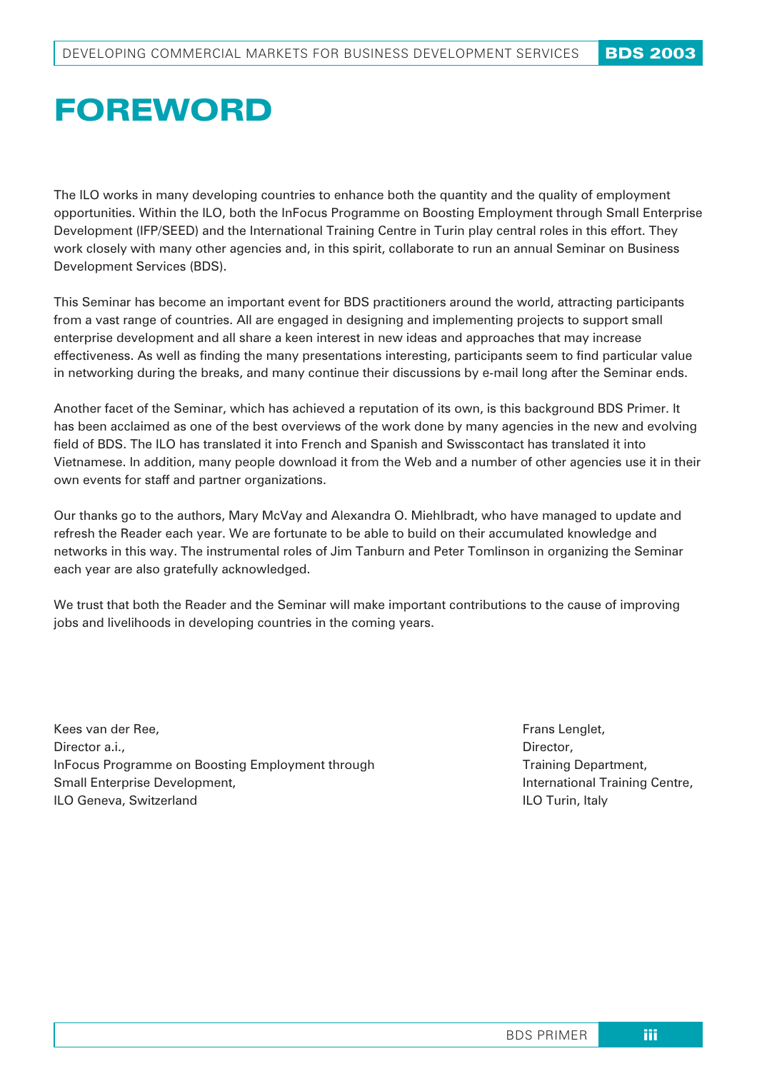# FOREWORD

The ILO works in many developing countries to enhance both the quantity and the quality of employment opportunities. Within the ILO, both the InFocus Programme on Boosting Employment through Small Enterprise Development (IFP/SEED) and the International Training Centre in Turin play central roles in this effort. They work closely with many other agencies and, in this spirit, collaborate to run an annual Seminar on Business Development Services (BDS).

This Seminar has become an important event for BDS practitioners around the world, attracting participants from a vast range of countries. All are engaged in designing and implementing projects to support small enterprise development and all share a keen interest in new ideas and approaches that may increase effectiveness. As well as finding the many presentations interesting, participants seem to find particular value in networking during the breaks, and many continue their discussions by e-mail long after the Seminar ends.

Another facet of the Seminar, which has achieved a reputation of its own, is this background BDS Primer. It has been acclaimed as one of the best overviews of the work done by many agencies in the new and evolving field of BDS. The ILO has translated it into French and Spanish and Swisscontact has translated it into Vietnamese. In addition, many people download it from the Web and a number of other agencies use it in their own events for staff and partner organizations.

Our thanks go to the authors, Mary McVay and Alexandra O. Miehlbradt, who have managed to update and refresh the Reader each year. We are fortunate to be able to build on their accumulated knowledge and networks in this way. The instrumental roles of Jim Tanburn and Peter Tomlinson in organizing the Seminar each year are also gratefully acknowledged.

We trust that both the Reader and the Seminar will make important contributions to the cause of improving jobs and livelihoods in developing countries in the coming years.

Kees van der Ree,
Director a.i.,
InFocus Programme on Boosting Employment through Small Enterprise Development,
ILO Geneva, Switzerland

Frans Lenglet,
Director,
Training Department,
International Training Centre,
ILO Turin, Italy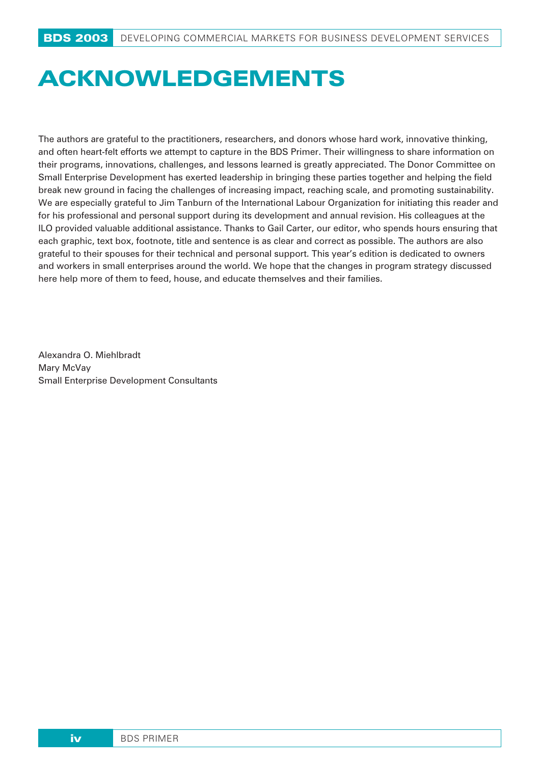# ACKNOWLEDGEMENTS

The authors are grateful to the practitioners, researchers, and donors whose hard work, innovative thinking, and often heart-felt efforts we attempt to capture in the BDS Primer. Their willingness to share information on their programs, innovations, challenges, and lessons learned is greatly appreciated. The Donor Committee on Small Enterprise Development has exerted leadership in bringing these parties together and helping the field break new ground in facing the challenges of increasing impact, reaching scale, and promoting sustainability. We are especially grateful to Jim Tanburn of the International Labour Organization for initiating this reader and for his professional and personal support during its development and annual revision. His colleagues at the ILO provided valuable additional assistance. Thanks to Gail Carter, our editor, who spends hours ensuring that each graphic, text box, footnote, title and sentence is as clear and correct as possible. The authors are also grateful to their spouses for their technical and personal support. This year's edition is dedicated to owners and workers in small enterprises around the world. We hope that the changes in program strategy discussed here help more of them to feed, house, and educate themselves and their families.

Alexandra O. Miehlbradt
Mary McVay
Small Enterprise Development Consultants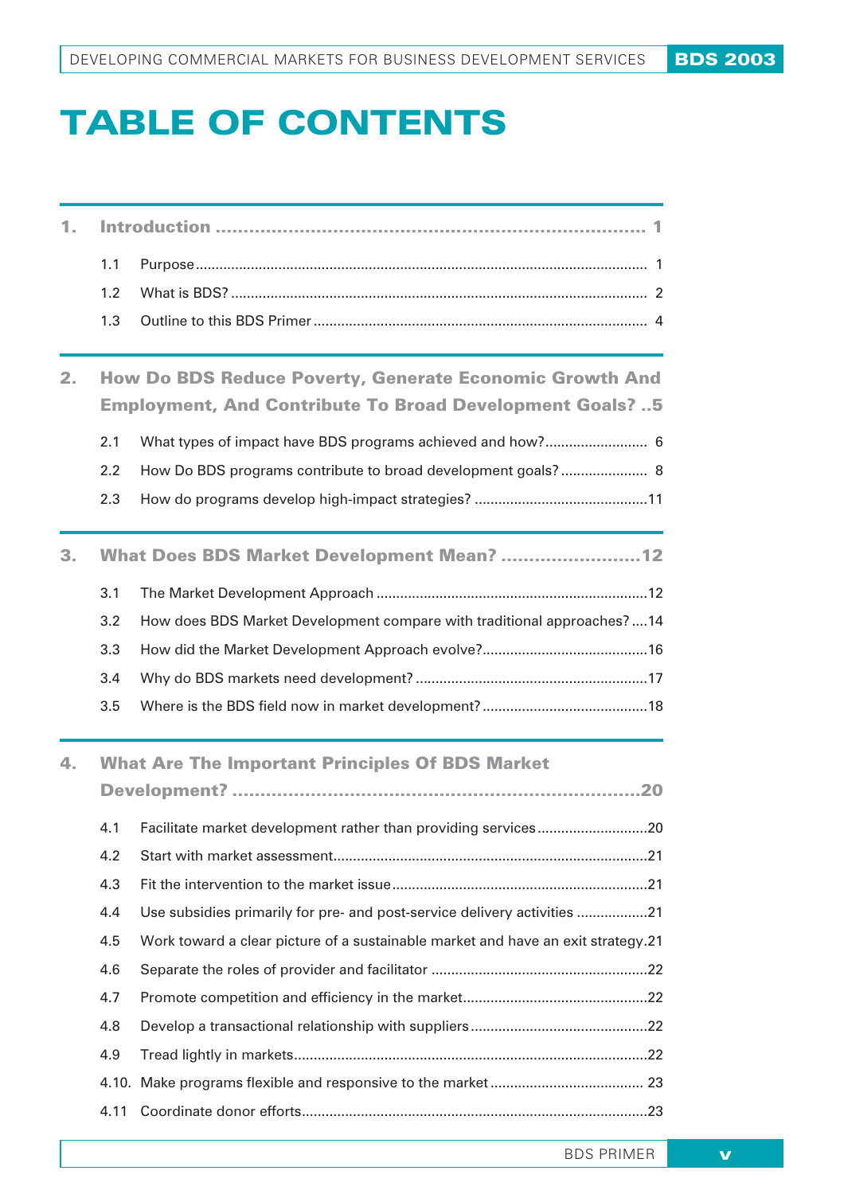# TABLE OF CONTENTS

**1. Introduction ..................................................................... 1**

1.1 Purpose ..................................................................... 1

1.2 What is BDS? ..................................................................... 2

1.3 Outline to this BDS Primer ..................................................................... 4

**2. How Do BDS Reduce Poverty, Generate Economic Growth And Employment, And Contribute To Broad Development Goals? ..5**

2.1 What types of impact have BDS programs achieved and how? .......................... 6

2.2 How Do BDS programs contribute to broad development goals? ...................... 8

2.3 How do programs develop high-impact strategies? ...........................................11

**3. What Does BDS Market Development Mean? .........................12**

3.1 The Market Development Approach ....................................................................12

3.2 How does BDS Market Development compare with traditional approaches? ....14

3.3 How did the Market Development Approach evolve? ..........................................16

3.4 Why do BDS markets need development? ..........................................................17

3.5 Where is the BDS field now in market development? ..........................................18

**4. What Are The Important Principles Of BDS Market Development? ..........................................................................20**

4.1 Facilitate market development rather than providing services ............................20

4.2 Start with market assessment ..............................................................................21

4.3 Fit the intervention to the market issue ................................................................21

4.4 Use subsidies primarily for pre- and post-service delivery activities ..................21

4.5 Work toward a clear picture of a sustainable market and have an exit strategy.21

4.6 Separate the roles of provider and facilitator ......................................................22

4.7 Promote competition and efficiency in the market ..............................................22

4.8 Develop a transactional relationship with suppliers ............................................22

4.9 Tread lightly in markets .........................................................................................22

4.10. Make programs flexible and responsive to the market ...................................... 23

4.11 Coordinate donor efforts .......................................................................................23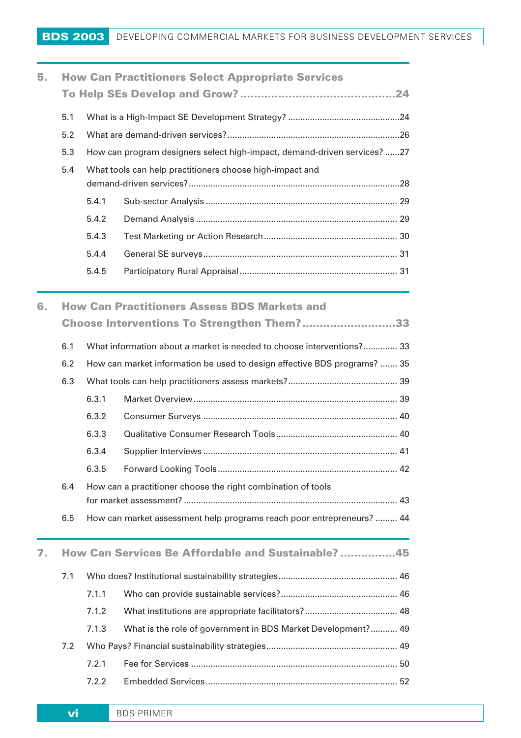## 5. How Can Practitioners Select Appropriate Services To Help SEs Develop and Grow? ....24

- 5.1 What is a High-Impact SE Development Strategy? ....24
- 5.2 What are demand-driven services? ....26
- 5.3 How can program designers select high-impact, demand-driven services? ....27
- 5.4 What tools can help practitioners choose high-impact and demand-driven services? ....28
  - 5.4.1 Sub-sector Analysis .... 29
  - 5.4.2 Demand Analysis .... 29
  - 5.4.3 Test Marketing or Action Research .... 30
  - 5.4.4 General SE surveys .... 31
  - 5.4.5 Participatory Rural Appraisal .... 31

## 6. How Can Practitioners Assess BDS Markets and Choose Interventions To Strengthen Them? ....33

- 6.1 What information about a market is needed to choose interventions? .... 33
- 6.2 How can market information be used to design effective BDS programs? .... 35
- 6.3 What tools can help practitioners assess markets? .... 39
  - 6.3.1 Market Overview .... 39
  - 6.3.2 Consumer Surveys .... 40
  - 6.3.3 Qualitative Consumer Research Tools .... 40
  - 6.3.4 Supplier Interviews .... 41
  - 6.3.5 Forward Looking Tools .... 42
- 6.4 How can a practitioner choose the right combination of tools for market assessment? .... 43
- 6.5 How can market assessment help programs reach poor entrepreneurs? .... 44

## 7. How Can Services Be Affordable and Sustainable? ....45

- 7.1 Who does? Institutional sustainability strategies .... 46
  - 7.1.1 Who can provide sustainable services? .... 46
  - 7.1.2 What institutions are appropriate facilitators? .... 48
  - 7.1.3 What is the role of government in BDS Market Development? .... 49
- 7.2 Who Pays? Financial sustainability strategies .... 49
  - 7.2.1 Fee for Services .... 50
  - 7.2.2 Embedded Services .... 52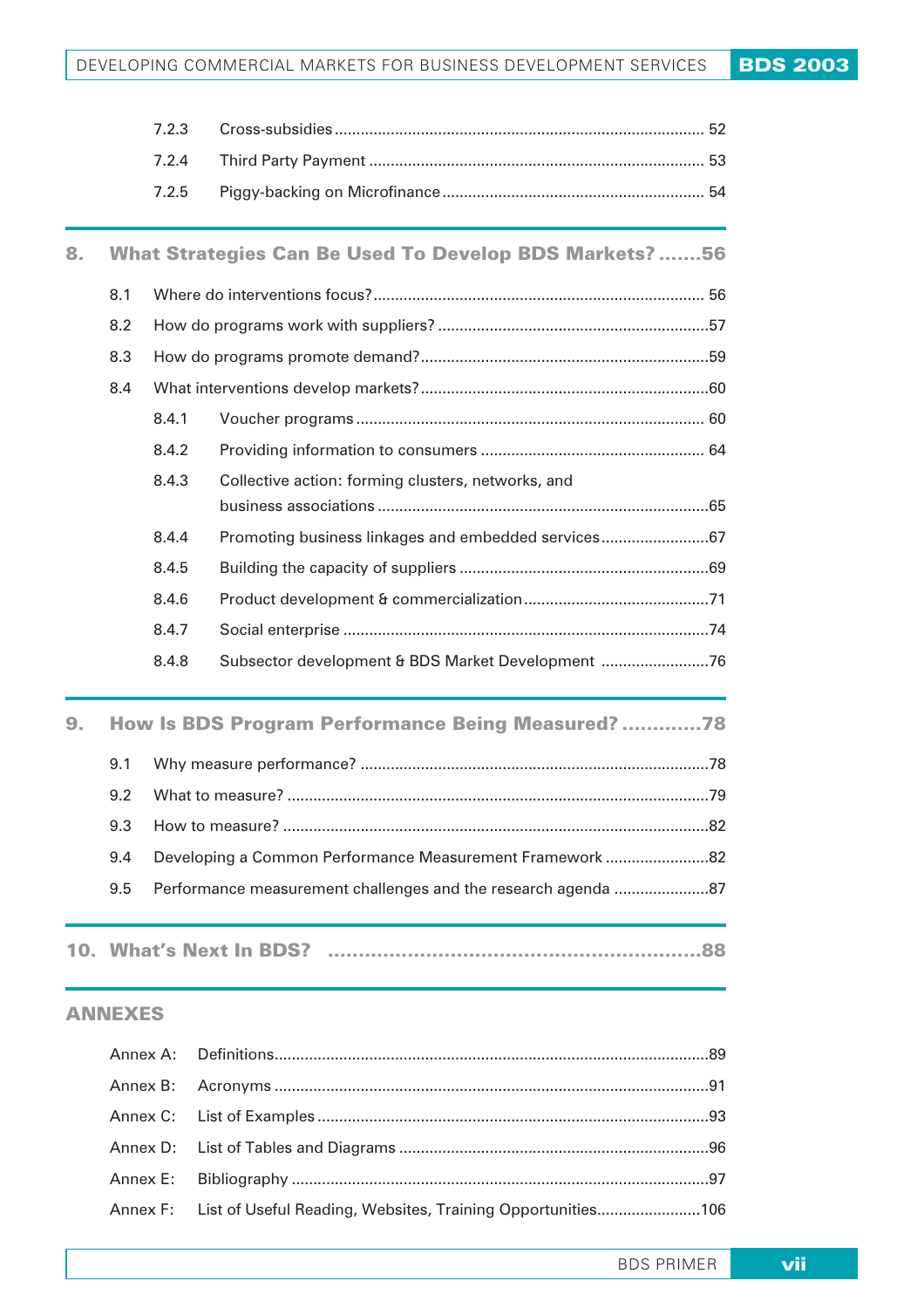7.2.3 Cross-subsidies ..... 52

7.2.4 Third Party Payment ..... 53

7.2.5 Piggy-backing on Microfinance ..... 54

## 8. What Strategies Can Be Used To Develop BDS Markets? ..... 56

8.1 Where do interventions focus? ..... 56

8.2 How do programs work with suppliers? ..... 57

8.3 How do programs promote demand? ..... 59

8.4 What interventions develop markets? ..... 60

8.4.1 Voucher programs ..... 60

8.4.2 Providing information to consumers ..... 64

8.4.3 Collective action: forming clusters, networks, and business associations ..... 65

8.4.4 Promoting business linkages and embedded services ..... 67

8.4.5 Building the capacity of suppliers ..... 69

8.4.6 Product development & commercialization ..... 71

8.4.7 Social enterprise ..... 74

8.4.8 Subsector development & BDS Market Development ..... 76

## 9. How Is BDS Program Performance Being Measured? ..... 78

9.1 Why measure performance? ..... 78

9.2 What to measure? ..... 79

9.3 How to measure? ..... 82

9.4 Developing a Common Performance Measurement Framework ..... 82

9.5 Performance measurement challenges and the research agenda ..... 87

## 10. What's Next In BDS? ..... 88

## ANNEXES

Annex A: Definitions ..... 89

Annex B: Acronyms ..... 91

Annex C: List of Examples ..... 93

Annex D: List of Tables and Diagrams ..... 96

Annex E: Bibliography ..... 97

Annex F: List of Useful Reading, Websites, Training Opportunities ..... 106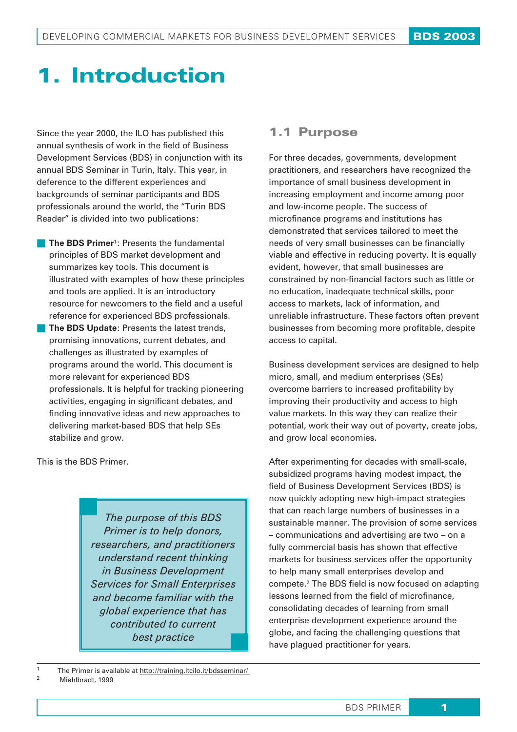# 1. Introduction

Since the year 2000, the ILO has published this annual synthesis of work in the field of Business Development Services (BDS) in conjunction with its annual BDS Seminar in Turin, Italy. This year, in deference to the different experiences and backgrounds of seminar participants and BDS professionals around the world, the "Turin BDS Reader" is divided into two publications:

- **The BDS Primer**[1]: Presents the fundamental principles of BDS market development and summarizes key tools. This document is illustrated with examples of how these principles and tools are applied. It is an introductory resource for newcomers to the field and a useful reference for experienced BDS professionals.
- **The BDS Update**: Presents the latest trends, promising innovations, current debates, and challenges as illustrated by examples of programs around the world. This document is more relevant for experienced BDS professionals. It is helpful for tracking pioneering activities, engaging in significant debates, and finding innovative ideas and new approaches to delivering market-based BDS that help SEs stabilize and grow.

This is the BDS Primer.

> *The purpose of this BDS Primer is to help donors, researchers, and practitioners understand recent thinking in Business Development Services for Small Enterprises and become familiar with the global experience that has contributed to current best practice*

## 1.1 Purpose

For three decades, governments, development practitioners, and researchers have recognized the importance of small business development in increasing employment and income among poor and low-income people. The success of microfinance programs and institutions has demonstrated that services tailored to meet the needs of very small businesses can be financially viable and effective in reducing poverty. It is equally evident, however, that small businesses are constrained by non-financial factors such as little or no education, inadequate technical skills, poor access to markets, lack of information, and unreliable infrastructure. These factors often prevent businesses from becoming more profitable, despite access to capital.

Business development services are designed to help micro, small, and medium enterprises (SEs) overcome barriers to increased profitability by improving their productivity and access to high value markets. In this way they can realize their potential, work their way out of poverty, create jobs, and grow local economies.

After experimenting for decades with small-scale, subsidized programs having modest impact, the field of Business Development Services (BDS) is now quickly adopting new high-impact strategies that can reach large numbers of businesses in a sustainable manner. The provision of some services – communications and advertising are two – on a fully commercial basis has shown that effective markets for business services offer the opportunity to help many small enterprises develop and compete.[2] The BDS field is now focused on adapting lessons learned from the field of microfinance, consolidating decades of learning from small enterprise development experience around the globe, and facing the challenging questions that have plagued practitioner for years.

---

[1] The Primer is available at http://training.itcilo.it/bdsseminar/

[2] Miehlbradt, 1999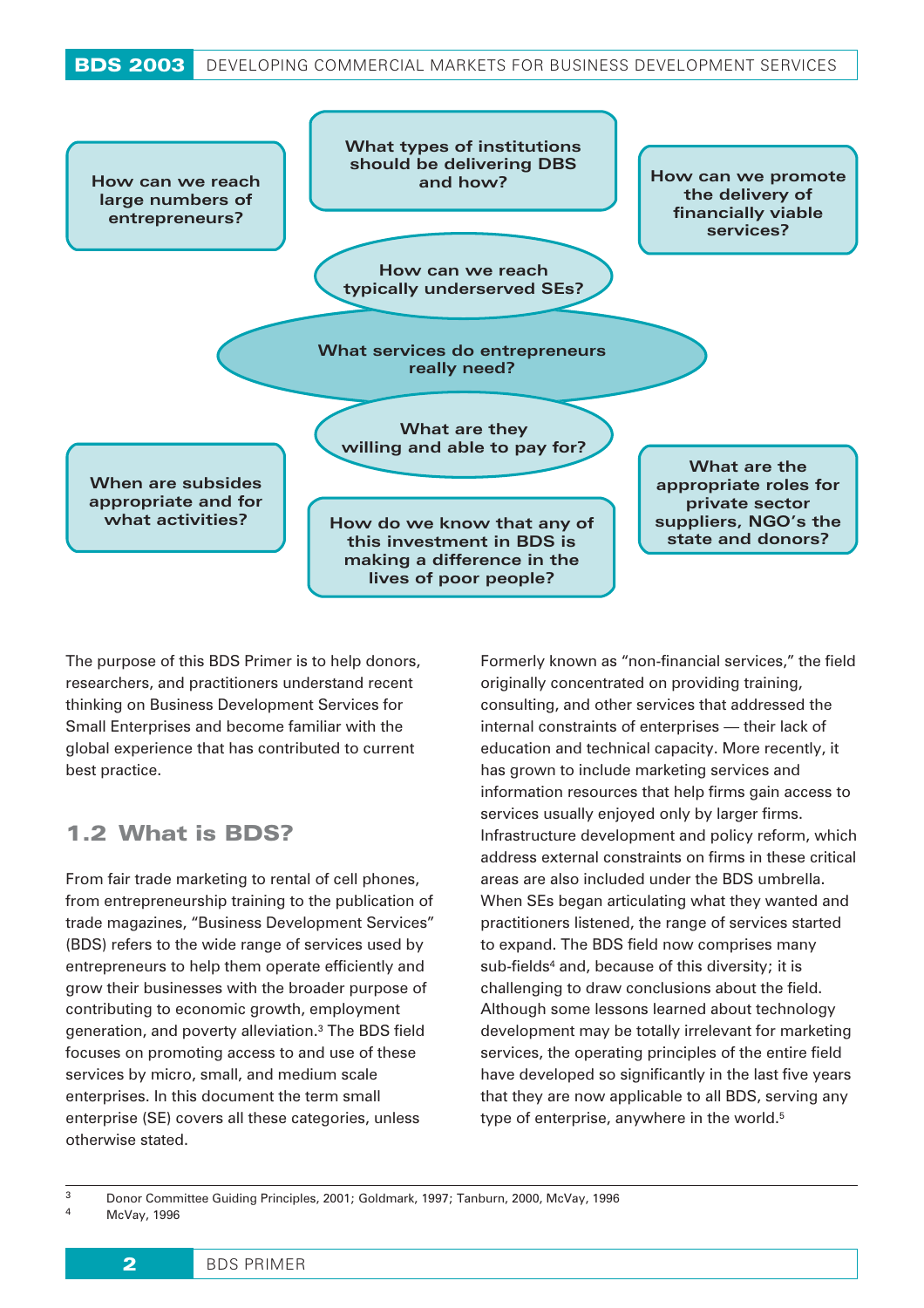How can we reach large numbers of entrepreneurs?

What types of institutions should be delivering DBS and how?

How can we promote the delivery of financially viable services?

How can we reach typically underserved SEs?

What services do entrepreneurs really need?

What are they willing and able to pay for?

When are subsdes appropriate and for what activities?

How do we know that any of this investment in BDS is making a difference in the lives of poor people?

What are the appropriate roles for private sector suppliers, NGO's the state and donors?

The purpose of this BDS Primer is to help donors, researchers, and practitioners understand recent thinking on Business Development Services for Small Enterprises and become familiar with the global experience that has contributed to current best practice.

## 1.2 What is BDS?

From fair trade marketing to rental of cell phones, from entrepreneurship training to the publication of trade magazines, "Business Development Services" (BDS) refers to the wide range of services used by entrepreneurs to help them operate efficiently and grow their businesses with the broader purpose of contributing to economic growth, employment generation, and poverty alleviation.[3] The BDS field focuses on promoting access to and use of these services by micro, small, and medium scale enterprises. In this document the term small enterprise (SE) covers all these categories, unless otherwise stated.

Formerly known as "non-financial services," the field originally concentrated on providing training, consulting, and other services that addressed the internal constraints of enterprises — their lack of education and technical capacity. More recently, it has grown to include marketing services and information resources that help firms gain access to services usually enjoyed only by larger firms. Infrastructure development and policy reform, which address external constraints on firms in these critical areas are also included under the BDS umbrella. When SEs began articulating what they wanted and practitioners listened, the range of services started to expand. The BDS field now comprises many sub-fields[4] and, because of this diversity; it is challenging to draw conclusions about the field. Although some lessons learned about technology development may be totally irrelevant for marketing services, the operating principles of the entire field have developed so significantly in the last five years that they are now applicable to all BDS, serving any type of enterprise, anywhere in the world.[5]

---

[3] Donor Committee Guiding Principles, 2001; Goldmark, 1997; Tanburn, 2000, McVay, 1996

[4] McVay, 1996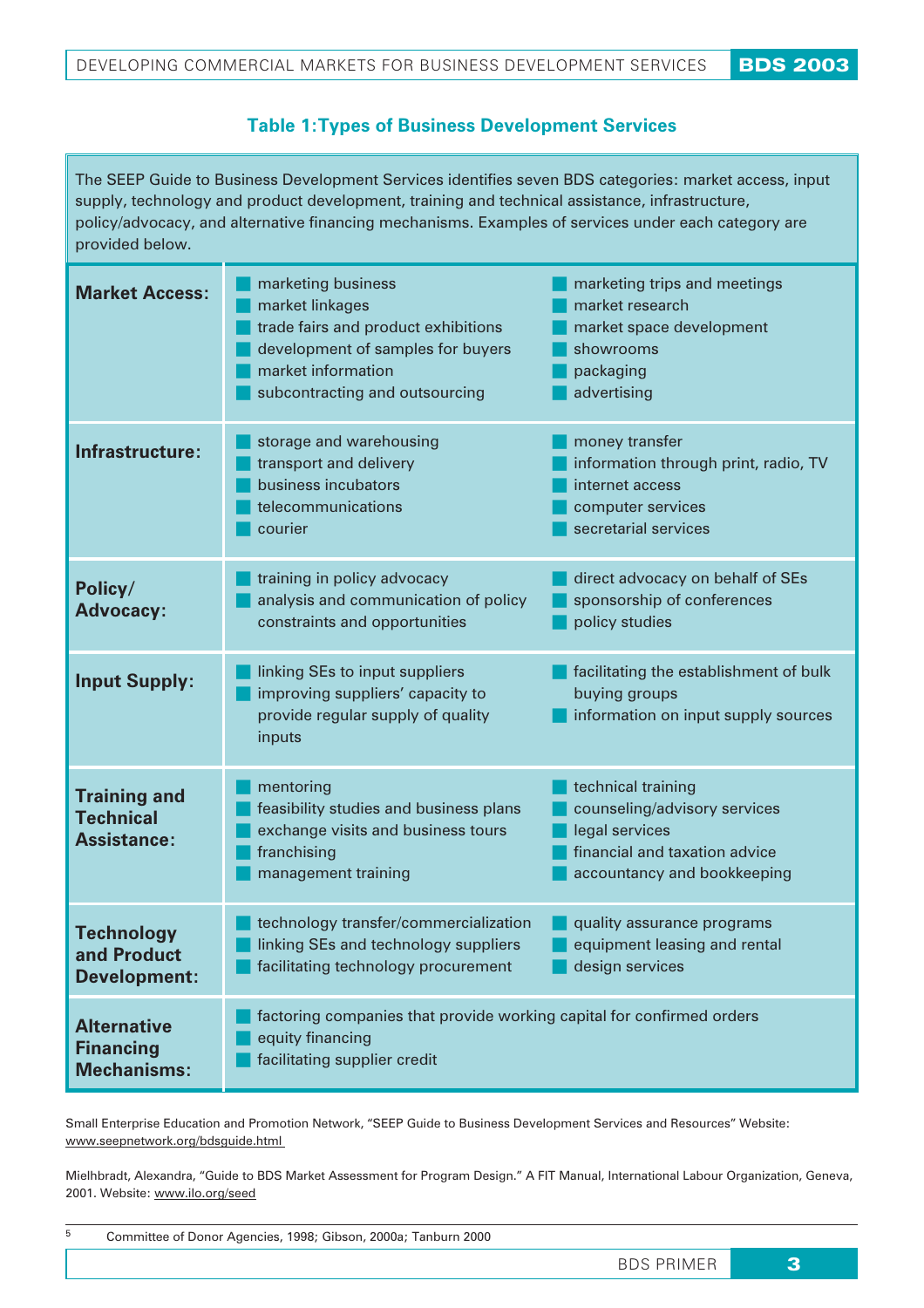### Table 1: Types of Business Development Services

The SEEP Guide to Business Development Services identifies seven BDS categories: market access, input supply, technology and product development, training and technical assistance, infrastructure, policy/advocacy, and alternative financing mechanisms. Examples of services under each category are provided below.

| Category | Examples | |
|---|---|---|
| **Market Access:** | marketing business<br>market linkages<br>trade fairs and product exhibitions<br>development of samples for buyers<br>market information<br>subcontracting and outsourcing | marketing trips and meetings<br>market research<br>market space development<br>showrooms<br>packaging<br>advertising |
| **Infrastructure:** | storage and warehousing<br>transport and delivery<br>business incubators<br>telecommunications<br>courier | money transfer<br>information through print, radio, TV<br>internet access<br>computer services<br>secretarial services |
| **Policy/ Advocacy:** | training in policy advocacy<br>analysis and communication of policy constraints and opportunities | direct advocacy on behalf of SEs<br>sponsorship of conferences<br>policy studies |
| **Input Supply:** | linking SEs to input suppliers<br>improving suppliers' capacity to provide regular supply of quality inputs | facilitating the establishment of bulk buying groups<br>information on input supply sources |
| **Training and Technical Assistance:** | mentoring<br>feasibility studies and business plans<br>exchange visits and business tours<br>franchising<br>management training | technical training<br>counseling/advisory services<br>legal services<br>financial and taxation advice<br>accountancy and bookkeeping |
| **Technology and Product Development:** | technology transfer/commercialization<br>linking SEs and technology suppliers<br>facilitating technology procurement | quality assurance programs<br>equipment leasing and rental<br>design services |
| **Alternative Financing Mechanisms:** | factoring companies that provide working capital for confirmed orders<br>equity financing<br>facilitating supplier credit | |

Small Enterprise Education and Promotion Network, "SEEP Guide to Business Development Services and Resources" Website: www.seepnetwork.org/bdsguide.html

Mielhbradt, Alexandra, "Guide to BDS Market Assessment for Program Design." A FIT Manual, International Labour Organization, Geneva, 2001. Website: www.ilo.org/seed

[5] Committee of Donor Agencies, 1998; Gibson, 2000a; Tanburn 2000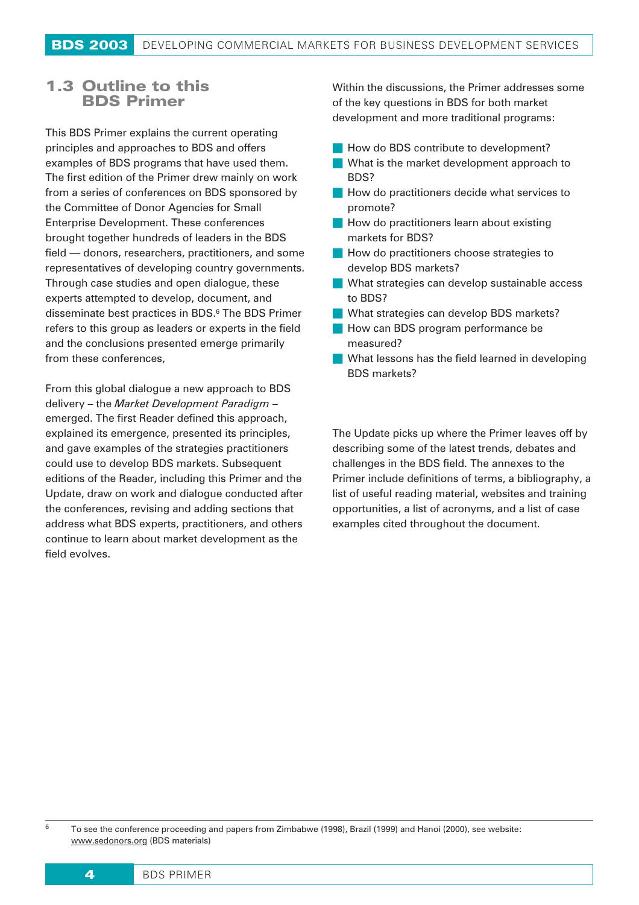## 1.3 Outline to this BDS Primer

This BDS Primer explains the current operating principles and approaches to BDS and offers examples of BDS programs that have used them. The first edition of the Primer drew mainly on work from a series of conferences on BDS sponsored by the Committee of Donor Agencies for Small Enterprise Development. These conferences brought together hundreds of leaders in the BDS field — donors, researchers, practitioners, and some representatives of developing country governments. Through case studies and open dialogue, these experts attempted to develop, document, and disseminate best practices in BDS.[6] The BDS Primer refers to this group as leaders or experts in the field and the conclusions presented emerge primarily from these conferences,

From this global dialogue a new approach to BDS delivery – the *Market Development Paradigm* – emerged. The first Reader defined this approach, explained its emergence, presented its principles, and gave examples of the strategies practitioners could use to develop BDS markets. Subsequent editions of the Reader, including this Primer and the Update, draw on work and dialogue conducted after the conferences, revising and adding sections that address what BDS experts, practitioners, and others continue to learn about market development as the field evolves.

Within the discussions, the Primer addresses some of the key questions in BDS for both market development and more traditional programs:

- How do BDS contribute to development?
- What is the market development approach to BDS?
- How do practitioners decide what services to promote?
- How do practitioners learn about existing markets for BDS?
- How do practitioners choose strategies to develop BDS markets?
- What strategies can develop sustainable access to BDS?
- What strategies can develop BDS markets?
- How can BDS program performance be measured?
- What lessons has the field learned in developing BDS markets?

The Update picks up where the Primer leaves off by describing some of the latest trends, debates and challenges in the BDS field. The annexes to the Primer include definitions of terms, a bibliography, a list of useful reading material, websites and training opportunities, a list of acronyms, and a list of case examples cited throughout the document.

---

[6] To see the conference proceeding and papers from Zimbabwe (1998), Brazil (1999) and Hanoi (2000), see website: www.sedonors.org (BDS materials)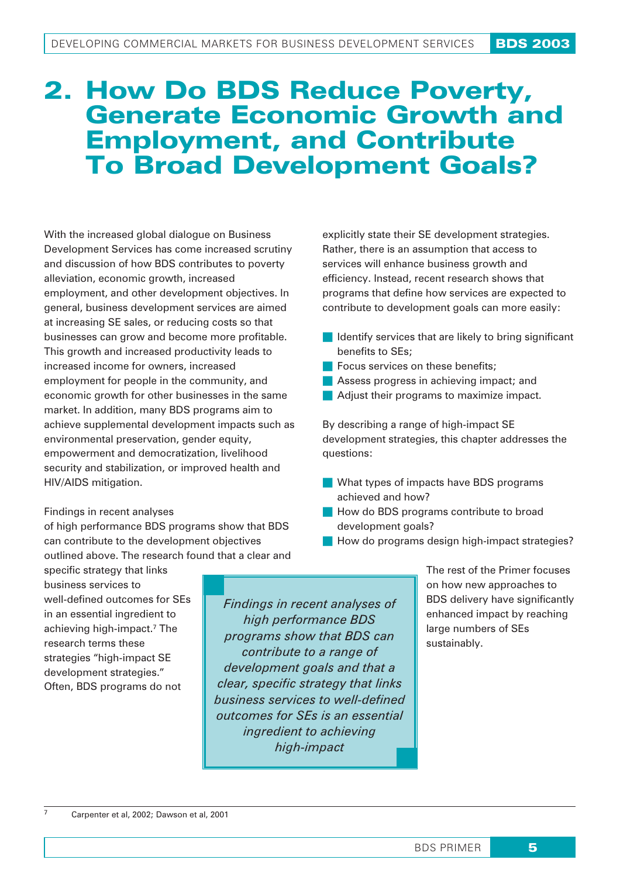# 2. How Do BDS Reduce Poverty, Generate Economic Growth and Employment, and Contribute To Broad Development Goals?

With the increased global dialogue on Business Development Services has come increased scrutiny and discussion of how BDS contributes to poverty alleviation, economic growth, increased employment, and other development objectives. In general, business development services are aimed at increasing SE sales, or reducing costs so that businesses can grow and become more profitable. This growth and increased productivity leads to increased income for owners, increased employment for people in the community, and economic growth for other businesses in the same market. In addition, many BDS programs aim to achieve supplemental development impacts such as environmental preservation, gender equity, empowerment and democratization, livelihood security and stabilization, or improved health and HIV/AIDS mitigation.

Findings in recent analyses of high performance BDS programs show that BDS can contribute to the development objectives outlined above. The research found that a clear and specific strategy that links business services to well-defined outcomes for SEs in an essential ingredient to achieving high-impact.[7] The research terms these strategies "high-impact SE development strategies." Often, BDS programs do not explicitly state their SE development strategies. Rather, there is an assumption that access to services will enhance business growth and efficiency. Instead, recent research shows that programs that define how services are expected to contribute to development goals can more easily:

- Identify services that are likely to bring significant benefits to SEs;
- Focus services on these benefits;
- Assess progress in achieving impact; and
- Adjust their programs to maximize impact.

By describing a range of high-impact SE development strategies, this chapter addresses the questions:

- What types of impacts have BDS programs achieved and how?
- How do BDS programs contribute to broad development goals?
- How do programs design high-impact strategies?

The rest of the Primer focuses on how new approaches to BDS delivery have significantly enhanced impact by reaching large numbers of SEs sustainably.

> *Findings in recent analyses of high performance BDS programs show that BDS can contribute to a range of development goals and that a clear, specific strategy that links business services to well-defined outcomes for SEs is an essential ingredient to achieving high-impact*

[7] Carpenter et al, 2002; Dawson et al, 2001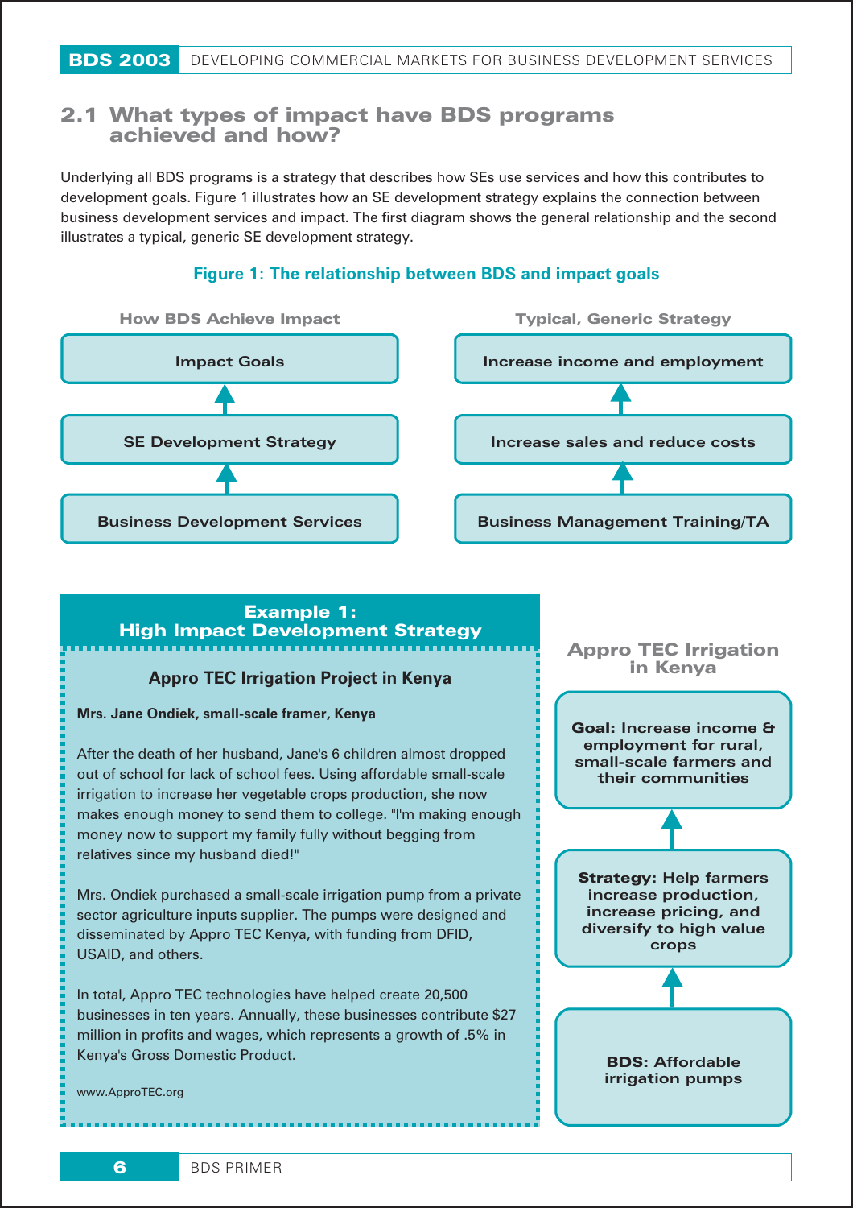## 2.1 What types of impact have BDS programs achieved and how?

Underlying all BDS programs is a strategy that describes how SEs use services and how this contributes to development goals. Figure 1 illustrates how an SE development strategy explains the connection between business development services and impact. The first diagram shows the general relationship and the second illustrates a typical, generic SE development strategy.

**Figure 1: The relationship between BDS and impact goals**

**How BDS Achieve Impact**

- Impact Goals
- ↑
- SE Development Strategy
- ↑
- Business Development Services

**Typical, Generic Strategy**

- Increase income and employment
- ↑
- Increase sales and reduce costs
- ↑
- Business Management Training/TA

### Example 1: High Impact Development Strategy

**Appro TEC Irrigation Project in Kenya**

**Mrs. Jane Ondiek, small-scale framer, Kenya**

After the death of her husband, Jane's 6 children almost dropped out of school for lack of school fees. Using affordable small-scale irrigation to increase her vegetable crops production, she now makes enough money to send them to college. "I'm making enough money now to support my family fully without begging from relatives since my husband died!"

Mrs. Ondiek purchased a small-scale irrigation pump from a private sector agriculture inputs supplier. The pumps were designed and disseminated by Appro TEC Kenya, with funding from DFID, USAID, and others.

In total, Appro TEC technologies have helped create 20,500 businesses in ten years. Annually, these businesses contribute $27 million in profits and wages, which represents a growth of .5% in Kenya's Gross Domestic Product.

www.ApproTEC.org

**Appro TEC Irrigation in Kenya**

- **Goal:** Increase income & employment for rural, small-scale farmers and their communities
- ↑
- **Strategy:** Help farmers increase production, increase pricing, and diversify to high value crops
- ↑
- **BDS:** Affordable irrigation pumps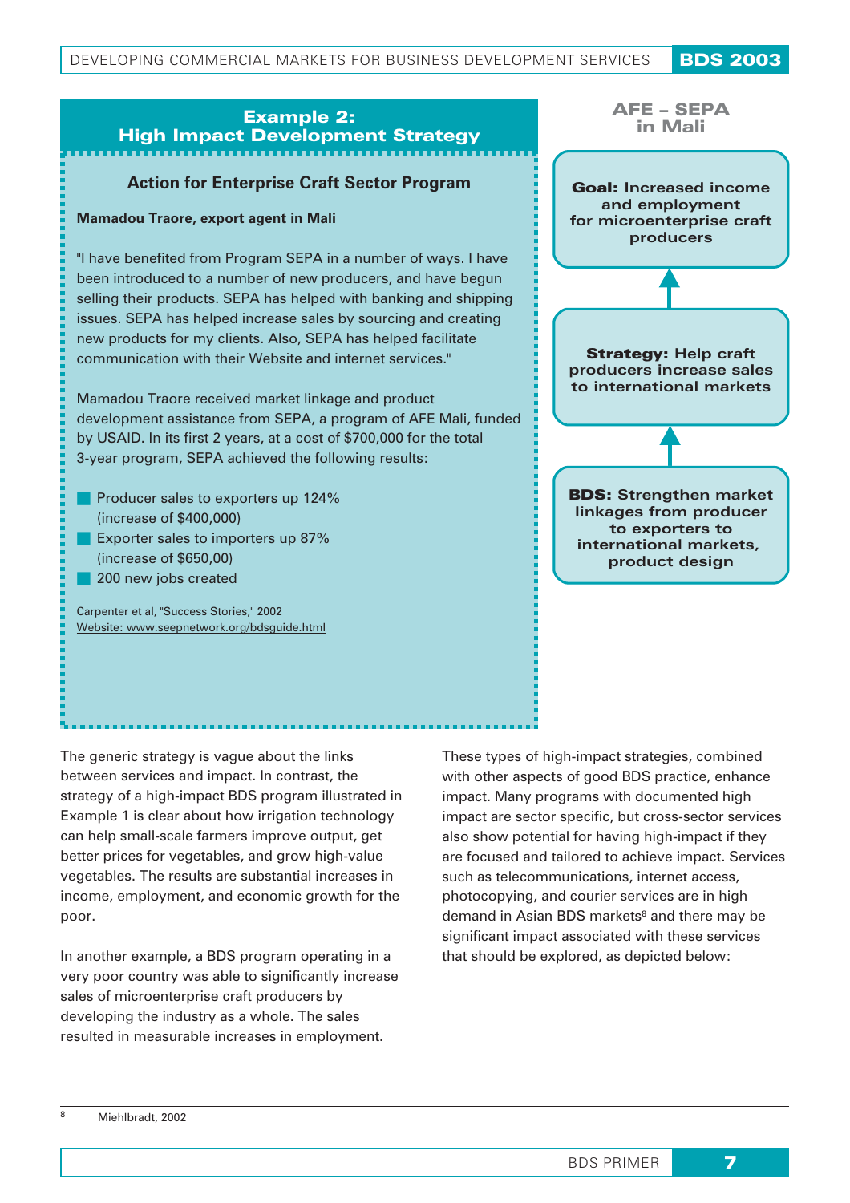## Example 2: High Impact Development Strategy

### Action for Enterprise Craft Sector Program

**Mamadou Traore, export agent in Mali**

"I have benefited from Program SEPA in a number of ways. I have been introduced to a number of new producers, and have begun selling their products. SEPA has helped with banking and shipping issues. SEPA has helped increase sales by sourcing and creating new products for my clients. Also, SEPA has helped facilitate communication with their Website and internet services."

Mamadou Traore received market linkage and product development assistance from SEPA, a program of AFE Mali, funded by USAID. In its first 2 years, at a cost of $700,000 for the total 3-year program, SEPA achieved the following results:

- Producer sales to exporters up 124% (increase of $400,000)
- Exporter sales to importers up 87% (increase of $650,00)
- 200 new jobs created

Carpenter et al, "Success Stories," 2002
Website: www.seepnetwork.org/bdsguide.html

**AFE – SEPA in Mali**

**Goal:** Increased income and employment for microenterprise craft producers

↑

**Strategy:** Help craft producers increase sales to international markets

↑

**BDS:** Strengthen market linkages from producer to exporters to international markets, product design

The generic strategy is vague about the links between services and impact. In contrast, the strategy of a high-impact BDS program illustrated in Example 1 is clear about how irrigation technology can help small-scale farmers improve output, get better prices for vegetables, and grow high-value vegetables. The results are substantial increases in income, employment, and economic growth for the poor.

In another example, a BDS program operating in a very poor country was able to significantly increase sales of microenterprise craft producers by developing the industry as a whole. The sales resulted in measurable increases in employment.

These types of high-impact strategies, combined with other aspects of good BDS practice, enhance impact. Many programs with documented high impact are sector specific, but cross-sector services also show potential for having high-impact if they are focused and tailored to achieve impact. Services such as telecommunications, internet access, photocopying, and courier services are in high demand in Asian BDS markets[8] and there may be significant impact associated with these services that should be explored, as depicted below:

[8] Miehlbradt, 2002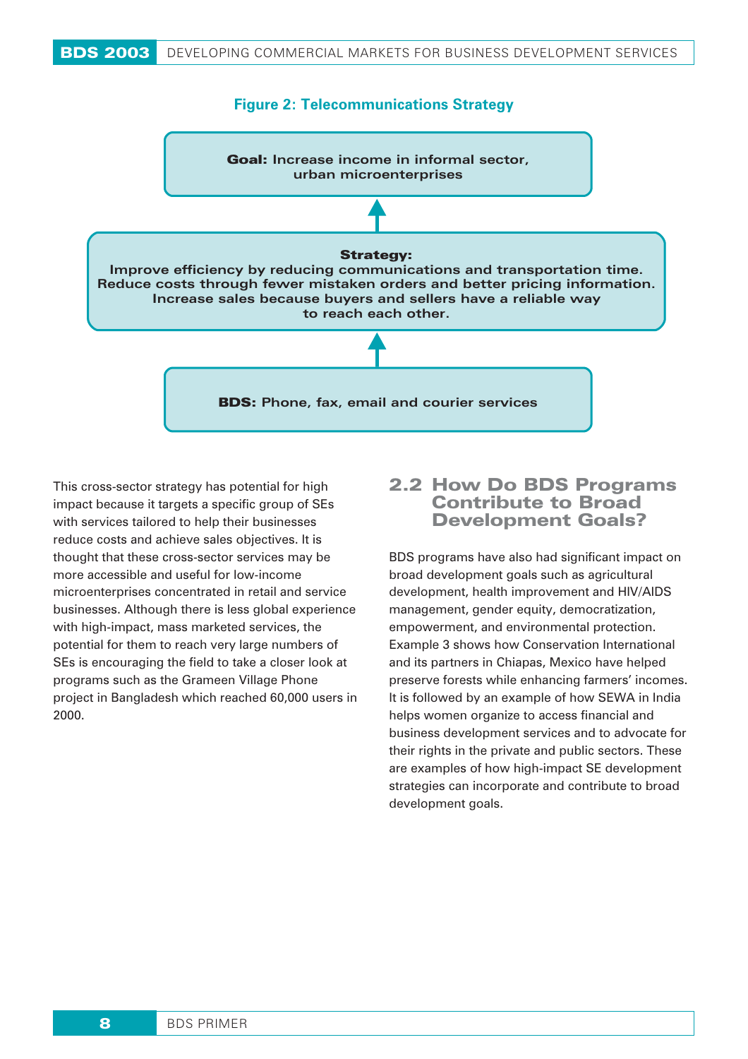**Figure 2: Telecommunications Strategy**

**Goal:** Increase income in informal sector, urban microenterprises

↑

**Strategy:**
Improve efficiency by reducing communications and transportation time.
Reduce costs through fewer mistaken orders and better pricing information.
Increase sales because buyers and sellers have a reliable way to reach each other.

↑

**BDS:** Phone, fax, email and courier services

This cross-sector strategy has potential for high impact because it targets a specific group of SEs with services tailored to help their businesses reduce costs and achieve sales objectives. It is thought that these cross-sector services may be more accessible and useful for low-income microenterprises concentrated in retail and service businesses. Although there is less global experience with high-impact, mass marketed services, the potential for them to reach very large numbers of SEs is encouraging the field to take a closer look at programs such as the Grameen Village Phone project in Bangladesh which reached 60,000 users in 2000.

## 2.2 How Do BDS Programs Contribute to Broad Development Goals?

BDS programs have also had significant impact on broad development goals such as agricultural development, health improvement and HIV/AIDS management, gender equity, democratization, empowerment, and environmental protection. Example 3 shows how Conservation International and its partners in Chiapas, Mexico have helped preserve forests while enhancing farmers' incomes. It is followed by an example of how SEWA in India helps women organize to access financial and business development services and to advocate for their rights in the private and public sectors. These are examples of how high-impact SE development strategies can incorporate and contribute to broad development goals.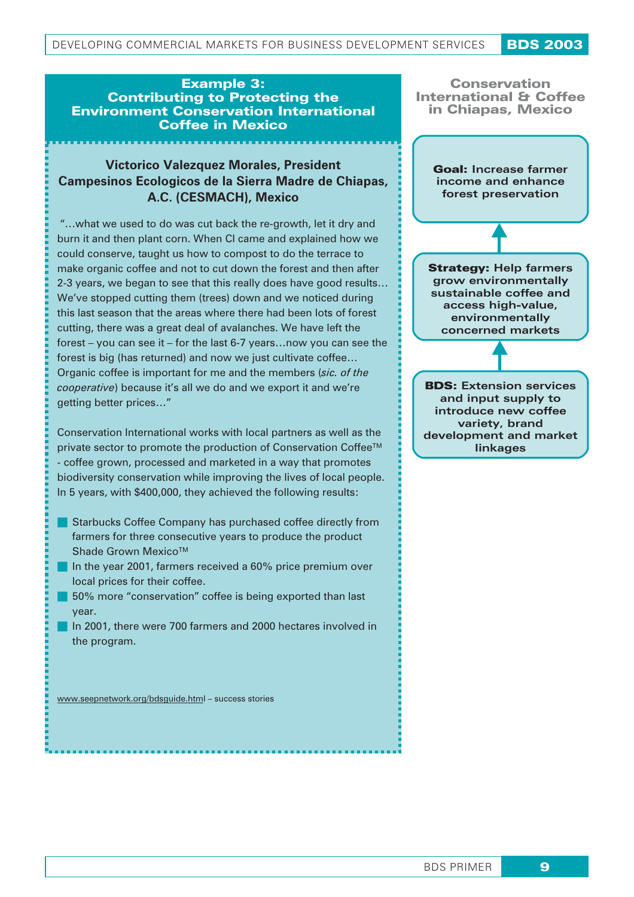## Example 3: Contributing to Protecting the Environment Conservation International Coffee in Mexico

### Victorico Valezquez Morales, President Campesinos Ecologicos de la Sierra Madre de Chiapas, A.C. (CESMACH), Mexico

"…what we used to do was cut back the re-growth, let it dry and burn it and then plant corn. When CI came and explained how we could conserve, taught us how to compost to do the terrace to make organic coffee and not to cut down the forest and then after 2-3 years, we began to see that this really does have good results… We've stopped cutting them (trees) down and we noticed during this last season that the areas where there had been lots of forest cutting, there was a great deal of avalanches. We have left the forest – you can see it – for the last 6-7 years…now you can see the forest is big (has returned) and now we just cultivate coffee… Organic coffee is important for me and the members (*sic. of the cooperative*) because it's all we do and we export it and we're getting better prices…"

Conservation International works with local partners as well as the private sector to promote the production of Conservation Coffee™ - coffee grown, processed and marketed in a way that promotes biodiversity conservation while improving the lives of local people. In 5 years, with $400,000, they achieved the following results:

- Starbucks Coffee Company has purchased coffee directly from farmers for three consecutive years to produce the product Shade Grown Mexico™
- In the year 2001, farmers received a 60% price premium over local prices for their coffee.
- 50% more "conservation" coffee is being exported than last year.
- In 2001, there were 700 farmers and 2000 hectares involved in the program.

www.seepnetwork.org/bdsguide.html – success stories

### Conservation International & Coffee in Chiapas, Mexico

**Goal:** Increase farmer income and enhance forest preservation

↑

**Strategy:** Help farmers grow environmentally sustainable coffee and access high-value, environmentally concerned markets

↑

**BDS:** Extension services and input supply to introduce new coffee variety, brand development and market linkages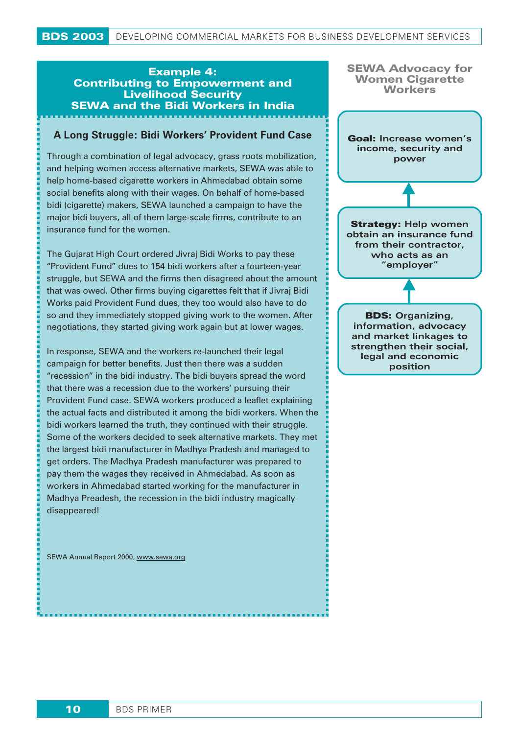## Example 4: Contributing to Empowerment and Livelihood Security SEWA and the Bidi Workers in India

### A Long Struggle: Bidi Workers' Provident Fund Case

Through a combination of legal advocacy, grass roots mobilization, and helping women access alternative markets, SEWA was able to help home-based cigarette workers in Ahmedabad obtain some social benefits along with their wages. On behalf of home-based bidi (cigarette) makers, SEWA launched a campaign to have the major bidi buyers, all of them large-scale firms, contribute to an insurance fund for the women.

The Gujarat High Court ordered Jivraj Bidi Works to pay these "Provident Fund" dues to 154 bidi workers after a fourteen-year struggle, but SEWA and the firms then disagreed about the amount that was owed. Other firms buying cigarettes felt that if Jivraj Bidi Works paid Provident Fund dues, they too would also have to do so and they immediately stopped giving work to the women. After negotiations, they started giving work again but at lower wages.

In response, SEWA and the workers re-launched their legal campaign for better benefits. Just then there was a sudden "recession" in the bidi industry. The bidi buyers spread the word that there was a recession due to the workers' pursuing their Provident Fund case. SEWA workers produced a leaflet explaining the actual facts and distributed it among the bidi workers. When the bidi workers learned the truth, they continued with their struggle. Some of the workers decided to seek alternative markets. They met the largest bidi manufacturer in Madhya Pradesh and managed to get orders. The Madhya Pradesh manufacturer was prepared to pay them the wages they received in Ahmedabad. As soon as workers in Ahmedabad started working for the manufacturer in Madhya Preadesh, the recession in the bidi industry magically disappeared!

SEWA Annual Report 2000, www.sewa.org

### SEWA Advocacy for Women Cigarette Workers

**Goal:** Increase women's income, security and power

↑

**Strategy:** Help women obtain an insurance fund from their contractor, who acts as an "employer"

↑

**BDS:** Organizing, information, advocacy and market linkages to strengthen their social, legal and economic position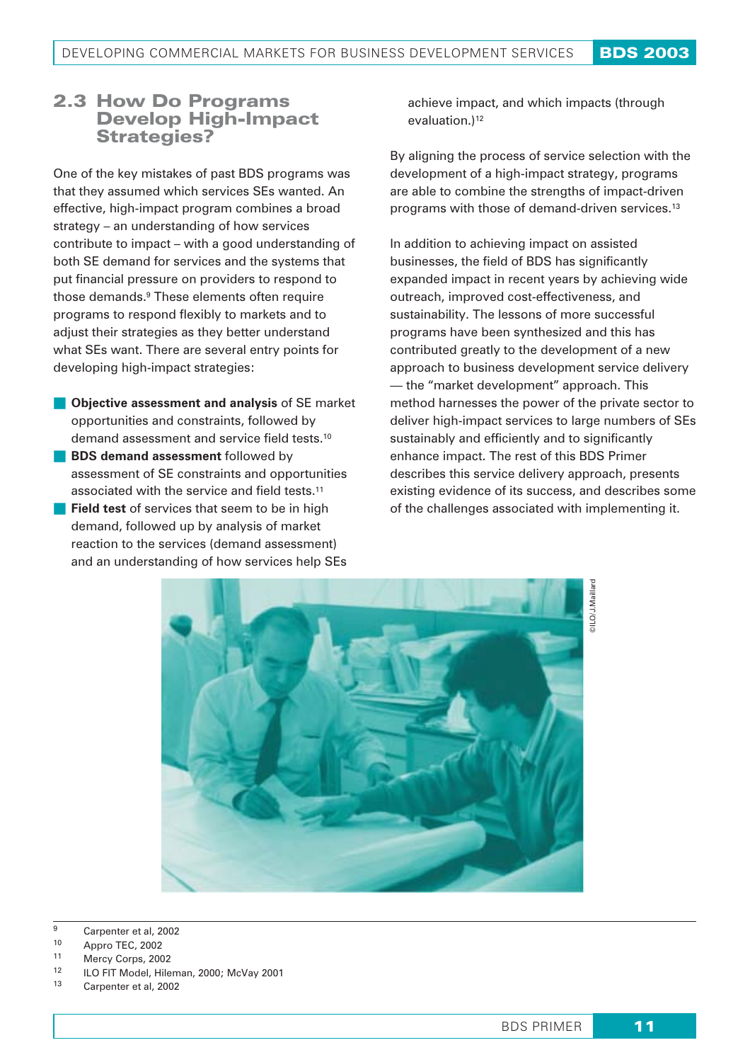## 2.3 How Do Programs Develop High-Impact Strategies?

One of the key mistakes of past BDS programs was that they assumed which services SEs wanted. An effective, high-impact program combines a broad strategy – an understanding of how services contribute to impact – with a good understanding of both SE demand for services and the systems that put financial pressure on providers to respond to those demands.[9] These elements often require programs to respond flexibly to markets and to adjust their strategies as they better understand what SEs want. There are several entry points for developing high-impact strategies:

- **Objective assessment and analysis** of SE market opportunities and constraints, followed by demand assessment and service field tests.[10]
- **BDS demand assessment** followed by assessment of SE constraints and opportunities associated with the service and field tests.[11]
- **Field test** of services that seem to be in high demand, followed up by analysis of market reaction to the services (demand assessment) and an understanding of how services help SEs achieve impact, and which impacts (through evaluation.)[12]

By aligning the process of service selection with the development of a high-impact strategy, programs are able to combine the strengths of impact-driven programs with those of demand-driven services.[13]

In addition to achieving impact on assisted businesses, the field of BDS has significantly expanded impact in recent years by achieving wide outreach, improved cost-effectiveness, and sustainability. The lessons of more successful programs have been synthesized and this has contributed greatly to the development of a new approach to business development service delivery — the "market development" approach. This method harnesses the power of the private sector to deliver high-impact services to large numbers of SEs sustainably and efficiently and to significantly enhance impact. The rest of this BDS Primer describes this service delivery approach, presents existing evidence of its success, and describes some of the challenges associated with implementing it.

©ILO/J.Maillard

---

9 Carpenter et al, 2002
10 Appro TEC, 2002
11 Mercy Corps, 2002
12 ILO FIT Model, Hileman, 2000; McVay 2001
13 Carpenter et al, 2002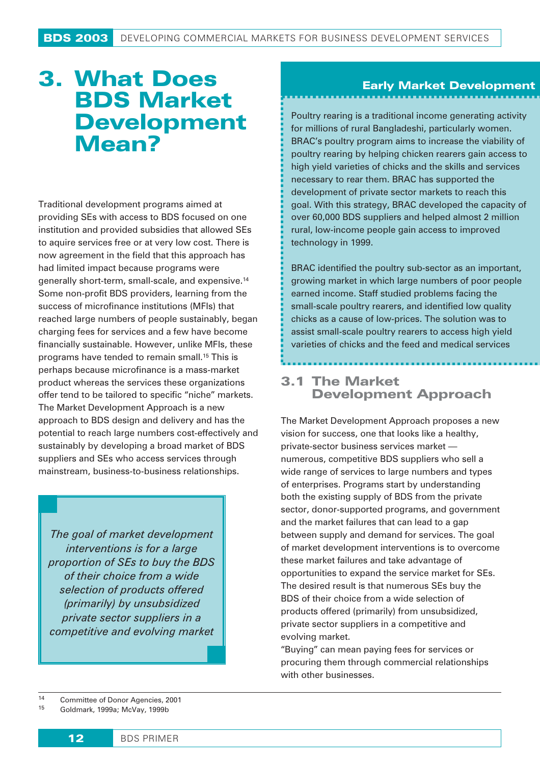# 3. What Does BDS Market Development Mean?

Traditional development programs aimed at providing SEs with access to BDS focused on one institution and provided subsidies that allowed SEs to aquire services free or at very low cost. There is now agreement in the field that this approach has had limited impact because programs were generally short-term, small-scale, and expensive.[14] Some non-profit BDS providers, learning from the success of microfinance institutions (MFIs) that reached large numbers of people sustainably, began charging fees for services and a few have become financially sustainable. However, unlike MFIs, these programs have tended to remain small.[15] This is perhaps because microfinance is a mass-market product whereas the services these organizations offer tend to be tailored to specific "niche" markets. The Market Development Approach is a new approach to BDS design and delivery and has the potential to reach large numbers cost-effectively and sustainably by developing a broad market of BDS suppliers and SEs who access services through mainstream, business-to-business relationships.

> *The goal of market development interventions is for a large proportion of SEs to buy the BDS of their choice from a wide selection of products offered (primarily) by unsubsidized private sector suppliers in a competitive and evolving market*

**Early Market Development**

Poultry rearing is a traditional income generating activity for millions of rural Bangladeshi, particularly women. BRAC's poultry program aims to increase the viability of poultry rearing by helping chicken rearers gain access to high yield varieties of chicks and the skills and services necessary to rear them. BRAC has supported the development of private sector markets to reach this goal. With this strategy, BRAC developed the capacity of over 60,000 BDS suppliers and helped almost 2 million rural, low-income people gain access to improved technology in 1999.

BRAC identified the poultry sub-sector as an important, growing market in which large numbers of poor people earned income. Staff studied problems facing the small-scale poultry rearers, and identified low quality chicks as a cause of low-prices. The solution was to assist small-scale poultry rearers to access high yield varieties of chicks and the feed and medical services

## 3.1 The Market Development Approach

The Market Development Approach proposes a new vision for success, one that looks like a healthy, private-sector business services market — numerous, competitive BDS suppliers who sell a wide range of services to large numbers and types of enterprises. Programs start by understanding both the existing supply of BDS from the private sector, donor-supported programs, and government and the market failures that can lead to a gap between supply and demand for services. The goal of market development interventions is to overcome these market failures and take advantage of opportunities to expand the service market for SEs. The desired result is that numerous SEs buy the BDS of their choice from a wide selection of products offered (primarily) from unsubsidized, private sector suppliers in a competitive and evolving market.

"Buying" can mean paying fees for services or procuring them through commercial relationships with other businesses.

---

[14] Committee of Donor Agencies, 2001

[15] Goldmark, 1999a; McVay, 1999b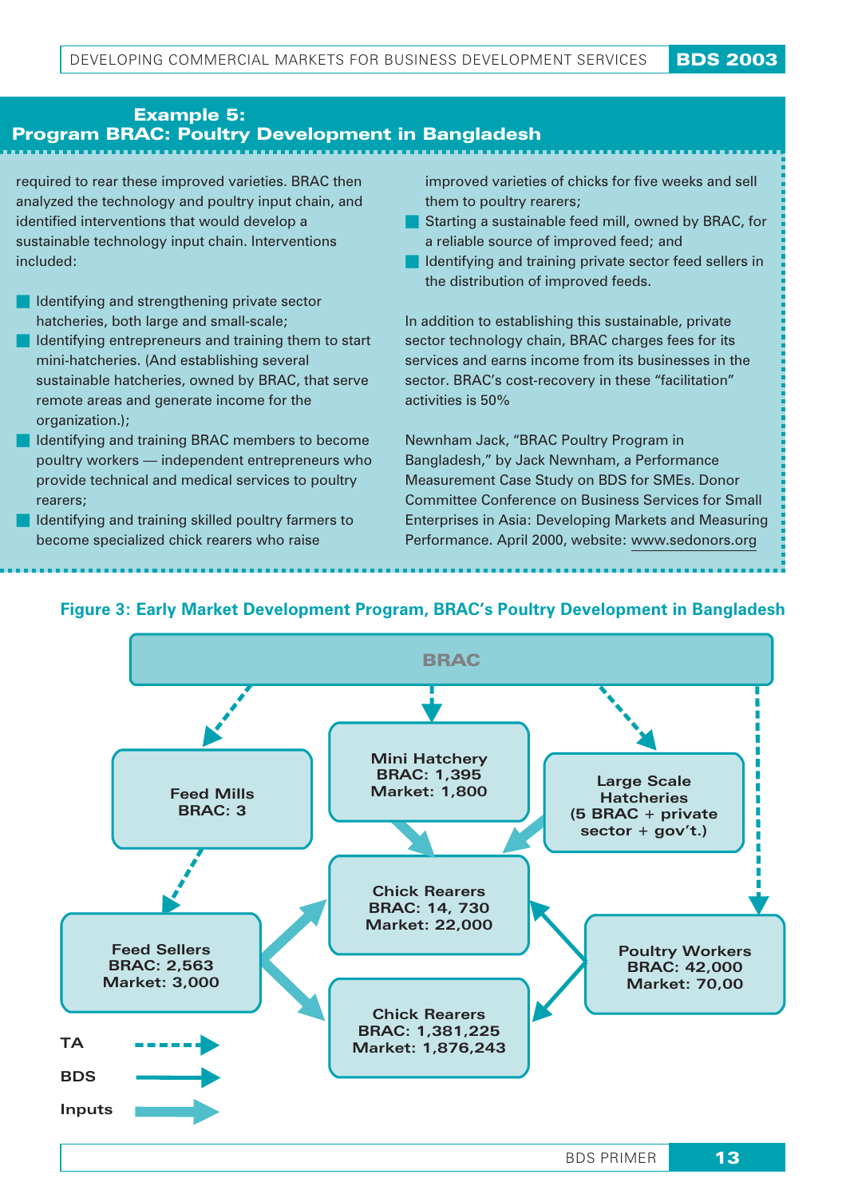## Example 5: Program BRAC: Poultry Development in Bangladesh

required to rear these improved varieties. BRAC then analyzed the technology and poultry input chain, and identified interventions that would develop a sustainable technology input chain. Interventions included:

- Identifying and strengthening private sector hatcheries, both large and small-scale;
- Identifying entrepreneurs and training them to start mini-hatcheries. (And establishing several sustainable hatcheries, owned by BRAC, that serve remote areas and generate income for the organization.);
- Identifying and training BRAC members to become poultry workers — independent entrepreneurs who provide technical and medical services to poultry rearers;
- Identifying and training skilled poultry farmers to become specialized chick rearers who raise improved varieties of chicks for five weeks and sell them to poultry rearers;
- Starting a sustainable feed mill, owned by BRAC, for a reliable source of improved feed; and
- Identifying and training private sector feed sellers in the distribution of improved feeds.

In addition to establishing this sustainable, private sector technology chain, BRAC charges fees for its services and earns income from its businesses in the sector. BRAC's cost-recovery in these "facilitation" activities is 50%

Newnham Jack, "BRAC Poultry Program in Bangladesh," by Jack Newnham, a Performance Measurement Case Study on BDS for SMEs. Donor Committee Conference on Business Services for Small Enterprises in Asia: Developing Markets and Measuring Performance. April 2000, website: www.sedonors.org

**Figure 3: Early Market Development Program, BRAC's Poultry Development in Bangladesh**

BRAC

Feed Mills
BRAC: 3

Mini Hatchery
BRAC: 1,395
Market: 1,800

Large Scale Hatcheries
(5 BRAC + private sector + gov't.)

Chick Rearers
BRAC: 14, 730
Market: 22,000

Feed Sellers
BRAC: 2,563
Market: 3,000

Poultry Workers
BRAC: 42,000
Market: 70,00

Chick Rearers
BRAC: 1,381,225
Market: 1,876,243

TA

BDS

Inputs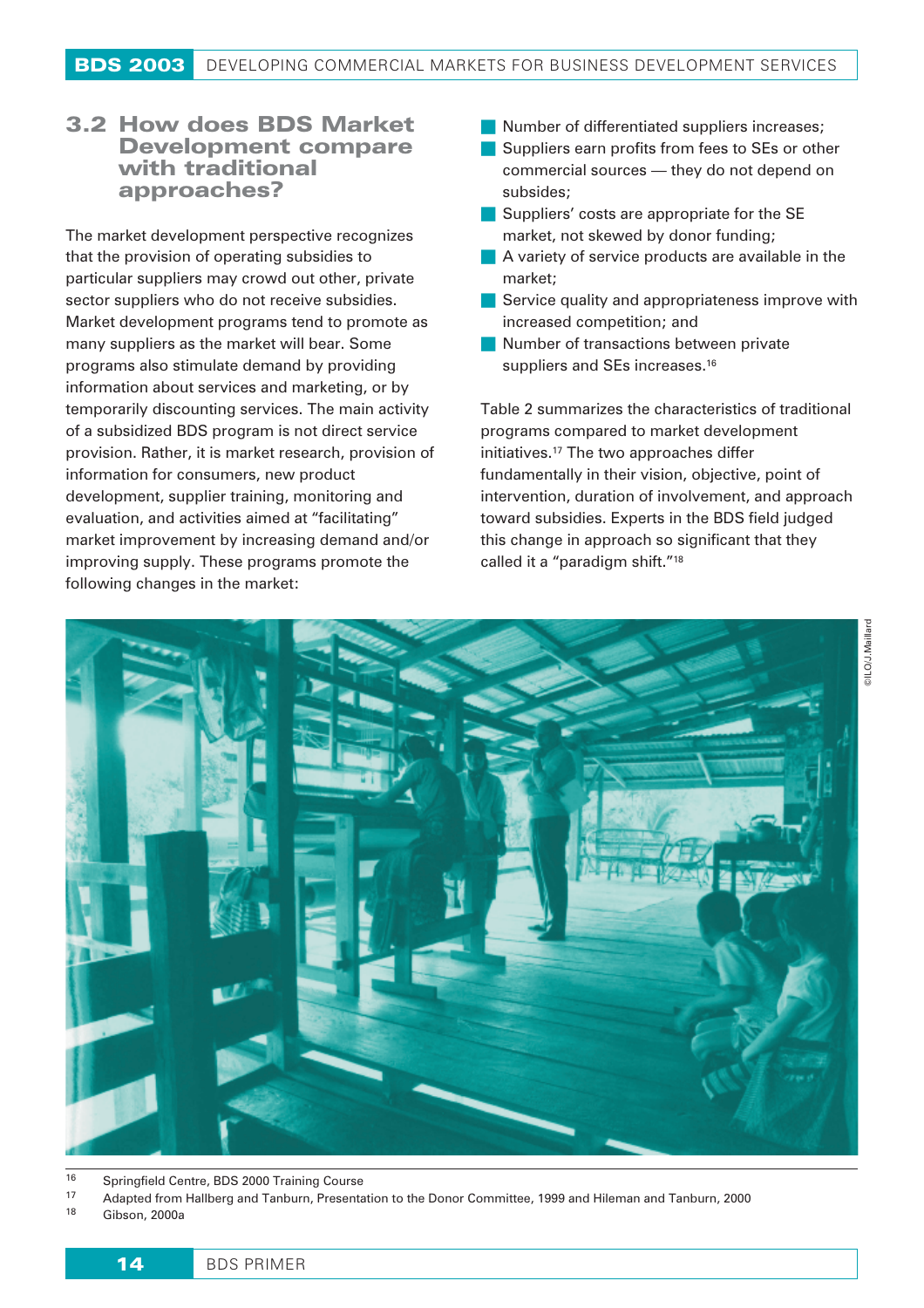## 3.2 How does BDS Market Development compare with traditional approaches?

The market development perspective recognizes that the provision of operating subsidies to particular suppliers may crowd out other, private sector suppliers who do not receive subsidies. Market development programs tend to promote as many suppliers as the market will bear. Some programs also stimulate demand by providing information about services and marketing, or by temporarily discounting services. The main activity of a subsidized BDS program is not direct service provision. Rather, it is market research, provision of information for consumers, new product development, supplier training, monitoring and evaluation, and activities aimed at "facilitating" market improvement by increasing demand and/or improving supply. These programs promote the following changes in the market:

- Number of differentiated suppliers increases;
- Suppliers earn profits from fees to SEs or other commercial sources — they do not depend on subsides;
- Suppliers' costs are appropriate for the SE market, not skewed by donor funding;
- A variety of service products are available in the market;
- Service quality and appropriateness improve with increased competition; and
- Number of transactions between private suppliers and SEs increases.[16]

Table 2 summarizes the characteristics of traditional programs compared to market development initiatives.[17] The two approaches differ fundamentally in their vision, objective, point of intervention, duration of involvement, and approach toward subsidies. Experts in the BDS field judged this change in approach so significant that they called it a "paradigm shift."[18]

©ILO/J.Maillard

[16] Springfield Centre, BDS 2000 Training Course

[17] Adapted from Hallberg and Tanburn, Presentation to the Donor Committee, 1999 and Hileman and Tanburn, 2000

[18] Gibson, 2000a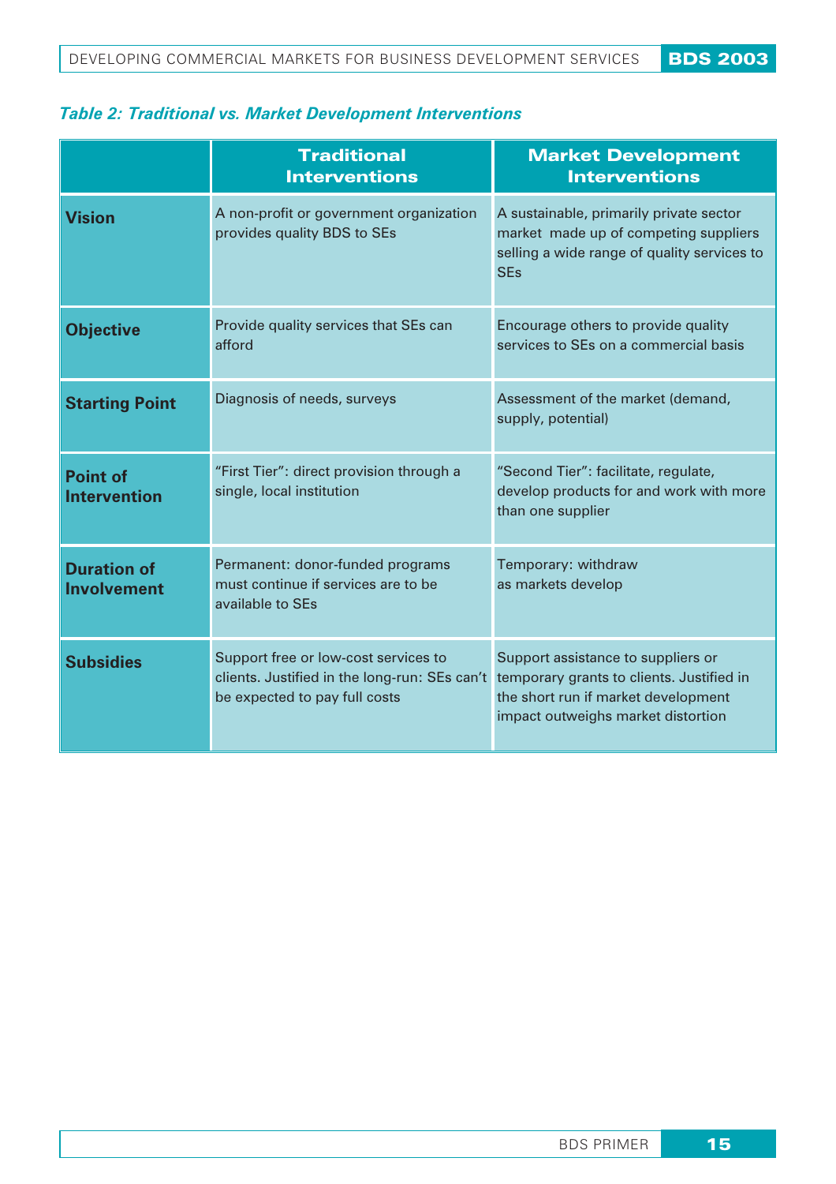***Table 2: Traditional vs. Market Development Interventions***

| | Traditional Interventions | Market Development Interventions |
|---|---|---|
| **Vision** | A non-profit or government organization provides quality BDS to SEs | A sustainable, primarily private sector market made up of competing suppliers selling a wide range of quality services to SEs |
| **Objective** | Provide quality services that SEs can afford | Encourage others to provide quality services to SEs on a commercial basis |
| **Starting Point** | Diagnosis of needs, surveys | Assessment of the market (demand, supply, potential) |
| **Point of Intervention** | "First Tier": direct provision through a single, local institution | "Second Tier": facilitate, regulate, develop products for and work with more than one supplier |
| **Duration of Involvement** | Permanent: donor-funded programs must continue if services are to be available to SEs | Temporary: withdraw as markets develop |
| **Subsidies** | Support free or low-cost services to clients. Justified in the long-run: SEs can't be expected to pay full costs | Support assistance to suppliers or temporary grants to clients. Justified in the short run if market development impact outweighs market distortion |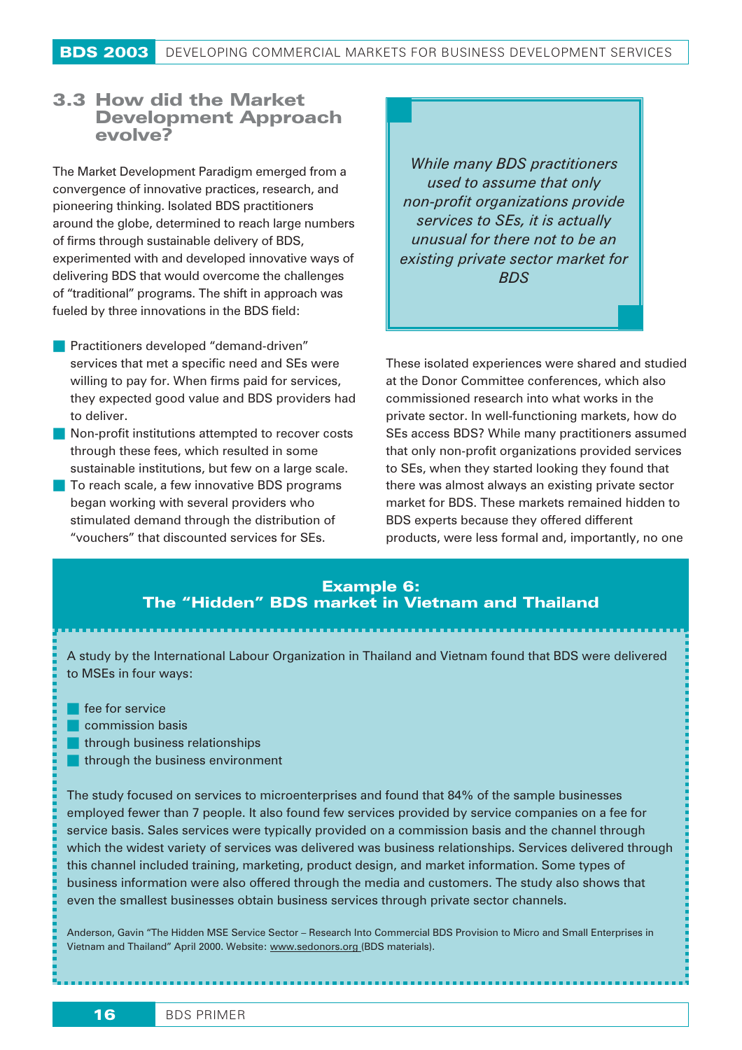## 3.3 How did the Market Development Approach evolve?

The Market Development Paradigm emerged from a convergence of innovative practices, research, and pioneering thinking. Isolated BDS practitioners around the globe, determined to reach large numbers of firms through sustainable delivery of BDS, experimented with and developed innovative ways of delivering BDS that would overcome the challenges of "traditional" programs. The shift in approach was fueled by three innovations in the BDS field:

- Practitioners developed "demand-driven" services that met a specific need and SEs were willing to pay for. When firms paid for services, they expected good value and BDS providers had to deliver.
- Non-profit institutions attempted to recover costs through these fees, which resulted in some sustainable institutions, but few on a large scale.
- To reach scale, a few innovative BDS programs began working with several providers who stimulated demand through the distribution of "vouchers" that discounted services for SEs.

*While many BDS practitioners used to assume that only non-profit organizations provide services to SEs, it is actually unusual for there not to be an existing private sector market for BDS*

These isolated experiences were shared and studied at the Donor Committee conferences, which also commissioned research into what works in the private sector. In well-functioning markets, how do SEs access BDS? While many practitioners assumed that only non-profit organizations provided services to SEs, when they started looking they found that there was almost always an existing private sector market for BDS. These markets remained hidden to BDS experts because they offered different products, were less formal and, importantly, no one

### Example 6: The "Hidden" BDS market in Vietnam and Thailand

A study by the International Labour Organization in Thailand and Vietnam found that BDS were delivered to MSEs in four ways:

- fee for service
- commission basis
- through business relationships
- through the business environment

The study focused on services to microenterprises and found that 84% of the sample businesses employed fewer than 7 people. It also found few services provided by service companies on a fee for service basis. Sales services were typically provided on a commission basis and the channel through which the widest variety of services was delivered was business relationships. Services delivered through this channel included training, marketing, product design, and market information. Some types of business information were also offered through the media and customers. The study also shows that even the smallest businesses obtain business services through private sector channels.

Anderson, Gavin "The Hidden MSE Service Sector – Research Into Commercial BDS Provision to Micro and Small Enterprises in Vietnam and Thailand" April 2000. Website: www.sedonors.org (BDS materials).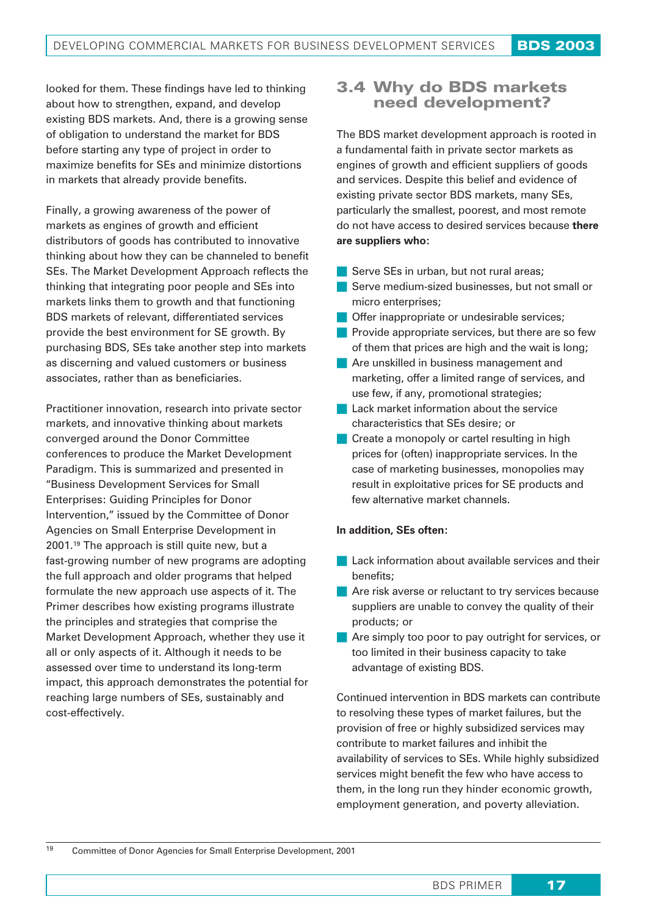looked for them. These findings have led to thinking about how to strengthen, expand, and develop existing BDS markets. And, there is a growing sense of obligation to understand the market for BDS before starting any type of project in order to maximize benefits for SEs and minimize distortions in markets that already provide benefits.

Finally, a growing awareness of the power of markets as engines of growth and efficient distributors of goods has contributed to innovative thinking about how they can be channeled to benefit SEs. The Market Development Approach reflects the thinking that integrating poor people and SEs into markets links them to growth and that functioning BDS markets of relevant, differentiated services provide the best environment for SE growth. By purchasing BDS, SEs take another step into markets as discerning and valued customers or business associates, rather than as beneficiaries.

Practitioner innovation, research into private sector markets, and innovative thinking about markets converged around the Donor Committee conferences to produce the Market Development Paradigm. This is summarized and presented in "Business Development Services for Small Enterprises: Guiding Principles for Donor Intervention," issued by the Committee of Donor Agencies on Small Enterprise Development in 2001.[19] The approach is still quite new, but a fast-growing number of new programs are adopting the full approach and older programs that helped formulate the new approach use aspects of it. The Primer describes how existing programs illustrate the principles and strategies that comprise the Market Development Approach, whether they use it all or only aspects of it. Although it needs to be assessed over time to understand its long-term impact, this approach demonstrates the potential for reaching large numbers of SEs, sustainably and cost-effectively.

## 3.4 Why do BDS markets need development?

The BDS market development approach is rooted in a fundamental faith in private sector markets as engines of growth and efficient suppliers of goods and services. Despite this belief and evidence of existing private sector BDS markets, many SEs, particularly the smallest, poorest, and most remote do not have access to desired services because **there are suppliers who:**

- Serve SEs in urban, but not rural areas;
- Serve medium-sized businesses, but not small or micro enterprises;
- Offer inappropriate or undesirable services;
- Provide appropriate services, but there are so few of them that prices are high and the wait is long;
- Are unskilled in business management and marketing, offer a limited range of services, and use few, if any, promotional strategies;
- Lack market information about the service characteristics that SEs desire; or
- Create a monopoly or cartel resulting in high prices for (often) inappropriate services. In the case of marketing businesses, monopolies may result in exploitative prices for SE products and few alternative market channels.

**In addition, SEs often:**

- Lack information about available services and their benefits;
- Are risk averse or reluctant to try services because suppliers are unable to convey the quality of their products; or
- Are simply too poor to pay outright for services, or too limited in their business capacity to take advantage of existing BDS.

Continued intervention in BDS markets can contribute to resolving these types of market failures, but the provision of free or highly subsidized services may contribute to market failures and inhibit the availability of services to SEs. While highly subsidized services might benefit the few who have access to them, in the long run they hinder economic growth, employment generation, and poverty alleviation.

[19] Committee of Donor Agencies for Small Enterprise Development, 2001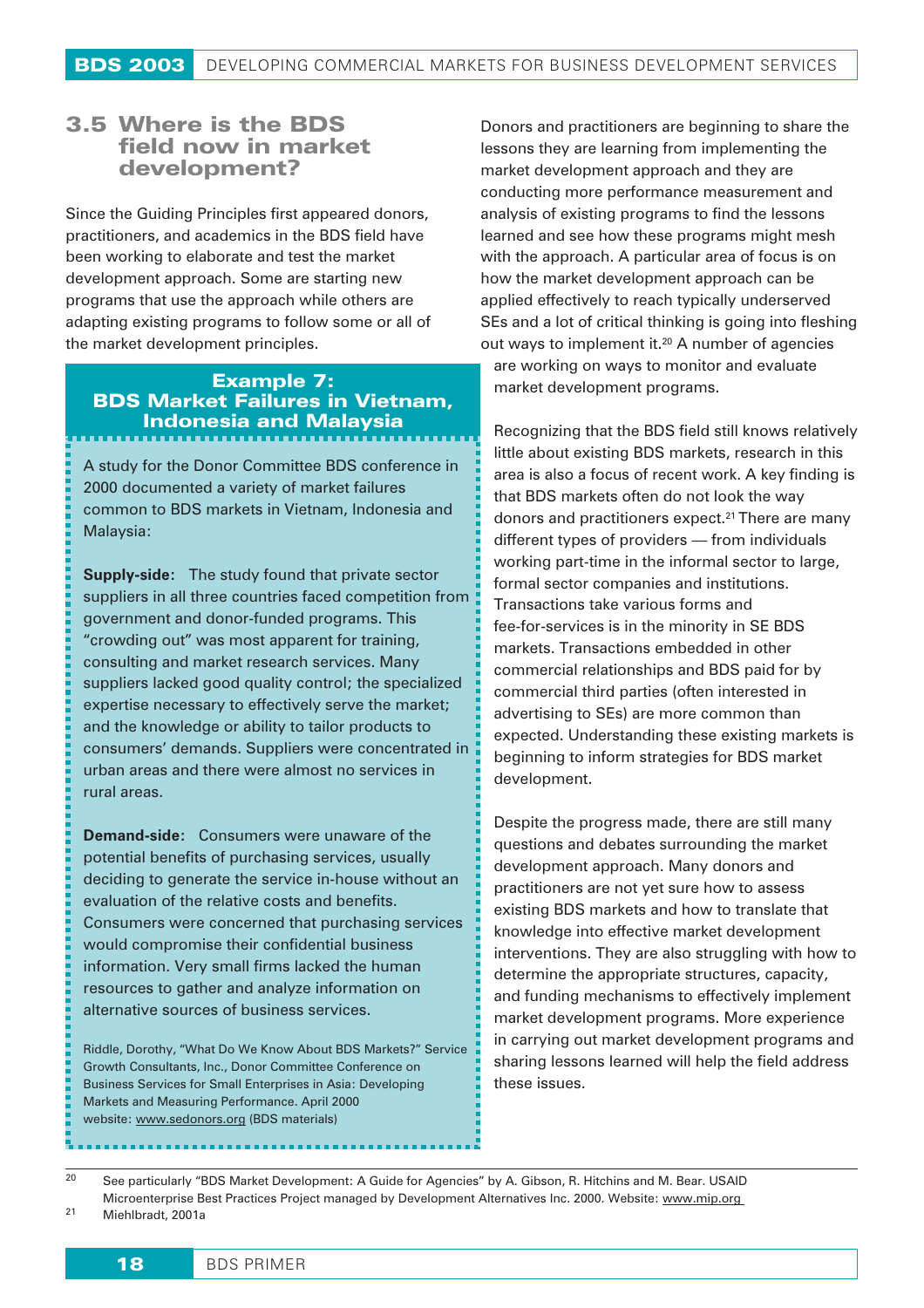## 3.5 Where is the BDS field now in market development?

Since the Guiding Principles first appeared donors, practitioners, and academics in the BDS field have been working to elaborate and test the market development approach. Some are starting new programs that use the approach while others are adapting existing programs to follow some or all of the market development principles.

### Example 7: BDS Market Failures in Vietnam, Indonesia and Malaysia

A study for the Donor Committee BDS conference in 2000 documented a variety of market failures common to BDS markets in Vietnam, Indonesia and Malaysia:

**Supply-side:** The study found that private sector suppliers in all three countries faced competition from government and donor-funded programs. This "crowding out" was most apparent for training, consulting and market research services. Many suppliers lacked good quality control; the specialized expertise necessary to effectively serve the market; and the knowledge or ability to tailor products to consumers' demands. Suppliers were concentrated in urban areas and there were almost no services in rural areas.

**Demand-side:** Consumers were unaware of the potential benefits of purchasing services, usually deciding to generate the service in-house without an evaluation of the relative costs and benefits. Consumers were concerned that purchasing services would compromise their confidential business information. Very small firms lacked the human resources to gather and analyze information on alternative sources of business services.

Riddle, Dorothy, "What Do We Know About BDS Markets?" Service Growth Consultants, Inc., Donor Committee Conference on Business Services for Small Enterprises in Asia: Developing Markets and Measuring Performance. April 2000 website: www.sedonors.org (BDS materials)

Donors and practitioners are beginning to share the lessons they are learning from implementing the market development approach and they are conducting more performance measurement and analysis of existing programs to find the lessons learned and see how these programs might mesh with the approach. A particular area of focus is on how the market development approach can be applied effectively to reach typically underserved SEs and a lot of critical thinking is going into fleshing out ways to implement it.[20] A number of agencies are working on ways to monitor and evaluate market development programs.

Recognizing that the BDS field still knows relatively little about existing BDS markets, research in this area is also a focus of recent work. A key finding is that BDS markets often do not look the way donors and practitioners expect.[21] There are many different types of providers — from individuals working part-time in the informal sector to large, formal sector companies and institutions. Transactions take various forms and fee-for-services is in the minority in SE BDS markets. Transactions embedded in other commercial relationships and BDS paid for by commercial third parties (often interested in advertising to SEs) are more common than expected. Understanding these existing markets is beginning to inform strategies for BDS market development.

Despite the progress made, there are still many questions and debates surrounding the market development approach. Many donors and practitioners are not yet sure how to assess existing BDS markets and how to translate that knowledge into effective market development interventions. They are also struggling with how to determine the appropriate structures, capacity, and funding mechanisms to effectively implement market development programs. More experience in carrying out market development programs and sharing lessons learned will help the field address these issues.

---

[20] See particularly "BDS Market Development: A Guide for Agencies" by A. Gibson, R. Hitchins and M. Bear. USAID Microenterprise Best Practices Project managed by Development Alternatives Inc. 2000. Website: www.mip.org

[21] Miehlbradt, 2001a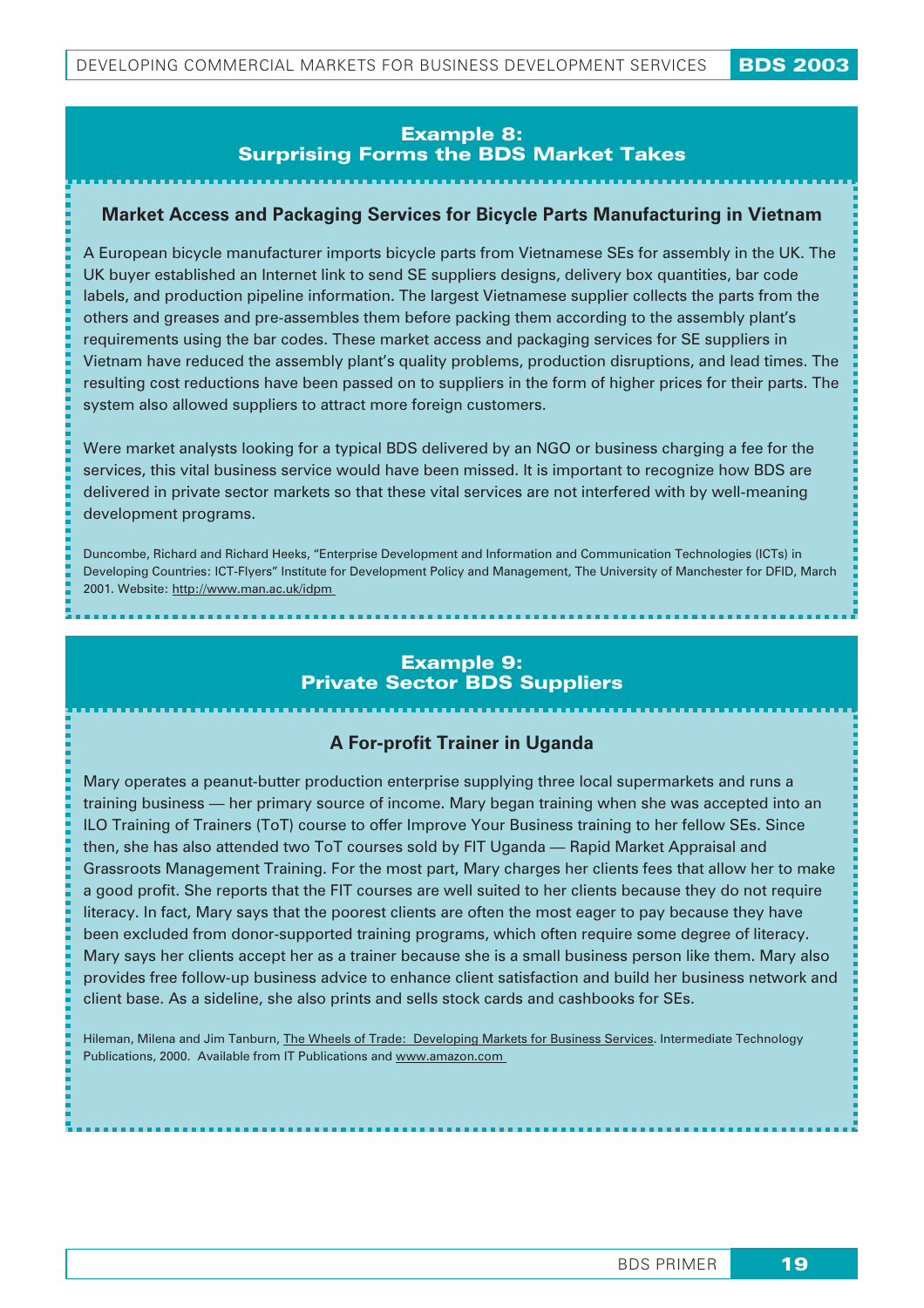## Example 8: Surprising Forms the BDS Market Takes

### Market Access and Packaging Services for Bicycle Parts Manufacturing in Vietnam

A European bicycle manufacturer imports bicycle parts from Vietnamese SEs for assembly in the UK. The UK buyer established an Internet link to send SE suppliers designs, delivery box quantities, bar code labels, and production pipeline information. The largest Vietnamese supplier collects the parts from the others and greases and pre-assembles them before packing them according to the assembly plant's requirements using the bar codes. These market access and packaging services for SE suppliers in Vietnam have reduced the assembly plant's quality problems, production disruptions, and lead times. The resulting cost reductions have been passed on to suppliers in the form of higher prices for their parts. The system also allowed suppliers to attract more foreign customers.

Were market analysts looking for a typical BDS delivered by an NGO or business charging a fee for the services, this vital business service would have been missed. It is important to recognize how BDS are delivered in private sector markets so that these vital services are not interfered with by well-meaning development programs.

Duncombe, Richard and Richard Heeks, "Enterprise Development and Information and Communication Technologies (ICTs) in Developing Countries: ICT-Flyers" Institute for Development Policy and Management, The University of Manchester for DFID, March 2001. Website: http://www.man.ac.uk/idpm

## Example 9: Private Sector BDS Suppliers

### A For-profit Trainer in Uganda

Mary operates a peanut-butter production enterprise supplying three local supermarkets and runs a training business — her primary source of income. Mary began training when she was accepted into an ILO Training of Trainers (ToT) course to offer Improve Your Business training to her fellow SEs. Since then, she has also attended two ToT courses sold by FIT Uganda — Rapid Market Appraisal and Grassroots Management Training. For the most part, Mary charges her clients fees that allow her to make a good profit. She reports that the FIT courses are well suited to her clients because they do not require literacy. In fact, Mary says that the poorest clients are often the most eager to pay because they have been excluded from donor-supported training programs, which often require some degree of literacy. Mary says her clients accept her as a trainer because she is a small business person like them. Mary also provides free follow-up business advice to enhance client satisfaction and build her business network and client base. As a sideline, she also prints and sells stock cards and cashbooks for SEs.

Hileman, Milena and Jim Tanburn, The Wheels of Trade: Developing Markets for Business Services. Intermediate Technology Publications, 2000. Available from IT Publications and www.amazon.com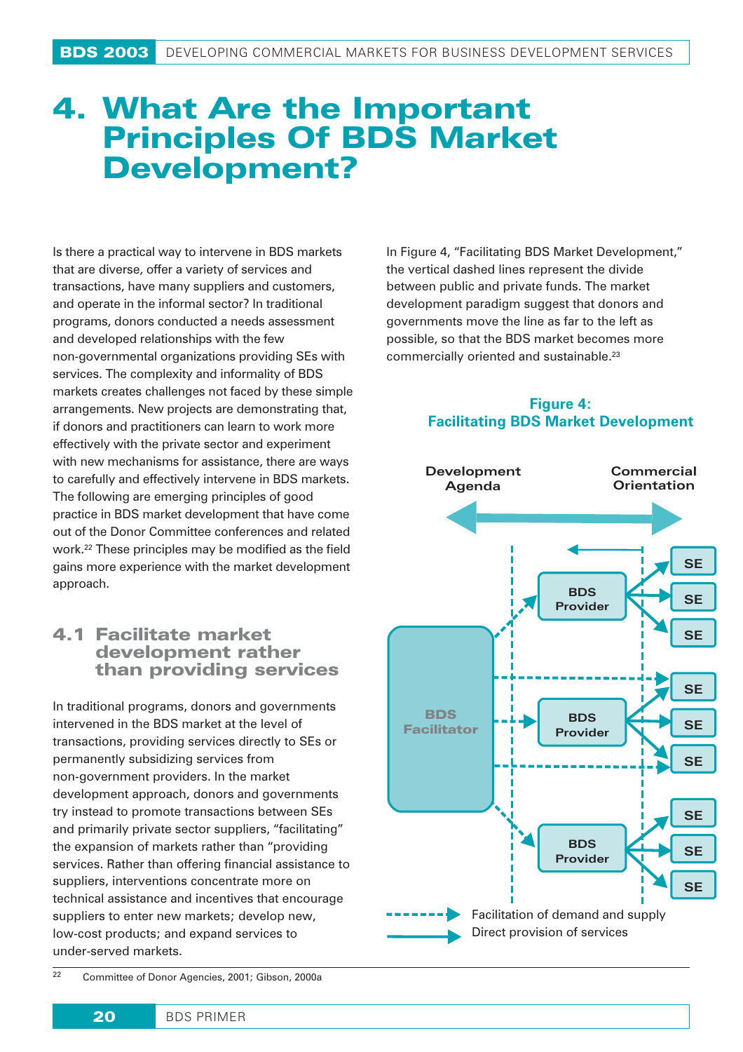# 4. What Are the Important Principles Of BDS Market Development?

Is there a practical way to intervene in BDS markets that are diverse, offer a variety of services and transactions, have many suppliers and customers, and operate in the informal sector? In traditional programs, donors conducted a needs assessment and developed relationships with the few non-governmental organizations providing SEs with services. The complexity and informality of BDS markets creates challenges not faced by these simple arrangements. New projects are demonstrating that, if donors and practitioners can learn to work more effectively with the private sector and experiment with new mechanisms for assistance, there are ways to carefully and effectively intervene in BDS markets. The following are emerging principles of good practice in BDS market development that have come out of the Donor Committee conferences and related work.[22] These principles may be modified as the field gains more experience with the market development approach.

## 4.1 Facilitate market development rather than providing services

In traditional programs, donors and governments intervened in the BDS market at the level of transactions, providing services directly to SEs or permanently subsidizing services from non-government providers. In the market development approach, donors and governments try instead to promote transactions between SEs and primarily private sector suppliers, "facilitating" the expansion of markets rather than "providing services. Rather than offering financial assistance to suppliers, interventions concentrate more on technical assistance and incentives that encourage suppliers to enter new markets; develop new, low-cost products; and expand services to under-served markets.

In Figure 4, "Facilitating BDS Market Development," the vertical dashed lines represent the divide between public and private funds. The market development paradigm suggest that donors and governments move the line as far to the left as possible, so that the BDS market becomes more commercially oriented and sustainable.[23]

**Figure 4: Facilitating BDS Market Development**

Development Agenda ↔ Commercial Orientation

BDS Facilitator → BDS Provider → SE, SE, SE (×3); BDS Facilitator → SE

Facilitation of demand and supply (dashed arrow)
Direct provision of services (solid arrow)

[22] Committee of Donor Agencies, 2001; Gibson, 2000a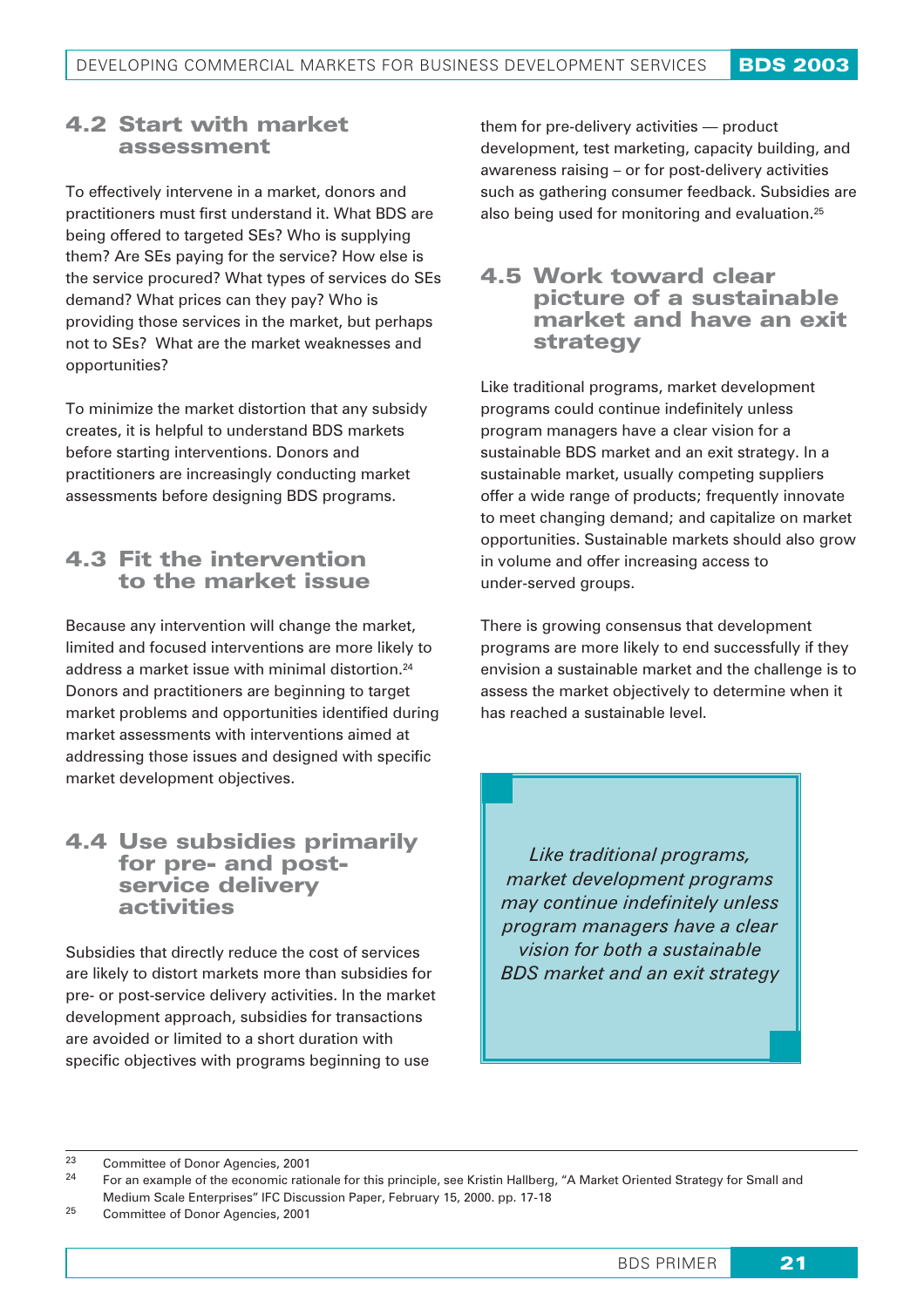## 4.2 Start with market assessment

To effectively intervene in a market, donors and practitioners must first understand it. What BDS are being offered to targeted SEs? Who is supplying them? Are SEs paying for the service? How else is the service procured? What types of services do SEs demand? What prices can they pay? Who is providing those services in the market, but perhaps not to SEs? What are the market weaknesses and opportunities?

To minimize the market distortion that any subsidy creates, it is helpful to understand BDS markets before starting interventions. Donors and practitioners are increasingly conducting market assessments before designing BDS programs.

## 4.3 Fit the intervention to the market issue

Because any intervention will change the market, limited and focused interventions are more likely to address a market issue with minimal distortion.[24] Donors and practitioners are beginning to target market problems and opportunities identified during market assessments with interventions aimed at addressing those issues and designed with specific market development objectives.

## 4.4 Use subsidies primarily for pre- and post-service delivery activities

Subsidies that directly reduce the cost of services are likely to distort markets more than subsidies for pre- or post-service delivery activities. In the market development approach, subsidies for transactions are avoided or limited to a short duration with specific objectives with programs beginning to use them for pre-delivery activities — product development, test marketing, capacity building, and awareness raising – or for post-delivery activities such as gathering consumer feedback. Subsidies are also being used for monitoring and evaluation.[25]

## 4.5 Work toward clear picture of a sustainable market and have an exit strategy

Like traditional programs, market development programs could continue indefinitely unless program managers have a clear vision for a sustainable BDS market and an exit strategy. In a sustainable market, usually competing suppliers offer a wide range of products; frequently innovate to meet changing demand; and capitalize on market opportunities. Sustainable markets should also grow in volume and offer increasing access to under-served groups.

There is growing consensus that development programs are more likely to end successfully if they envision a sustainable market and the challenge is to assess the market objectively to determine when it has reached a sustainable level.

> *Like traditional programs, market development programs may continue indefinitely unless program managers have a clear vision for both a sustainable BDS market and an exit strategy*

---

[23] Committee of Donor Agencies, 2001

[24] For an example of the economic rationale for this principle, see Kristin Hallberg, "A Market Oriented Strategy for Small and Medium Scale Enterprises" IFC Discussion Paper, February 15, 2000. pp. 17-18

[25] Committee of Donor Agencies, 2001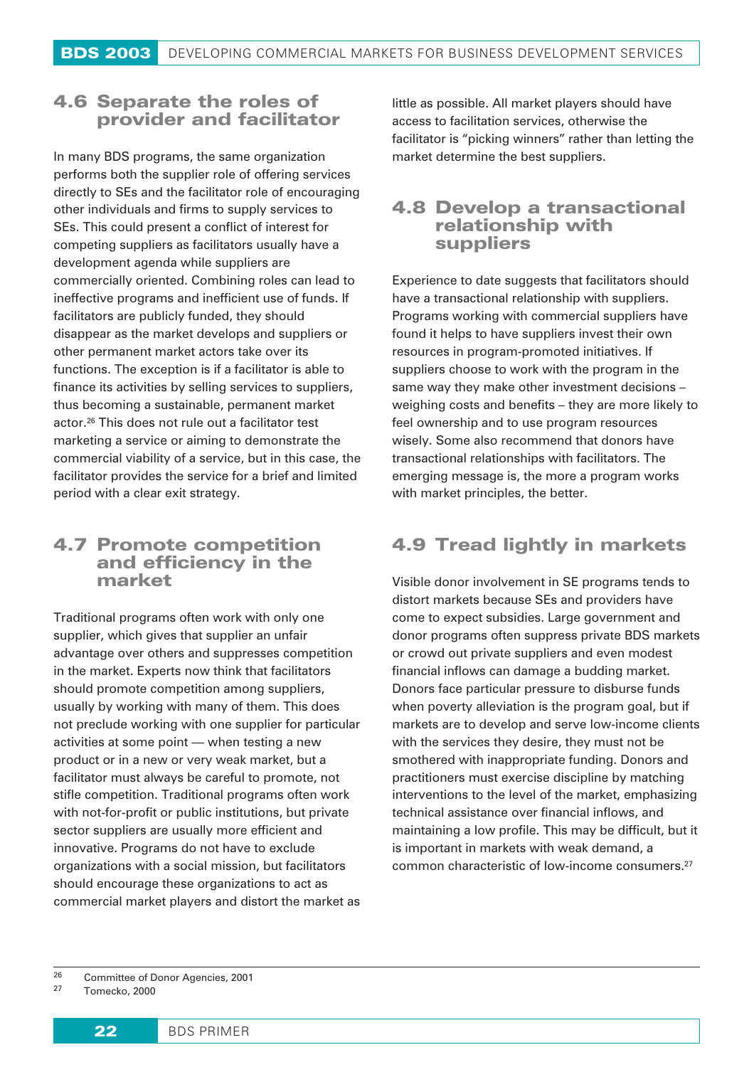## 4.6 Separate the roles of provider and facilitator

In many BDS programs, the same organization performs both the supplier role of offering services directly to SEs and the facilitator role of encouraging other individuals and firms to supply services to SEs. This could present a conflict of interest for competing suppliers as facilitators usually have a development agenda while suppliers are commercially oriented. Combining roles can lead to ineffective programs and inefficient use of funds. If facilitators are publicly funded, they should disappear as the market develops and suppliers or other permanent market actors take over its functions. The exception is if a facilitator is able to finance its activities by selling services to suppliers, thus becoming a sustainable, permanent market actor.[26] This does not rule out a facilitator test marketing a service or aiming to demonstrate the commercial viability of a service, but in this case, the facilitator provides the service for a brief and limited period with a clear exit strategy.

## 4.7 Promote competition and efficiency in the market

Traditional programs often work with only one supplier, which gives that supplier an unfair advantage over others and suppresses competition in the market. Experts now think that facilitators should promote competition among suppliers, usually by working with many of them. This does not preclude working with one supplier for particular activities at some point — when testing a new product or in a new or very weak market, but a facilitator must always be careful to promote, not stifle competition. Traditional programs often work with not-for-profit or public institutions, but private sector suppliers are usually more efficient and innovative. Programs do not have to exclude organizations with a social mission, but facilitators should encourage these organizations to act as commercial market players and distort the market as little as possible. All market players should have access to facilitation services, otherwise the facilitator is "picking winners" rather than letting the market determine the best suppliers.

## 4.8 Develop a transactional relationship with suppliers

Experience to date suggests that facilitators should have a transactional relationship with suppliers. Programs working with commercial suppliers have found it helps to have suppliers invest their own resources in program-promoted initiatives. If suppliers choose to work with the program in the same way they make other investment decisions – weighing costs and benefits – they are more likely to feel ownership and to use program resources wisely. Some also recommend that donors have transactional relationships with facilitators. The emerging message is, the more a program works with market principles, the better.

## 4.9 Tread lightly in markets

Visible donor involvement in SE programs tends to distort markets because SEs and providers have come to expect subsidies. Large government and donor programs often suppress private BDS markets or crowd out private suppliers and even modest financial inflows can damage a budding market. Donors face particular pressure to disburse funds when poverty alleviation is the program goal, but if markets are to develop and serve low-income clients with the services they desire, they must not be smothered with inappropriate funding. Donors and practitioners must exercise discipline by matching interventions to the level of the market, emphasizing technical assistance over financial inflows, and maintaining a low profile. This may be difficult, but it is important in markets with weak demand, a common characteristic of low-income consumers.[27]

---

[26] Committee of Donor Agencies, 2001
[27] Tomecko, 2000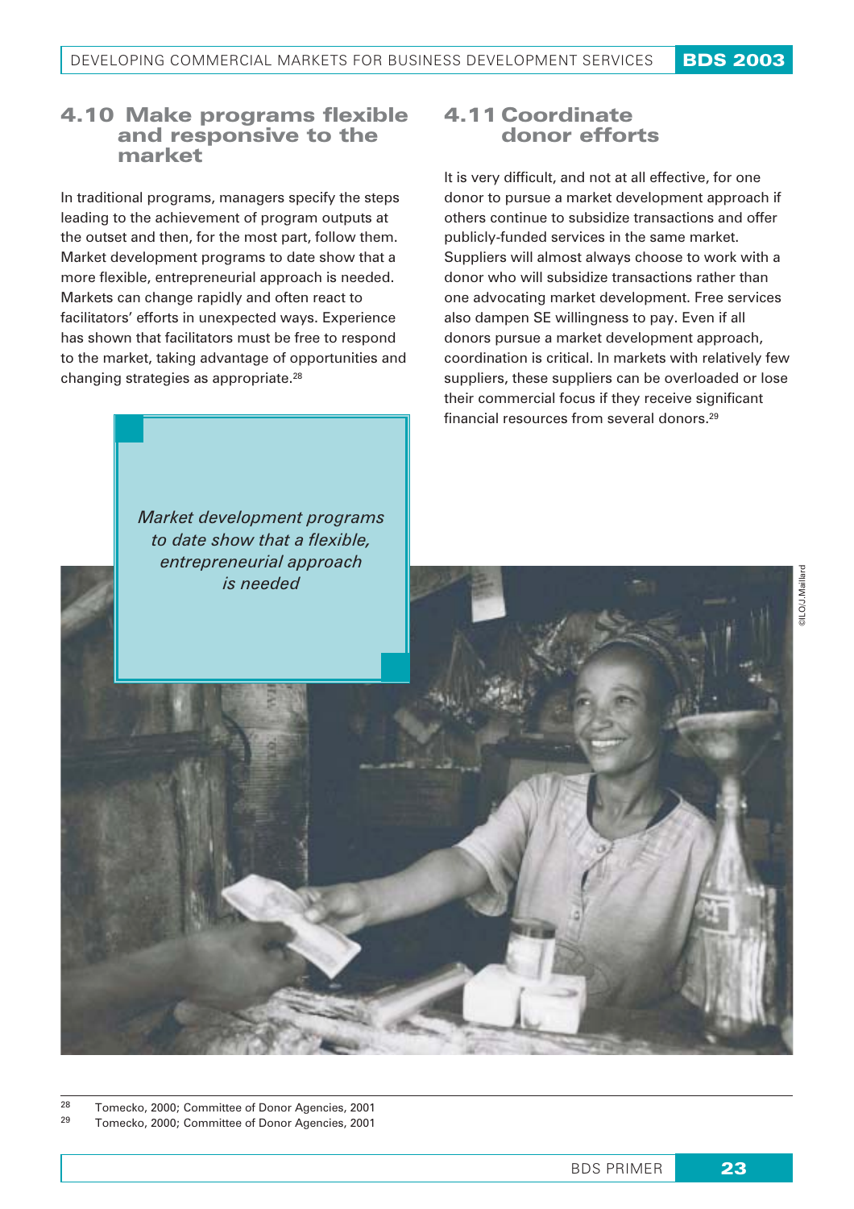## 4.10 Make programs flexible and responsive to the market

In traditional programs, managers specify the steps leading to the achievement of program outputs at the outset and then, for the most part, follow them. Market development programs to date show that a more flexible, entrepreneurial approach is needed. Markets can change rapidly and often react to facilitators' efforts in unexpected ways. Experience has shown that facilitators must be free to respond to the market, taking advantage of opportunities and changing strategies as appropriate.[28]

*Market development programs to date show that a flexible, entrepreneurial approach is needed*

## 4.11 Coordinate donor efforts

It is very difficult, and not at all effective, for one donor to pursue a market development approach if others continue to subsidize transactions and offer publicly-funded services in the same market. Suppliers will almost always choose to work with a donor who will subsidize transactions rather than one advocating market development. Free services also dampen SE willingness to pay. Even if all donors pursue a market development approach, coordination is critical. In markets with relatively few suppliers, these suppliers can be overloaded or lose their commercial focus if they receive significant financial resources from several donors.[29]

©ILO/J.Maillard

[28] Tomecko, 2000; Committee of Donor Agencies, 2001

[29] Tomecko, 2000; Committee of Donor Agencies, 2001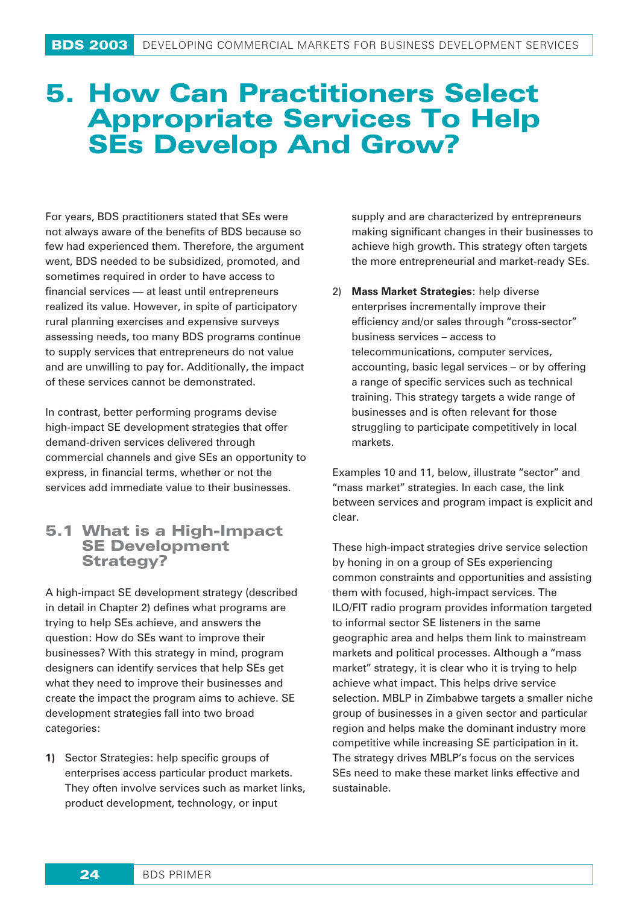# 5. How Can Practitioners Select Appropriate Services To Help SEs Develop And Grow?

For years, BDS practitioners stated that SEs were not always aware of the benefits of BDS because so few had experienced them. Therefore, the argument went, BDS needed to be subsidized, promoted, and sometimes required in order to have access to financial services — at least until entrepreneurs realized its value. However, in spite of participatory rural planning exercises and expensive surveys assessing needs, too many BDS programs continue to supply services that entrepreneurs do not value and are unwilling to pay for. Additionally, the impact of these services cannot be demonstrated.

In contrast, better performing programs devise high-impact SE development strategies that offer demand-driven services delivered through commercial channels and give SEs an opportunity to express, in financial terms, whether or not the services add immediate value to their businesses.

## 5.1 What is a High-Impact SE Development Strategy?

A high-impact SE development strategy (described in detail in Chapter 2) defines what programs are trying to help SEs achieve, and answers the question: How do SEs want to improve their businesses? With this strategy in mind, program designers can identify services that help SEs get what they need to improve their businesses and create the impact the program aims to achieve. SE development strategies fall into two broad categories:

1) Sector Strategies: help specific groups of enterprises access particular product markets. They often involve services such as market links, product development, technology, or input supply and are characterized by entrepreneurs making significant changes in their businesses to achieve high growth. This strategy often targets the more entrepreneurial and market-ready SEs.

2) **Mass Market Strategies**: help diverse enterprises incrementally improve their efficiency and/or sales through "cross-sector" business services – access to telecommunications, computer services, accounting, basic legal services – or by offering a range of specific services such as technical training. This strategy targets a wide range of businesses and is often relevant for those struggling to participate competitively in local markets.

Examples 10 and 11, below, illustrate "sector" and "mass market" strategies. In each case, the link between services and program impact is explicit and clear.

These high-impact strategies drive service selection by honing in on a group of SEs experiencing common constraints and opportunities and assisting them with focused, high-impact services. The ILO/FIT radio program provides information targeted to informal sector SE listeners in the same geographic area and helps them link to mainstream markets and political processes. Although a "mass market" strategy, it is clear who it is trying to help achieve what impact. This helps drive service selection. MBLP in Zimbabwe targets a smaller niche group of businesses in a given sector and particular region and helps make the dominant industry more competitive while increasing SE participation in it. The strategy drives MBLP's focus on the services SEs need to make these market links effective and sustainable.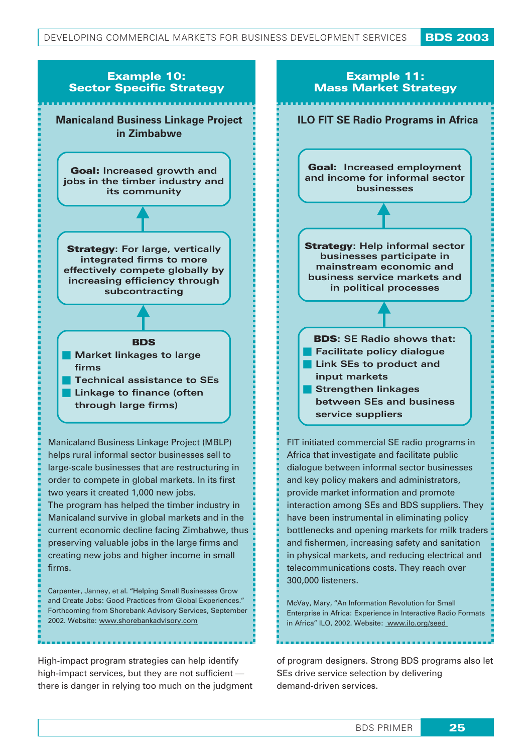## Example 10: Sector Specific Strategy

### Manicaland Business Linkage Project in Zimbabwe

**Goal:** Increased growth and jobs in the timber industry and its community

**Strategy**: For large, vertically integrated firms to more effectively compete globally by increasing efficiency through subcontracting

**BDS**

- Market linkages to large firms
- Technical assistance to SEs
- Linkage to finance (often through large firms)

Manicaland Business Linkage Project (MBLP) helps rural informal sector businesses sell to large-scale businesses that are restructuring in order to compete in global markets. In its first two years it created 1,000 new jobs.
The program has helped the timber industry in Manicaland survive in global markets and in the current economic decline facing Zimbabwe, thus preserving valuable jobs in the large firms and creating new jobs and higher income in small firms.

Carpenter, Janney, et al. "Helping Small Businesses Grow and Create Jobs: Good Practices from Global Experiences." Forthcoming from Shorebank Advisory Services, September 2002. Website: www.shorebankadvisory.com

## Example 11: Mass Market Strategy

### ILO FIT SE Radio Programs in Africa

**Goal:** Increased employment and income for informal sector businesses

**Strategy**: Help informal sector businesses participate in mainstream economic and business service markets and in political processes

**BDS**: SE Radio shows that:

- Facilitate policy dialogue
- Link SEs to product and input markets
- Strengthen linkages between SEs and business service suppliers

FIT initiated commercial SE radio programs in Africa that investigate and facilitate public dialogue between informal sector businesses and key policy makers and administrators, provide market information and promote interaction among SEs and BDS suppliers. They have been instrumental in eliminating policy bottlenecks and opening markets for milk traders and fishermen, increasing safety and sanitation in physical markets, and reducing electrical and telecommunications costs. They reach over 300,000 listeners.

McVay, Mary, "An Information Revolution for Small Enterprise in Africa: Experience in Interactive Radio Formats in Africa" ILO, 2002. Website: www.ilo.org/seed

High-impact program strategies can help identify high-impact services, but they are not sufficient — there is danger in relying too much on the judgment of program designers. Strong BDS programs also let SEs drive service selection by delivering demand-driven services.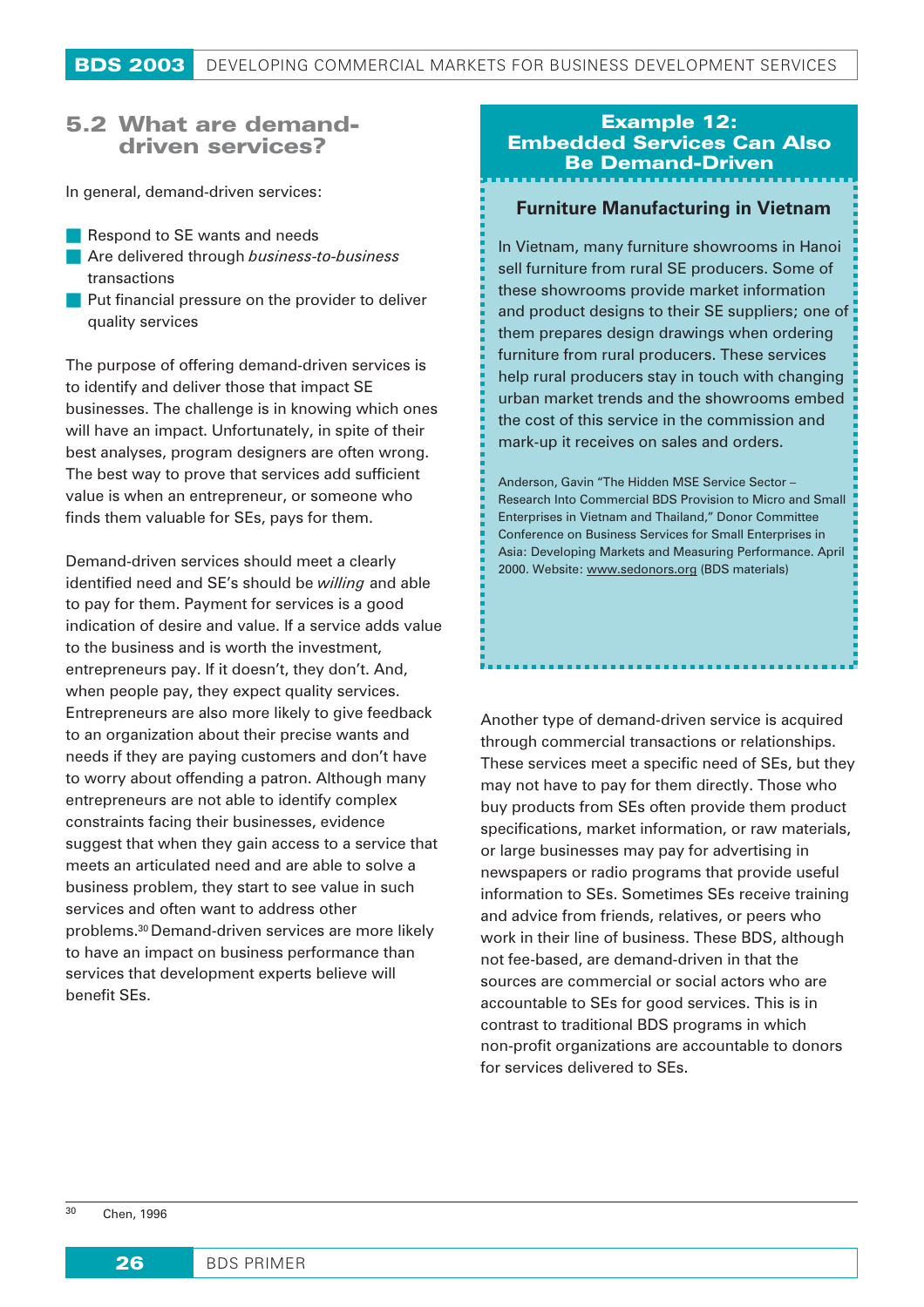## 5.2 What are demand-driven services?

In general, demand-driven services:

- Respond to SE wants and needs
- Are delivered through *business-to-business* transactions
- Put financial pressure on the provider to deliver quality services

The purpose of offering demand-driven services is to identify and deliver those that impact SE businesses. The challenge is in knowing which ones will have an impact. Unfortunately, in spite of their best analyses, program designers are often wrong. The best way to prove that services add sufficient value is when an entrepreneur, or someone who finds them valuable for SEs, pays for them.

Demand-driven services should meet a clearly identified need and SE's should be *willing* and able to pay for them. Payment for services is a good indication of desire and value. If a service adds value to the business and is worth the investment, entrepreneurs pay. If it doesn't, they don't. And, when people pay, they expect quality services. Entrepreneurs are also more likely to give feedback to an organization about their precise wants and needs if they are paying customers and don't have to worry about offending a patron. Although many entrepreneurs are not able to identify complex constraints facing their businesses, evidence suggest that when they gain access to a service that meets an articulated need and are able to solve a business problem, they start to see value in such services and often want to address other problems.[30] Demand-driven services are more likely to have an impact on business performance than services that development experts believe will benefit SEs.

### Example 12: Embedded Services Can Also Be Demand-Driven

**Furniture Manufacturing in Vietnam**

In Vietnam, many furniture showrooms in Hanoi sell furniture from rural SE producers. Some of these showrooms provide market information and product designs to their SE suppliers; one of them prepares design drawings when ordering furniture from rural producers. These services help rural producers stay in touch with changing urban market trends and the showrooms embed the cost of this service in the commission and mark-up it receives on sales and orders.

Anderson, Gavin "The Hidden MSE Service Sector – Research Into Commercial BDS Provision to Micro and Small Enterprises in Vietnam and Thailand," Donor Committee Conference on Business Services for Small Enterprises in Asia: Developing Markets and Measuring Performance. April 2000. Website: www.sedonors.org (BDS materials)

Another type of demand-driven service is acquired through commercial transactions or relationships. These services meet a specific need of SEs, but they may not have to pay for them directly. Those who buy products from SEs often provide them product specifications, market information, or raw materials, or large businesses may pay for advertising in newspapers or radio programs that provide useful information to SEs. Sometimes SEs receive training and advice from friends, relatives, or peers who work in their line of business. These BDS, although not fee-based, are demand-driven in that the sources are commercial or social actors who are accountable to SEs for good services. This is in contrast to traditional BDS programs in which non-profit organizations are accountable to donors for services delivered to SEs.

---

[30] Chen, 1996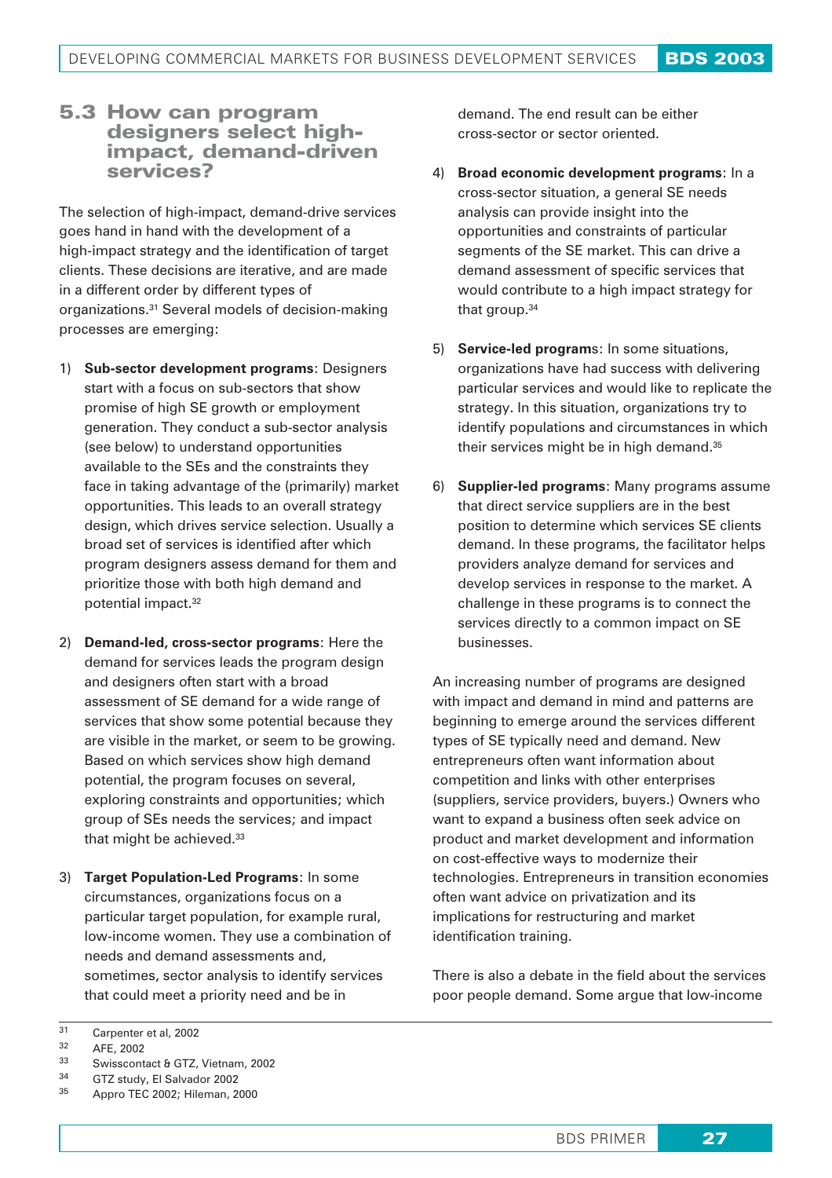## 5.3 How can program designers select high-impact, demand-driven services?

The selection of high-impact, demand-drive services goes hand in hand with the development of a high-impact strategy and the identification of target clients. These decisions are iterative, and are made in a different order by different types of organizations.[31] Several models of decision-making processes are emerging:

1) **Sub-sector development programs**: Designers start with a focus on sub-sectors that show promise of high SE growth or employment generation. They conduct a sub-sector analysis (see below) to understand opportunities available to the SEs and the constraints they face in taking advantage of the (primarily) market opportunities. This leads to an overall strategy design, which drives service selection. Usually a broad set of services is identified after which program designers assess demand for them and prioritize those with both high demand and potential impact.[32]

2) **Demand-led, cross-sector programs**: Here the demand for services leads the program design and designers often start with a broad assessment of SE demand for a wide range of services that show some potential because they are visible in the market, or seem to be growing. Based on which services show high demand potential, the program focuses on several, exploring constraints and opportunities; which group of SEs needs the services; and impact that might be achieved.[33]

3) **Target Population-Led Programs**: In some circumstances, organizations focus on a particular target population, for example rural, low-income women. They use a combination of needs and demand assessments and, sometimes, sector analysis to identify services that could meet a priority need and be in demand. The end result can be either cross-sector or sector oriented.

4) **Broad economic development programs**: In a cross-sector situation, a general SE needs analysis can provide insight into the opportunities and constraints of particular segments of the SE market. This can drive a demand assessment of specific services that would contribute to a high impact strategy for that group.[34]

5) **Service-led programs**: In some situations, organizations have had success with delivering particular services and would like to replicate the strategy. In this situation, organizations try to identify populations and circumstances in which their services might be in high demand.[35]

6) **Supplier-led programs**: Many programs assume that direct service suppliers are in the best position to determine which services SE clients demand. In these programs, the facilitator helps providers analyze demand for services and develop services in response to the market. A challenge in these programs is to connect the services directly to a common impact on SE businesses.

An increasing number of programs are designed with impact and demand in mind and patterns are beginning to emerge around the services different types of SE typically need and demand. New entrepreneurs often want information about competition and links with other enterprises (suppliers, service providers, buyers.) Owners who want to expand a business often seek advice on product and market development and information on cost-effective ways to modernize their technologies. Entrepreneurs in transition economies often want advice on privatization and its implications for restructuring and market identification training.

There is also a debate in the field about the services poor people demand. Some argue that low-income

---

[31] Carpenter et al, 2002

[32] AFE, 2002

[33] Swisscontact & GTZ, Vietnam, 2002

[34] GTZ study, El Salvador 2002

[35] Appro TEC 2002; Hileman, 2000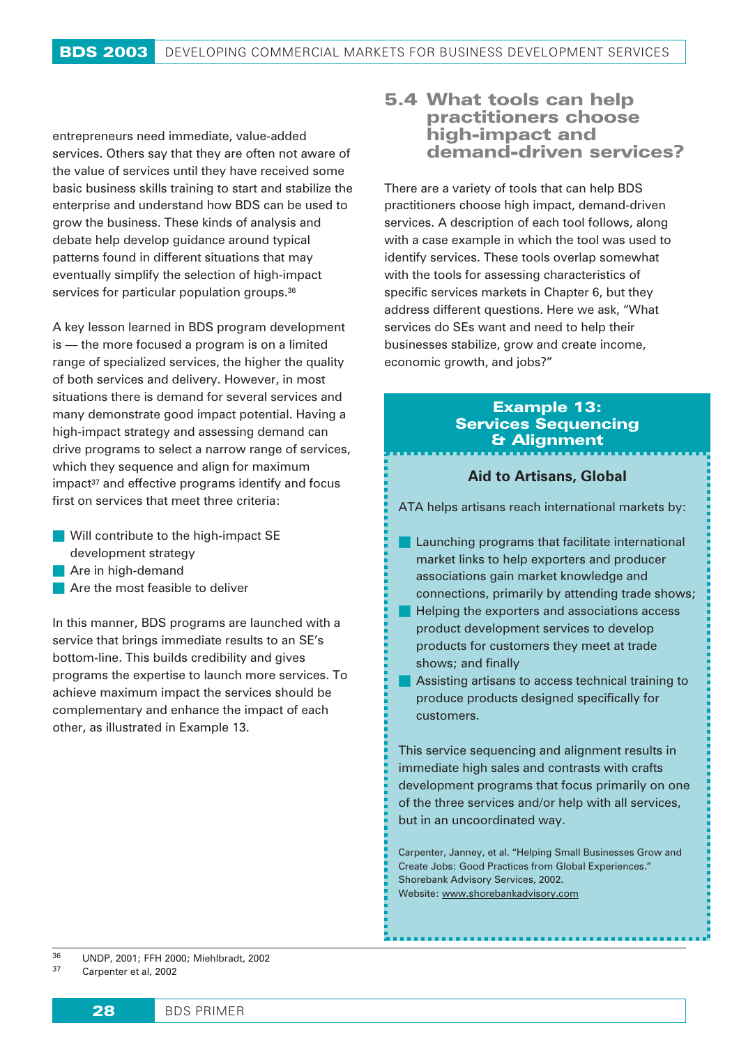entrepreneurs need immediate, value-added services. Others say that they are often not aware of the value of services until they have received some basic business skills training to start and stabilize the enterprise and understand how BDS can be used to grow the business. These kinds of analysis and debate help develop guidance around typical patterns found in different situations that may eventually simplify the selection of high-impact services for particular population groups.[36]

A key lesson learned in BDS program development is — the more focused a program is on a limited range of specialized services, the higher the quality of both services and delivery. However, in most situations there is demand for several services and many demonstrate good impact potential. Having a high-impact strategy and assessing demand can drive programs to select a narrow range of services, which they sequence and align for maximum impact[37] and effective programs identify and focus first on services that meet three criteria:

- Will contribute to the high-impact SE development strategy
- Are in high-demand
- Are the most feasible to deliver

In this manner, BDS programs are launched with a service that brings immediate results to an SE's bottom-line. This builds credibility and gives programs the expertise to launch more services. To achieve maximum impact the services should be complementary and enhance the impact of each other, as illustrated in Example 13.

## 5.4 What tools can help practitioners choose high-impact and demand-driven services?

There are a variety of tools that can help BDS practitioners choose high impact, demand-driven services. A description of each tool follows, along with a case example in which the tool was used to identify services. These tools overlap somewhat with the tools for assessing characteristics of specific services markets in Chapter 6, but they address different questions. Here we ask, "What services do SEs want and need to help their businesses stabilize, grow and create income, economic growth, and jobs?"

### Example 13: Services Sequencing & Alignment

**Aid to Artisans, Global**

ATA helps artisans reach international markets by:

- Launching programs that facilitate international market links to help exporters and producer associations gain market knowledge and connections, primarily by attending trade shows;
- Helping the exporters and associations access product development services to develop products for customers they meet at trade shows; and finally
- Assisting artisans to access technical training to produce products designed specifically for customers.

This service sequencing and alignment results in immediate high sales and contrasts with crafts development programs that focus primarily on one of the three services and/or help with all services, but in an uncoordinated way.

Carpenter, Janney, et al. "Helping Small Businesses Grow and Create Jobs: Good Practices from Global Experiences." Shorebank Advisory Services, 2002.
Website: www.shorebankadvisory.com

---

[36] UNDP, 2001; FFH 2000; Miehlbradt, 2002
[37] Carpenter et al, 2002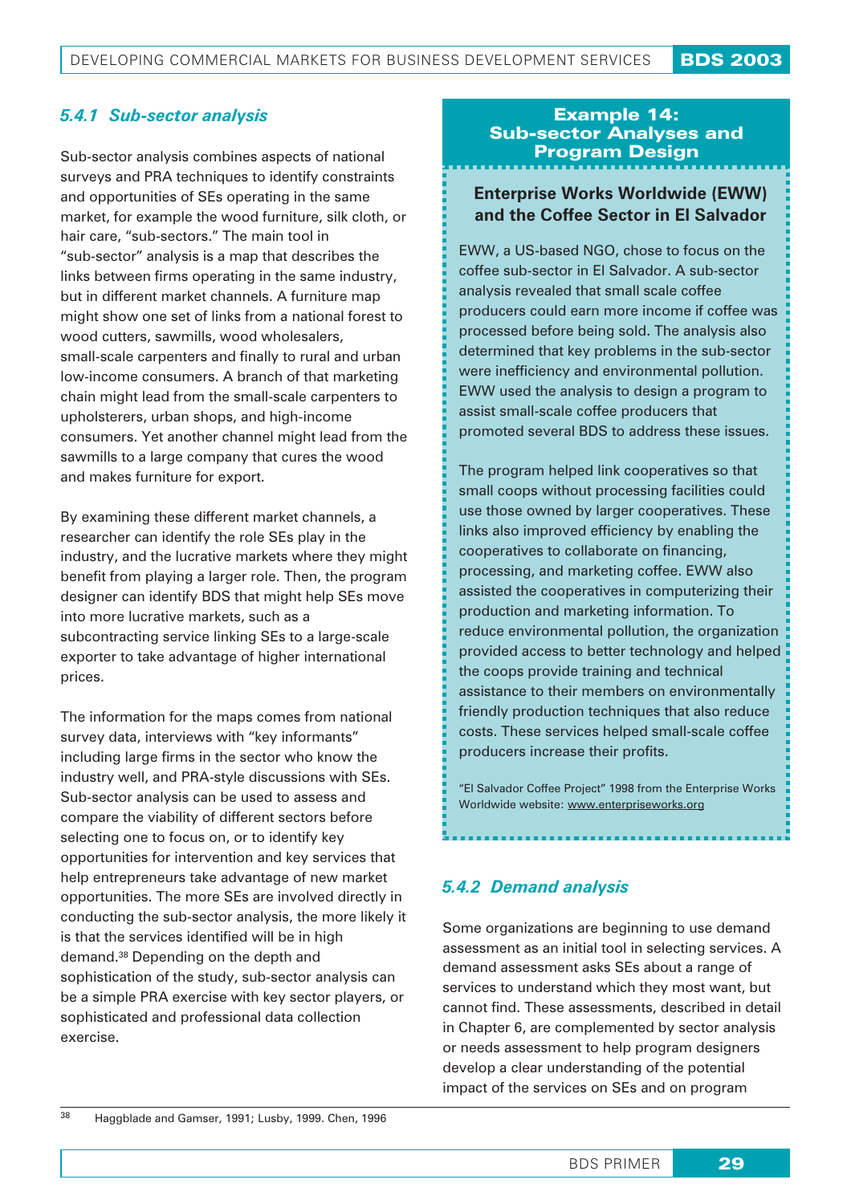### *5.4.1 Sub-sector analysis*

Sub-sector analysis combines aspects of national surveys and PRA techniques to identify constraints and opportunities of SEs operating in the same market, for example the wood furniture, silk cloth, or hair care, "sub-sectors." The main tool in "sub-sector" analysis is a map that describes the links between firms operating in the same industry, but in different market channels. A furniture map might show one set of links from a national forest to wood cutters, sawmills, wood wholesalers, small-scale carpenters and finally to rural and urban low-income consumers. A branch of that marketing chain might lead from the small-scale carpenters to upholsterers, urban shops, and high-income consumers. Yet another channel might lead from the sawmills to a large company that cures the wood and makes furniture for export.

By examining these different market channels, a researcher can identify the role SEs play in the industry, and the lucrative markets where they might benefit from playing a larger role. Then, the program designer can identify BDS that might help SEs move into more lucrative markets, such as a subcontracting service linking SEs to a large-scale exporter to take advantage of higher international prices.

The information for the maps comes from national survey data, interviews with "key informants" including large firms in the sector who know the industry well, and PRA-style discussions with SEs. Sub-sector analysis can be used to assess and compare the viability of different sectors before selecting one to focus on, or to identify key opportunities for intervention and key services that help entrepreneurs take advantage of new market opportunities. The more SEs are involved directly in conducting the sub-sector analysis, the more likely it is that the services identified will be in high demand.[38] Depending on the depth and sophistication of the study, sub-sector analysis can be a simple PRA exercise with key sector players, or sophisticated and professional data collection exercise.

## Example 14: Sub-sector Analyses and Program Design

**Enterprise Works Worldwide (EWW) and the Coffee Sector in El Salvador**

EWW, a US-based NGO, chose to focus on the coffee sub-sector in El Salvador. A sub-sector analysis revealed that small scale coffee producers could earn more income if coffee was processed before being sold. The analysis also determined that key problems in the sub-sector were inefficiency and environmental pollution. EWW used the analysis to design a program to assist small-scale coffee producers that promoted several BDS to address these issues.

The program helped link cooperatives so that small coops without processing facilities could use those owned by larger cooperatives. These links also improved efficiency by enabling the cooperatives to collaborate on financing, processing, and marketing coffee. EWW also assisted the cooperatives in computerizing their production and marketing information. To reduce environmental pollution, the organization provided access to better technology and helped the coops provide training and technical assistance to their members on environmentally friendly production techniques that also reduce costs. These services helped small-scale coffee producers increase their profits.

"El Salvador Coffee Project" 1998 from the Enterprise Works Worldwide website: www.enterpriseworks.org

### *5.4.2 Demand analysis*

Some organizations are beginning to use demand assessment as an initial tool in selecting services. A demand assessment asks SEs about a range of services to understand which they most want, but cannot find. These assessments, described in detail in Chapter 6, are complemented by sector analysis or needs assessment to help program designers develop a clear understanding of the potential impact of the services on SEs and on program

---

[38] Haggblade and Gamser, 1991; Lusby, 1999. Chen, 1996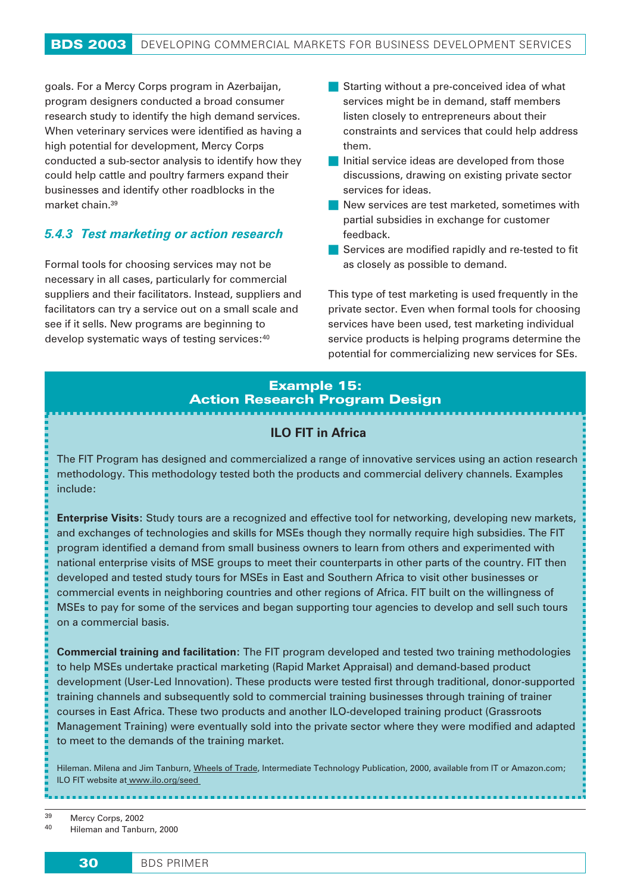goals. For a Mercy Corps program in Azerbaijan, program designers conducted a broad consumer research study to identify the high demand services. When veterinary services were identified as having a high potential for development, Mercy Corps conducted a sub-sector analysis to identify how they could help cattle and poultry farmers expand their businesses and identify other roadblocks in the market chain.[39]

### *5.4.3 Test marketing or action research*

Formal tools for choosing services may not be necessary in all cases, particularly for commercial suppliers and their facilitators. Instead, suppliers and facilitators can try a service out on a small scale and see if it sells. New programs are beginning to develop systematic ways of testing services:[40]

- Starting without a pre-conceived idea of what services might be in demand, staff members listen closely to entrepreneurs about their constraints and services that could help address them.
- Initial service ideas are developed from those discussions, drawing on existing private sector services for ideas.
- New services are test marketed, sometimes with partial subsidies in exchange for customer feedback.
- Services are modified rapidly and re-tested to fit as closely as possible to demand.

This type of test marketing is used frequently in the private sector. Even when formal tools for choosing services have been used, test marketing individual service products is helping programs determine the potential for commercializing new services for SEs.

## Example 15: Action Research Program Design

### ILO FIT in Africa

The FIT Program has designed and commercialized a range of innovative services using an action research methodology. This methodology tested both the products and commercial delivery channels. Examples include:

**Enterprise Visits**: Study tours are a recognized and effective tool for networking, developing new markets, and exchanges of technologies and skills for MSEs though they normally require high subsidies. The FIT program identified a demand from small business owners to learn from others and experimented with national enterprise visits of MSE groups to meet their counterparts in other parts of the country. FIT then developed and tested study tours for MSEs in East and Southern Africa to visit other businesses or commercial events in neighboring countries and other regions of Africa. FIT built on the willingness of MSEs to pay for some of the services and began supporting tour agencies to develop and sell such tours on a commercial basis.

**Commercial training and facilitation**: The FIT program developed and tested two training methodologies to help MSEs undertake practical marketing (Rapid Market Appraisal) and demand-based product development (User-Led Innovation). These products were tested first through traditional, donor-supported training channels and subsequently sold to commercial training businesses through training of trainer courses in East Africa. These two products and another ILO-developed training product (Grassroots Management Training) were eventually sold into the private sector where they were modified and adapted to meet to the demands of the training market.

Hileman. Milena and Jim Tanburn, Wheels of Trade, Intermediate Technology Publication, 2000, available from IT or Amazon.com; ILO FIT website at www.ilo.org/seed

---

[39] Mercy Corps, 2002

[40] Hileman and Tanburn, 2000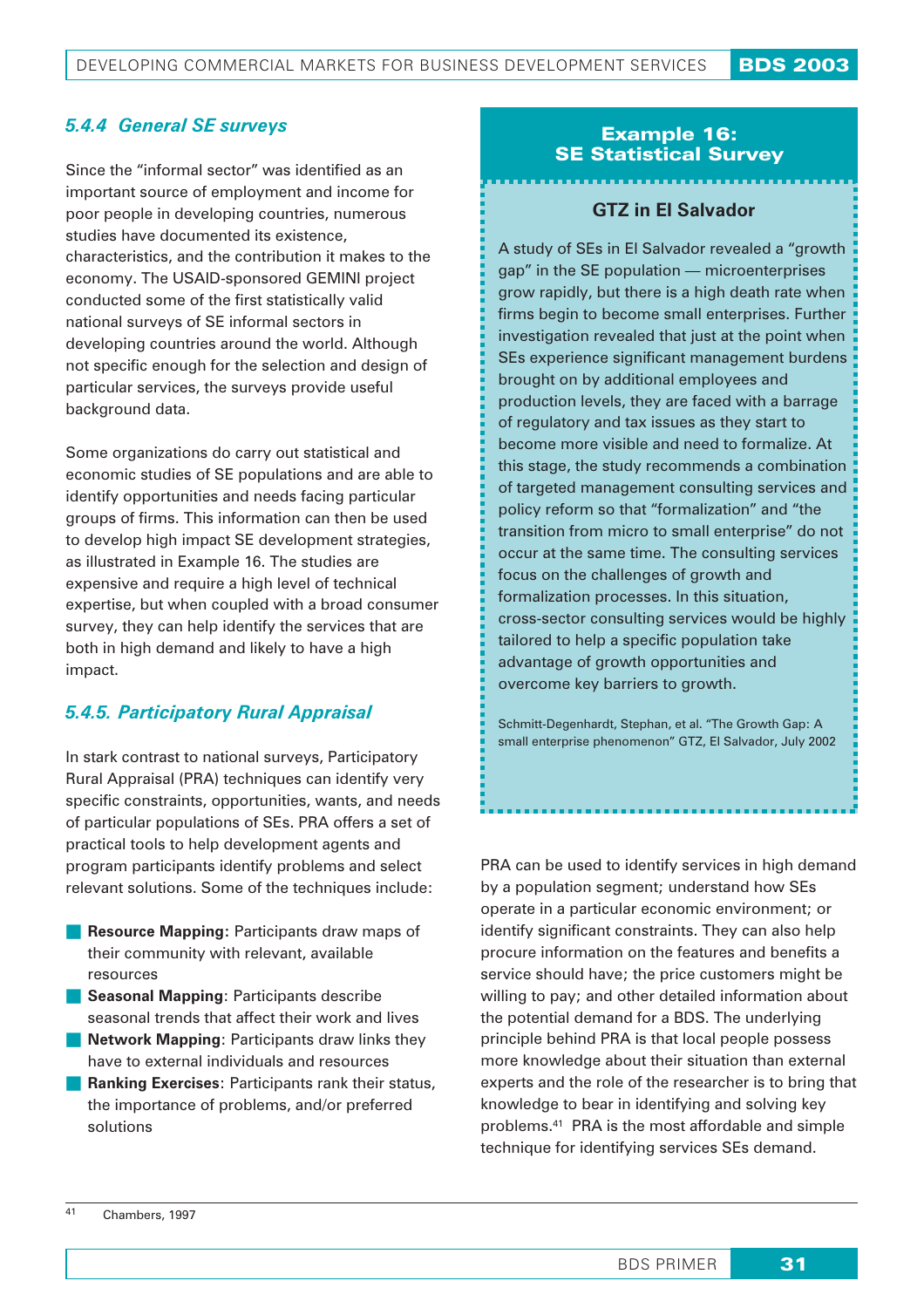### *5.4.4 General SE surveys*

Since the "informal sector" was identified as an important source of employment and income for poor people in developing countries, numerous studies have documented its existence, characteristics, and the contribution it makes to the economy. The USAID-sponsored GEMINI project conducted some of the first statistically valid national surveys of SE informal sectors in developing countries around the world. Although not specific enough for the selection and design of particular services, the surveys provide useful background data.

Some organizations do carry out statistical and economic studies of SE populations and are able to identify opportunities and needs facing particular groups of firms. This information can then be used to develop high impact SE development strategies, as illustrated in Example 16. The studies are expensive and require a high level of technical expertise, but when coupled with a broad consumer survey, they can help identify the services that are both in high demand and likely to have a high impact.

### *5.4.5. Participatory Rural Appraisal*

In stark contrast to national surveys, Participatory Rural Appraisal (PRA) techniques can identify very specific constraints, opportunities, wants, and needs of particular populations of SEs. PRA offers a set of practical tools to help development agents and program participants identify problems and select relevant solutions. Some of the techniques include:

- **Resource Mapping**: Participants draw maps of their community with relevant, available resources
- **Seasonal Mapping**: Participants describe seasonal trends that affect their work and lives
- **Network Mapping**: Participants draw links they have to external individuals and resources
- **Ranking Exercises**: Participants rank their status, the importance of problems, and/or preferred solutions

PRA can be used to identify services in high demand by a population segment; understand how SEs operate in a particular economic environment; or identify significant constraints. They can also help procure information on the features and benefits a service should have; the price customers might be willing to pay; and other detailed information about the potential demand for a BDS. The underlying principle behind PRA is that local people possess more knowledge about their situation than external experts and the role of the researcher is to bring that knowledge to bear in identifying and solving key problems.[41] PRA is the most affordable and simple technique for identifying services SEs demand.

---

## Example 16: SE Statistical Survey

### GTZ in El Salvador

A study of SEs in El Salvador revealed a "growth gap" in the SE population — microenterprises grow rapidly, but there is a high death rate when firms begin to become small enterprises. Further investigation revealed that just at the point when SEs experience significant management burdens brought on by additional employees and production levels, they are faced with a barrage of regulatory and tax issues as they start to become more visible and need to formalize. At this stage, the study recommends a combination of targeted management consulting services and policy reform so that "formalization" and "the transition from micro to small enterprise" do not occur at the same time. The consulting services focus on the challenges of growth and formalization processes. In this situation, cross-sector consulting services would be highly tailored to help a specific population take advantage of growth opportunities and overcome key barriers to growth.

Schmitt-Degenhardt, Stephan, et al. "The Growth Gap: A small enterprise phenomenon" GTZ, El Salvador, July 2002

---

[41] Chambers, 1997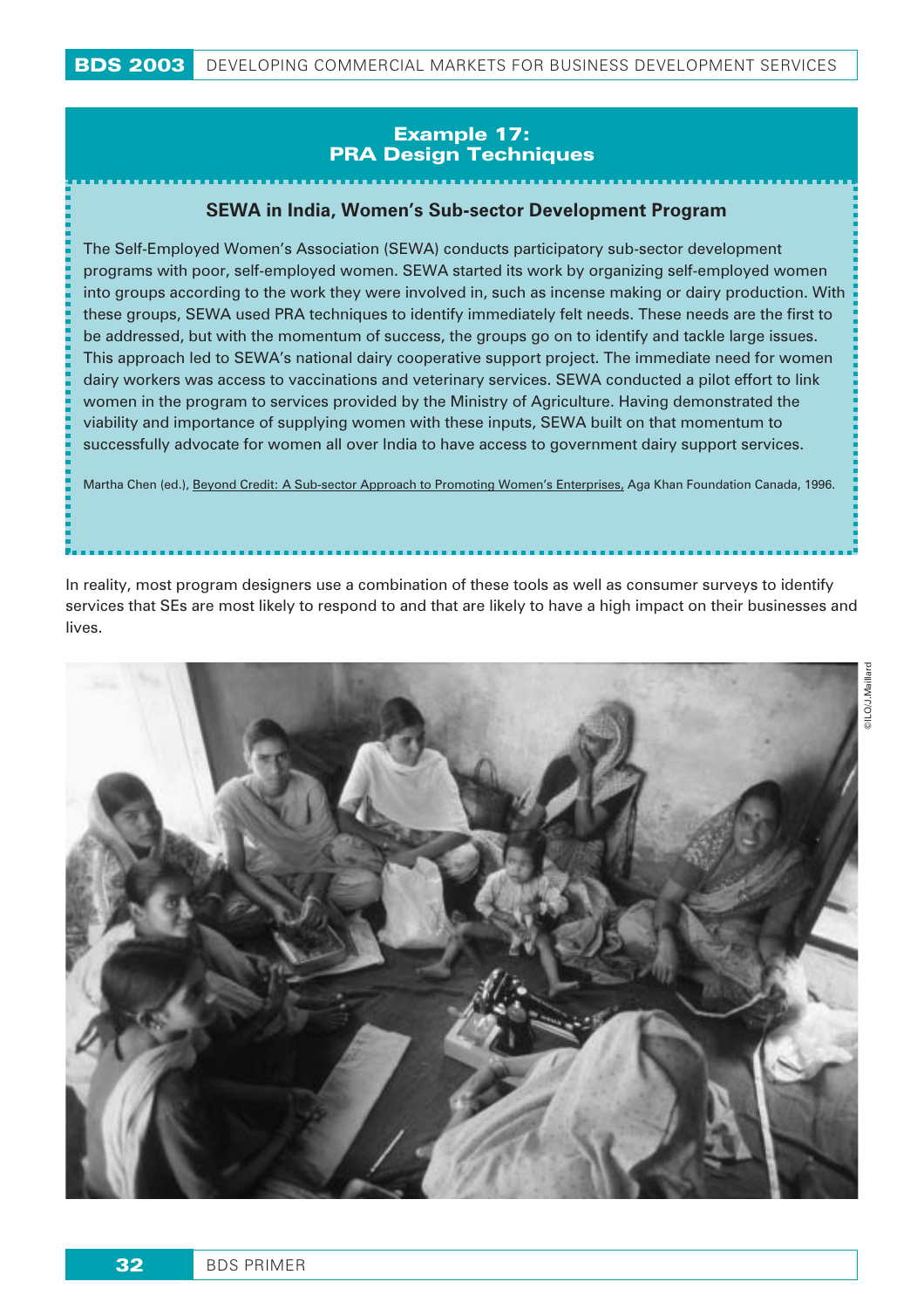## Example 17: PRA Design Techniques

### SEWA in India, Women's Sub-sector Development Program

The Self-Employed Women's Association (SEWA) conducts participatory sub-sector development programs with poor, self-employed women. SEWA started its work by organizing self-employed women into groups according to the work they were involved in, such as incense making or dairy production. With these groups, SEWA used PRA techniques to identify immediately felt needs. These needs are the first to be addressed, but with the momentum of success, the groups go on to identify and tackle large issues. This approach led to SEWA's national dairy cooperative support project. The immediate need for women dairy workers was access to vaccinations and veterinary services. SEWA conducted a pilot effort to link women in the program to services provided by the Ministry of Agriculture. Having demonstrated the viability and importance of supplying women with these inputs, SEWA built on that momentum to successfully advocate for women all over India to have access to government dairy support services.

Martha Chen (ed.), Beyond Credit: A Sub-sector Approach to Promoting Women's Enterprises, Aga Khan Foundation Canada, 1996.

In reality, most program designers use a combination of these tools as well as consumer surveys to identify services that SEs are most likely to respond to and that are likely to have a high impact on their businesses and lives.

©ILO/J.Maillard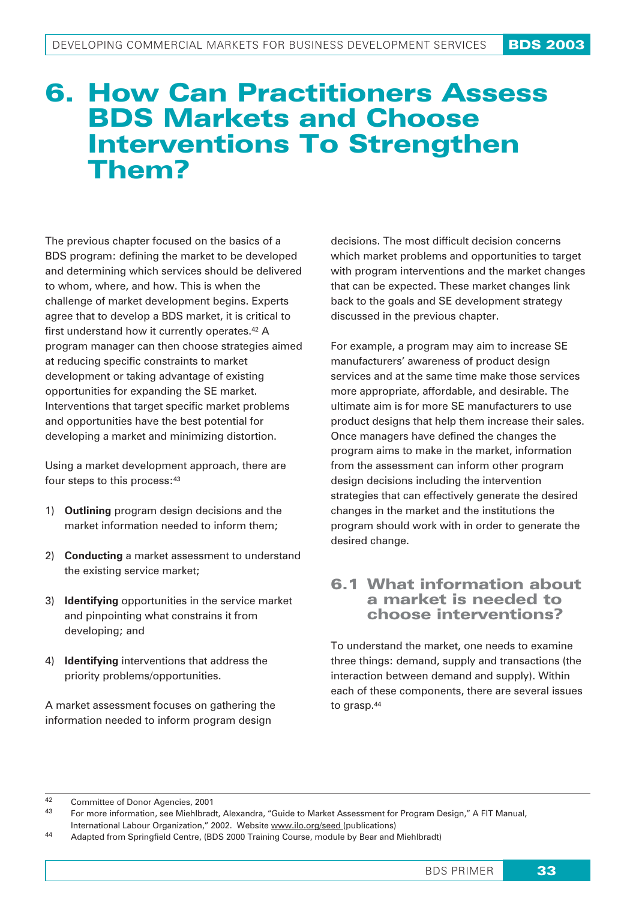# 6. How Can Practitioners Assess BDS Markets and Choose Interventions To Strengthen Them?

The previous chapter focused on the basics of a BDS program: defining the market to be developed and determining which services should be delivered to whom, where, and how. This is when the challenge of market development begins. Experts agree that to develop a BDS market, it is critical to first understand how it currently operates.[42] A program manager can then choose strategies aimed at reducing specific constraints to market development or taking advantage of existing opportunities for expanding the SE market. Interventions that target specific market problems and opportunities have the best potential for developing a market and minimizing distortion.

Using a market development approach, there are four steps to this process:[43]

1) **Outlining** program design decisions and the market information needed to inform them;

2) **Conducting** a market assessment to understand the existing service market;

3) **Identifying** opportunities in the service market and pinpointing what constrains it from developing; and

4) **Identifying** interventions that address the priority problems/opportunities.

A market assessment focuses on gathering the information needed to inform program design decisions. The most difficult decision concerns which market problems and opportunities to target with program interventions and the market changes that can be expected. These market changes link back to the goals and SE development strategy discussed in the previous chapter.

For example, a program may aim to increase SE manufacturers' awareness of product design services and at the same time make those services more appropriate, affordable, and desirable. The ultimate aim is for more SE manufacturers to use product designs that help them increase their sales. Once managers have defined the changes the program aims to make in the market, information from the assessment can inform other program design decisions including the intervention strategies that can effectively generate the desired changes in the market and the institutions the program should work with in order to generate the desired change.

## 6.1 What information about a market is needed to choose interventions?

To understand the market, one needs to examine three things: demand, supply and transactions (the interaction between demand and supply). Within each of these components, there are several issues to grasp.[44]

---

42 Committee of Donor Agencies, 2001

43 For more information, see Miehlbradt, Alexandra, "Guide to Market Assessment for Program Design," A FIT Manual, International Labour Organization," 2002. Website www.ilo.org/seed (publications)

44 Adapted from Springfield Centre, (BDS 2000 Training Course, module by Bear and Miehlbradt)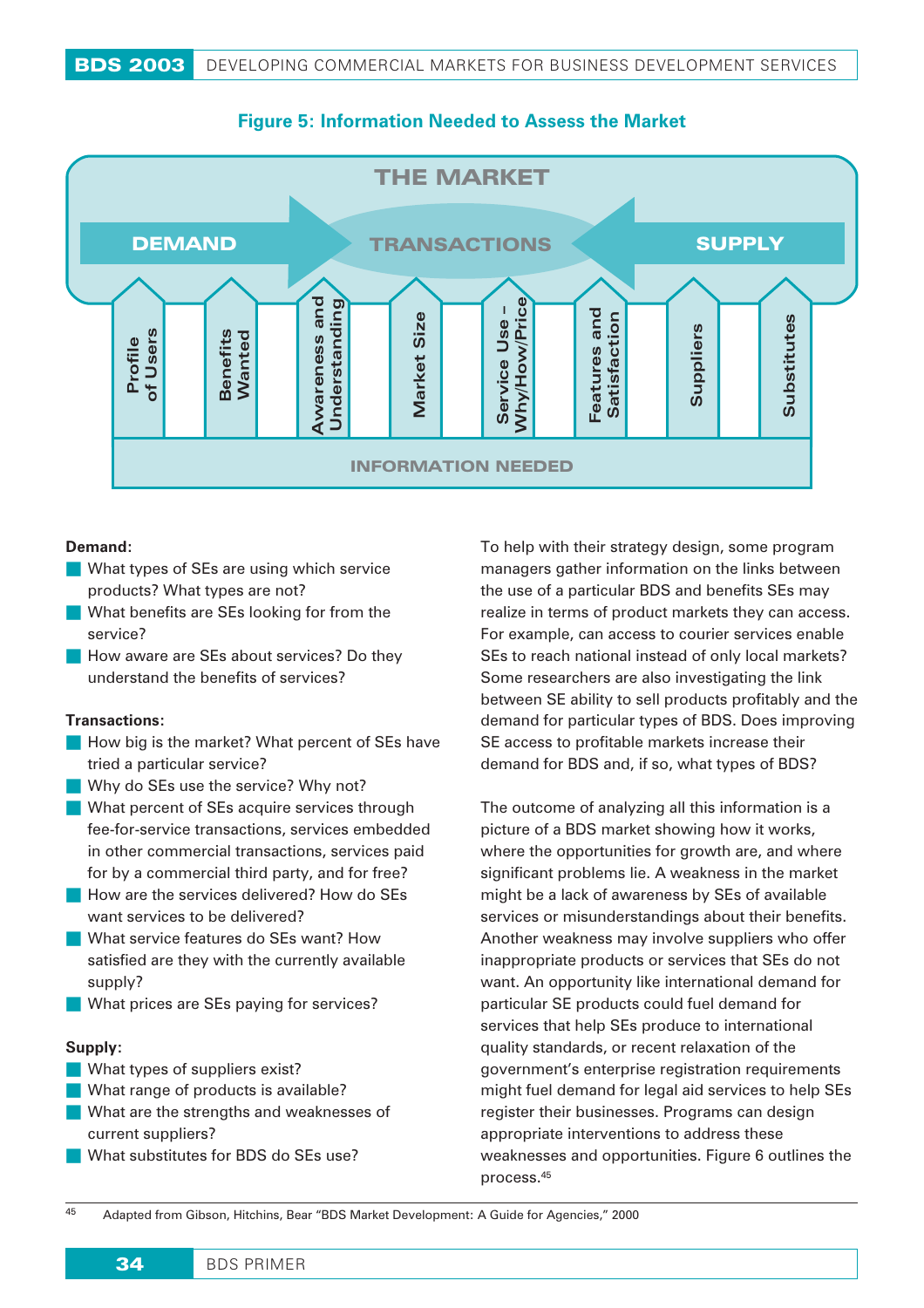**Figure 5: Information Needed to Assess the Market**

THE MARKET

DEMAND → TRANSACTIONS ← SUPPLY

Profile of Users | Benefits Wanted | Awareness and Understanding | Market Size | Service Use – Why/How/Price | Features and Satisfaction | Suppliers | Substitutes

INFORMATION NEEDED

**Demand:**

- What types of SEs are using which service products? What types are not?
- What benefits are SEs looking for from the service?
- How aware are SEs about services? Do they understand the benefits of services?

**Transactions:**

- How big is the market? What percent of SEs have tried a particular service?
- Why do SEs use the service? Why not?
- What percent of SEs acquire services through fee-for-service transactions, services embedded in other commercial transactions, services paid for by a commercial third party, and for free?
- How are the services delivered? How do SEs want services to be delivered?
- What service features do SEs want? How satisfied are they with the currently available supply?
- What prices are SEs paying for services?

**Supply:**

- What types of suppliers exist?
- What range of products is available?
- What are the strengths and weaknesses of current suppliers?
- What substitutes for BDS do SEs use?

To help with their strategy design, some program managers gather information on the links between the use of a particular BDS and benefits SEs may realize in terms of product markets they can access. For example, can access to courier services enable SEs to reach national instead of only local markets? Some researchers are also investigating the link between SE ability to sell products profitably and the demand for particular types of BDS. Does improving SE access to profitable markets increase their demand for BDS and, if so, what types of BDS?

The outcome of analyzing all this information is a picture of a BDS market showing how it works, where the opportunities for growth are, and where significant problems lie. A weakness in the market might be a lack of awareness by SEs of available services or misunderstandings about their benefits. Another weakness may involve suppliers who offer inappropriate products or services that SEs do not want. An opportunity like international demand for particular SE products could fuel demand for services that help SEs produce to international quality standards, or recent relaxation of the government's enterprise registration requirements might fuel demand for legal aid services to help SEs register their businesses. Programs can design appropriate interventions to address these weaknesses and opportunities. Figure 6 outlines the process.[45]

[45] Adapted from Gibson, Hitchins, Bear "BDS Market Development: A Guide for Agencies," 2000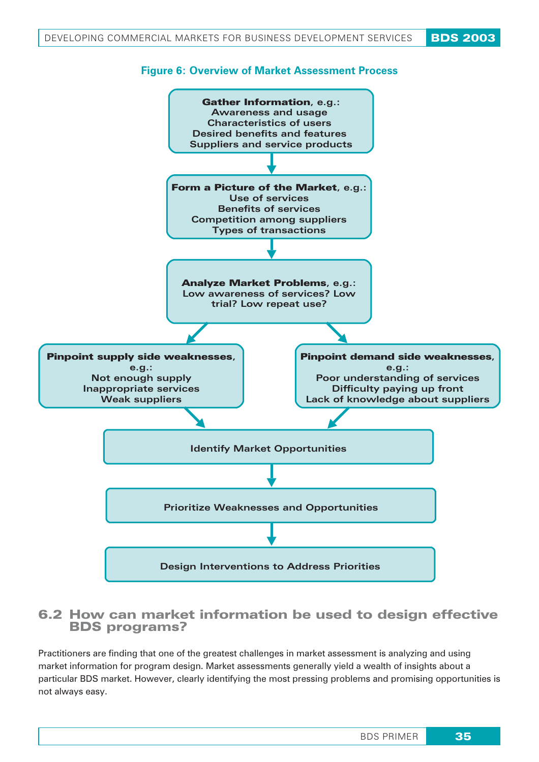**Figure 6: Overview of Market Assessment Process**

**Gather Information**, e.g.:
- Awareness and usage
- Characteristics of users
- Desired benefits and features
- Suppliers and service products

↓

**Form a Picture of the Market**, e.g.:
- Use of services
- Benefits of services
- Competition among suppliers
- Types of transactions

↓

**Analyze Market Problems**, e.g.:
Low awareness of services? Low trial? Low repeat use?

↓

**Pinpoint supply side weaknesses**, e.g.:
- Not enough supply
- Inappropriate services
- Weak suppliers

**Pinpoint demand side weaknesses**, e.g.:
- Poor understanding of services
- Difficulty paying up front
- Lack of knowledge about suppliers

↓

Identify Market Opportunities

↓

Prioritize Weaknesses and Opportunities

↓

Design Interventions to Address Priorities

## 6.2 How can market information be used to design effective BDS programs?

Practitioners are finding that one of the greatest challenges in market assessment is analyzing and using market information for program design. Market assessments generally yield a wealth of insights about a particular BDS market. However, clearly identifying the most pressing problems and promising opportunities is not always easy.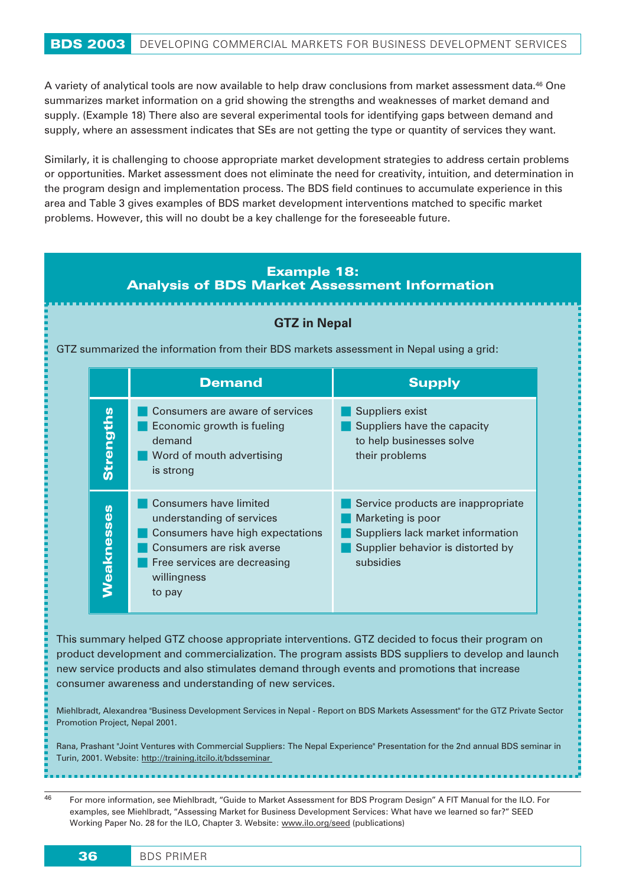A variety of analytical tools are now available to help draw conclusions from market assessment data.[46] One summarizes market information on a grid showing the strengths and weaknesses of market demand and supply. (Example 18) There also are several experimental tools for identifying gaps between demand and supply, where an assessment indicates that SEs are not getting the type or quantity of services they want.

Similarly, it is challenging to choose appropriate market development strategies to address certain problems or opportunities. Market assessment does not eliminate the need for creativity, intuition, and determination in the program design and implementation process. The BDS field continues to accumulate experience in this area and Table 3 gives examples of BDS market development interventions matched to specific market problems. However, this will no doubt be a key challenge for the foreseeable future.

## Example 18: Analysis of BDS Market Assessment Information

### GTZ in Nepal

GTZ summarized the information from their BDS markets assessment in Nepal using a grid:

| | Demand | Supply |
|---|---|---|
| **Strengths** | Consumers are aware of services<br>Economic growth is fueling demand<br>Word of mouth advertising is strong | Suppliers exist<br>Suppliers have the capacity to help businesses solve their problems |
| **Weaknesses** | Consumers have limited understanding of services<br>Consumers have high expectations<br>Consumers are risk averse<br>Free services are decreasing willingness to pay | Service products are inappropriate<br>Marketing is poor<br>Suppliers lack market information<br>Supplier behavior is distorted by subsidies |

This summary helped GTZ choose appropriate interventions. GTZ decided to focus their program on product development and commercialization. The program assists BDS suppliers to develop and launch new service products and also stimulates demand through events and promotions that increase consumer awareness and understanding of new services.

Miehlbradt, Alexandrea "Business Development Services in Nepal - Report on BDS Markets Assessment" for the GTZ Private Sector Promotion Project, Nepal 2001.

Rana, Prashant "Joint Ventures with Commercial Suppliers: The Nepal Experience" Presentation for the 2nd annual BDS seminar in Turin, 2001. Website: http://training.itcilo.it/bdsseminar

---

[46] For more information, see Miehlbradt, "Guide to Market Assessment for BDS Program Design" A FIT Manual for the ILO. For examples, see Miehlbradt, "Assessing Market for Business Development Services: What have we learned so far?" SEED Working Paper No. 28 for the ILO, Chapter 3. Website: www.ilo.org/seed (publications)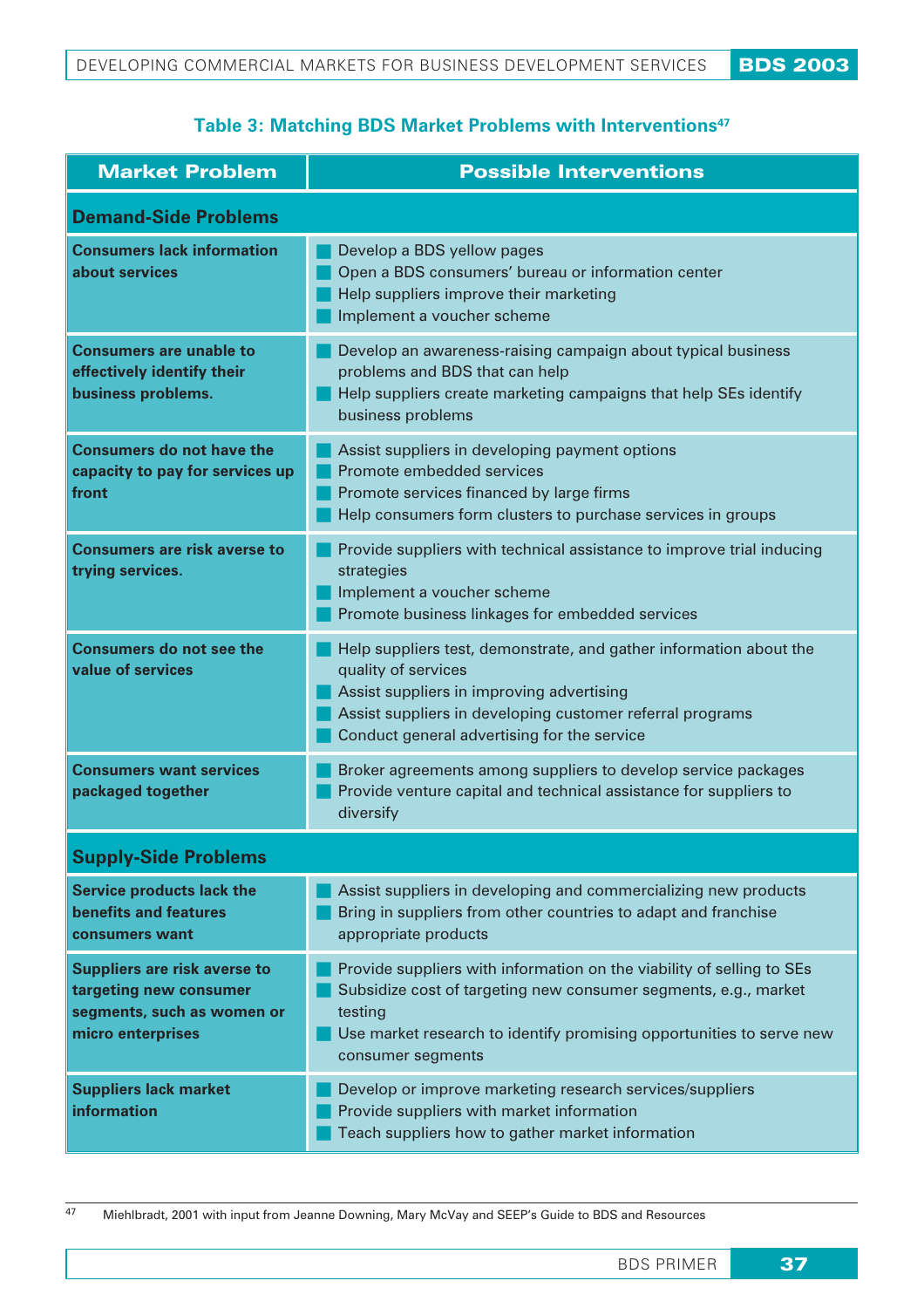### Table 3: Matching BDS Market Problems with Interventions[47]

| Market Problem | Possible Interventions |
|---|---|
| **Demand-Side Problems** | |
| **Consumers lack information about services** | Develop a BDS yellow pages<br>Open a BDS consumers' bureau or information center<br>Help suppliers improve their marketing<br>Implement a voucher scheme |
| **Consumers are unable to effectively identify their business problems.** | Develop an awareness-raising campaign about typical business problems and BDS that can help<br>Help suppliers create marketing campaigns that help SEs identify business problems |
| **Consumers do not have the capacity to pay for services up front** | Assist suppliers in developing payment options<br>Promote embedded services<br>Promote services financed by large firms<br>Help consumers form clusters to purchase services in groups |
| **Consumers are risk averse to trying services.** | Provide suppliers with technical assistance to improve trial inducing strategies<br>Implement a voucher scheme<br>Promote business linkages for embedded services |
| **Consumers do not see the value of services** | Help suppliers test, demonstrate, and gather information about the quality of services<br>Assist suppliers in improving advertising<br>Assist suppliers in developing customer referral programs<br>Conduct general advertising for the service |
| **Consumers want services packaged together** | Broker agreements among suppliers to develop service packages<br>Provide venture capital and technical assistance for suppliers to diversify |
| **Supply-Side Problems** | |
| **Service products lack the benefits and features consumers want** | Assist suppliers in developing and commercializing new products<br>Bring in suppliers from other countries to adapt and franchise appropriate products |
| **Suppliers are risk averse to targeting new consumer segments, such as women or micro enterprises** | Provide suppliers with information on the viability of selling to SEs<br>Subsidize cost of targeting new consumer segments, e.g., market testing<br>Use market research to identify promising opportunities to serve new consumer segments |
| **Suppliers lack market information** | Develop or improve marketing research services/suppliers<br>Provide suppliers with market information<br>Teach suppliers how to gather market information |

[47] Miehlbradt, 2001 with input from Jeanne Downing, Mary McVay and SEEP's Guide to BDS and Resources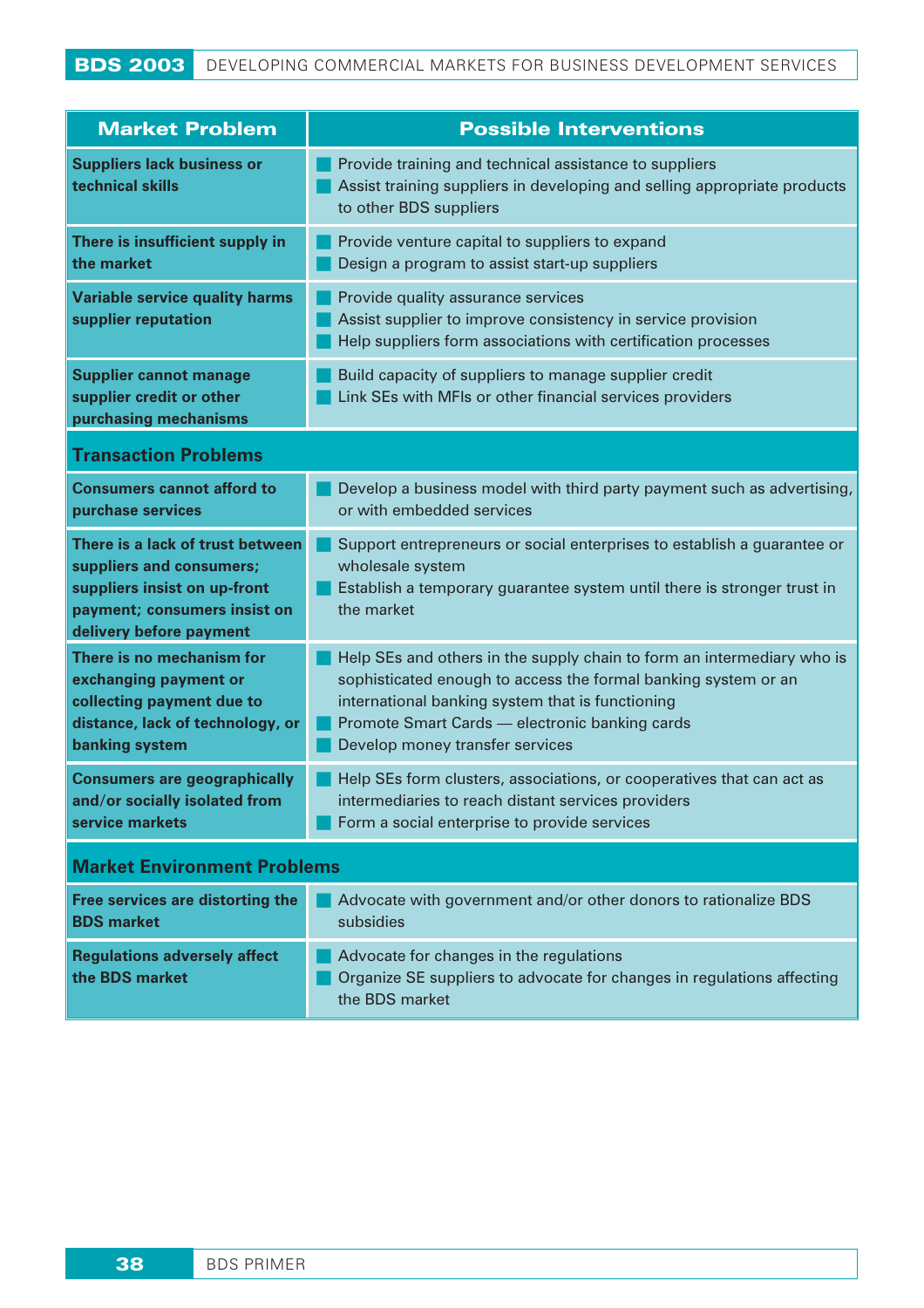| Market Problem | Possible Interventions |
|---|---|
| **Suppliers lack business or technical skills** | Provide training and technical assistance to suppliers<br>Assist training suppliers in developing and selling appropriate products to other BDS suppliers |
| **There is insufficient supply in the market** | Provide venture capital to suppliers to expand<br>Design a program to assist start-up suppliers |
| **Variable service quality harms supplier reputation** | Provide quality assurance services<br>Assist supplier to improve consistency in service provision<br>Help suppliers form associations with certification processes |
| **Supplier cannot manage supplier credit or other purchasing mechanisms** | Build capacity of suppliers to manage supplier credit<br>Link SEs with MFIs or other financial services providers |
| **Transaction Problems** | |
| **Consumers cannot afford to purchase services** | Develop a business model with third party payment such as advertising, or with embedded services |
| **There is a lack of trust between suppliers and consumers; suppliers insist on up-front payment; consumers insist on delivery before payment** | Support entrepreneurs or social enterprises to establish a guarantee or wholesale system<br>Establish a temporary guarantee system until there is stronger trust in the market |
| **There is no mechanism for exchanging payment or collecting payment due to distance, lack of technology, or banking system** | Help SEs and others in the supply chain to form an intermediary who is sophisticated enough to access the formal banking system or an international banking system that is functioning<br>Promote Smart Cards — electronic banking cards<br>Develop money transfer services |
| **Consumers are geographically and/or socially isolated from service markets** | Help SEs form clusters, associations, or cooperatives that can act as intermediaries to reach distant services providers<br>Form a social enterprise to provide services |
| **Market Environment Problems** | |
| **Free services are distorting the BDS market** | Advocate with government and/or other donors to rationalize BDS subsidies |
| **Regulations adversely affect the BDS market** | Advocate for changes in the regulations<br>Organize SE suppliers to advocate for changes in regulations affecting the BDS market |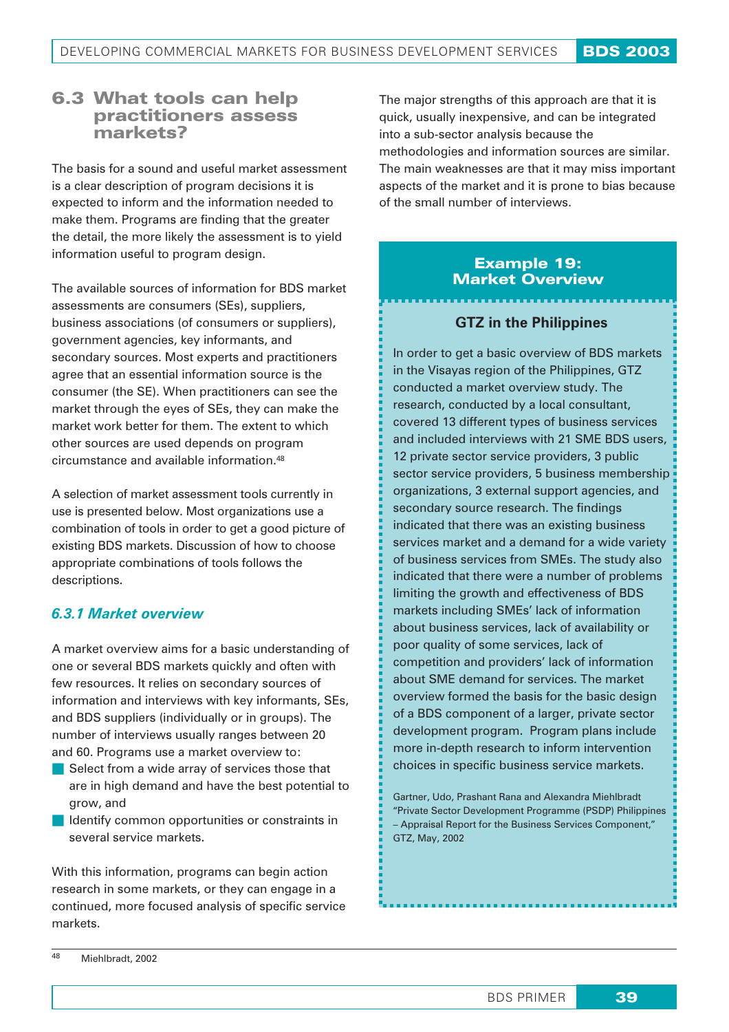## 6.3 What tools can help practitioners assess markets?

The basis for a sound and useful market assessment is a clear description of program decisions it is expected to inform and the information needed to make them. Programs are finding that the greater the detail, the more likely the assessment is to yield information useful to program design.

The available sources of information for BDS market assessments are consumers (SEs), suppliers, business associations (of consumers or suppliers), government agencies, key informants, and secondary sources. Most experts and practitioners agree that an essential information source is the consumer (the SE). When practitioners can see the market through the eyes of SEs, they can make the market work better for them. The extent to which other sources are used depends on program circumstance and available information.[48]

A selection of market assessment tools currently in use is presented below. Most organizations use a combination of tools in order to get a good picture of existing BDS markets. Discussion of how to choose appropriate combinations of tools follows the descriptions.

### *6.3.1 Market overview*

A market overview aims for a basic understanding of one or several BDS markets quickly and often with few resources. It relies on secondary sources of information and interviews with key informants, SEs, and BDS suppliers (individually or in groups). The number of interviews usually ranges between 20 and 60. Programs use a market overview to:

- Select from a wide array of services those that are in high demand and have the best potential to grow, and
- Identify common opportunities or constraints in several service markets.

With this information, programs can begin action research in some markets, or they can engage in a continued, more focused analysis of specific service markets.

The major strengths of this approach are that it is quick, usually inexpensive, and can be integrated into a sub-sector analysis because the methodologies and information sources are similar. The main weaknesses are that it may miss important aspects of the market and it is prone to bias because of the small number of interviews.

> **Example 19: Market Overview**
>
> **GTZ in the Philippines**
>
> In order to get a basic overview of BDS markets in the Visayas region of the Philippines, GTZ conducted a market overview study. The research, conducted by a local consultant, covered 13 different types of business services and included interviews with 21 SME BDS users, 12 private sector service providers, 3 public sector service providers, 5 business membership organizations, 3 external support agencies, and secondary source research. The findings indicated that there was an existing business services market and a demand for a wide variety of business services from SMEs. The study also indicated that there were a number of problems limiting the growth and effectiveness of BDS markets including SMEs' lack of information about business services, lack of availability or poor quality of some services, lack of competition and providers' lack of information about SME demand for services. The market overview formed the basis for the basic design of a BDS component of a larger, private sector development program. Program plans include more in-depth research to inform intervention choices in specific business service markets.
>
> Gartner, Udo, Prashant Rana and Alexandra Miehlbradt "Private Sector Development Programme (PSDP) Philippines – Appraisal Report for the Business Services Component," GTZ, May, 2002

---

[48] Miehlbradt, 2002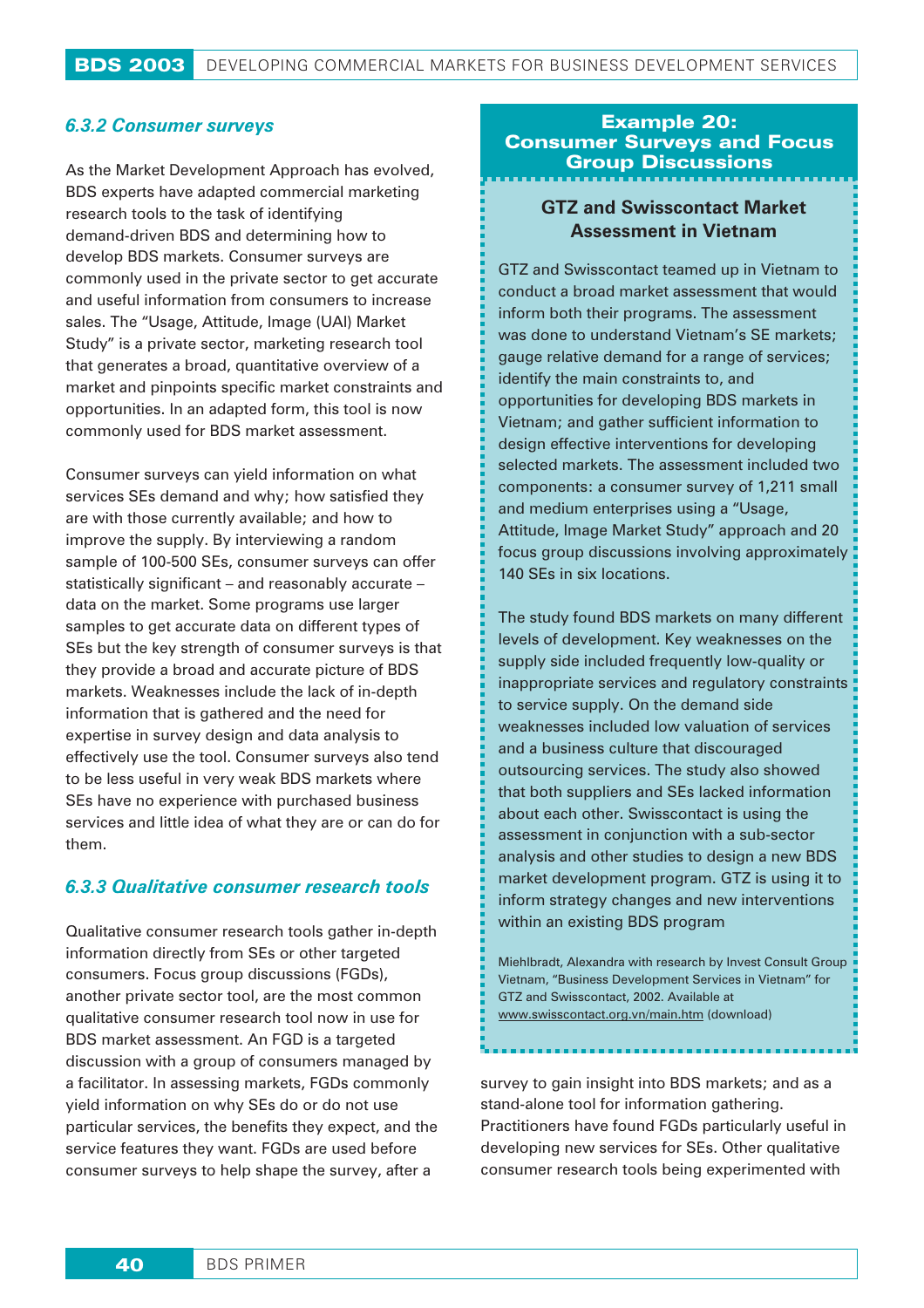### *6.3.2 Consumer surveys*

As the Market Development Approach has evolved, BDS experts have adapted commercial marketing research tools to the task of identifying demand-driven BDS and determining how to develop BDS markets. Consumer surveys are commonly used in the private sector to get accurate and useful information from consumers to increase sales. The "Usage, Attitude, Image (UAI) Market Study" is a private sector, marketing research tool that generates a broad, quantitative overview of a market and pinpoints specific market constraints and opportunities. In an adapted form, this tool is now commonly used for BDS market assessment.

Consumer surveys can yield information on what services SEs demand and why; how satisfied they are with those currently available; and how to improve the supply. By interviewing a random sample of 100-500 SEs, consumer surveys can offer statistically significant – and reasonably accurate – data on the market. Some programs use larger samples to get accurate data on different types of SEs but the key strength of consumer surveys is that they provide a broad and accurate picture of BDS markets. Weaknesses include the lack of in-depth information that is gathered and the need for expertise in survey design and data analysis to effectively use the tool. Consumer surveys also tend to be less useful in very weak BDS markets where SEs have no experience with purchased business services and little idea of what they are or can do for them.

### *6.3.3 Qualitative consumer research tools*

Qualitative consumer research tools gather in-depth information directly from SEs or other targeted consumers. Focus group discussions (FGDs), another private sector tool, are the most common qualitative consumer research tool now in use for BDS market assessment. An FGD is a targeted discussion with a group of consumers managed by a facilitator. In assessing markets, FGDs commonly yield information on why SEs do or do not use particular services, the benefits they expect, and the service features they want. FGDs are used before consumer surveys to help shape the survey, after a survey to gain insight into BDS markets; and as a stand-alone tool for information gathering. Practitioners have found FGDs particularly useful in developing new services for SEs. Other qualitative consumer research tools being experimented with

---

**Example 20: Consumer Surveys and Focus Group Discussions**

**GTZ and Swisscontact Market Assessment in Vietnam**

GTZ and Swisscontact teamed up in Vietnam to conduct a broad market assessment that would inform both their programs. The assessment was done to understand Vietnam's SE markets; gauge relative demand for a range of services; identify the main constraints to, and opportunities for developing BDS markets in Vietnam; and gather sufficient information to design effective interventions for developing selected markets. The assessment included two components: a consumer survey of 1,211 small and medium enterprises using a "Usage, Attitude, Image Market Study" approach and 20 focus group discussions involving approximately 140 SEs in six locations.

The study found BDS markets on many different levels of development. Key weaknesses on the supply side included frequently low-quality or inappropriate services and regulatory constraints to service supply. On the demand side weaknesses included low valuation of services and a business culture that discouraged outsourcing services. The study also showed that both suppliers and SEs lacked information about each other. Swisscontact is using the assessment in conjunction with a sub-sector analysis and other studies to design a new BDS market development program. GTZ is using it to inform strategy changes and new interventions within an existing BDS program

Miehlbradt, Alexandra with research by Invest Consult Group Vietnam, "Business Development Services in Vietnam" for GTZ and Swisscontact, 2002. Available at www.swisscontact.org.vn/main.htm (download)

---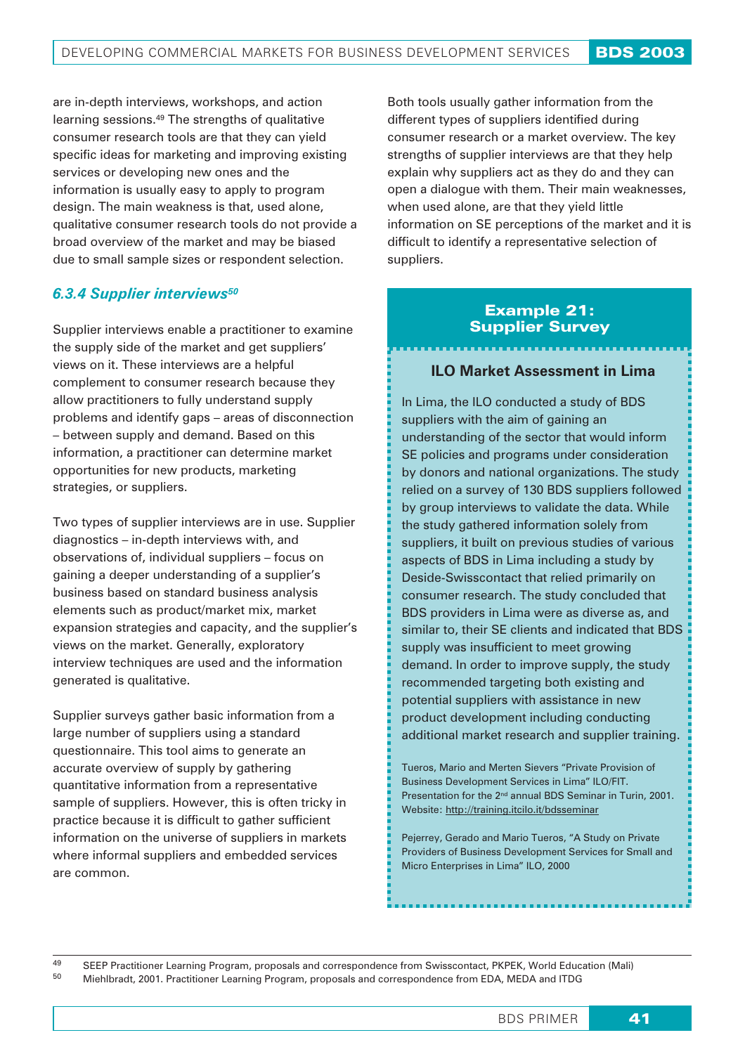are in-depth interviews, workshops, and action learning sessions.[49] The strengths of qualitative consumer research tools are that they can yield specific ideas for marketing and improving existing services or developing new ones and the information is usually easy to apply to program design. The main weakness is that, used alone, qualitative consumer research tools do not provide a broad overview of the market and may be biased due to small sample sizes or respondent selection.

### *6.3.4 Supplier interviews*[50]

Supplier interviews enable a practitioner to examine the supply side of the market and get suppliers' views on it. These interviews are a helpful complement to consumer research because they allow practitioners to fully understand supply problems and identify gaps – areas of disconnection – between supply and demand. Based on this information, a practitioner can determine market opportunities for new products, marketing strategies, or suppliers.

Two types of supplier interviews are in use. Supplier diagnostics – in-depth interviews with, and observations of, individual suppliers – focus on gaining a deeper understanding of a supplier's business based on standard business analysis elements such as product/market mix, market expansion strategies and capacity, and the supplier's views on the market. Generally, exploratory interview techniques are used and the information generated is qualitative.

Supplier surveys gather basic information from a large number of suppliers using a standard questionnaire. This tool aims to generate an accurate overview of supply by gathering quantitative information from a representative sample of suppliers. However, this is often tricky in practice because it is difficult to gather sufficient information on the universe of suppliers in markets where informal suppliers and embedded services are common.

Both tools usually gather information from the different types of suppliers identified during consumer research or a market overview. The key strengths of supplier interviews are that they help explain why suppliers act as they do and they can open a dialogue with them. Their main weaknesses, when used alone, are that they yield little information on SE perceptions of the market and it is difficult to identify a representative selection of suppliers.

**Example 21: Supplier Survey**

**ILO Market Assessment in Lima**

In Lima, the ILO conducted a study of BDS suppliers with the aim of gaining an understanding of the sector that would inform SE policies and programs under consideration by donors and national organizations. The study relied on a survey of 130 BDS suppliers followed by group interviews to validate the data. While the study gathered information solely from suppliers, it built on previous studies of various aspects of BDS in Lima including a study by Deside-Swisscontact that relied primarily on consumer research. The study concluded that BDS providers in Lima were as diverse as, and similar to, their SE clients and indicated that BDS supply was insufficient to meet growing demand. In order to improve supply, the study recommended targeting both existing and potential suppliers with assistance in new product development including conducting additional market research and supplier training.

Tueros, Mario and Merten Sievers "Private Provision of Business Development Services in Lima" ILO/FIT. Presentation for the 2nd annual BDS Seminar in Turin, 2001. Website: http://training.itcilo.it/bdsseminar

Pejerrey, Gerado and Mario Tueros, "A Study on Private Providers of Business Development Services for Small and Micro Enterprises in Lima" ILO, 2000

---

[49] SEEP Practitioner Learning Program, proposals and correspondence from Swisscontact, PKPEK, World Education (Mali)

[50] Miehlbradt, 2001. Practitioner Learning Program, proposals and correspondence from EDA, MEDA and ITDG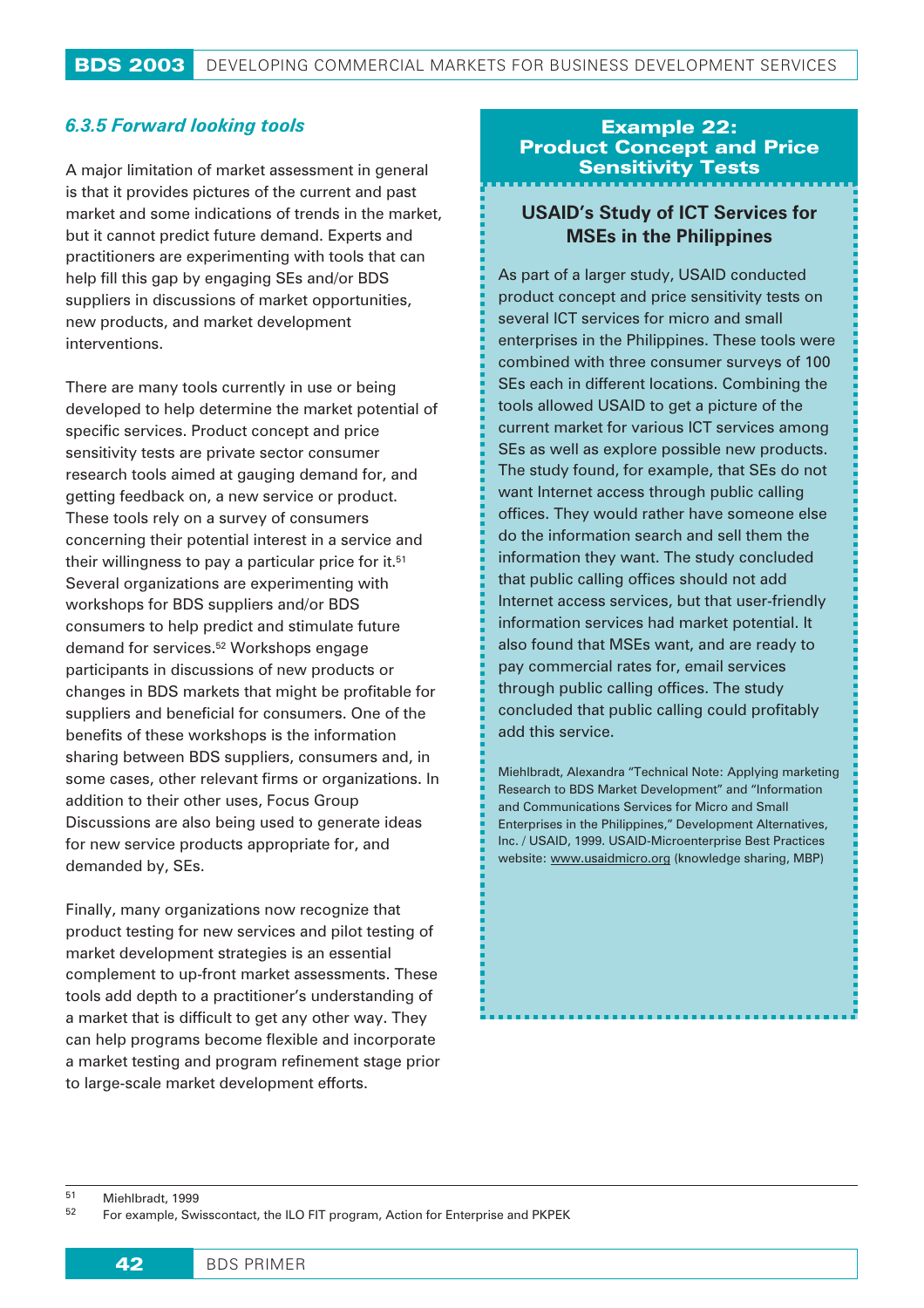### *6.3.5 Forward looking tools*

A major limitation of market assessment in general is that it provides pictures of the current and past market and some indications of trends in the market, but it cannot predict future demand. Experts and practitioners are experimenting with tools that can help fill this gap by engaging SEs and/or BDS suppliers in discussions of market opportunities, new products, and market development interventions.

There are many tools currently in use or being developed to help determine the market potential of specific services. Product concept and price sensitivity tests are private sector consumer research tools aimed at gauging demand for, and getting feedback on, a new service or product. These tools rely on a survey of consumers concerning their potential interest in a service and their willingness to pay a particular price for it.[51] Several organizations are experimenting with workshops for BDS suppliers and/or BDS consumers to help predict and stimulate future demand for services.[52] Workshops engage participants in discussions of new products or changes in BDS markets that might be profitable for suppliers and beneficial for consumers. One of the benefits of these workshops is the information sharing between BDS suppliers, consumers and, in some cases, other relevant firms or organizations. In addition to their other uses, Focus Group Discussions are also being used to generate ideas for new service products appropriate for, and demanded by, SEs.

Finally, many organizations now recognize that product testing for new services and pilot testing of market development strategies is an essential complement to up-front market assessments. These tools add depth to a practitioner's understanding of a market that is difficult to get any other way. They can help programs become flexible and incorporate a market testing and program refinement stage prior to large-scale market development efforts.

**Example 22: Product Concept and Price Sensitivity Tests**

**USAID's Study of ICT Services for MSEs in the Philippines**

As part of a larger study, USAID conducted product concept and price sensitivity tests on several ICT services for micro and small enterprises in the Philippines. These tools were combined with three consumer surveys of 100 SEs each in different locations. Combining the tools allowed USAID to get a picture of the current market for various ICT services among SEs as well as explore possible new products. The study found, for example, that SEs do not want Internet access through public calling offices. They would rather have someone else do the information search and sell them the information they want. The study concluded that public calling offices should not add Internet access services, but that user-friendly information services had market potential. It also found that MSEs want, and are ready to pay commercial rates for, email services through public calling offices. The study concluded that public calling could profitably add this service.

Miehlbradt, Alexandra "Technical Note: Applying marketing Research to BDS Market Development" and "Information and Communications Services for Micro and Small Enterprises in the Philippines," Development Alternatives, Inc. / USAID, 1999. USAID-Microenterprise Best Practices website: www.usaidmicro.org (knowledge sharing, MBP)

---

[51] Miehlbradt, 1999

[52] For example, Swisscontact, the ILO FIT program, Action for Enterprise and PKPEK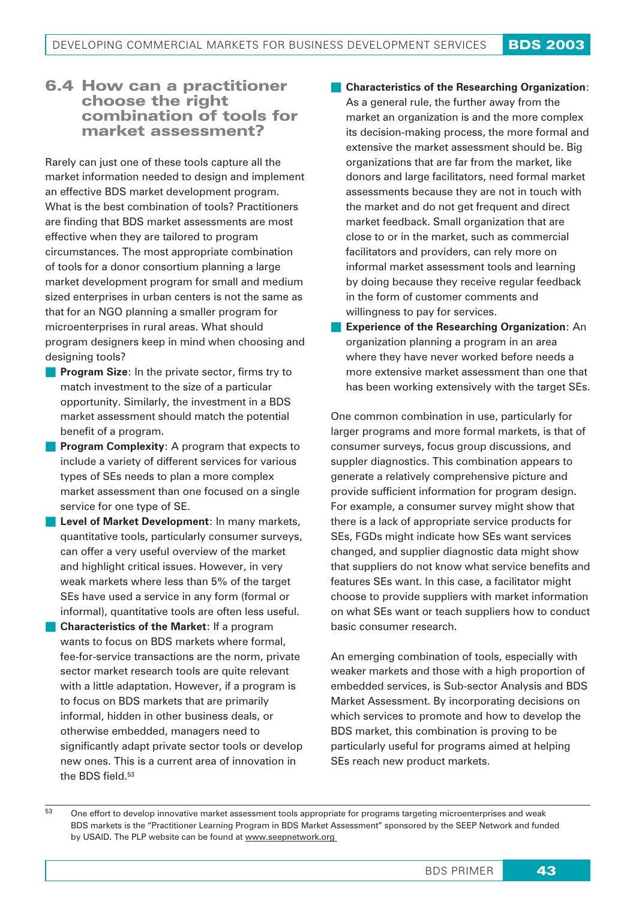## 6.4 How can a practitioner choose the right combination of tools for market assessment?

Rarely can just one of these tools capture all the market information needed to design and implement an effective BDS market development program. What is the best combination of tools? Practitioners are finding that BDS market assessments are most effective when they are tailored to program circumstances. The most appropriate combination of tools for a donor consortium planning a large market development program for small and medium sized enterprises in urban centers is not the same as that for an NGO planning a smaller program for microenterprises in rural areas. What should program designers keep in mind when choosing and designing tools?

- **Program Size**: In the private sector, firms try to match investment to the size of a particular opportunity. Similarly, the investment in a BDS market assessment should match the potential benefit of a program.
- **Program Complexity**: A program that expects to include a variety of different services for various types of SEs needs to plan a more complex market assessment than one focused on a single service for one type of SE.
- **Level of Market Development**: In many markets, quantitative tools, particularly consumer surveys, can offer a very useful overview of the market and highlight critical issues. However, in very weak markets where less than 5% of the target SEs have used a service in any form (formal or informal), quantitative tools are often less useful.
- **Characteristics of the Market**: If a program wants to focus on BDS markets where formal, fee-for-service transactions are the norm, private sector market research tools are quite relevant with a little adaptation. However, if a program is to focus on BDS markets that are primarily informal, hidden in other business deals, or otherwise embedded, managers need to significantly adapt private sector tools or develop new ones. This is a current area of innovation in the BDS field.[53]
- **Characteristics of the Researching Organization**: As a general rule, the further away from the market an organization is and the more complex its decision-making process, the more formal and extensive the market assessment should be. Big organizations that are far from the market, like donors and large facilitators, need formal market assessments because they are not in touch with the market and do not get frequent and direct market feedback. Small organization that are close to or in the market, such as commercial facilitators and providers, can rely more on informal market assessment tools and learning by doing because they receive regular feedback in the form of customer comments and willingness to pay for services.
- **Experience of the Researching Organization**: An organization planning a program in an area where they have never worked before needs a more extensive market assessment than one that has been working extensively with the target SEs.

One common combination in use, particularly for larger programs and more formal markets, is that of consumer surveys, focus group discussions, and suppler diagnostics. This combination appears to generate a relatively comprehensive picture and provide sufficient information for program design. For example, a consumer survey might show that there is a lack of appropriate service products for SEs, FGDs might indicate how SEs want services changed, and supplier diagnostic data might show that suppliers do not know what service benefits and features SEs want. In this case, a facilitator might choose to provide suppliers with market information on what SEs want or teach suppliers how to conduct basic consumer research.

An emerging combination of tools, especially with weaker markets and those with a high proportion of embedded services, is Sub-sector Analysis and BDS Market Assessment. By incorporating decisions on which services to promote and how to develop the BDS market, this combination is proving to be particularly useful for programs aimed at helping SEs reach new product markets.

---

[53] One effort to develop innovative market assessment tools appropriate for programs targeting microenterprises and weak BDS markets is the "Practitioner Learning Program in BDS Market Assessment" sponsored by the SEEP Network and funded by USAID. The PLP website can be found at www.seepnetwork.org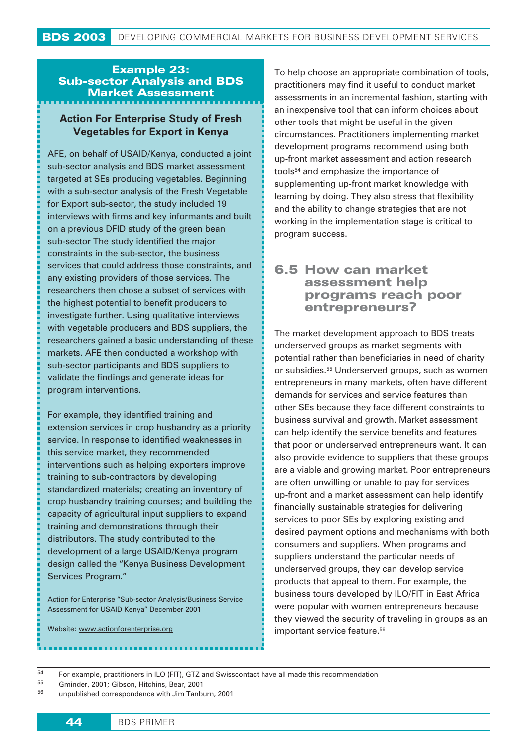**Example 23: Sub-sector Analysis and BDS Market Assessment**

**Action For Enterprise Study of Fresh Vegetables for Export in Kenya**

AFE, on behalf of USAID/Kenya, conducted a joint sub-sector analysis and BDS market assessment targeted at SEs producing vegetables. Beginning with a sub-sector analysis of the Fresh Vegetable for Export sub-sector, the study included 19 interviews with firms and key informants and built on a previous DFID study of the green bean sub-sector The study identified the major constraints in the sub-sector, the business services that could address those constraints, and any existing providers of those services. The researchers then chose a subset of services with the highest potential to benefit producers to investigate further. Using qualitative interviews with vegetable producers and BDS suppliers, the researchers gained a basic understanding of these markets. AFE then conducted a workshop with sub-sector participants and BDS suppliers to validate the findings and generate ideas for program interventions.

For example, they identified training and extension services in crop husbandry as a priority service. In response to identified weaknesses in this service market, they recommended interventions such as helping exporters improve training to sub-contractors by developing standardized materials; creating an inventory of crop husbandry training courses; and building the capacity of agricultural input suppliers to expand training and demonstrations through their distributors. The study contributed to the development of a large USAID/Kenya program design called the "Kenya Business Development Services Program."

Action for Enterprise "Sub-sector Analysis/Business Service Assessment for USAID Kenya" December 2001

Website: www.actionforenterprise.org

To help choose an appropriate combination of tools, practitioners may find it useful to conduct market assessments in an incremental fashion, starting with an inexpensive tool that can inform choices about other tools that might be useful in the given circumstances. Practitioners implementing market development programs recommend using both up-front market assessment and action research tools[54] and emphasize the importance of supplementing up-front market knowledge with learning by doing. They also stress that flexibility and the ability to change strategies that are not working in the implementation stage is critical to program success.

## 6.5 How can market assessment help programs reach poor entrepreneurs?

The market development approach to BDS treats underserved groups as market segments with potential rather than beneficiaries in need of charity or subsidies.[55] Underserved groups, such as women entrepreneurs in many markets, often have different demands for services and service features than other SEs because they face different constraints to business survival and growth. Market assessment can help identify the service benefits and features that poor or underserved entrepreneurs want. It can also provide evidence to suppliers that these groups are a viable and growing market. Poor entrepreneurs are often unwilling or unable to pay for services up-front and a market assessment can help identify financially sustainable strategies for delivering services to poor SEs by exploring existing and desired payment options and mechanisms with both consumers and suppliers. When programs and suppliers understand the particular needs of underserved groups, they can develop service products that appeal to them. For example, the business tours developed by ILO/FIT in East Africa were popular with women entrepreneurs because they viewed the security of traveling in groups as an important service feature.[56]

---

[54] For example, practitioners in ILO (FIT), GTZ and Swisscontact have all made this recommendation

[55] Gminder, 2001; Gibson, Hitchins, Bear, 2001

[56] unpublished correspondence with Jim Tanburn, 2001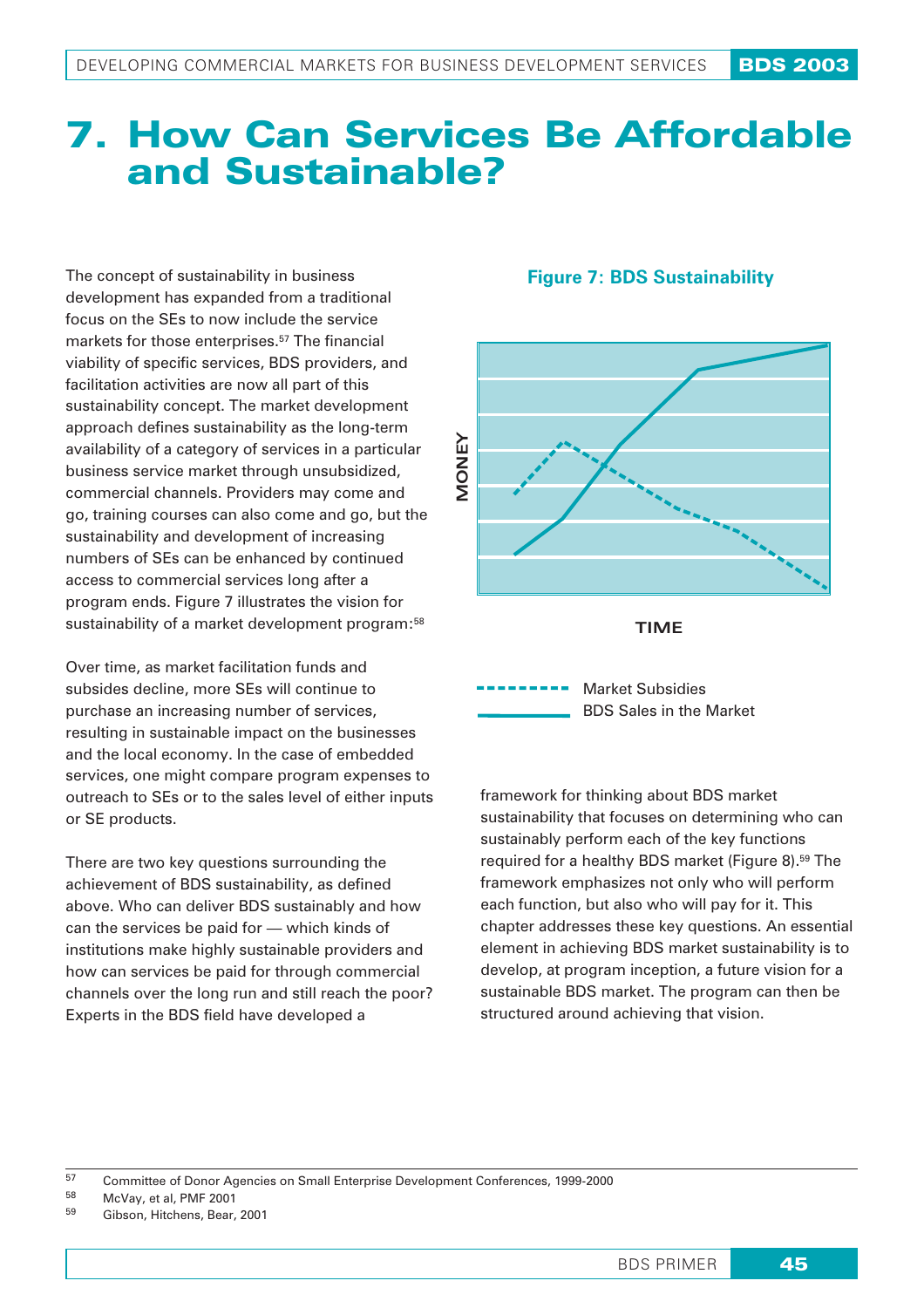# 7. How Can Services Be Affordable and Sustainable?

The concept of sustainability in business development has expanded from a traditional focus on the SEs to now include the service markets for those enterprises.[57] The financial viability of specific services, BDS providers, and facilitation activities are now all part of this sustainability concept. The market development approach defines sustainability as the long-term availability of a category of services in a particular business service market through unsubsidized, commercial channels. Providers may come and go, training courses can also come and go, but the sustainability and development of increasing numbers of SEs can be enhanced by continued access to commercial services long after a program ends. Figure 7 illustrates the vision for sustainability of a market development program:[58]

**Figure 7: BDS Sustainability**

MONEY

TIME

Market Subsidies
BDS Sales in the Market

Over time, as market facilitation funds and subsides decline, more SEs will continue to purchase an increasing number of services, resulting in sustainable impact on the businesses and the local economy. In the case of embedded services, one might compare program expenses to outreach to SEs or to the sales level of either inputs or SE products.

There are two key questions surrounding the achievement of BDS sustainability, as defined above. Who can deliver BDS sustainably and how can the services be paid for — which kinds of institutions make highly sustainable providers and how can services be paid for through commercial channels over the long run and still reach the poor? Experts in the BDS field have developed a framework for thinking about BDS market sustainability that focuses on determining who can sustainably perform each of the key functions required for a healthy BDS market (Figure 8).[59] The framework emphasizes not only who will perform each function, but also who will pay for it. This chapter addresses these key questions. An essential element in achieving BDS market sustainability is to develop, at program inception, a future vision for a sustainable BDS market. The program can then be structured around achieving that vision.

---

57 Committee of Donor Agencies on Small Enterprise Development Conferences, 1999-2000

58 McVay, et al, PMF 2001

59 Gibson, Hitchens, Bear, 2001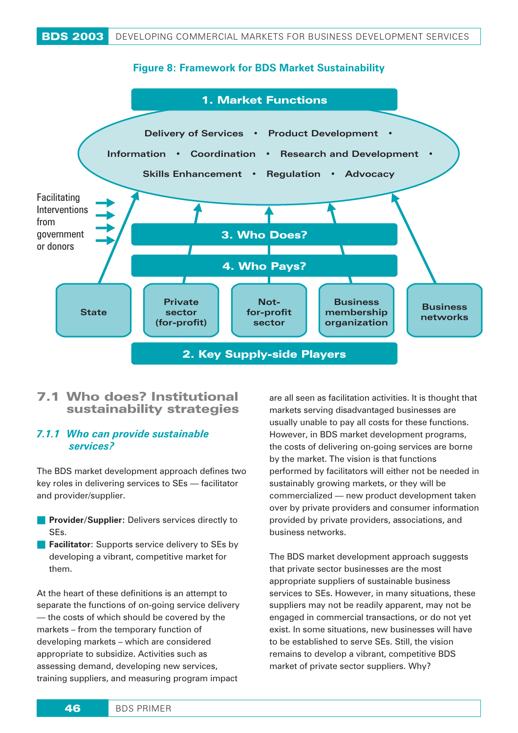**Figure 8: Framework for BDS Market Sustainability**

**1. Market Functions**

Delivery of Services • Product Development • Information • Coordination • Research and Development • Skills Enhancement • Regulation • Advocacy

Facilitating Interventions from government or donors

**3. Who Does?**

**4. Who Pays?**

State | Private sector (for-profit) | Not-for-profit sector | Business membership organization | Business networks

**2. Key Supply-side Players**

## 7.1 Who does? Institutional sustainability strategies

### *7.1.1 Who can provide sustainable services?*

The BDS market development approach defines two key roles in delivering services to SEs — facilitator and provider/supplier.

- **Provider/Supplier**: Delivers services directly to SEs.
- **Facilitator**: Supports service delivery to SEs by developing a vibrant, competitive market for them.

At the heart of these definitions is an attempt to separate the functions of on-going service delivery — the costs of which should be covered by the markets – from the temporary function of developing markets – which are considered appropriate to subsidize. Activities such as assessing demand, developing new services, training suppliers, and measuring program impact are all seen as facilitation activities. It is thought that markets serving disadvantaged businesses are usually unable to pay all costs for these functions. However, in BDS market development programs, the costs of delivering on-going services are borne by the market. The vision is that functions performed by facilitators will either not be needed in sustainably growing markets, or they will be commercialized — new product development taken over by private providers and consumer information provided by private providers, associations, and business networks.

The BDS market development approach suggests that private sector businesses are the most appropriate suppliers of sustainable business services to SEs. However, in many situations, these suppliers may not be readily apparent, may not be engaged in commercial transactions, or do not yet exist. In some situations, new businesses will have to be established to serve SEs. Still, the vision remains to develop a vibrant, competitive BDS market of private sector suppliers. Why?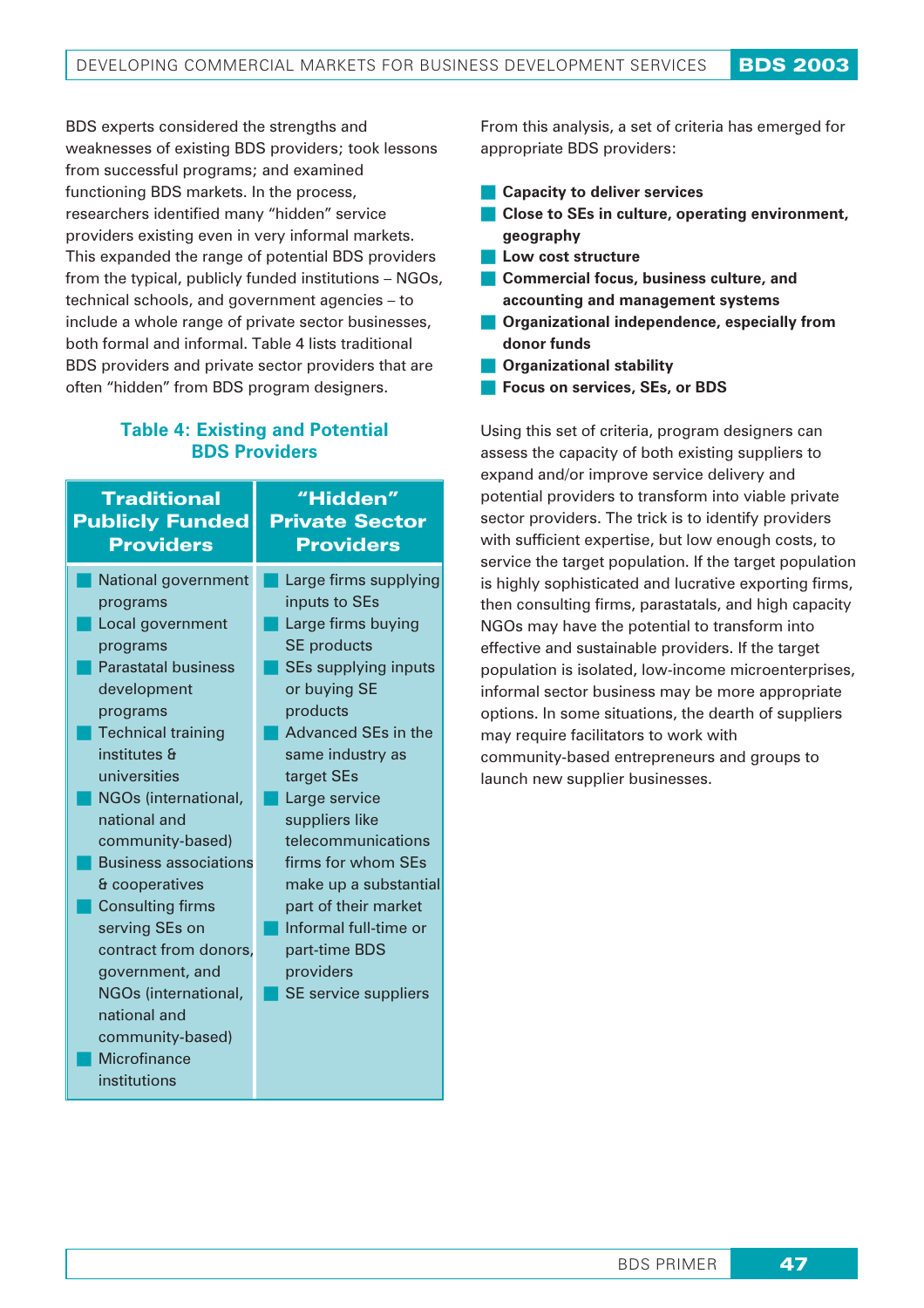BDS experts considered the strengths and weaknesses of existing BDS providers; took lessons from successful programs; and examined functioning BDS markets. In the process, researchers identified many "hidden" service providers existing even in very informal markets. This expanded the range of potential BDS providers from the typical, publicly funded institutions – NGOs, technical schools, and government agencies – to include a whole range of private sector businesses, both formal and informal. Table 4 lists traditional BDS providers and private sector providers that are often "hidden" from BDS program designers.

### Table 4: Existing and Potential BDS Providers

| Traditional Publicly Funded Providers | "Hidden" Private Sector Providers |
|---|---|
| National government programs | Large firms supplying inputs to SEs |
| Local government programs | Large firms buying SE products |
| Parastatal business development programs | SEs supplying inputs or buying SE products |
| Technical training institutes & universities | Advanced SEs in the same industry as target SEs |
| NGOs (international, national and community-based) | Large service suppliers like telecommunications firms for whom SEs make up a substantial part of their market |
| Business associations & cooperatives | Informal full-time or part-time BDS providers |
| Consulting firms serving SEs on contract from donors, government, and NGOs (international, national and community-based) | SE service suppliers |
| Microfinance institutions | |

From this analysis, a set of criteria has emerged for appropriate BDS providers:

- **Capacity to deliver services**
- **Close to SEs in culture, operating environment, geography**
- **Low cost structure**
- **Commercial focus, business culture, and accounting and management systems**
- **Organizational independence, especially from donor funds**
- **Organizational stability**
- **Focus on services, SEs, or BDS**

Using this set of criteria, program designers can assess the capacity of both existing suppliers to expand and/or improve service delivery and potential providers to transform into viable private sector providers. The trick is to identify providers with sufficient expertise, but low enough costs, to service the target population. If the target population is highly sophisticated and lucrative exporting firms, then consulting firms, parastatals, and high capacity NGOs may have the potential to transform into effective and sustainable providers. If the target population is isolated, low-income microenterprises, informal sector business may be more appropriate options. In some situations, the dearth of suppliers may require facilitators to work with community-based entrepreneurs and groups to launch new supplier businesses.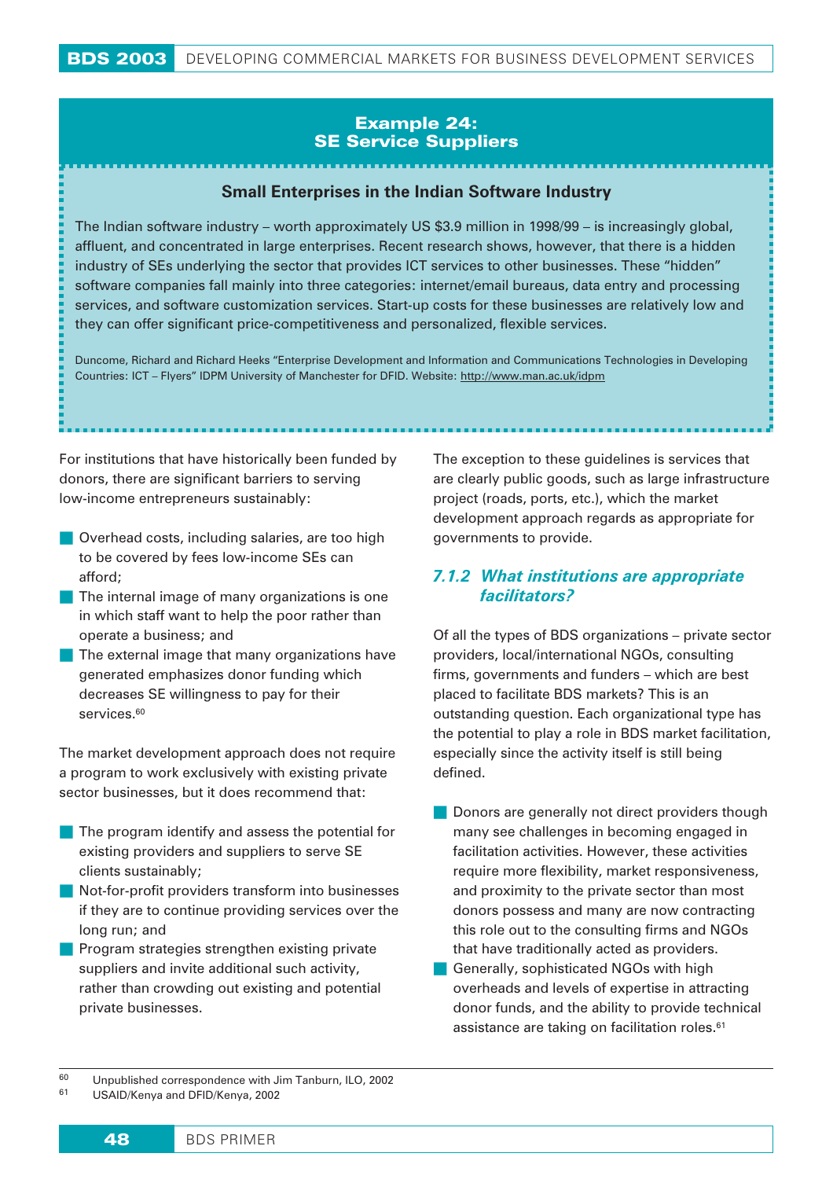## Example 24: SE Service Suppliers

### Small Enterprises in the Indian Software Industry

The Indian software industry – worth approximately US $3.9 million in 1998/99 – is increasingly global, affluent, and concentrated in large enterprises. Recent research shows, however, that there is a hidden industry of SEs underlying the sector that provides ICT services to other businesses. These "hidden" software companies fall mainly into three categories: internet/email bureaus, data entry and processing services, and software customization services. Start-up costs for these businesses are relatively low and they can offer significant price-competitiveness and personalized, flexible services.

Duncome, Richard and Richard Heeks "Enterprise Development and Information and Communications Technologies in Developing Countries: ICT – Flyers" IDPM University of Manchester for DFID. Website: http://www.man.ac.uk/idpm

For institutions that have historically been funded by donors, there are significant barriers to serving low-income entrepreneurs sustainably:

- Overhead costs, including salaries, are too high to be covered by fees low-income SEs can afford;
- The internal image of many organizations is one in which staff want to help the poor rather than operate a business; and
- The external image that many organizations have generated emphasizes donor funding which decreases SE willingness to pay for their services.[60]

The market development approach does not require a program to work exclusively with existing private sector businesses, but it does recommend that:

- The program identify and assess the potential for existing providers and suppliers to serve SE clients sustainably;
- Not-for-profit providers transform into businesses if they are to continue providing services over the long run; and
- Program strategies strengthen existing private suppliers and invite additional such activity, rather than crowding out existing and potential private businesses.

The exception to these guidelines is services that are clearly public goods, such as large infrastructure project (roads, ports, etc.), which the market development approach regards as appropriate for governments to provide.

### *7.1.2 What institutions are appropriate facilitators?*

Of all the types of BDS organizations – private sector providers, local/international NGOs, consulting firms, governments and funders – which are best placed to facilitate BDS markets? This is an outstanding question. Each organizational type has the potential to play a role in BDS market facilitation, especially since the activity itself is still being defined.

- Donors are generally not direct providers though many see challenges in becoming engaged in facilitation activities. However, these activities require more flexibility, market responsiveness, and proximity to the private sector than most donors possess and many are now contracting this role out to the consulting firms and NGOs that have traditionally acted as providers.
- Generally, sophisticated NGOs with high overheads and levels of expertise in attracting donor funds, and the ability to provide technical assistance are taking on facilitation roles.[61]

---

[60] Unpublished correspondence with Jim Tanburn, ILO, 2002

[61] USAID/Kenya and DFID/Kenya, 2002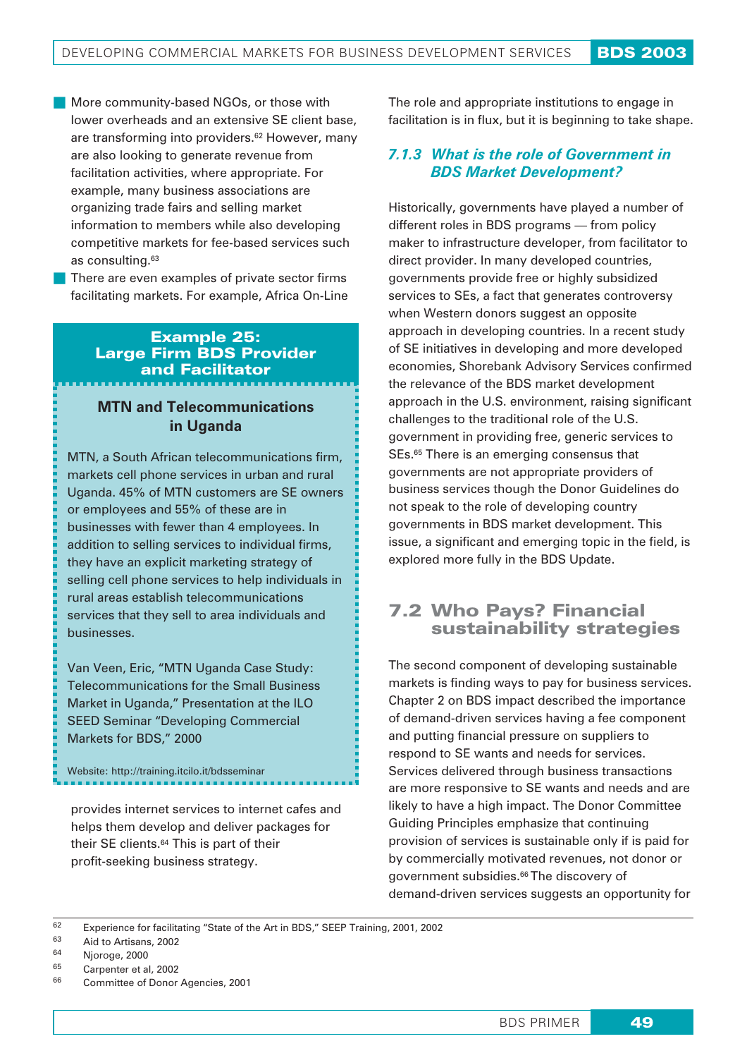- More community-based NGOs, or those with lower overheads and an extensive SE client base, are transforming into providers.[62] However, many are also looking to generate revenue from facilitation activities, where appropriate. For example, many business associations are organizing trade fairs and selling market information to members while also developing competitive markets for fee-based services such as consulting.[63]
- There are even examples of private sector firms facilitating markets. For example, Africa On-Line provides internet services to internet cafes and helps them develop and deliver packages for their SE clients.[64] This is part of their profit-seeking business strategy.

> **Example 25: Large Firm BDS Provider and Facilitator**
>
> **MTN and Telecommunications in Uganda**
>
> MTN, a South African telecommunications firm, markets cell phone services in urban and rural Uganda. 45% of MTN customers are SE owners or employees and 55% of these are in businesses with fewer than 4 employees. In addition to selling services to individual firms, they have an explicit marketing strategy of selling cell phone services to help individuals in rural areas establish telecommunications services that they sell to area individuals and businesses.
>
> Van Veen, Eric, "MTN Uganda Case Study: Telecommunications for the Small Business Market in Uganda," Presentation at the ILO SEED Seminar "Developing Commercial Markets for BDS," 2000
>
> Website: http://training.itcilo.it/bdsseminar

The role and appropriate institutions to engage in facilitation is in flux, but it is beginning to take shape.

### *7.1.3 What is the role of Government in BDS Market Development?*

Historically, governments have played a number of different roles in BDS programs — from policy maker to infrastructure developer, from facilitator to direct provider. In many developed countries, governments provide free or highly subsidized services to SEs, a fact that generates controversy when Western donors suggest an opposite approach in developing countries. In a recent study of SE initiatives in developing and more developed economies, Shorebank Advisory Services confirmed the relevance of the BDS market development approach in the U.S. environment, raising significant challenges to the traditional role of the U.S. government in providing free, generic services to SEs.[65] There is an emerging consensus that governments are not appropriate providers of business services though the Donor Guidelines do not speak to the role of developing country governments in BDS market development. This issue, a significant and emerging topic in the field, is explored more fully in the BDS Update.

## 7.2 Who Pays? Financial sustainability strategies

The second component of developing sustainable markets is finding ways to pay for business services. Chapter 2 on BDS impact described the importance of demand-driven services having a fee component and putting financial pressure on suppliers to respond to SE wants and needs for services. Services delivered through business transactions are more responsive to SE wants and needs and are likely to have a high impact. The Donor Committee Guiding Principles emphasize that continuing provision of services is sustainable only if is paid for by commercially motivated revenues, not donor or government subsidies.[66] The discovery of demand-driven services suggests an opportunity for

---

[62] Experience for facilitating "State of the Art in BDS," SEEP Training, 2001, 2002
[63] Aid to Artisans, 2002
[64] Njoroge, 2000
[65] Carpenter et al, 2002
[66] Committee of Donor Agencies, 2001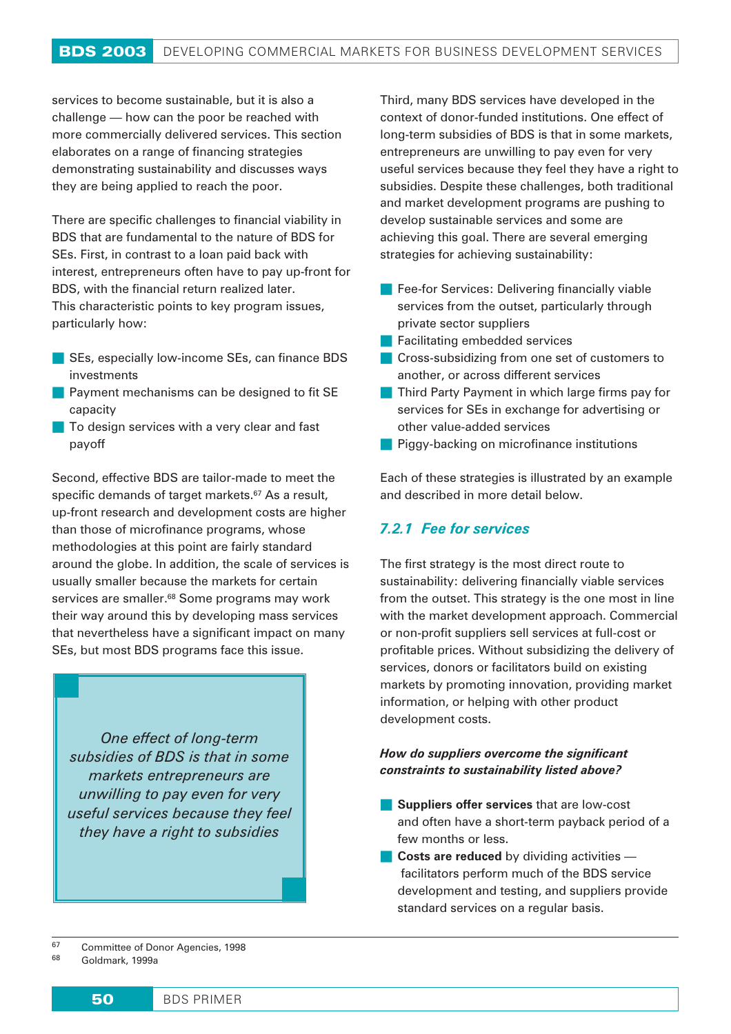services to become sustainable, but it is also a challenge — how can the poor be reached with more commercially delivered services. This section elaborates on a range of financing strategies demonstrating sustainability and discusses ways they are being applied to reach the poor.

There are specific challenges to financial viability in BDS that are fundamental to the nature of BDS for SEs. First, in contrast to a loan paid back with interest, entrepreneurs often have to pay up-front for BDS, with the financial return realized later. This characteristic points to key program issues, particularly how:

- SEs, especially low-income SEs, can finance BDS investments
- Payment mechanisms can be designed to fit SE capacity
- To design services with a very clear and fast payoff

Second, effective BDS are tailor-made to meet the specific demands of target markets.[67] As a result, up-front research and development costs are higher than those of microfinance programs, whose methodologies at this point are fairly standard around the globe. In addition, the scale of services is usually smaller because the markets for certain services are smaller.[68] Some programs may work their way around this by developing mass services that nevertheless have a significant impact on many SEs, but most BDS programs face this issue.

> *One effect of long-term subsidies of BDS is that in some markets entrepreneurs are unwilling to pay even for very useful services because they feel they have a right to subsidies*

Third, many BDS services have developed in the context of donor-funded institutions. One effect of long-term subsidies of BDS is that in some markets, entrepreneurs are unwilling to pay even for very useful services because they feel they have a right to subsidies. Despite these challenges, both traditional and market development programs are pushing to develop sustainable services and some are achieving this goal. There are several emerging strategies for achieving sustainability:

- Fee-for Services: Delivering financially viable services from the outset, particularly through private sector suppliers
- Facilitating embedded services
- Cross-subsidizing from one set of customers to another, or across different services
- Third Party Payment in which large firms pay for services for SEs in exchange for advertising or other value-added services
- Piggy-backing on microfinance institutions

Each of these strategies is illustrated by an example and described in more detail below.

### *7.2.1 Fee for services*

The first strategy is the most direct route to sustainability: delivering financially viable services from the outset. This strategy is the one most in line with the market development approach. Commercial or non-profit suppliers sell services at full-cost or profitable prices. Without subsidizing the delivery of services, donors or facilitators build on existing markets by promoting innovation, providing market information, or helping with other product development costs.

***How do suppliers overcome the significant constraints to sustainability listed above?***

- **Suppliers offer services** that are low-cost and often have a short-term payback period of a few months or less.
- **Costs are reduced** by dividing activities — facilitators perform much of the BDS service development and testing, and suppliers provide standard services on a regular basis.

---

[67] Committee of Donor Agencies, 1998

[68] Goldmark, 1999a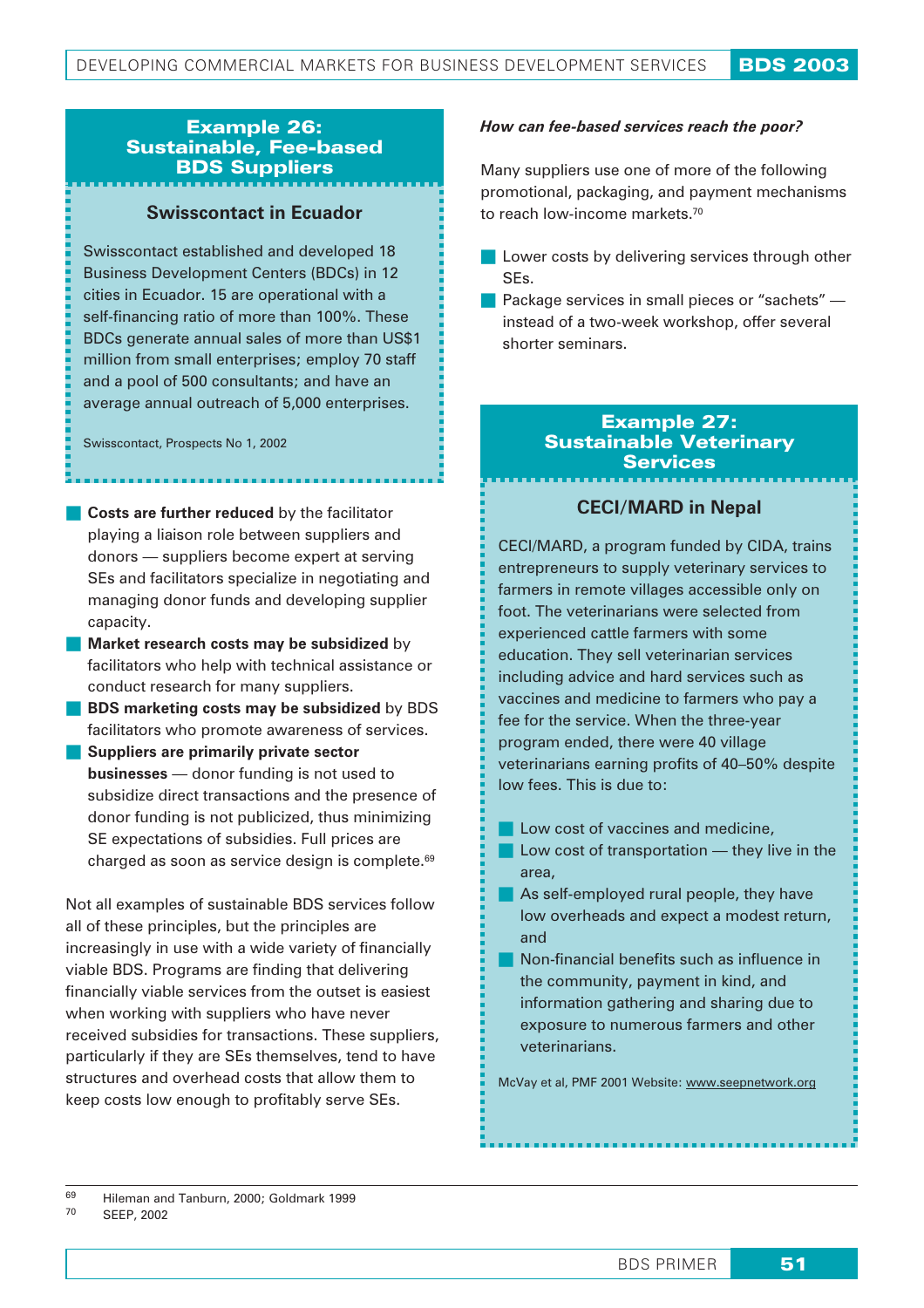### Example 26: Sustainable, Fee-based BDS Suppliers

#### Swisscontact in Ecuador

Swisscontact established and developed 18 Business Development Centers (BDCs) in 12 cities in Ecuador. 15 are operational with a self-financing ratio of more than 100%. These BDCs generate annual sales of more than US$1 million from small enterprises; employ 70 staff and a pool of 500 consultants; and have an average annual outreach of 5,000 enterprises.

Swisscontact, Prospects No 1, 2002

- **Costs are further reduced** by the facilitator playing a liaison role between suppliers and donors — suppliers become expert at serving SEs and facilitators specialize in negotiating and managing donor funds and developing supplier capacity.
- **Market research costs may be subsidized** by facilitators who help with technical assistance or conduct research for many suppliers.
- **BDS marketing costs may be subsidized** by BDS facilitators who promote awareness of services.
- **Suppliers are primarily private sector businesses** — donor funding is not used to subsidize direct transactions and the presence of donor funding is not publicized, thus minimizing SE expectations of subsidies. Full prices are charged as soon as service design is complete.[69]

Not all examples of sustainable BDS services follow all of these principles, but the principles are increasingly in use with a wide variety of financially viable BDS. Programs are finding that delivering financially viable services from the outset is easiest when working with suppliers who have never received subsidies for transactions. These suppliers, particularly if they are SEs themselves, tend to have structures and overhead costs that allow them to keep costs low enough to profitably serve SEs.

***How can fee-based services reach the poor?***

Many suppliers use one of more of the following promotional, packaging, and payment mechanisms to reach low-income markets.[70]

- Lower costs by delivering services through other SEs.
- Package services in small pieces or "sachets" — instead of a two-week workshop, offer several shorter seminars.

### Example 27: Sustainable Veterinary Services

#### CECI/MARD in Nepal

CECI/MARD, a program funded by CIDA, trains entrepreneurs to supply veterinary services to farmers in remote villages accessible only on foot. The veterinarians were selected from experienced cattle farmers with some education. They sell veterinarian services including advice and hard services such as vaccines and medicine to farmers who pay a fee for the service. When the three-year program ended, there were 40 village veterinarians earning profits of 40–50% despite low fees. This is due to:

- Low cost of vaccines and medicine,
- Low cost of transportation — they live in the area,
- As self-employed rural people, they have low overheads and expect a modest return, and
- Non-financial benefits such as influence in the community, payment in kind, and information gathering and sharing due to exposure to numerous farmers and other veterinarians.

McVay et al, PMF 2001 Website: www.seepnetwork.org

---

[69] Hileman and Tanburn, 2000; Goldmark 1999

[70] SEEP, 2002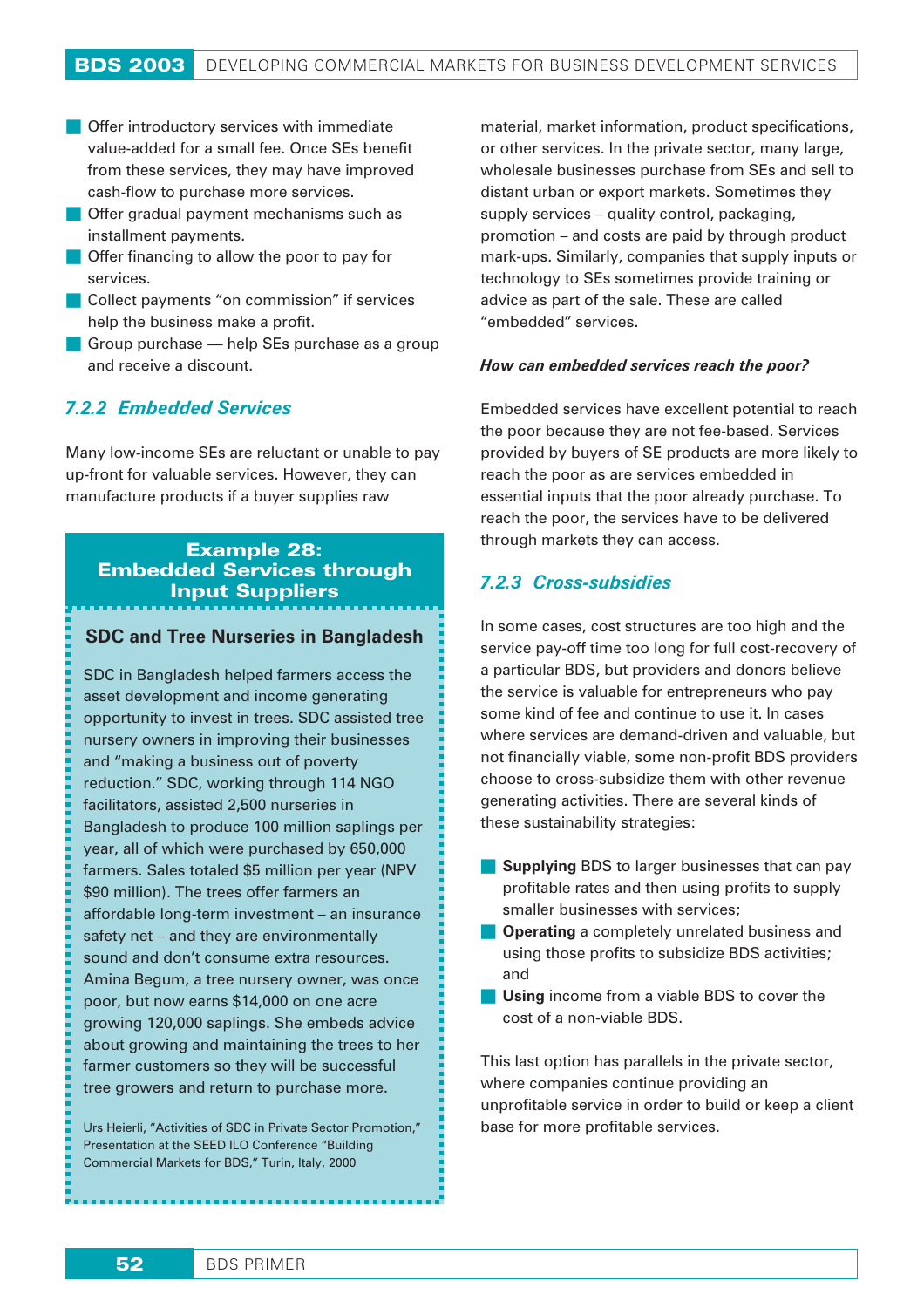- Offer introductory services with immediate value-added for a small fee. Once SEs benefit from these services, they may have improved cash-flow to purchase more services.
- Offer gradual payment mechanisms such as installment payments.
- Offer financing to allow the poor to pay for services.
- Collect payments "on commission" if services help the business make a profit.
- Group purchase — help SEs purchase as a group and receive a discount.

### *7.2.2 Embedded Services*

Many low-income SEs are reluctant or unable to pay up-front for valuable services. However, they can manufacture products if a buyer supplies raw material, market information, product specifications, or other services. In the private sector, many large, wholesale businesses purchase from SEs and sell to distant urban or export markets. Sometimes they supply services – quality control, packaging, promotion – and costs are paid by through product mark-ups. Similarly, companies that supply inputs or technology to SEs sometimes provide training or advice as part of the sale. These are called "embedded" services.

> **Example 28: Embedded Services through Input Suppliers**
>
> **SDC and Tree Nurseries in Bangladesh**
>
> SDC in Bangladesh helped farmers access the asset development and income generating opportunity to invest in trees. SDC assisted tree nursery owners in improving their businesses and "making a business out of poverty reduction." SDC, working through 114 NGO facilitators, assisted 2,500 nurseries in Bangladesh to produce 100 million saplings per year, all of which were purchased by 650,000 farmers. Sales totaled $5 million per year (NPV $90 million). The trees offer farmers an affordable long-term investment – an insurance safety net – and they are environmentally sound and don't consume extra resources. Amina Begum, a tree nursery owner, was once poor, but now earns $14,000 on one acre growing 120,000 saplings. She embeds advice about growing and maintaining the trees to her farmer customers so they will be successful tree growers and return to purchase more.
>
> Urs Heierli, "Activities of SDC in Private Sector Promotion," Presentation at the SEED ILO Conference "Building Commercial Markets for BDS," Turin, Italy, 2000

***How can embedded services reach the poor?***

Embedded services have excellent potential to reach the poor because they are not fee-based. Services provided by buyers of SE products are more likely to reach the poor as are services embedded in essential inputs that the poor already purchase. To reach the poor, the services have to be delivered through markets they can access.

### *7.2.3 Cross-subsidies*

In some cases, cost structures are too high and the service pay-off time too long for full cost-recovery of a particular BDS, but providers and donors believe the service is valuable for entrepreneurs who pay some kind of fee and continue to use it. In cases where services are demand-driven and valuable, but not financially viable, some non-profit BDS providers choose to cross-subsidize them with other revenue generating activities. There are several kinds of these sustainability strategies:

- **Supplying** BDS to larger businesses that can pay profitable rates and then using profits to supply smaller businesses with services;
- **Operating** a completely unrelated business and using those profits to subsidize BDS activities; and
- **Using** income from a viable BDS to cover the cost of a non-viable BDS.

This last option has parallels in the private sector, where companies continue providing an unprofitable service in order to build or keep a client base for more profitable services.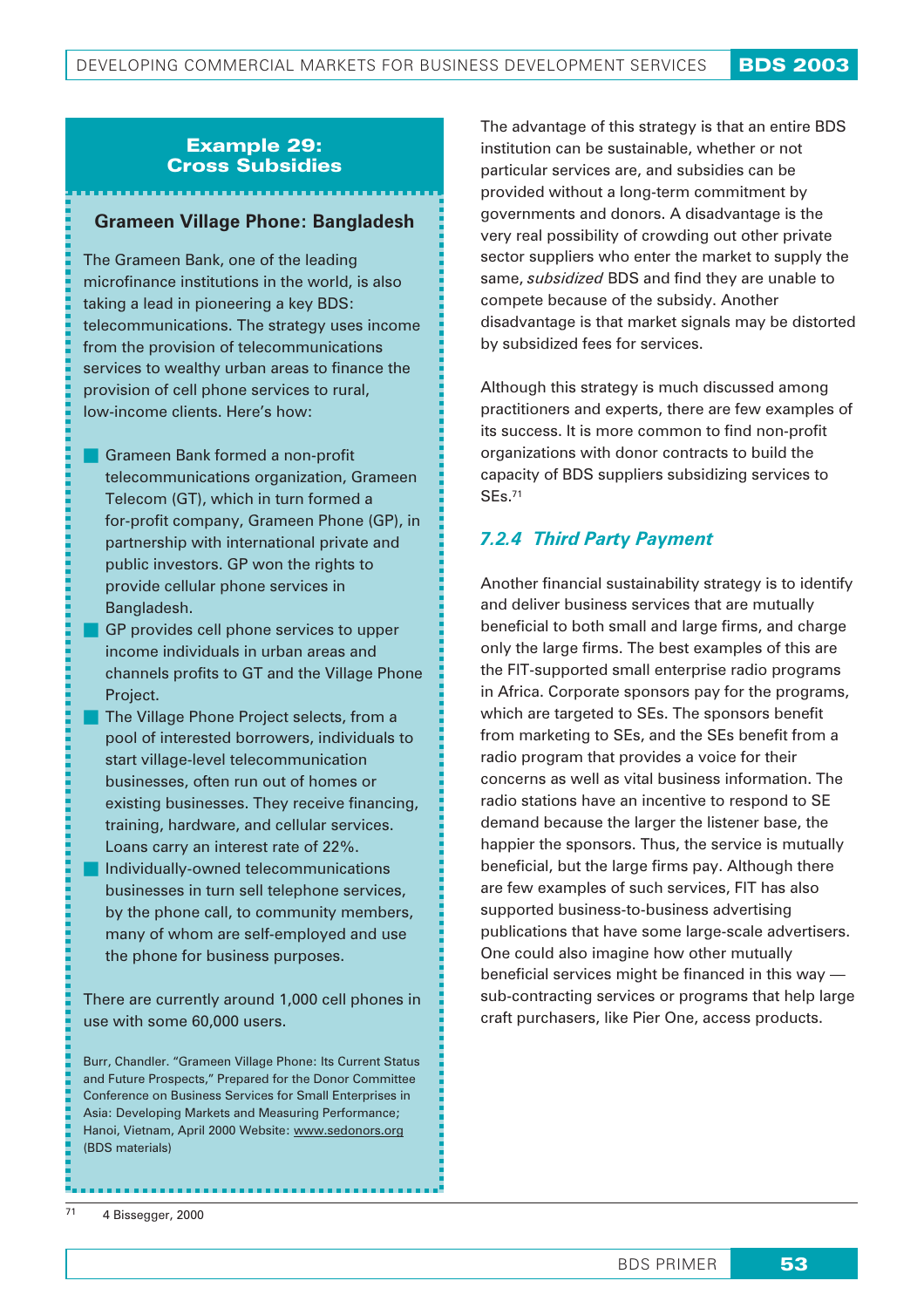### Example 29: Cross Subsidies

**Grameen Village Phone: Bangladesh**

The Grameen Bank, one of the leading microfinance institutions in the world, is also taking a lead in pioneering a key BDS: telecommunications. The strategy uses income from the provision of telecommunications services to wealthy urban areas to finance the provision of cell phone services to rural, low-income clients. Here's how:

- Grameen Bank formed a non-profit telecommunications organization, Grameen Telecom (GT), which in turn formed a for-profit company, Grameen Phone (GP), in partnership with international private and public investors. GP won the rights to provide cellular phone services in Bangladesh.
- GP provides cell phone services to upper income individuals in urban areas and channels profits to GT and the Village Phone Project.
- The Village Phone Project selects, from a pool of interested borrowers, individuals to start village-level telecommunication businesses, often run out of homes or existing businesses. They receive financing, training, hardware, and cellular services. Loans carry an interest rate of 22%.
- Individually-owned telecommunications businesses in turn sell telephone services, by the phone call, to community members, many of whom are self-employed and use the phone for business purposes.

There are currently around 1,000 cell phones in use with some 60,000 users.

Burr, Chandler. "Grameen Village Phone: Its Current Status and Future Prospects," Prepared for the Donor Committee Conference on Business Services for Small Enterprises in Asia: Developing Markets and Measuring Performance; Hanoi, Vietnam, April 2000 Website: www.sedonors.org (BDS materials)

The advantage of this strategy is that an entire BDS institution can be sustainable, whether or not particular services are, and subsidies can be provided without a long-term commitment by governments and donors. A disadvantage is the very real possibility of crowding out other private sector suppliers who enter the market to supply the same, *subsidized* BDS and find they are unable to compete because of the subsidy. Another disadvantage is that market signals may be distorted by subsidized fees for services.

Although this strategy is much discussed among practitioners and experts, there are few examples of its success. It is more common to find non-profit organizations with donor contracts to build the capacity of BDS suppliers subsidizing services to SEs.[71]

### *7.2.4 Third Party Payment*

Another financial sustainability strategy is to identify and deliver business services that are mutually beneficial to both small and large firms, and charge only the large firms. The best examples of this are the FIT-supported small enterprise radio programs in Africa. Corporate sponsors pay for the programs, which are targeted to SEs. The sponsors benefit from marketing to SEs, and the SEs benefit from a radio program that provides a voice for their concerns as well as vital business information. The radio stations have an incentive to respond to SE demand because the larger the listener base, the happier the sponsors. Thus, the service is mutually beneficial, but the large firms pay. Although there are few examples of such services, FIT has also supported business-to-business advertising publications that have some large-scale advertisers. One could also imagine how other mutually beneficial services might be financed in this way — sub-contracting services or programs that help large craft purchasers, like Pier One, access products.

[71] 4 Bissegger, 2000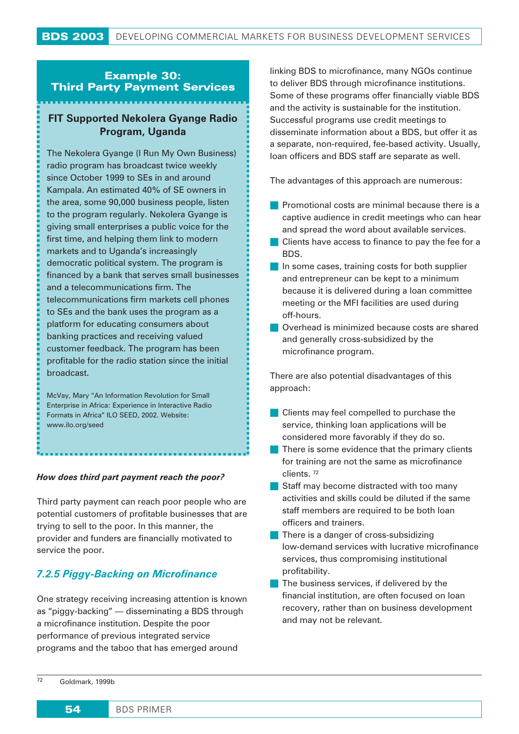## Example 30: Third Party Payment Services

### FIT Supported Nekolera Gyange Radio Program, Uganda

The Nekolera Gyange (I Run My Own Business) radio program has broadcast twice weekly since October 1999 to SEs in and around Kampala. An estimated 40% of SE owners in the area, some 90,000 business people, listen to the program regularly. Nekolera Gyange is giving small enterprises a public voice for the first time, and helping them link to modern markets and to Uganda's increasingly democratic political system. The program is financed by a bank that serves small businesses and a telecommunications firm. The telecommunications firm markets cell phones to SEs and the bank uses the program as a platform for educating consumers about banking practices and receiving valued customer feedback. The program has been profitable for the radio station since the initial broadcast.

McVay, Mary "An Information Revolution for Small Enterprise in Africa: Experience in Interactive Radio Formats in Africa" ILO SEED, 2002. Website: www.ilo.org/seed

***How does third part payment reach the poor?***

Third party payment can reach poor people who are potential customers of profitable businesses that are trying to sell to the poor. In this manner, the provider and funders are financially motivated to service the poor.

### *7.2.5 Piggy-Backing on Microfinance*

One strategy receiving increasing attention is known as "piggy-backing" — disseminating a BDS through a microfinance institution. Despite the poor performance of previous integrated service programs and the taboo that has emerged around linking BDS to microfinance, many NGOs continue to deliver BDS through microfinance institutions. Some of these programs offer financially viable BDS and the activity is sustainable for the institution. Successful programs use credit meetings to disseminate information about a BDS, but offer it as a separate, non-required, fee-based activity. Usually, loan officers and BDS staff are separate as well.

The advantages of this approach are numerous:

- Promotional costs are minimal because there is a captive audience in credit meetings who can hear and spread the word about available services.
- Clients have access to finance to pay the fee for a BDS.
- In some cases, training costs for both supplier and entrepreneur can be kept to a minimum because it is delivered during a loan committee meeting or the MFI facilities are used during off-hours.
- Overhead is minimized because costs are shared and generally cross-subsidized by the microfinance program.

There are also potential disadvantages of this approach:

- Clients may feel compelled to purchase the service, thinking loan applications will be considered more favorably if they do so.
- There is some evidence that the primary clients for training are not the same as microfinance clients. [72]
- Staff may become distracted with too many activities and skills could be diluted if the same staff members are required to be both loan officers and trainers.
- There is a danger of cross-subsidizing low-demand services with lucrative microfinance services, thus compromising institutional profitability.
- The business services, if delivered by the financial institution, are often focused on loan recovery, rather than on business development and may not be relevant.

[72] Goldmark, 1999b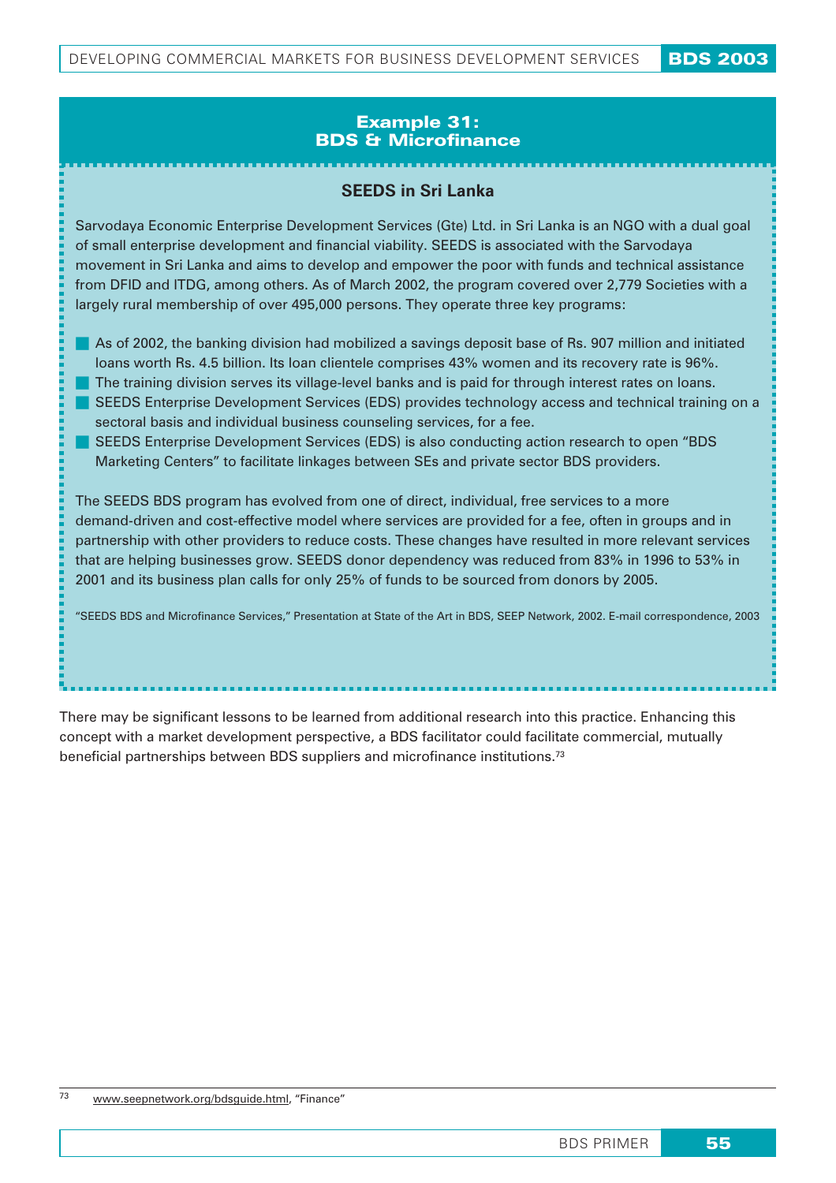## Example 31: BDS & Microfinance

### SEEDS in Sri Lanka

Sarvodaya Economic Enterprise Development Services (Gte) Ltd. in Sri Lanka is an NGO with a dual goal of small enterprise development and financial viability. SEEDS is associated with the Sarvodaya movement in Sri Lanka and aims to develop and empower the poor with funds and technical assistance from DFID and ITDG, among others. As of March 2002, the program covered over 2,779 Societies with a largely rural membership of over 495,000 persons. They operate three key programs:

- As of 2002, the banking division had mobilized a savings deposit base of Rs. 907 million and initiated loans worth Rs. 4.5 billion. Its loan clientele comprises 43% women and its recovery rate is 96%.
- The training division serves its village-level banks and is paid for through interest rates on loans.
- SEEDS Enterprise Development Services (EDS) provides technology access and technical training on a sectoral basis and individual business counseling services, for a fee.
- SEEDS Enterprise Development Services (EDS) is also conducting action research to open "BDS Marketing Centers" to facilitate linkages between SEs and private sector BDS providers.

The SEEDS BDS program has evolved from one of direct, individual, free services to a more demand-driven and cost-effective model where services are provided for a fee, often in groups and in partnership with other providers to reduce costs. These changes have resulted in more relevant services that are helping businesses grow. SEEDS donor dependency was reduced from 83% in 1996 to 53% in 2001 and its business plan calls for only 25% of funds to be sourced from donors by 2005.

"SEEDS BDS and Microfinance Services," Presentation at State of the Art in BDS, SEEP Network, 2002. E-mail correspondence, 2003

There may be significant lessons to be learned from additional research into this practice. Enhancing this concept with a market development perspective, a BDS facilitator could facilitate commercial, mutually beneficial partnerships between BDS suppliers and microfinance institutions.[73]

[73] www.seepnetwork.org/bdsguide.html, "Finance"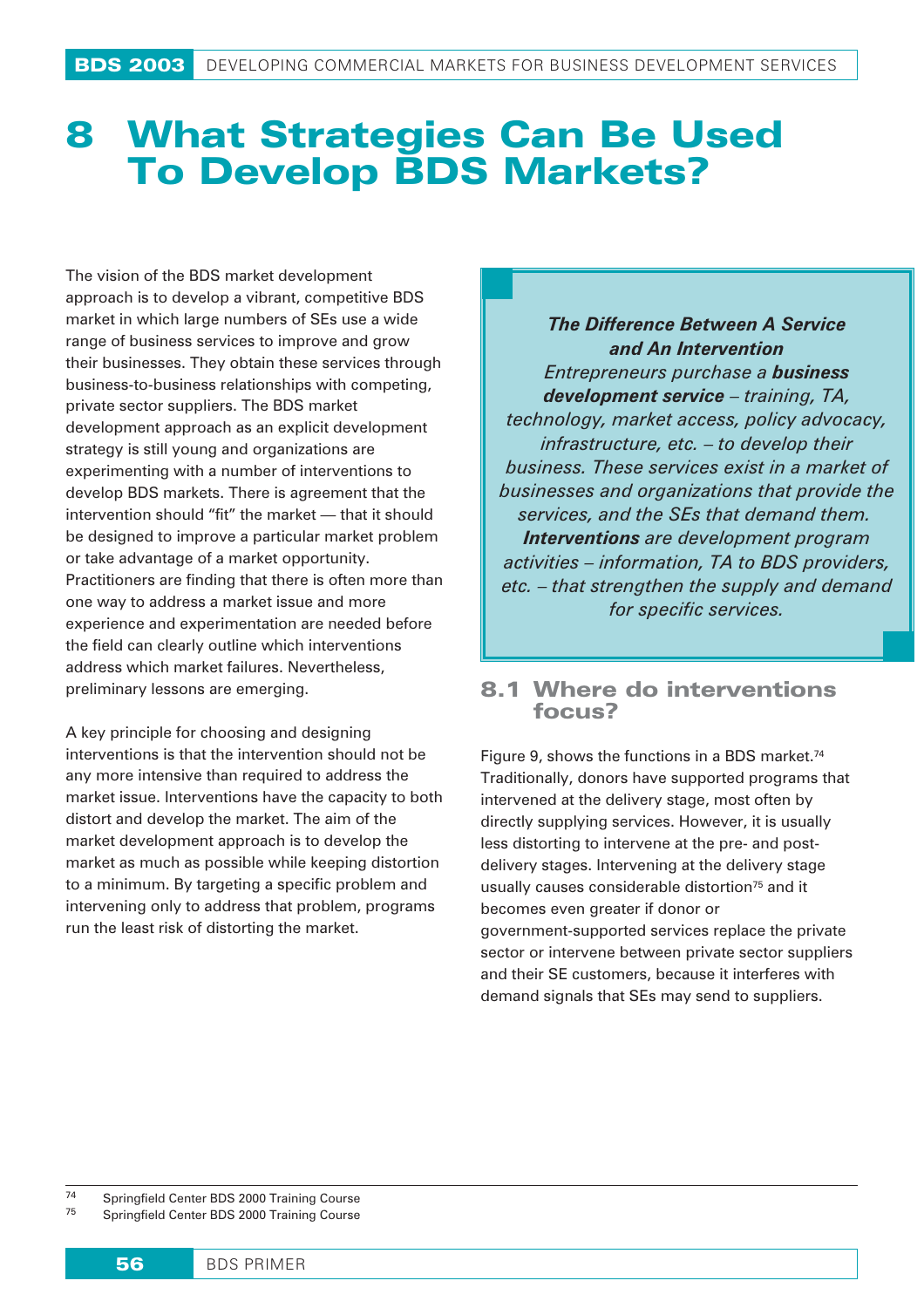# 8 What Strategies Can Be Used To Develop BDS Markets?

The vision of the BDS market development approach is to develop a vibrant, competitive BDS market in which large numbers of SEs use a wide range of business services to improve and grow their businesses. They obtain these services through business-to-business relationships with competing, private sector suppliers. The BDS market development approach as an explicit development strategy is still young and organizations are experimenting with a number of interventions to develop BDS markets. There is agreement that the intervention should "fit" the market — that it should be designed to improve a particular market problem or take advantage of a market opportunity. Practitioners are finding that there is often more than one way to address a market issue and more experience and experimentation are needed before the field can clearly outline which interventions address which market failures. Nevertheless, preliminary lessons are emerging.

A key principle for choosing and designing interventions is that the intervention should not be any more intensive than required to address the market issue. Interventions have the capacity to both distort and develop the market. The aim of the market development approach is to develop the market as much as possible while keeping distortion to a minimum. By targeting a specific problem and intervening only to address that problem, programs run the least risk of distorting the market.

> ***The Difference Between A Service and An Intervention***
>
> *Entrepreneurs purchase a **business development service** – training, TA, technology, market access, policy advocacy, infrastructure, etc. – to develop their business. These services exist in a market of businesses and organizations that provide the services, and the SEs that demand them. **Interventions** are development program activities – information, TA to BDS providers, etc. – that strengthen the supply and demand for specific services.*

## 8.1 Where do interventions focus?

Figure 9, shows the functions in a BDS market.[74] Traditionally, donors have supported programs that intervened at the delivery stage, most often by directly supplying services. However, it is usually less distorting to intervene at the pre- and post-delivery stages. Intervening at the delivery stage usually causes considerable distortion[75] and it becomes even greater if donor or government-supported services replace the private sector or intervene between private sector suppliers and their SE customers, because it interferes with demand signals that SEs may send to suppliers.

---

[74] Springfield Center BDS 2000 Training Course

[75] Springfield Center BDS 2000 Training Course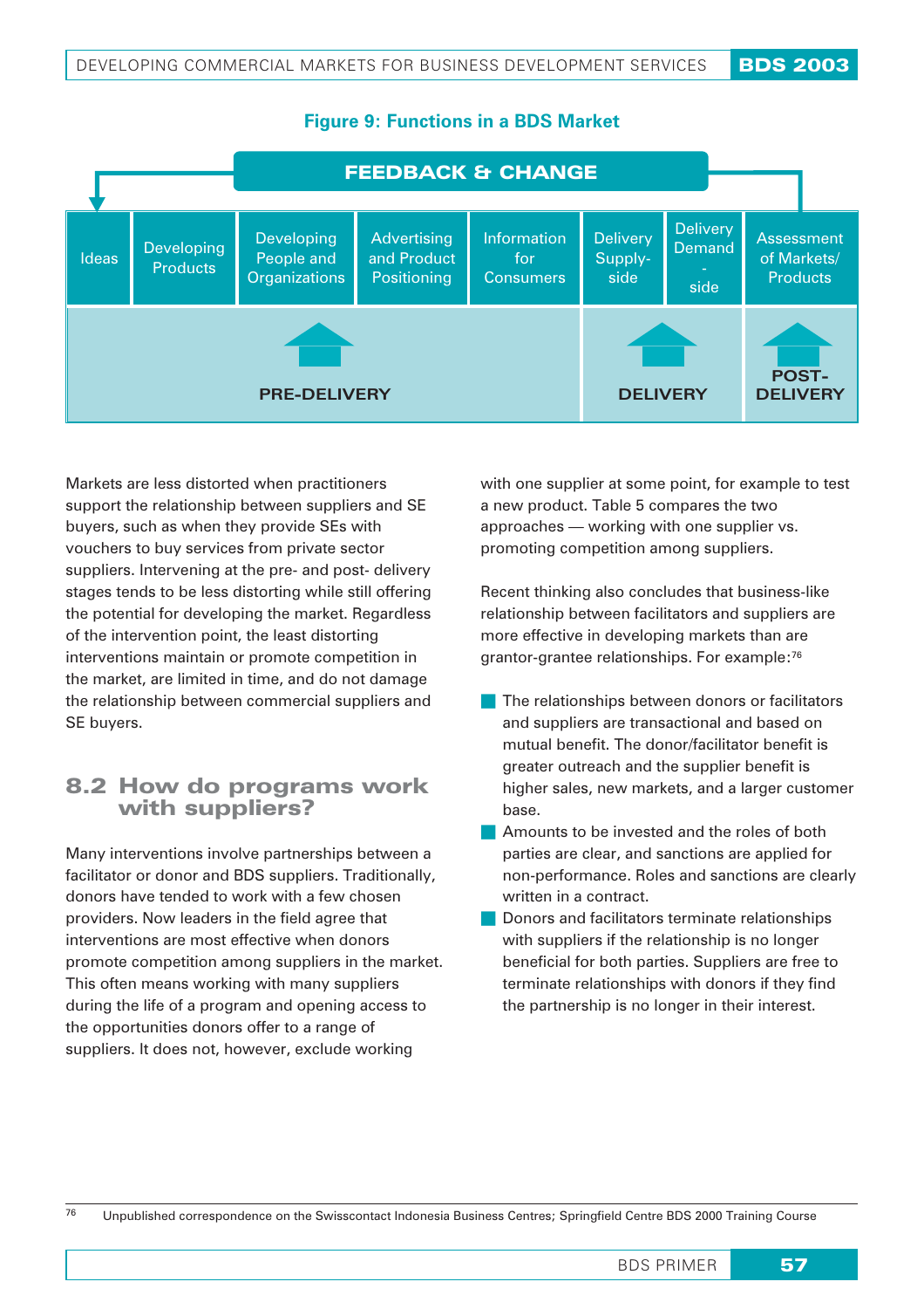**Figure 9: Functions in a BDS Market**

| FEEDBACK & CHANGE | | | | | | | |
|---|---|---|---|---|---|---|---|
| Ideas | Developing Products | Developing People and Organizations | Advertising and Product Positioning | Information for Consumers | Delivery Supply-side | Delivery Demand-side | Assessment of Markets/ Products |
| PRE-DELIVERY | | | | | DELIVERY | | POST-DELIVERY |

Markets are less distorted when practitioners support the relationship between suppliers and SE buyers, such as when they provide SEs with vouchers to buy services from private sector suppliers. Intervening at the pre- and post- delivery stages tends to be less distorting while still offering the potential for developing the market. Regardless of the intervention point, the least distorting interventions maintain or promote competition in the market, are limited in time, and do not damage the relationship between commercial suppliers and SE buyers.

## 8.2 How do programs work with suppliers?

Many interventions involve partnerships between a facilitator or donor and BDS suppliers. Traditionally, donors have tended to work with a few chosen providers. Now leaders in the field agree that interventions are most effective when donors promote competition among suppliers in the market. This often means working with many suppliers during the life of a program and opening access to the opportunities donors offer to a range of suppliers. It does not, however, exclude working with one supplier at some point, for example to test a new product. Table 5 compares the two approaches — working with one supplier vs. promoting competition among suppliers.

Recent thinking also concludes that business-like relationship between facilitators and suppliers are more effective in developing markets than are grantor-grantee relationships. For example:[76]

- The relationships between donors or facilitators and suppliers are transactional and based on mutual benefit. The donor/facilitator benefit is greater outreach and the supplier benefit is higher sales, new markets, and a larger customer base.
- Amounts to be invested and the roles of both parties are clear, and sanctions are applied for non-performance. Roles and sanctions are clearly written in a contract.
- Donors and facilitators terminate relationships with suppliers if the relationship is no longer beneficial for both parties. Suppliers are free to terminate relationships with donors if they find the partnership is no longer in their interest.

[76] Unpublished correspondence on the Swisscontact Indonesia Business Centres; Springfield Centre BDS 2000 Training Course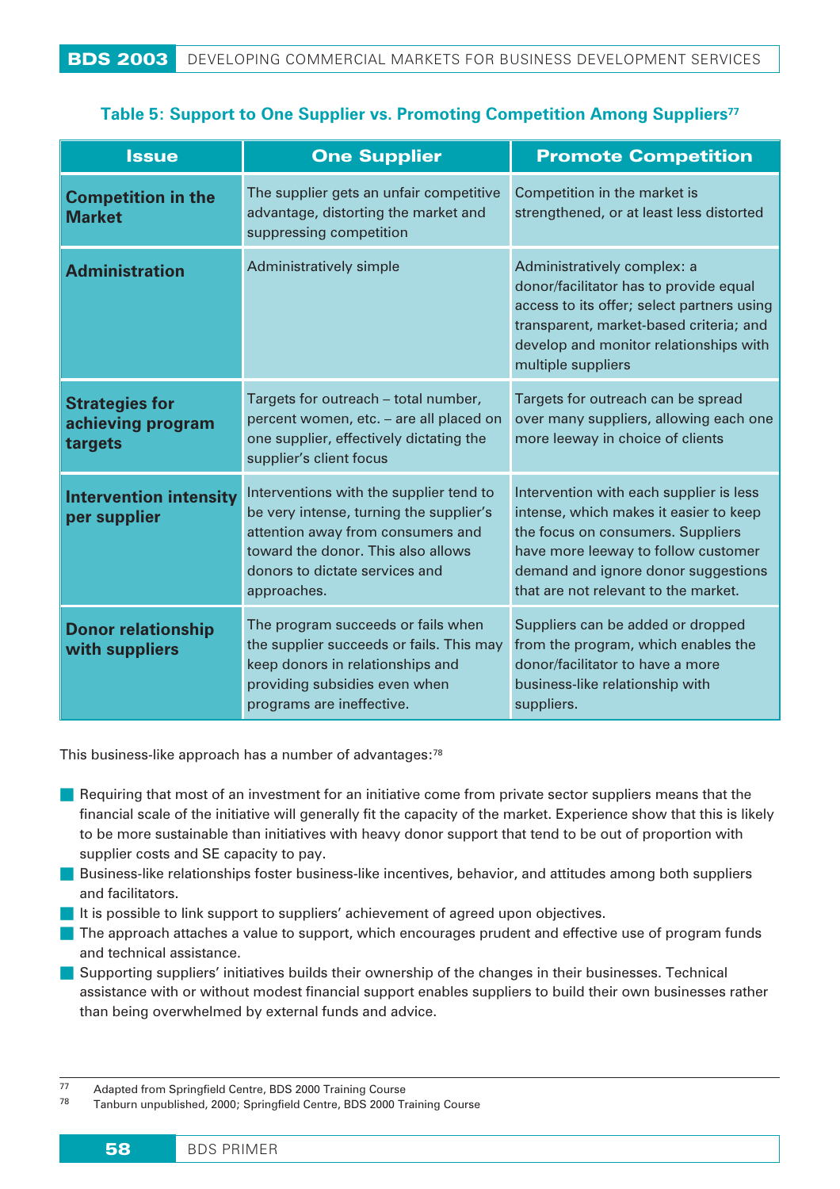**Table 5: Support to One Supplier vs. Promoting Competition Among Suppliers**[77]

| Issue | One Supplier | Promote Competition |
|---|---|---|
| **Competition in the Market** | The supplier gets an unfair competitive advantage, distorting the market and suppressing competition | Competition in the market is strengthened, or at least less distorted |
| **Administration** | Administratively simple | Administratively complex: a donor/facilitator has to provide equal access to its offer; select partners using transparent, market-based criteria; and develop and monitor relationships with multiple suppliers |
| **Strategies for achieving program targets** | Targets for outreach – total number, percent women, etc. – are all placed on one supplier, effectively dictating the supplier's client focus | Targets for outreach can be spread over many suppliers, allowing each one more leeway in choice of clients |
| **Intervention intensity per supplier** | Interventions with the supplier tend to be very intense, turning the supplier's attention away from consumers and toward the donor. This also allows donors to dictate services and approaches. | Intervention with each supplier is less intense, which makes it easier to keep the focus on consumers. Suppliers have more leeway to follow customer demand and ignore donor suggestions that are not relevant to the market. |
| **Donor relationship with suppliers** | The program succeeds or fails when the supplier succeeds or fails. This may keep donors in relationships and providing subsidies even when programs are ineffective. | Suppliers can be added or dropped from the program, which enables the donor/facilitator to have a more business-like relationship with suppliers. |

This business-like approach has a number of advantages:[78]

- Requiring that most of an investment for an initiative come from private sector suppliers means that the financial scale of the initiative will generally fit the capacity of the market. Experience show that this is likely to be more sustainable than initiatives with heavy donor support that tend to be out of proportion with supplier costs and SE capacity to pay.
- Business-like relationships foster business-like incentives, behavior, and attitudes among both suppliers and facilitators.
- It is possible to link support to suppliers' achievement of agreed upon objectives.
- The approach attaches a value to support, which encourages prudent and effective use of program funds and technical assistance.
- Supporting suppliers' initiatives builds their ownership of the changes in their businesses. Technical assistance with or without modest financial support enables suppliers to build their own businesses rather than being overwhelmed by external funds and advice.

[77] Adapted from Springfield Centre, BDS 2000 Training Course

[78] Tanburn unpublished, 2000; Springfield Centre, BDS 2000 Training Course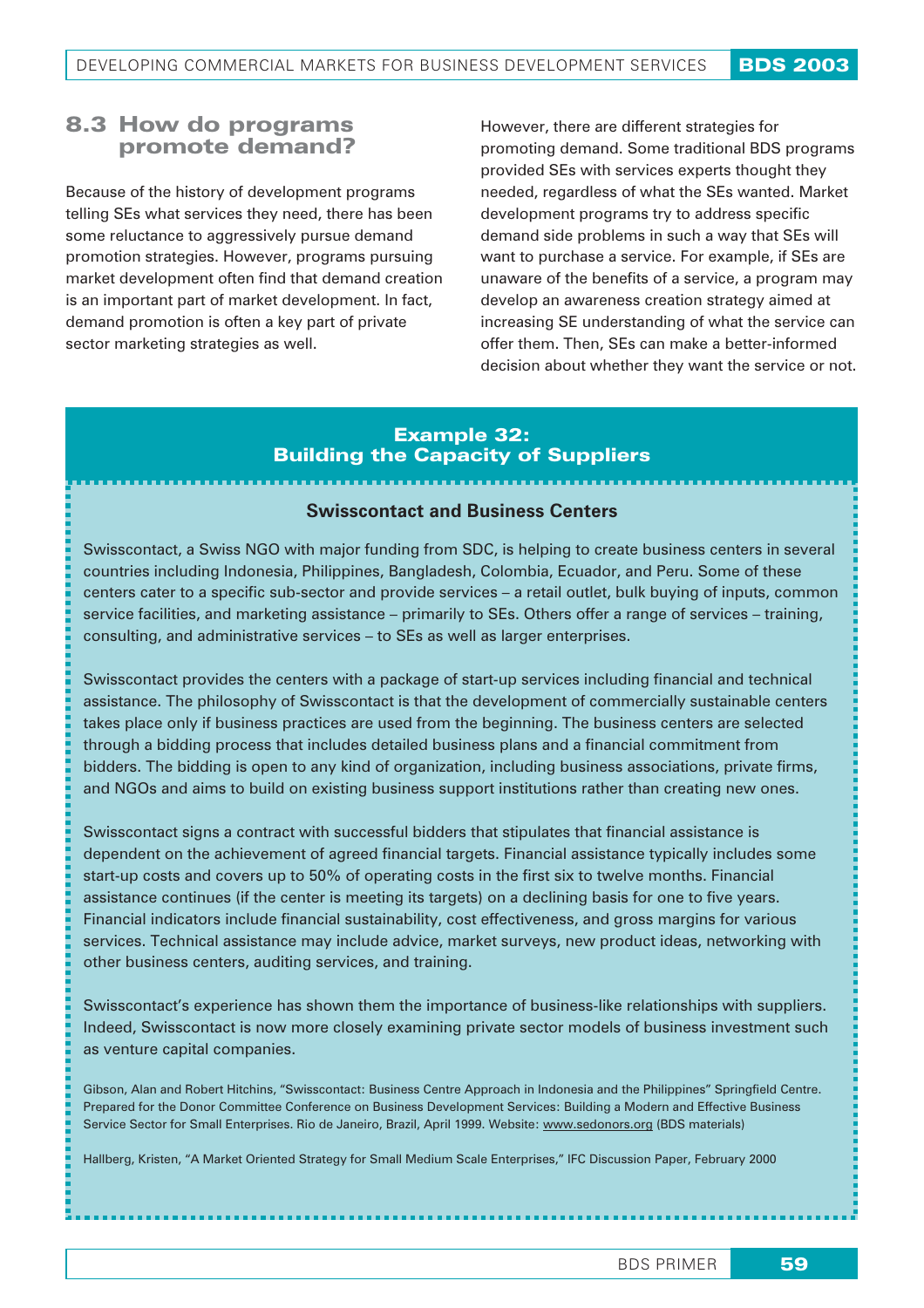## 8.3 How do programs promote demand?

Because of the history of development programs telling SEs what services they need, there has been some reluctance to aggressively pursue demand promotion strategies. However, programs pursuing market development often find that demand creation is an important part of market development. In fact, demand promotion is often a key part of private sector marketing strategies as well.

However, there are different strategies for promoting demand. Some traditional BDS programs provided SEs with services experts thought they needed, regardless of what the SEs wanted. Market development programs try to address specific demand side problems in such a way that SEs will want to purchase a service. For example, if SEs are unaware of the benefits of a service, a program may develop an awareness creation strategy aimed at increasing SE understanding of what the service can offer them. Then, SEs can make a better-informed decision about whether they want the service or not.

### Example 32: Building the Capacity of Suppliers

**Swisscontact and Business Centers**

Swisscontact, a Swiss NGO with major funding from SDC, is helping to create business centers in several countries including Indonesia, Philippines, Bangladesh, Colombia, Ecuador, and Peru. Some of these centers cater to a specific sub-sector and provide services – a retail outlet, bulk buying of inputs, common service facilities, and marketing assistance – primarily to SEs. Others offer a range of services – training, consulting, and administrative services – to SEs as well as larger enterprises.

Swisscontact provides the centers with a package of start-up services including financial and technical assistance. The philosophy of Swisscontact is that the development of commercially sustainable centers takes place only if business practices are used from the beginning. The business centers are selected through a bidding process that includes detailed business plans and a financial commitment from bidders. The bidding is open to any kind of organization, including business associations, private firms, and NGOs and aims to build on existing business support institutions rather than creating new ones.

Swisscontact signs a contract with successful bidders that stipulates that financial assistance is dependent on the achievement of agreed financial targets. Financial assistance typically includes some start-up costs and covers up to 50% of operating costs in the first six to twelve months. Financial assistance continues (if the center is meeting its targets) on a declining basis for one to five years. Financial indicators include financial sustainability, cost effectiveness, and gross margins for various services. Technical assistance may include advice, market surveys, new product ideas, networking with other business centers, auditing services, and training.

Swisscontact's experience has shown them the importance of business-like relationships with suppliers. Indeed, Swisscontact is now more closely examining private sector models of business investment such as venture capital companies.

Gibson, Alan and Robert Hitchins, "Swisscontact: Business Centre Approach in Indonesia and the Philippines" Springfield Centre. Prepared for the Donor Committee Conference on Business Development Services: Building a Modern and Effective Business Service Sector for Small Enterprises. Rio de Janeiro, Brazil, April 1999. Website: www.sedonors.org (BDS materials)

Hallberg, Kristen, "A Market Oriented Strategy for Small Medium Scale Enterprises," IFC Discussion Paper, February 2000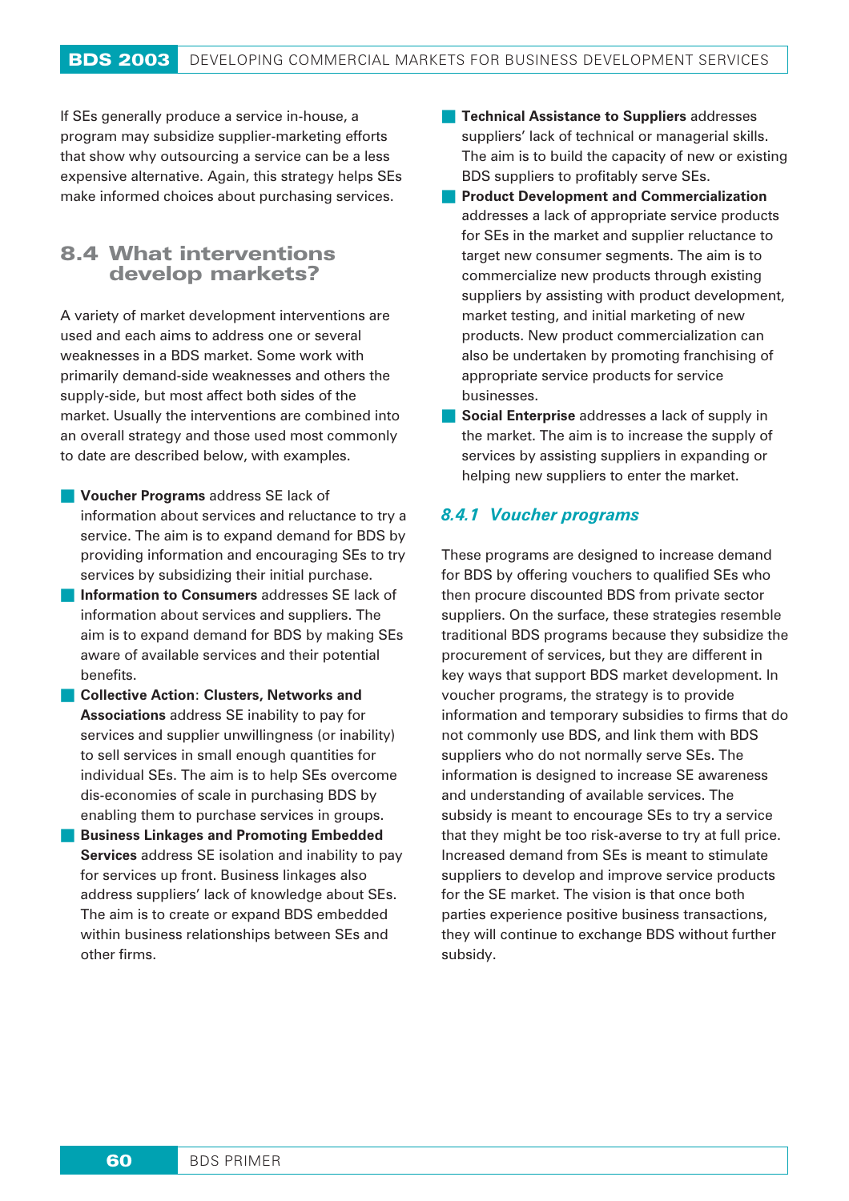If SEs generally produce a service in-house, a program may subsidize supplier-marketing efforts that show why outsourcing a service can be a less expensive alternative. Again, this strategy helps SEs make informed choices about purchasing services.

## 8.4 What interventions develop markets?

A variety of market development interventions are used and each aims to address one or several weaknesses in a BDS market. Some work with primarily demand-side weaknesses and others the supply-side, but most affect both sides of the market. Usually the interventions are combined into an overall strategy and those used most commonly to date are described below, with examples.

- **Voucher Programs** address SE lack of information about services and reluctance to try a service. The aim is to expand demand for BDS by providing information and encouraging SEs to try services by subsidizing their initial purchase.
- **Information to Consumers** addresses SE lack of information about services and suppliers. The aim is to expand demand for BDS by making SEs aware of available services and their potential benefits.
- **Collective Action**: **Clusters, Networks and Associations** address SE inability to pay for services and supplier unwillingness (or inability) to sell services in small enough quantities for individual SEs. The aim is to help SEs overcome dis-economies of scale in purchasing BDS by enabling them to purchase services in groups.
- **Business Linkages and Promoting Embedded Services** address SE isolation and inability to pay for services up front. Business linkages also address suppliers' lack of knowledge about SEs. The aim is to create or expand BDS embedded within business relationships between SEs and other firms.
- **Technical Assistance to Suppliers** addresses suppliers' lack of technical or managerial skills. The aim is to build the capacity of new or existing BDS suppliers to profitably serve SEs.
- **Product Development and Commercialization** addresses a lack of appropriate service products for SEs in the market and supplier reluctance to target new consumer segments. The aim is to commercialize new products through existing suppliers by assisting with product development, market testing, and initial marketing of new products. New product commercialization can also be undertaken by promoting franchising of appropriate service products for service businesses.
- **Social Enterprise** addresses a lack of supply in the market. The aim is to increase the supply of services by assisting suppliers in expanding or helping new suppliers to enter the market.

### *8.4.1 Voucher programs*

These programs are designed to increase demand for BDS by offering vouchers to qualified SEs who then procure discounted BDS from private sector suppliers. On the surface, these strategies resemble traditional BDS programs because they subsidize the procurement of services, but they are different in key ways that support BDS market development. In voucher programs, the strategy is to provide information and temporary subsidies to firms that do not commonly use BDS, and link them with BDS suppliers who do not normally serve SEs. The information is designed to increase SE awareness and understanding of available services. The subsidy is meant to encourage SEs to try a service that they might be too risk-averse to try at full price. Increased demand from SEs is meant to stimulate suppliers to develop and improve service products for the SE market. The vision is that once both parties experience positive business transactions, they will continue to exchange BDS without further subsidy.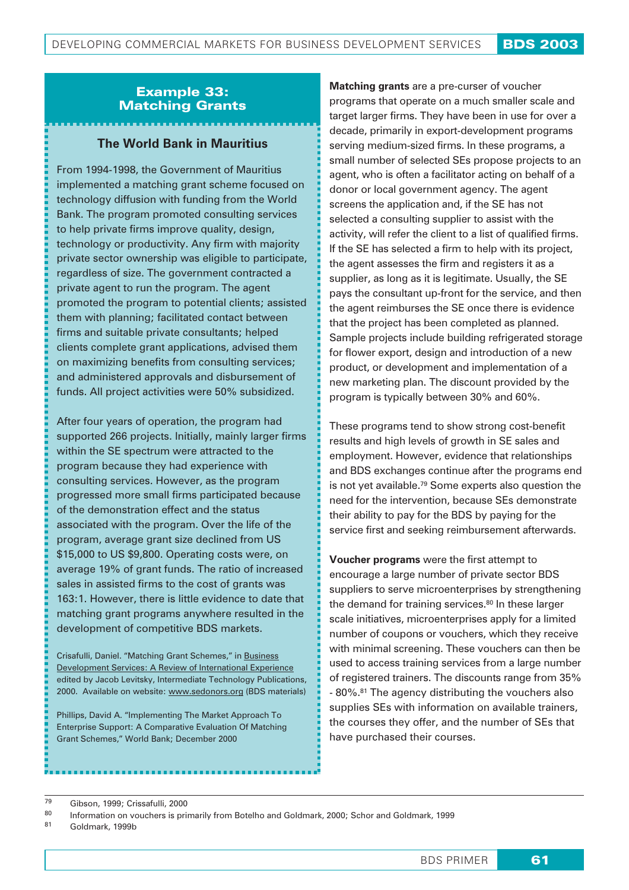## Example 33: Matching Grants

### The World Bank in Mauritius

From 1994-1998, the Government of Mauritius implemented a matching grant scheme focused on technology diffusion with funding from the World Bank. The program promoted consulting services to help private firms improve quality, design, technology or productivity. Any firm with majority private sector ownership was eligible to participate, regardless of size. The government contracted a private agent to run the program. The agent promoted the program to potential clients; assisted them with planning; facilitated contact between firms and suitable private consultants; helped clients complete grant applications, advised them on maximizing benefits from consulting services; and administered approvals and disbursement of funds. All project activities were 50% subsidized.

After four years of operation, the program had supported 266 projects. Initially, mainly larger firms within the SE spectrum were attracted to the program because they had experience with consulting services. However, as the program progressed more small firms participated because of the demonstration effect and the status associated with the program. Over the life of the program, average grant size declined from US $15,000 to US $9,800. Operating costs were, on average 19% of grant funds. The ratio of increased sales in assisted firms to the cost of grants was 163:1. However, there is little evidence to date that matching grant programs anywhere resulted in the development of competitive BDS markets.

Crisafulli, Daniel. "Matching Grant Schemes," in Business Development Services: A Review of International Experience edited by Jacob Levitsky, Intermediate Technology Publications, 2000. Available on website: www.sedonors.org (BDS materials)

Phillips, David A. "Implementing The Market Approach To Enterprise Support: A Comparative Evaluation Of Matching Grant Schemes," World Bank; December 2000

**Matching grants** are a pre-curser of voucher programs that operate on a much smaller scale and target larger firms. They have been in use for over a decade, primarily in export-development programs serving medium-sized firms. In these programs, a small number of selected SEs propose projects to an agent, who is often a facilitator acting on behalf of a donor or local government agency. The agent screens the application and, if the SE has not selected a consulting supplier to assist with the activity, will refer the client to a list of qualified firms. If the SE has selected a firm to help with its project, the agent assesses the firm and registers it as a supplier, as long as it is legitimate. Usually, the SE pays the consultant up-front for the service, and then the agent reimburses the SE once there is evidence that the project has been completed as planned. Sample projects include building refrigerated storage for flower export, design and introduction of a new product, or development and implementation of a new marketing plan. The discount provided by the program is typically between 30% and 60%.

These programs tend to show strong cost-benefit results and high levels of growth in SE sales and employment. However, evidence that relationships and BDS exchanges continue after the programs end is not yet available.[79] Some experts also question the need for the intervention, because SEs demonstrate their ability to pay for the BDS by paying for the service first and seeking reimbursement afterwards.

**Voucher programs** were the first attempt to encourage a large number of private sector BDS suppliers to serve microenterprises by strengthening the demand for training services.[80] In these larger scale initiatives, microenterprises apply for a limited number of coupons or vouchers, which they receive with minimal screening. These vouchers can then be used to access training services from a large number of registered trainers. The discounts range from 35% - 80%.[81] The agency distributing the vouchers also supplies SEs with information on available trainers, the courses they offer, and the number of SEs that have purchased their courses.

---

[79] Gibson, 1999; Crissafulli, 2000

[80] Information on vouchers is primarily from Botelho and Goldmark, 2000; Schor and Goldmark, 1999

[81] Goldmark, 1999b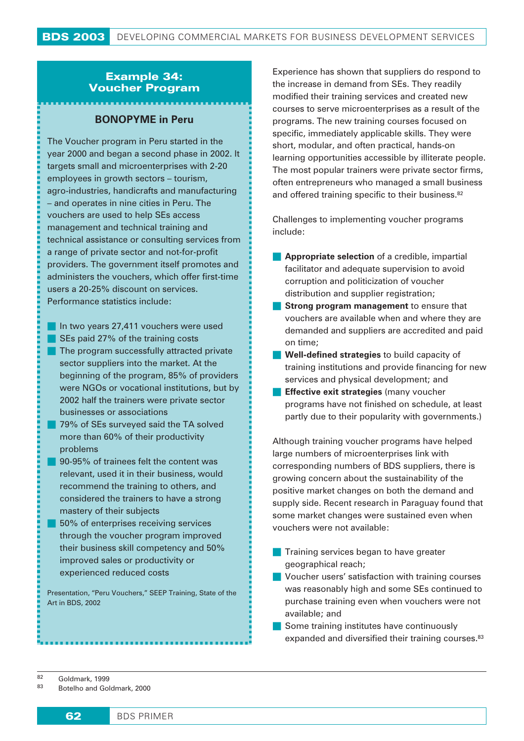### Example 34: Voucher Program

#### BONOPYME in Peru

The Voucher program in Peru started in the year 2000 and began a second phase in 2002. It targets small and microenterprises with 2-20 employees in growth sectors – tourism, agro-industries, handicrafts and manufacturing – and operates in nine cities in Peru. The vouchers are used to help SEs access management and technical training and technical assistance or consulting services from a range of private sector and not-for-profit providers. The government itself promotes and administers the vouchers, which offer first-time users a 20-25% discount on services. Performance statistics include:

- In two years 27,411 vouchers were used
- SEs paid 27% of the training costs
- The program successfully attracted private sector suppliers into the market. At the beginning of the program, 85% of providers were NGOs or vocational institutions, but by 2002 half the trainers were private sector businesses or associations
- 79% of SEs surveyed said the TA solved more than 60% of their productivity problems
- 90-95% of trainees felt the content was relevant, used it in their business, would recommend the training to others, and considered the trainers to have a strong mastery of their subjects
- 50% of enterprises receiving services through the voucher program improved their business skill competency and 50% improved sales or productivity or experienced reduced costs

Presentation, "Peru Vouchers," SEEP Training, State of the Art in BDS, 2002

Experience has shown that suppliers do respond to the increase in demand from SEs. They readily modified their training services and created new courses to serve microenterprises as a result of the programs. The new training courses focused on specific, immediately applicable skills. They were short, modular, and often practical, hands-on learning opportunities accessible by illiterate people. The most popular trainers were private sector firms, often entrepreneurs who managed a small business and offered training specific to their business.[82]

Challenges to implementing voucher programs include:

- **Appropriate selection** of a credible, impartial facilitator and adequate supervision to avoid corruption and politicization of voucher distribution and supplier registration;
- **Strong program management** to ensure that vouchers are available when and where they are demanded and suppliers are accredited and paid on time;
- **Well-defined strategies** to build capacity of training institutions and provide financing for new services and physical development; and
- **Effective exit strategies** (many voucher programs have not finished on schedule, at least partly due to their popularity with governments.)

Although training voucher programs have helped large numbers of microenterprises link with corresponding numbers of BDS suppliers, there is growing concern about the sustainability of the positive market changes on both the demand and supply side. Recent research in Paraguay found that some market changes were sustained even when vouchers were not available:

- Training services began to have greater geographical reach;
- Voucher users' satisfaction with training courses was reasonably high and some SEs continued to purchase training even when vouchers were not available; and
- Some training institutes have continuously expanded and diversified their training courses.[83]

[82] Goldmark, 1999

[83] Botelho and Goldmark, 2000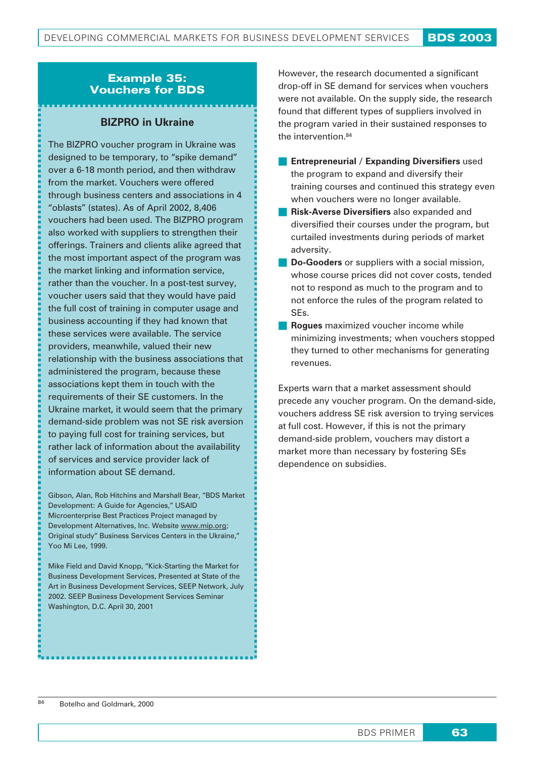## Example 35: Vouchers for BDS

### BIZPRO in Ukraine

The BIZPRO voucher program in Ukraine was designed to be temporary, to "spike demand" over a 6-18 month period, and then withdraw from the market. Vouchers were offered through business centers and associations in 4 "oblasts" (states). As of April 2002, 8,406 vouchers had been used. The BIZPRO program also worked with suppliers to strengthen their offerings. Trainers and clients alike agreed that the most important aspect of the program was the market linking and information service, rather than the voucher. In a post-test survey, voucher users said that they would have paid the full cost of training in computer usage and business accounting if they had known that these services were available. The service providers, meanwhile, valued their new relationship with the business associations that administered the program, because these associations kept them in touch with the requirements of their SE customers. In the Ukraine market, it would seem that the primary demand-side problem was not SE risk aversion to paying full cost for training services, but rather lack of information about the availability of services and service provider lack of information about SE demand.

Gibson, Alan, Rob Hitchins and Marshall Bear, "BDS Market Development: A Guide for Agencies," USAID Microenterprise Best Practices Project managed by Development Alternatives, Inc. Website www.mip.org; Original study" Business Services Centers in the Ukraine," Yoo Mi Lee, 1999.

Mike Field and David Knopp, "Kick-Starting the Market for Business Development Services, Presented at State of the Art in Business Development Services, SEEP Network, July 2002. SEEP Business Development Services Seminar Washington, D.C. April 30, 2001

However, the research documented a significant drop-off in SE demand for services when vouchers were not available. On the supply side, the research found that different types of suppliers involved in the program varied in their sustained responses to the intervention.[84]

- **Entrepreneurial / Expanding Diversifiers** used the program to expand and diversify their training courses and continued this strategy even when vouchers were no longer available.
- **Risk-Averse Diversifiers** also expanded and diversified their courses under the program, but curtailed investments during periods of market adversity.
- **Do-Gooders** or suppliers with a social mission, whose course prices did not cover costs, tended not to respond as much to the program and to not enforce the rules of the program related to SEs.
- **Rogues** maximized voucher income while minimizing investments; when vouchers stopped they turned to other mechanisms for generating revenues.

Experts warn that a market assessment should precede any voucher program. On the demand-side, vouchers address SE risk aversion to trying services at full cost. However, if this is not the primary demand-side problem, vouchers may distort a market more than necessary by fostering SEs dependence on subsidies.

[84] Botelho and Goldmark, 2000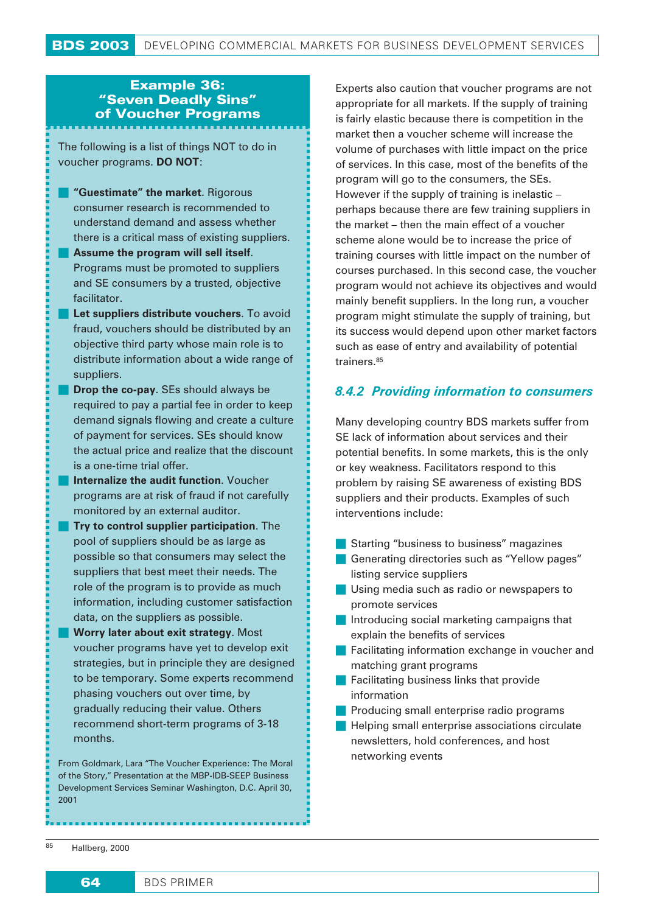### Example 36: "Seven Deadly Sins" of Voucher Programs

The following is a list of things NOT to do in voucher programs. **DO NOT**:

- **"Guestimate" the market**. Rigorous consumer research is recommended to understand demand and assess whether there is a critical mass of existing suppliers.
- **Assume the program will sell itself**. Programs must be promoted to suppliers and SE consumers by a trusted, objective facilitator.
- **Let suppliers distribute vouchers**. To avoid fraud, vouchers should be distributed by an objective third party whose main role is to distribute information about a wide range of suppliers.
- **Drop the co-pay**. SEs should always be required to pay a partial fee in order to keep demand signals flowing and create a culture of payment for services. SEs should know the actual price and realize that the discount is a one-time trial offer.
- **Internalize the audit function**. Voucher programs are at risk of fraud if not carefully monitored by an external auditor.
- **Try to control supplier participation**. The pool of suppliers should be as large as possible so that consumers may select the suppliers that best meet their needs. The role of the program is to provide as much information, including customer satisfaction data, on the suppliers as possible.
- **Worry later about exit strategy**. Most voucher programs have yet to develop exit strategies, but in principle they are designed to be temporary. Some experts recommend phasing vouchers out over time, by gradually reducing their value. Others recommend short-term programs of 3-18 months.

From Goldmark, Lara "The Voucher Experience: The Moral of the Story," Presentation at the MBP-IDB-SEEP Business Development Services Seminar Washington, D.C. April 30, 2001

Experts also caution that voucher programs are not appropriate for all markets. If the supply of training is fairly elastic because there is competition in the market then a voucher scheme will increase the volume of purchases with little impact on the price of services. In this case, most of the benefits of the program will go to the consumers, the SEs. However if the supply of training is inelastic – perhaps because there are few training suppliers in the market – then the main effect of a voucher scheme alone would be to increase the price of training courses with little impact on the number of courses purchased. In this second case, the voucher program would not achieve its objectives and would mainly benefit suppliers. In the long run, a voucher program might stimulate the supply of training, but its success would depend upon other market factors such as ease of entry and availability of potential trainers.[85]

### *8.4.2 Providing information to consumers*

Many developing country BDS markets suffer from SE lack of information about services and their potential benefits. In some markets, this is the only or key weakness. Facilitators respond to this problem by raising SE awareness of existing BDS suppliers and their products. Examples of such interventions include:

- Starting "business to business" magazines
- Generating directories such as "Yellow pages" listing service suppliers
- Using media such as radio or newspapers to promote services
- Introducing social marketing campaigns that explain the benefits of services
- Facilitating information exchange in voucher and matching grant programs
- Facilitating business links that provide information
- Producing small enterprise radio programs
- Helping small enterprise associations circulate newsletters, hold conferences, and host networking events

[85] Hallberg, 2000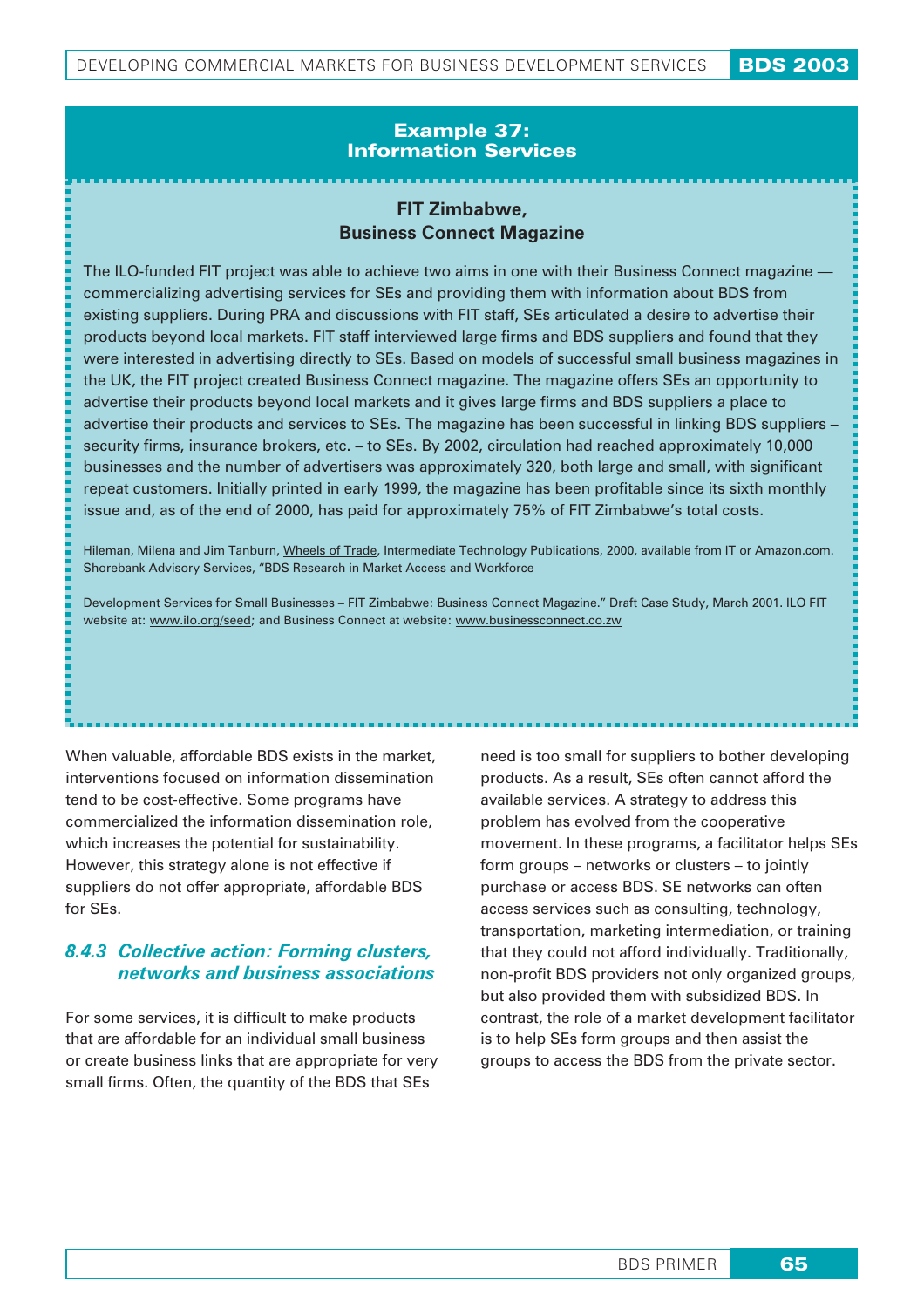**Example 37:**
**Information Services**

**FIT Zimbabwe,**
**Business Connect Magazine**

The ILO-funded FIT project was able to achieve two aims in one with their Business Connect magazine — commercializing advertising services for SEs and providing them with information about BDS from existing suppliers. During PRA and discussions with FIT staff, SEs articulated a desire to advertise their products beyond local markets. FIT staff interviewed large firms and BDS suppliers and found that they were interested in advertising directly to SEs. Based on models of successful small business magazines in the UK, the FIT project created Business Connect magazine. The magazine offers SEs an opportunity to advertise their products beyond local markets and it gives large firms and BDS suppliers a place to advertise their products and services to SEs. The magazine has been successful in linking BDS suppliers – security firms, insurance brokers, etc. – to SEs. By 2002, circulation had reached approximately 10,000 businesses and the number of advertisers was approximately 320, both large and small, with significant repeat customers. Initially printed in early 1999, the magazine has been profitable since its sixth monthly issue and, as of the end of 2000, has paid for approximately 75% of FIT Zimbabwe's total costs.

Hileman, Milena and Jim Tanburn, Wheels of Trade, Intermediate Technology Publications, 2000, available from IT or Amazon.com. Shorebank Advisory Services, "BDS Research in Market Access and Workforce

Development Services for Small Businesses – FIT Zimbabwe: Business Connect Magazine." Draft Case Study, March 2001. ILO FIT website at: www.ilo.org/seed; and Business Connect at website: www.businessconnect.co.zw

When valuable, affordable BDS exists in the market, interventions focused on information dissemination tend to be cost-effective. Some programs have commercialized the information dissemination role, which increases the potential for sustainability. However, this strategy alone is not effective if suppliers do not offer appropriate, affordable BDS for SEs.

### *8.4.3 Collective action: Forming clusters, networks and business associations*

For some services, it is difficult to make products that are affordable for an individual small business or create business links that are appropriate for very small firms. Often, the quantity of the BDS that SEs need is too small for suppliers to bother developing products. As a result, SEs often cannot afford the available services. A strategy to address this problem has evolved from the cooperative movement. In these programs, a facilitator helps SEs form groups – networks or clusters – to jointly purchase or access BDS. SE networks can often access services such as consulting, technology, transportation, marketing intermediation, or training that they could not afford individually. Traditionally, non-profit BDS providers not only organized groups, but also provided them with subsidized BDS. In contrast, the role of a market development facilitator is to help SEs form groups and then assist the groups to access the BDS from the private sector.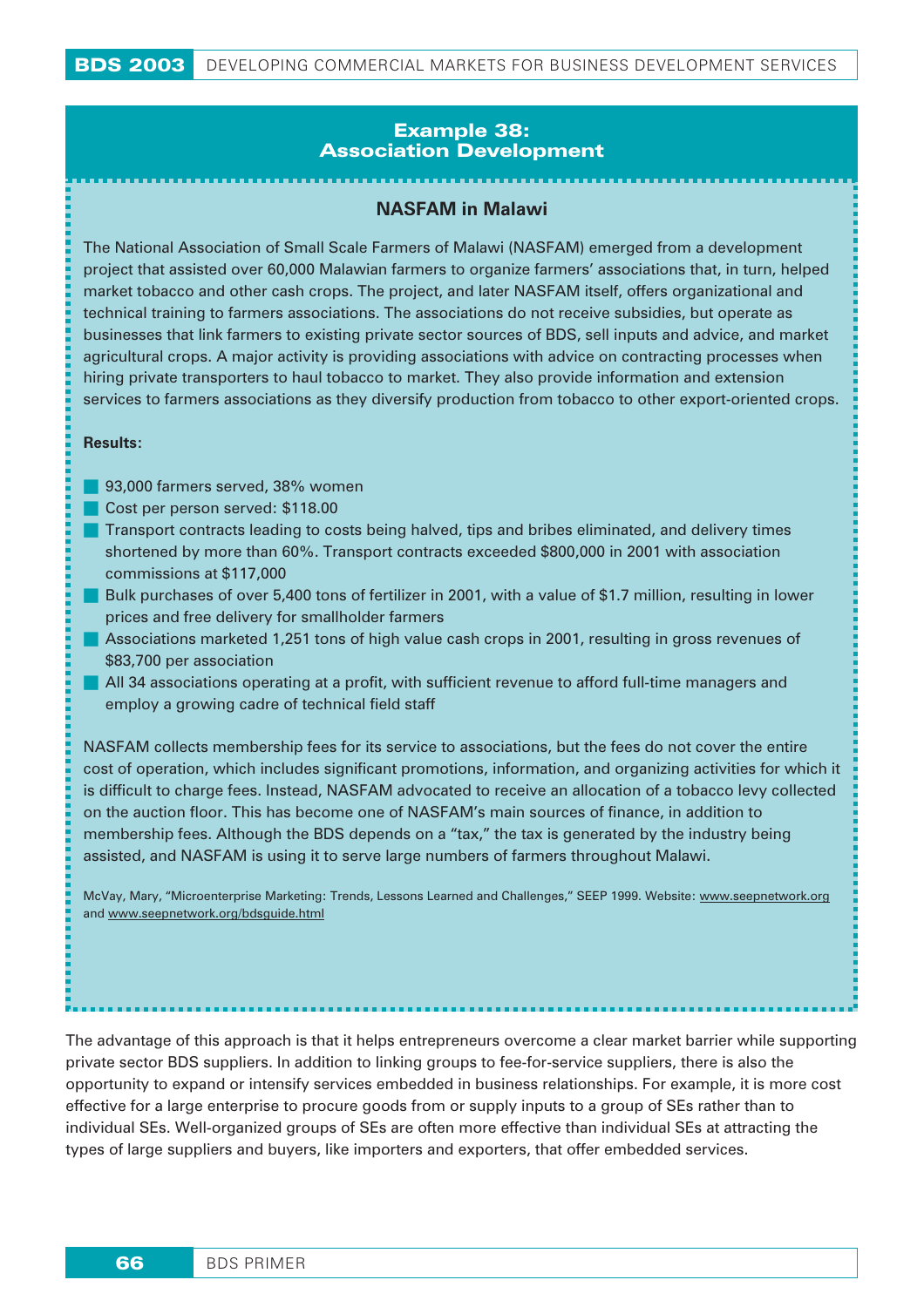## Example 38: Association Development

### NASFAM in Malawi

The National Association of Small Scale Farmers of Malawi (NASFAM) emerged from a development project that assisted over 60,000 Malawian farmers to organize farmers' associations that, in turn, helped market tobacco and other cash crops. The project, and later NASFAM itself, offers organizational and technical training to farmers associations. The associations do not receive subsidies, but operate as businesses that link farmers to existing private sector sources of BDS, sell inputs and advice, and market agricultural crops. A major activity is providing associations with advice on contracting processes when hiring private transporters to haul tobacco to market. They also provide information and extension services to farmers associations as they diversify production from tobacco to other export-oriented crops.

**Results:**

- 93,000 farmers served, 38% women
- Cost per person served: $118.00
- Transport contracts leading to costs being halved, tips and bribes eliminated, and delivery times shortened by more than 60%. Transport contracts exceeded $800,000 in 2001 with association commissions at $117,000
- Bulk purchases of over 5,400 tons of fertilizer in 2001, with a value of $1.7 million, resulting in lower prices and free delivery for smallholder farmers
- Associations marketed 1,251 tons of high value cash crops in 2001, resulting in gross revenues of $83,700 per association
- All 34 associations operating at a profit, with sufficient revenue to afford full-time managers and employ a growing cadre of technical field staff

NASFAM collects membership fees for its service to associations, but the fees do not cover the entire cost of operation, which includes significant promotions, information, and organizing activities for which it is difficult to charge fees. Instead, NASFAM advocated to receive an allocation of a tobacco levy collected on the auction floor. This has become one of NASFAM's main sources of finance, in addition to membership fees. Although the BDS depends on a "tax," the tax is generated by the industry being assisted, and NASFAM is using it to serve large numbers of farmers throughout Malawi.

McVay, Mary, "Microenterprise Marketing: Trends, Lessons Learned and Challenges," SEEP 1999. Website: www.seepnetwork.org and www.seepnetwork.org/bdsguide.html

The advantage of this approach is that it helps entrepreneurs overcome a clear market barrier while supporting private sector BDS suppliers. In addition to linking groups to fee-for-service suppliers, there is also the opportunity to expand or intensify services embedded in business relationships. For example, it is more cost effective for a large enterprise to procure goods from or supply inputs to a group of SEs rather than to individual SEs. Well-organized groups of SEs are often more effective than individual SEs at attracting the types of large suppliers and buyers, like importers and exporters, that offer embedded services.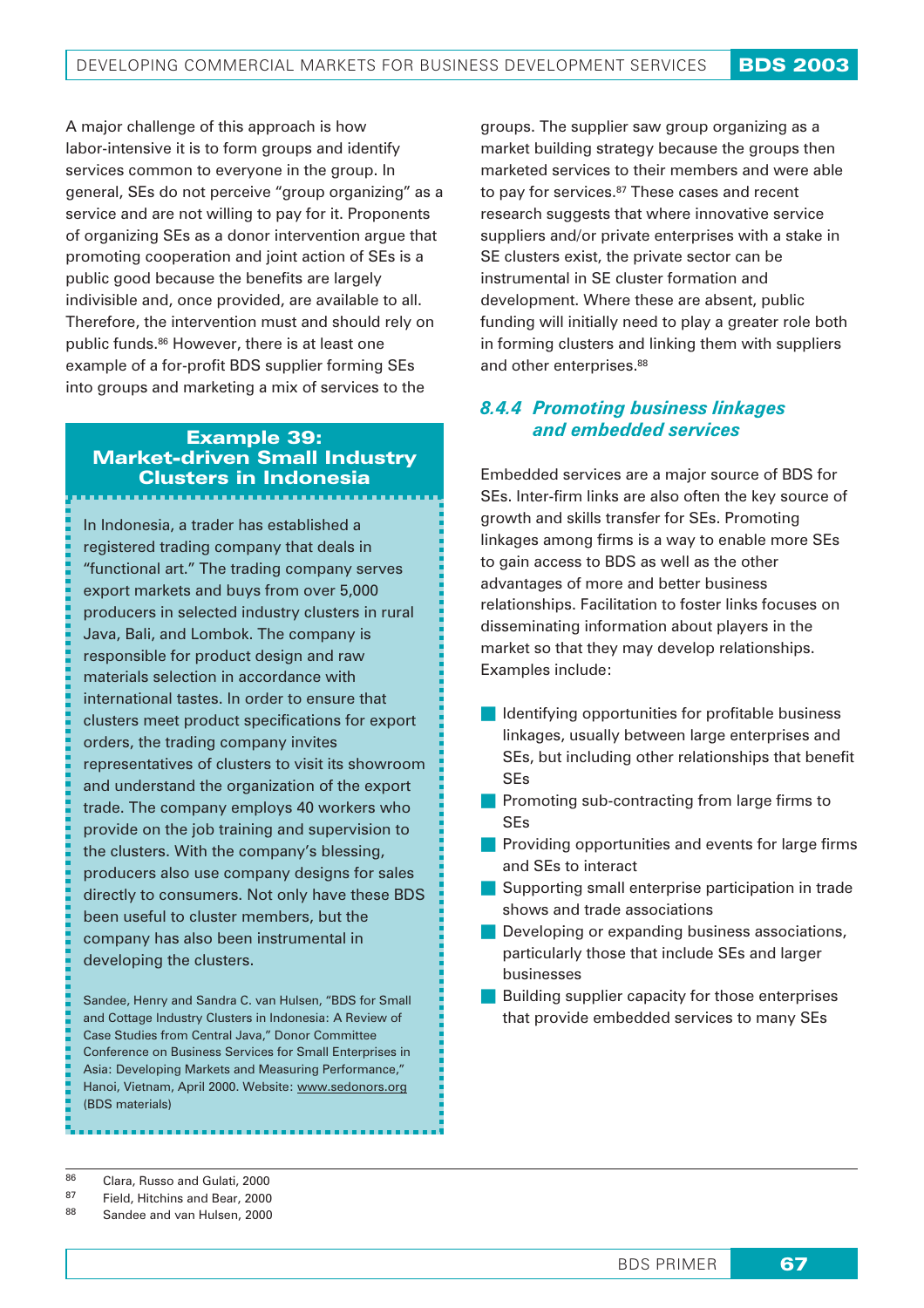A major challenge of this approach is how labor-intensive it is to form groups and identify services common to everyone in the group. In general, SEs do not perceive "group organizing" as a service and are not willing to pay for it. Proponents of organizing SEs as a donor intervention argue that promoting cooperation and joint action of SEs is a public good because the benefits are largely indivisible and, once provided, are available to all. Therefore, the intervention must and should rely on public funds.[86] However, there is at least one example of a for-profit BDS supplier forming SEs into groups and marketing a mix of services to the groups. The supplier saw group organizing as a market building strategy because the groups then marketed services to their members and were able to pay for services.[87] These cases and recent research suggests that where innovative service suppliers and/or private enterprises with a stake in SE clusters exist, the private sector can be instrumental in SE cluster formation and development. Where these are absent, public funding will initially need to play a greater role both in forming clusters and linking them with suppliers and other enterprises.[88]

> **Example 39: Market-driven Small Industry Clusters in Indonesia**
>
> In Indonesia, a trader has established a registered trading company that deals in "functional art." The trading company serves export markets and buys from over 5,000 producers in selected industry clusters in rural Java, Bali, and Lombok. The company is responsible for product design and raw materials selection in accordance with international tastes. In order to ensure that clusters meet product specifications for export orders, the trading company invites representatives of clusters to visit its showroom and understand the organization of the export trade. The company employs 40 workers who provide on the job training and supervision to the clusters. With the company's blessing, producers also use company designs for sales directly to consumers. Not only have these BDS been useful to cluster members, but the company has also been instrumental in developing the clusters.
>
> Sandee, Henry and Sandra C. van Hulsen, "BDS for Small and Cottage Industry Clusters in Indonesia: A Review of Case Studies from Central Java," Donor Committee Conference on Business Services for Small Enterprises in Asia: Developing Markets and Measuring Performance," Hanoi, Vietnam, April 2000. Website: www.sedonors.org (BDS materials)

### *8.4.4 Promoting business linkages and embedded services*

Embedded services are a major source of BDS for SEs. Inter-firm links are also often the key source of growth and skills transfer for SEs. Promoting linkages among firms is a way to enable more SEs to gain access to BDS as well as the other advantages of more and better business relationships. Facilitation to foster links focuses on disseminating information about players in the market so that they may develop relationships. Examples include:

- Identifying opportunities for profitable business linkages, usually between large enterprises and SEs, but including other relationships that benefit SEs
- Promoting sub-contracting from large firms to SEs
- Providing opportunities and events for large firms and SEs to interact
- Supporting small enterprise participation in trade shows and trade associations
- Developing or expanding business associations, particularly those that include SEs and larger businesses
- Building supplier capacity for those enterprises that provide embedded services to many SEs

---

[86] Clara, Russo and Gulati, 2000
[87] Field, Hitchins and Bear, 2000
[88] Sandee and van Hulsen, 2000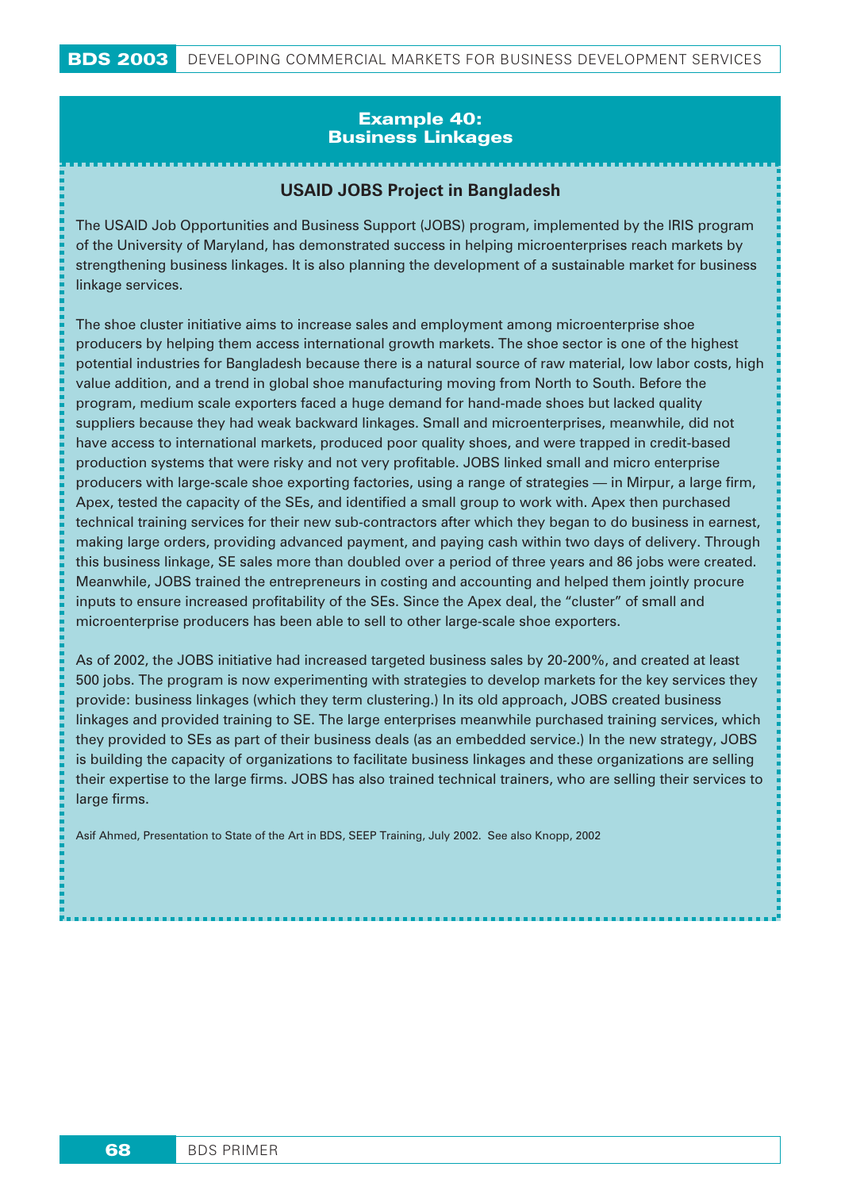## Example 40: Business Linkages

### USAID JOBS Project in Bangladesh

The USAID Job Opportunities and Business Support (JOBS) program, implemented by the IRIS program of the University of Maryland, has demonstrated success in helping microenterprises reach markets by strengthening business linkages. It is also planning the development of a sustainable market for business linkage services.

The shoe cluster initiative aims to increase sales and employment among microenterprise shoe producers by helping them access international growth markets. The shoe sector is one of the highest potential industries for Bangladesh because there is a natural source of raw material, low labor costs, high value addition, and a trend in global shoe manufacturing moving from North to South. Before the program, medium scale exporters faced a huge demand for hand-made shoes but lacked quality suppliers because they had weak backward linkages. Small and microenterprises, meanwhile, did not have access to international markets, produced poor quality shoes, and were trapped in credit-based production systems that were risky and not very profitable. JOBS linked small and micro enterprise producers with large-scale shoe exporting factories, using a range of strategies — in Mirpur, a large firm, Apex, tested the capacity of the SEs, and identified a small group to work with. Apex then purchased technical training services for their new sub-contractors after which they began to do business in earnest, making large orders, providing advanced payment, and paying cash within two days of delivery. Through this business linkage, SE sales more than doubled over a period of three years and 86 jobs were created. Meanwhile, JOBS trained the entrepreneurs in costing and accounting and helped them jointly procure inputs to ensure increased profitability of the SEs. Since the Apex deal, the "cluster" of small and microenterprise producers has been able to sell to other large-scale shoe exporters.

As of 2002, the JOBS initiative had increased targeted business sales by 20-200%, and created at least 500 jobs. The program is now experimenting with strategies to develop markets for the key services they provide: business linkages (which they term clustering.) In its old approach, JOBS created business linkages and provided training to SE. The large enterprises meanwhile purchased training services, which they provided to SEs as part of their business deals (as an embedded service.) In the new strategy, JOBS is building the capacity of organizations to facilitate business linkages and these organizations are selling their expertise to the large firms. JOBS has also trained technical trainers, who are selling their services to large firms.

Asif Ahmed, Presentation to State of the Art in BDS, SEEP Training, July 2002. See also Knopp, 2002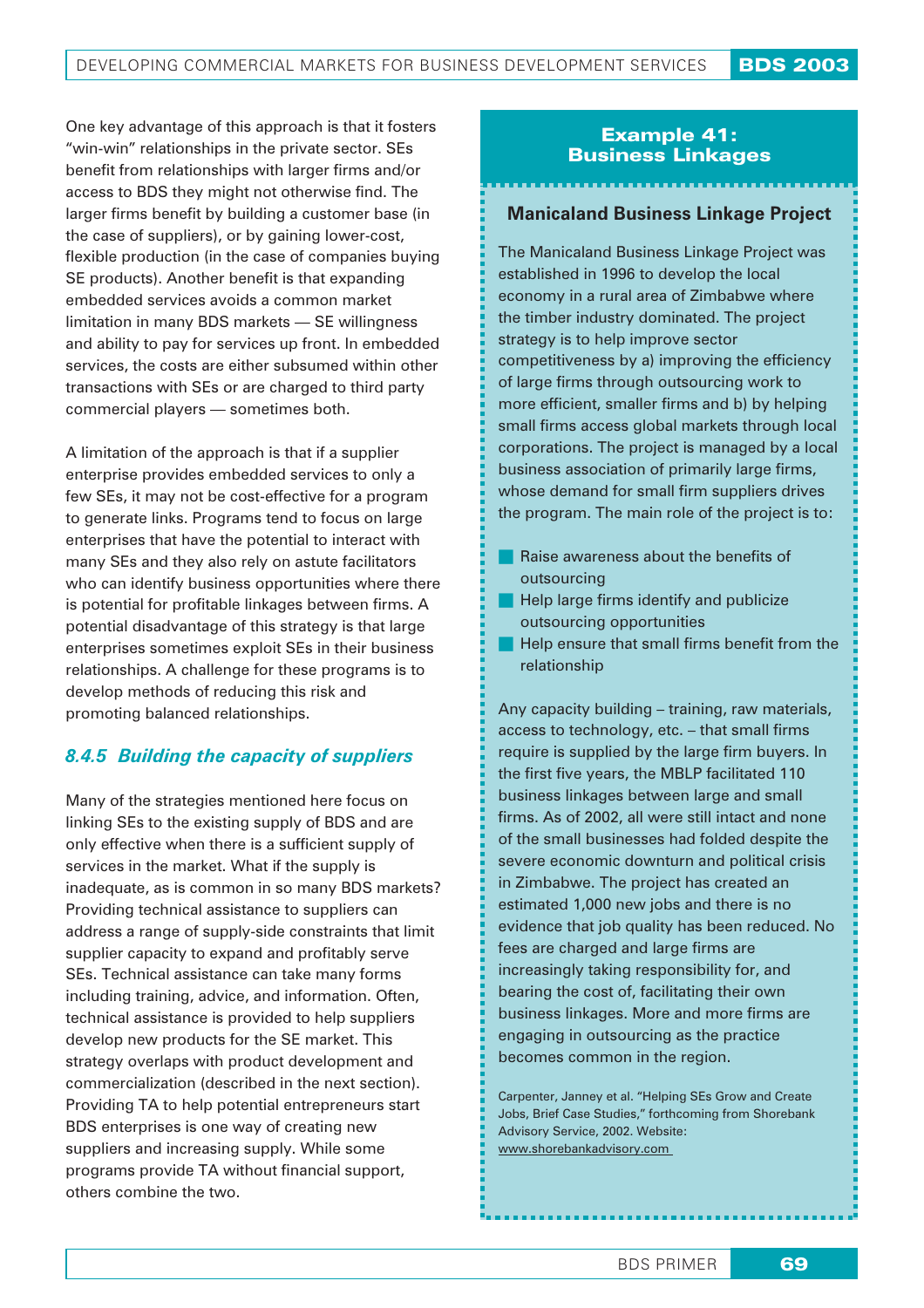One key advantage of this approach is that it fosters "win-win" relationships in the private sector. SEs benefit from relationships with larger firms and/or access to BDS they might not otherwise find. The larger firms benefit by building a customer base (in the case of suppliers), or by gaining lower-cost, flexible production (in the case of companies buying SE products). Another benefit is that expanding embedded services avoids a common market limitation in many BDS markets — SE willingness and ability to pay for services up front. In embedded services, the costs are either subsumed within other transactions with SEs or are charged to third party commercial players — sometimes both.

A limitation of the approach is that if a supplier enterprise provides embedded services to only a few SEs, it may not be cost-effective for a program to generate links. Programs tend to focus on large enterprises that have the potential to interact with many SEs and they also rely on astute facilitators who can identify business opportunities where there is potential for profitable linkages between firms. A potential disadvantage of this strategy is that large enterprises sometimes exploit SEs in their business relationships. A challenge for these programs is to develop methods of reducing this risk and promoting balanced relationships.

### *8.4.5 Building the capacity of suppliers*

Many of the strategies mentioned here focus on linking SEs to the existing supply of BDS and are only effective when there is a sufficient supply of services in the market. What if the supply is inadequate, as is common in so many BDS markets? Providing technical assistance to suppliers can address a range of supply-side constraints that limit supplier capacity to expand and profitably serve SEs. Technical assistance can take many forms including training, advice, and information. Often, technical assistance is provided to help suppliers develop new products for the SE market. This strategy overlaps with product development and commercialization (described in the next section). Providing TA to help potential entrepreneurs start BDS enterprises is one way of creating new suppliers and increasing supply. While some programs provide TA without financial support, others combine the two.

## Example 41: Business Linkages

### Manicaland Business Linkage Project

The Manicaland Business Linkage Project was established in 1996 to develop the local economy in a rural area of Zimbabwe where the timber industry dominated. The project strategy is to help improve sector competitiveness by a) improving the efficiency of large firms through outsourcing work to more efficient, smaller firms and b) by helping small firms access global markets through local corporations. The project is managed by a local business association of primarily large firms, whose demand for small firm suppliers drives the program. The main role of the project is to:

- Raise awareness about the benefits of outsourcing
- Help large firms identify and publicize outsourcing opportunities
- Help ensure that small firms benefit from the relationship

Any capacity building – training, raw materials, access to technology, etc. – that small firms require is supplied by the large firm buyers. In the first five years, the MBLP facilitated 110 business linkages between large and small firms. As of 2002, all were still intact and none of the small businesses had folded despite the severe economic downturn and political crisis in Zimbabwe. The project has created an estimated 1,000 new jobs and there is no evidence that job quality has been reduced. No fees are charged and large firms are increasingly taking responsibility for, and bearing the cost of, facilitating their own business linkages. More and more firms are engaging in outsourcing as the practice becomes common in the region.

Carpenter, Janney et al. "Helping SEs Grow and Create Jobs, Brief Case Studies," forthcoming from Shorebank Advisory Service, 2002. Website: www.shorebankadvisory.com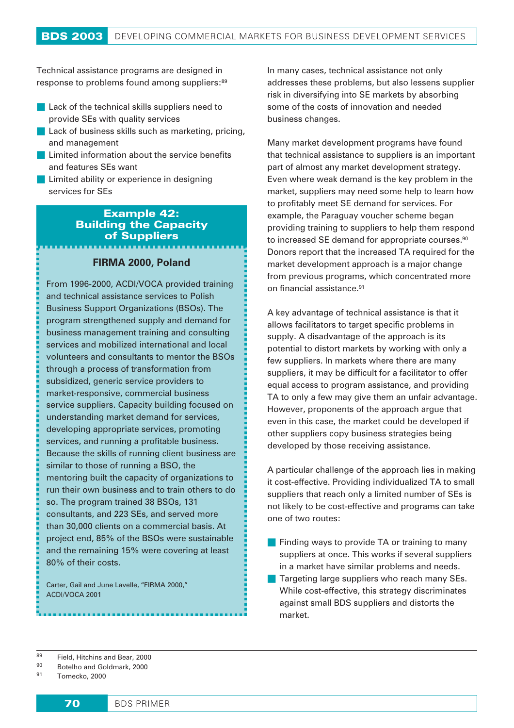Technical assistance programs are designed in response to problems found among suppliers:[89]

- Lack of the technical skills suppliers need to provide SEs with quality services
- Lack of business skills such as marketing, pricing, and management
- Limited information about the service benefits and features SEs want
- Limited ability or experience in designing services for SEs

### Example 42: Building the Capacity of Suppliers

**FIRMA 2000, Poland**

From 1996-2000, ACDI/VOCA provided training and technical assistance services to Polish Business Support Organizations (BSOs). The program strengthened supply and demand for business management training and consulting services and mobilized international and local volunteers and consultants to mentor the BSOs through a process of transformation from subsidized, generic service providers to market-responsive, commercial business service suppliers. Capacity building focused on understanding market demand for services, developing appropriate services, promoting services, and running a profitable business. Because the skills of running client business are similar to those of running a BSO, the mentoring built the capacity of organizations to run their own business and to train others to do so. The program trained 38 BSOs, 131 consultants, and 223 SEs, and served more than 30,000 clients on a commercial basis. At project end, 85% of the BSOs were sustainable and the remaining 15% were covering at least 80% of their costs.

Carter, Gail and June Lavelle, "FIRMA 2000," ACDI/VOCA 2001

In many cases, technical assistance not only addresses these problems, but also lessens supplier risk in diversifying into SE markets by absorbing some of the costs of innovation and needed business changes.

Many market development programs have found that technical assistance to suppliers is an important part of almost any market development strategy. Even where weak demand is the key problem in the market, suppliers may need some help to learn how to profitably meet SE demand for services. For example, the Paraguay voucher scheme began providing training to suppliers to help them respond to increased SE demand for appropriate courses.[90] Donors report that the increased TA required for the market development approach is a major change from previous programs, which concentrated more on financial assistance.[91]

A key advantage of technical assistance is that it allows facilitators to target specific problems in supply. A disadvantage of the approach is its potential to distort markets by working with only a few suppliers. In markets where there are many suppliers, it may be difficult for a facilitator to offer equal access to program assistance, and providing TA to only a few may give them an unfair advantage. However, proponents of the approach argue that even in this case, the market could be developed if other suppliers copy business strategies being developed by those receiving assistance.

A particular challenge of the approach lies in making it cost-effective. Providing individualized TA to small suppliers that reach only a limited number of SEs is not likely to be cost-effective and programs can take one of two routes:

- Finding ways to provide TA or training to many suppliers at once. This works if several suppliers in a market have similar problems and needs.
- Targeting large suppliers who reach many SEs. While cost-effective, this strategy discriminates against small BDS suppliers and distorts the market.

---

[89] Field, Hitchins and Bear, 2000

[90] Botelho and Goldmark, 2000

[91] Tomecko, 2000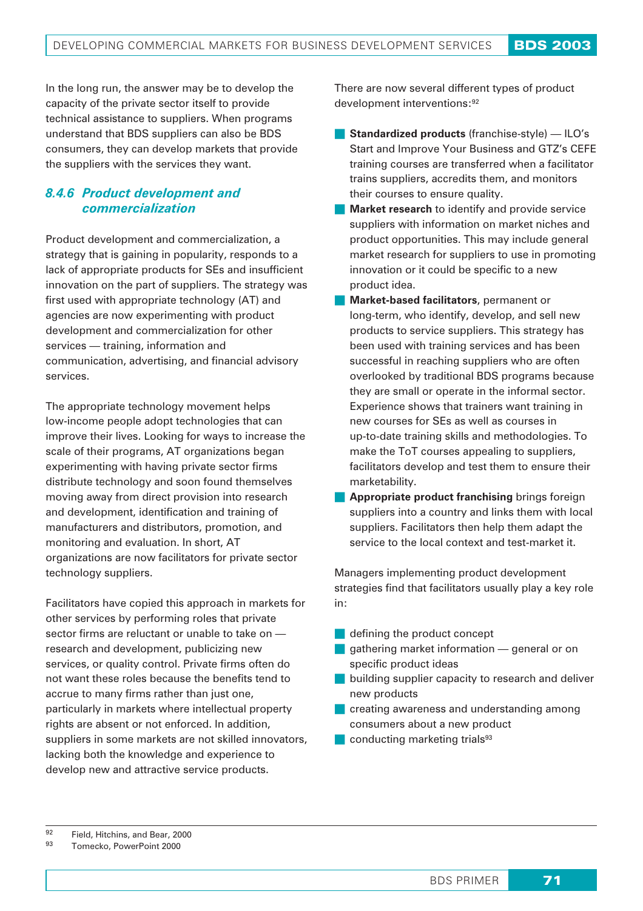In the long run, the answer may be to develop the capacity of the private sector itself to provide technical assistance to suppliers. When programs understand that BDS suppliers can also be BDS consumers, they can develop markets that provide the suppliers with the services they want.

### *8.4.6 Product development and commercialization*

Product development and commercialization, a strategy that is gaining in popularity, responds to a lack of appropriate products for SEs and insufficient innovation on the part of suppliers. The strategy was first used with appropriate technology (AT) and agencies are now experimenting with product development and commercialization for other services — training, information and communication, advertising, and financial advisory services.

The appropriate technology movement helps low-income people adopt technologies that can improve their lives. Looking for ways to increase the scale of their programs, AT organizations began experimenting with having private sector firms distribute technology and soon found themselves moving away from direct provision into research and development, identification and training of manufacturers and distributors, promotion, and monitoring and evaluation. In short, AT organizations are now facilitators for private sector technology suppliers.

Facilitators have copied this approach in markets for other services by performing roles that private sector firms are reluctant or unable to take on — research and development, publicizing new services, or quality control. Private firms often do not want these roles because the benefits tend to accrue to many firms rather than just one, particularly in markets where intellectual property rights are absent or not enforced. In addition, suppliers in some markets are not skilled innovators, lacking both the knowledge and experience to develop new and attractive service products.

There are now several different types of product development interventions:[92]

- **Standardized products** (franchise-style) — ILO's Start and Improve Your Business and GTZ's CEFE training courses are transferred when a facilitator trains suppliers, accredits them, and monitors their courses to ensure quality.
- **Market research** to identify and provide service suppliers with information on market niches and product opportunities. This may include general market research for suppliers to use in promoting innovation or it could be specific to a new product idea.
- **Market-based facilitators**, permanent or long-term, who identify, develop, and sell new products to service suppliers. This strategy has been used with training services and has been successful in reaching suppliers who are often overlooked by traditional BDS programs because they are small or operate in the informal sector. Experience shows that trainers want training in new courses for SEs as well as courses in up-to-date training skills and methodologies. To make the ToT courses appealing to suppliers, facilitators develop and test them to ensure their marketability.
- **Appropriate product franchising** brings foreign suppliers into a country and links them with local suppliers. Facilitators then help them adapt the service to the local context and test-market it.

Managers implementing product development strategies find that facilitators usually play a key role in:

- defining the product concept
- gathering market information — general or on specific product ideas
- building supplier capacity to research and deliver new products
- creating awareness and understanding among consumers about a new product
- conducting marketing trials[93]

---

[92] Field, Hitchins, and Bear, 2000

[93] Tomecko, PowerPoint 2000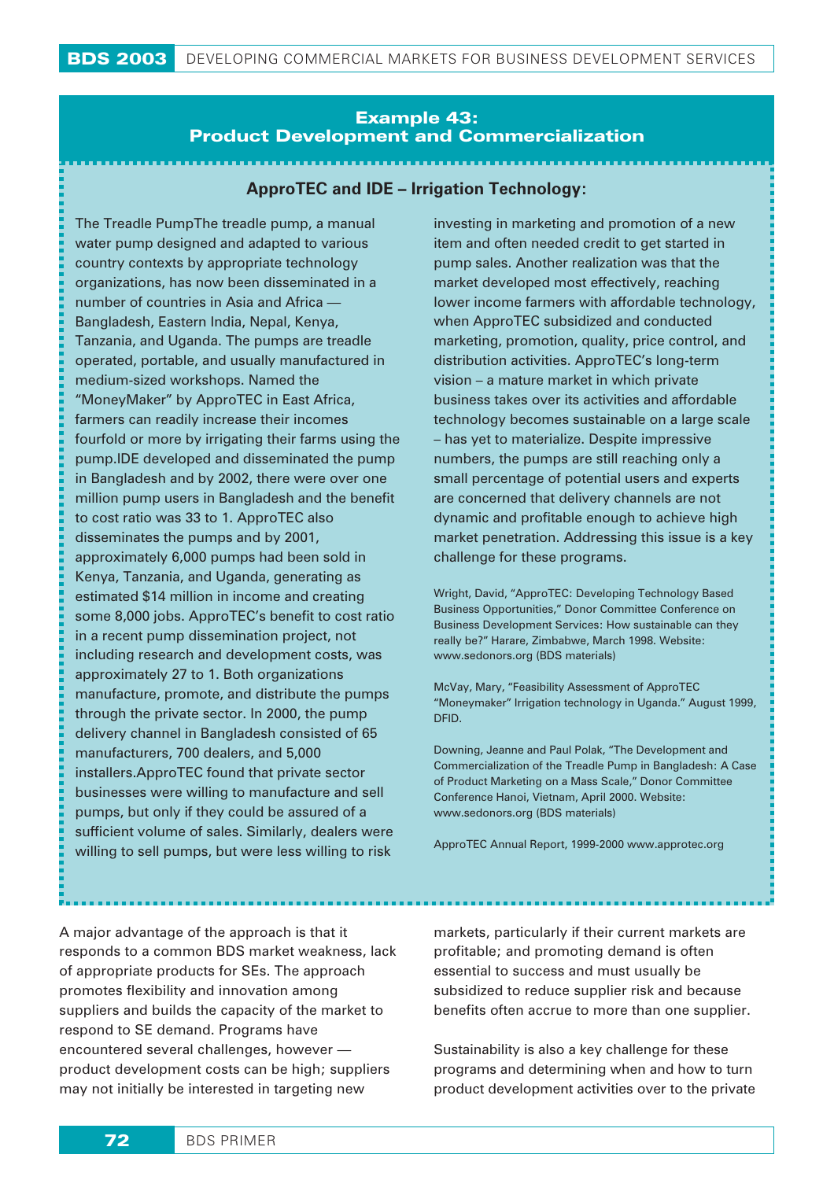## Example 43: Product Development and Commercialization

### ApproTEC and IDE – Irrigation Technology:

The Treadle PumpThe treadle pump, a manual water pump designed and adapted to various country contexts by appropriate technology organizations, has now been disseminated in a number of countries in Asia and Africa — Bangladesh, Eastern India, Nepal, Kenya, Tanzania, and Uganda. The pumps are treadle operated, portable, and usually manufactured in medium-sized workshops. Named the "MoneyMaker" by ApproTEC in East Africa, farmers can readily increase their incomes fourfold or more by irrigating their farms using the pump.IDE developed and disseminated the pump in Bangladesh and by 2002, there were over one million pump users in Bangladesh and the benefit to cost ratio was 33 to 1. ApproTEC also disseminates the pumps and by 2001, approximately 6,000 pumps had been sold in Kenya, Tanzania, and Uganda, generating as estimated $14 million in income and creating some 8,000 jobs. ApproTEC's benefit to cost ratio in a recent pump dissemination project, not including research and development costs, was approximately 27 to 1. Both organizations manufacture, promote, and distribute the pumps through the private sector. In 2000, the pump delivery channel in Bangladesh consisted of 65 manufacturers, 700 dealers, and 5,000 installers.ApproTEC found that private sector businesses were willing to manufacture and sell pumps, but only if they could be assured of a sufficient volume of sales. Similarly, dealers were willing to sell pumps, but were less willing to risk investing in marketing and promotion of a new item and often needed credit to get started in pump sales. Another realization was that the market developed most effectively, reaching lower income farmers with affordable technology, when ApproTEC subsidized and conducted marketing, promotion, quality, price control, and distribution activities. ApproTEC's long-term vision – a mature market in which private business takes over its activities and affordable technology becomes sustainable on a large scale – has yet to materialize. Despite impressive numbers, the pumps are still reaching only a small percentage of potential users and experts are concerned that delivery channels are not dynamic and profitable enough to achieve high market penetration. Addressing this issue is a key challenge for these programs.

Wright, David, "ApproTEC: Developing Technology Based Business Opportunities," Donor Committee Conference on Business Development Services: How sustainable can they really be?" Harare, Zimbabwe, March 1998. Website: www.sedonors.org (BDS materials)

McVay, Mary, "Feasibility Assessment of ApproTEC "Moneymaker" Irrigation technology in Uganda." August 1999, DFID.

Downing, Jeanne and Paul Polak, "The Development and Commercialization of the Treadle Pump in Bangladesh: A Case of Product Marketing on a Mass Scale," Donor Committee Conference Hanoi, Vietnam, April 2000. Website: www.sedonors.org (BDS materials)

ApproTEC Annual Report, 1999-2000 www.approtec.org

A major advantage of the approach is that it responds to a common BDS market weakness, lack of appropriate products for SEs. The approach promotes flexibility and innovation among suppliers and builds the capacity of the market to respond to SE demand. Programs have encountered several challenges, however — product development costs can be high; suppliers may not initially be interested in targeting new markets, particularly if their current markets are profitable; and promoting demand is often essential to success and must usually be subsidized to reduce supplier risk and because benefits often accrue to more than one supplier.

Sustainability is also a key challenge for these programs and determining when and how to turn product development activities over to the private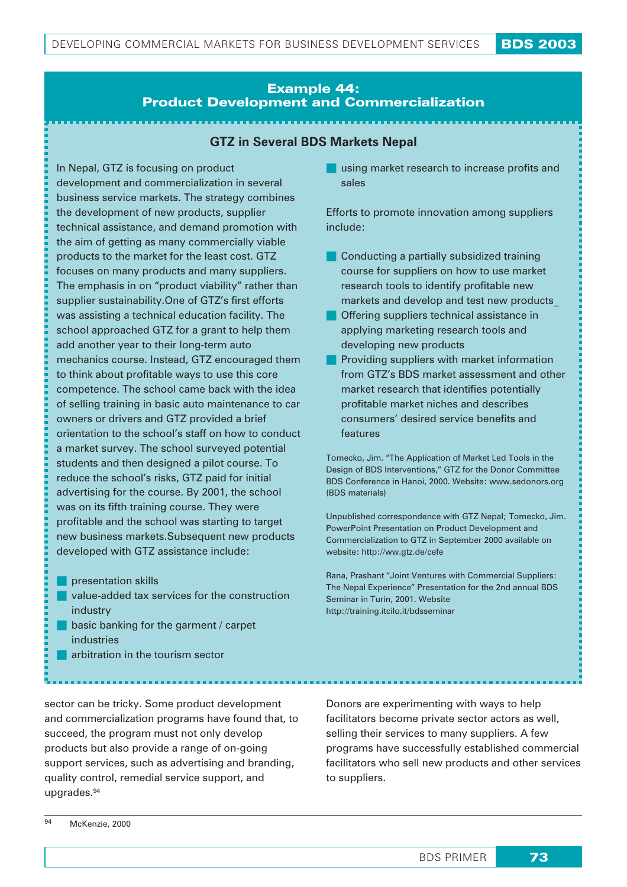## Example 44: Product Development and Commercialization

### GTZ in Several BDS Markets Nepal

In Nepal, GTZ is focusing on product development and commercialization in several business service markets. The strategy combines the development of new products, supplier technical assistance, and demand promotion with the aim of getting as many commercially viable products to the market for the least cost. GTZ focuses on many products and many suppliers. The emphasis in on "product viability" rather than supplier sustainability.One of GTZ's first efforts was assisting a technical education facility. The school approached GTZ for a grant to help them add another year to their long-term auto mechanics course. Instead, GTZ encouraged them to think about profitable ways to use this core competence. The school came back with the idea of selling training in basic auto maintenance to car owners or drivers and GTZ provided a brief orientation to the school's staff on how to conduct a market survey. The school surveyed potential students and then designed a pilot course. To reduce the school's risks, GTZ paid for initial advertising for the course. By 2001, the school was on its fifth training course. They were profitable and the school was starting to target new business markets.Subsequent new products developed with GTZ assistance include:

- presentation skills
- value-added tax services for the construction industry
- basic banking for the garment / carpet industries
- arbitration in the tourism sector
- using market research to increase profits and sales

Efforts to promote innovation among suppliers include:

- Conducting a partially subsidized training course for suppliers on how to use market research tools to identify profitable new markets and develop and test new products_
- Offering suppliers technical assistance in applying marketing research tools and developing new products
- Providing suppliers with market information from GTZ's BDS market assessment and other market research that identifies potentially profitable market niches and describes consumers' desired service benefits and features

Tomecko, Jim. "The Application of Market Led Tools in the Design of BDS Interventions," GTZ for the Donor Committee BDS Conference in Hanoi, 2000. Website: www.sedonors.org (BDS materials)

Unpublished correspondence with GTZ Nepal; Tomecko, Jim. PowerPoint Presentation on Product Development and Commercialization to GTZ in September 2000 available on website: http://ww.gtz.de/cefe

Rana, Prashant "Joint Ventures with Commercial Suppliers: The Nepal Experience" Presentation for the 2nd annual BDS Seminar in Turin, 2001. Website http://training.itcilo.it/bdsseminar

---

sector can be tricky. Some product development and commercialization programs have found that, to succeed, the program must not only develop products but also provide a range of on-going support services, such as advertising and branding, quality control, remedial service support, and upgrades.[94]

Donors are experimenting with ways to help facilitators become private sector actors as well, selling their services to many suppliers. A few programs have successfully established commercial facilitators who sell new products and other services to suppliers.

[94] McKenzie, 2000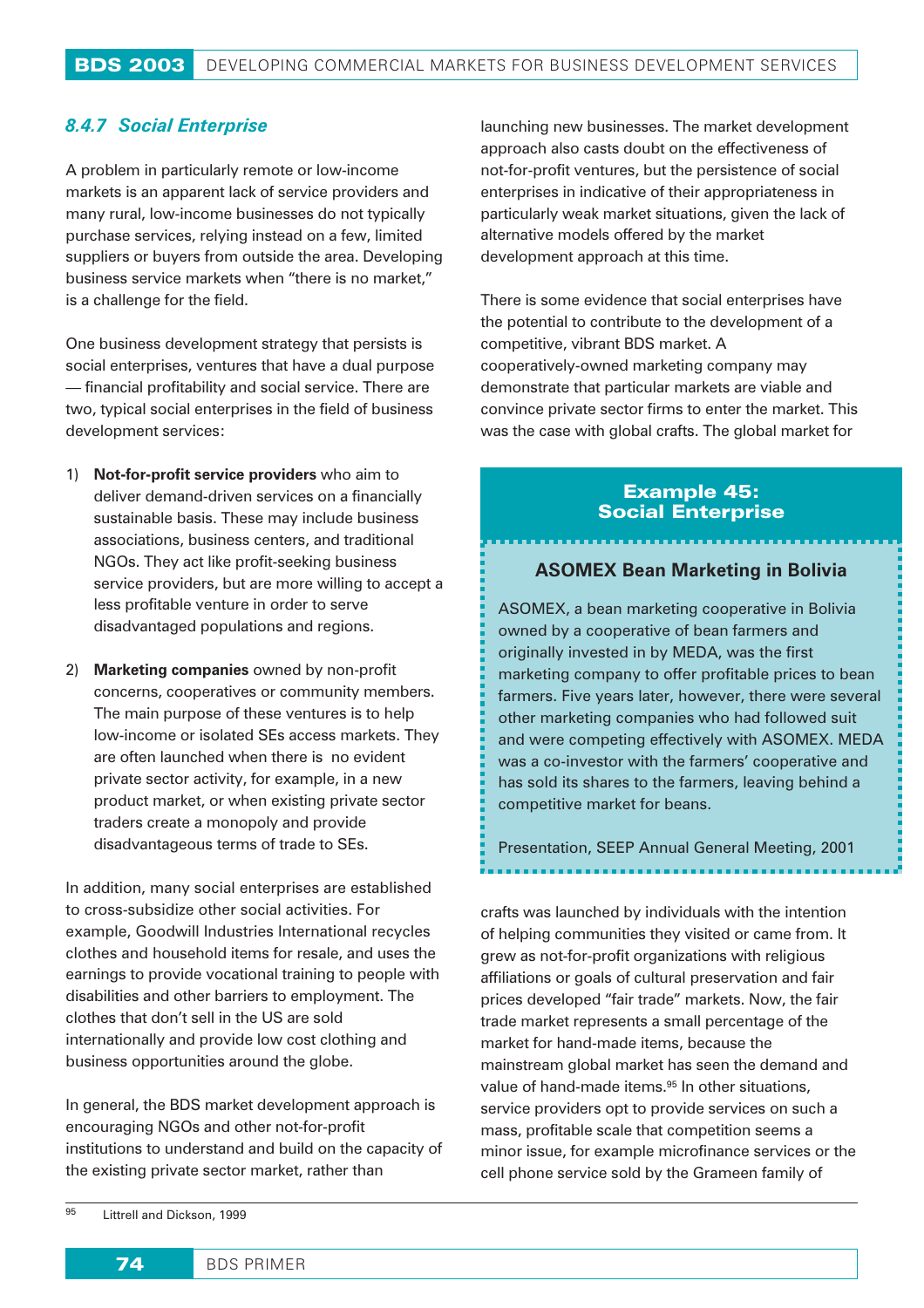### *8.4.7 Social Enterprise*

A problem in particularly remote or low-income markets is an apparent lack of service providers and many rural, low-income businesses do not typically purchase services, relying instead on a few, limited suppliers or buyers from outside the area. Developing business service markets when "there is no market," is a challenge for the field.

One business development strategy that persists is social enterprises, ventures that have a dual purpose — financial profitability and social service. There are two, typical social enterprises in the field of business development services:

1) **Not-for-profit service providers** who aim to deliver demand-driven services on a financially sustainable basis. These may include business associations, business centers, and traditional NGOs. They act like profit-seeking business service providers, but are more willing to accept a less profitable venture in order to serve disadvantaged populations and regions.

2) **Marketing companies** owned by non-profit concerns, cooperatives or community members. The main purpose of these ventures is to help low-income or isolated SEs access markets. They are often launched when there is no evident private sector activity, for example, in a new product market, or when existing private sector traders create a monopoly and provide disadvantageous terms of trade to SEs.

In addition, many social enterprises are established to cross-subsidize other social activities. For example, Goodwill Industries International recycles clothes and household items for resale, and uses the earnings to provide vocational training to people with disabilities and other barriers to employment. The clothes that don't sell in the US are sold internationally and provide low cost clothing and business opportunities around the globe.

In general, the BDS market development approach is encouraging NGOs and other not-for-profit institutions to understand and build on the capacity of the existing private sector market, rather than launching new businesses. The market development approach also casts doubt on the effectiveness of not-for-profit ventures, but the persistence of social enterprises in indicative of their appropriateness in particularly weak market situations, given the lack of alternative models offered by the market development approach at this time.

There is some evidence that social enterprises have the potential to contribute to the development of a competitive, vibrant BDS market. A cooperatively-owned marketing company may demonstrate that particular markets are viable and convince private sector firms to enter the market. This was the case with global crafts. The global market for crafts was launched by individuals with the intention of helping communities they visited or came from. It grew as not-for-profit organizations with religious affiliations or goals of cultural preservation and fair prices developed "fair trade" markets. Now, the fair trade market represents a small percentage of the market for hand-made items, because the mainstream global market has seen the demand and value of hand-made items.[95] In other situations, service providers opt to provide services on such a mass, profitable scale that competition seems a minor issue, for example microfinance services or the cell phone service sold by the Grameen family of

> **Example 45: Social Enterprise**
>
> **ASOMEX Bean Marketing in Bolivia**
>
> ASOMEX, a bean marketing cooperative in Bolivia owned by a cooperative of bean farmers and originally invested in by MEDA, was the first marketing company to offer profitable prices to bean farmers. Five years later, however, there were several other marketing companies who had followed suit and were competing effectively with ASOMEX. MEDA was a co-investor with the farmers' cooperative and has sold its shares to the farmers, leaving behind a competitive market for beans.
>
> Presentation, SEEP Annual General Meeting, 2001

[95] Littrell and Dickson, 1999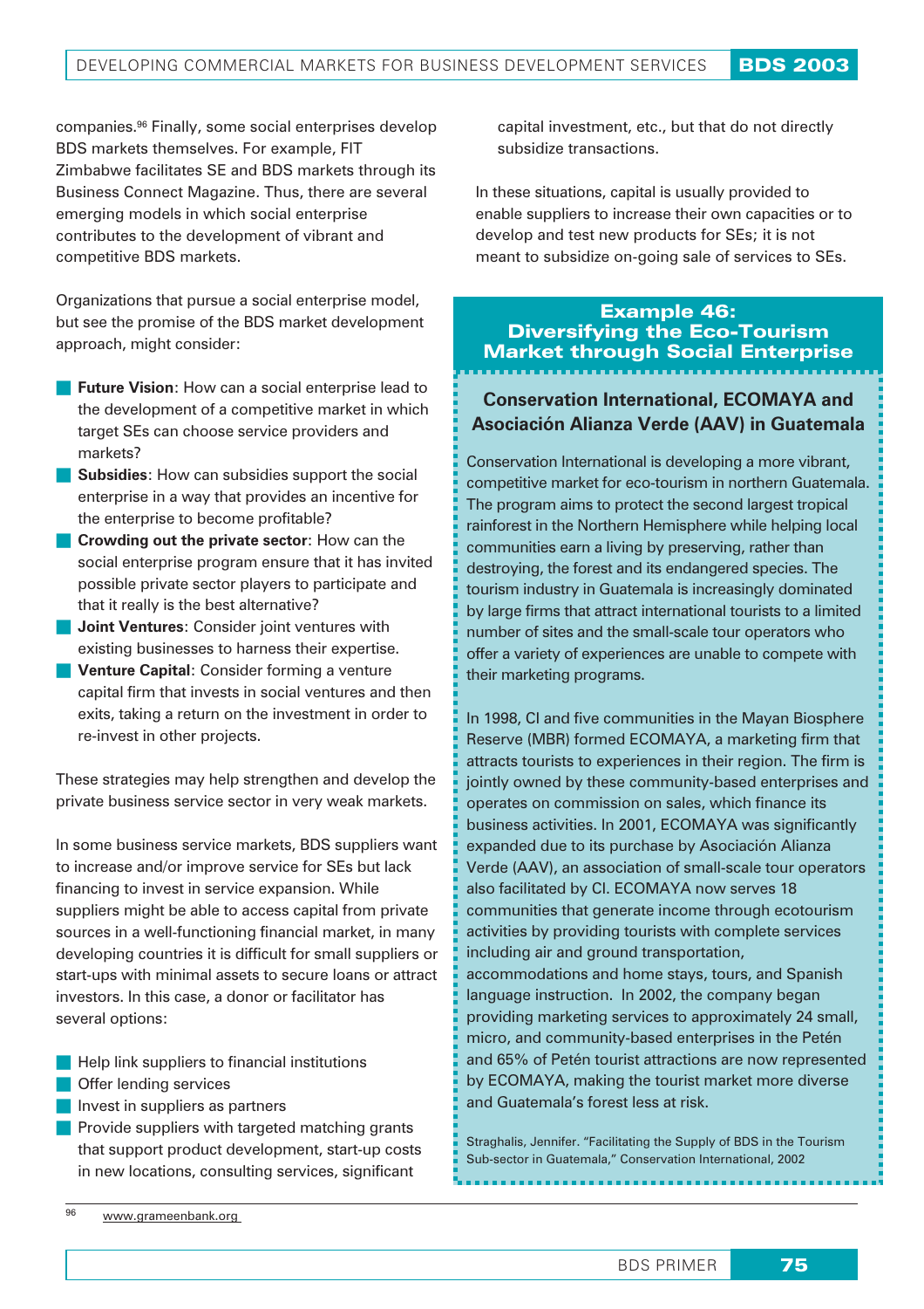companies.[96] Finally, some social enterprises develop BDS markets themselves. For example, FIT Zimbabwe facilitates SE and BDS markets through its Business Connect Magazine. Thus, there are several emerging models in which social enterprise contributes to the development of vibrant and competitive BDS markets.

Organizations that pursue a social enterprise model, but see the promise of the BDS market development approach, might consider:

- **Future Vision**: How can a social enterprise lead to the development of a competitive market in which target SEs can choose service providers and markets?
- **Subsidies**: How can subsidies support the social enterprise in a way that provides an incentive for the enterprise to become profitable?
- **Crowding out the private sector**: How can the social enterprise program ensure that it has invited possible private sector players to participate and that it really is the best alternative?
- **Joint Ventures**: Consider joint ventures with existing businesses to harness their expertise.
- **Venture Capital**: Consider forming a venture capital firm that invests in social ventures and then exits, taking a return on the investment in order to re-invest in other projects.

These strategies may help strengthen and develop the private business service sector in very weak markets.

In some business service markets, BDS suppliers want to increase and/or improve service for SEs but lack financing to invest in service expansion. While suppliers might be able to access capital from private sources in a well-functioning financial market, in many developing countries it is difficult for small suppliers or start-ups with minimal assets to secure loans or attract investors. In this case, a donor or facilitator has several options:

- Help link suppliers to financial institutions
- Offer lending services
- Invest in suppliers as partners
- Provide suppliers with targeted matching grants that support product development, start-up costs in new locations, consulting services, significant capital investment, etc., but that do not directly subsidize transactions.

In these situations, capital is usually provided to enable suppliers to increase their own capacities or to develop and test new products for SEs; it is not meant to subsidize on-going sale of services to SEs.

## Example 46: Diversifying the Eco-Tourism Market through Social Enterprise

### Conservation International, ECOMAYA and Asociación Alianza Verde (AAV) in Guatemala

Conservation International is developing a more vibrant, competitive market for eco-tourism in northern Guatemala. The program aims to protect the second largest tropical rainforest in the Northern Hemisphere while helping local communities earn a living by preserving, rather than destroying, the forest and its endangered species. The tourism industry in Guatemala is increasingly dominated by large firms that attract international tourists to a limited number of sites and the small-scale tour operators who offer a variety of experiences are unable to compete with their marketing programs.

In 1998, CI and five communities in the Mayan Biosphere Reserve (MBR) formed ECOMAYA, a marketing firm that attracts tourists to experiences in their region. The firm is jointly owned by these community-based enterprises and operates on commission on sales, which finance its business activities. In 2001, ECOMAYA was significantly expanded due to its purchase by Asociación Alianza Verde (AAV), an association of small-scale tour operators also facilitated by CI. ECOMAYA now serves 18 communities that generate income through ecotourism activities by providing tourists with complete services including air and ground transportation, accommodations and home stays, tours, and Spanish language instruction. In 2002, the company began providing marketing services to approximately 24 small, micro, and community-based enterprises in the Petén and 65% of Petén tourist attractions are now represented by ECOMAYA, making the tourist market more diverse and Guatemala's forest less at risk.

Straghalis, Jennifer. "Facilitating the Supply of BDS in the Tourism Sub-sector in Guatemala," Conservation International, 2002

---

[96] www.grameenbank.org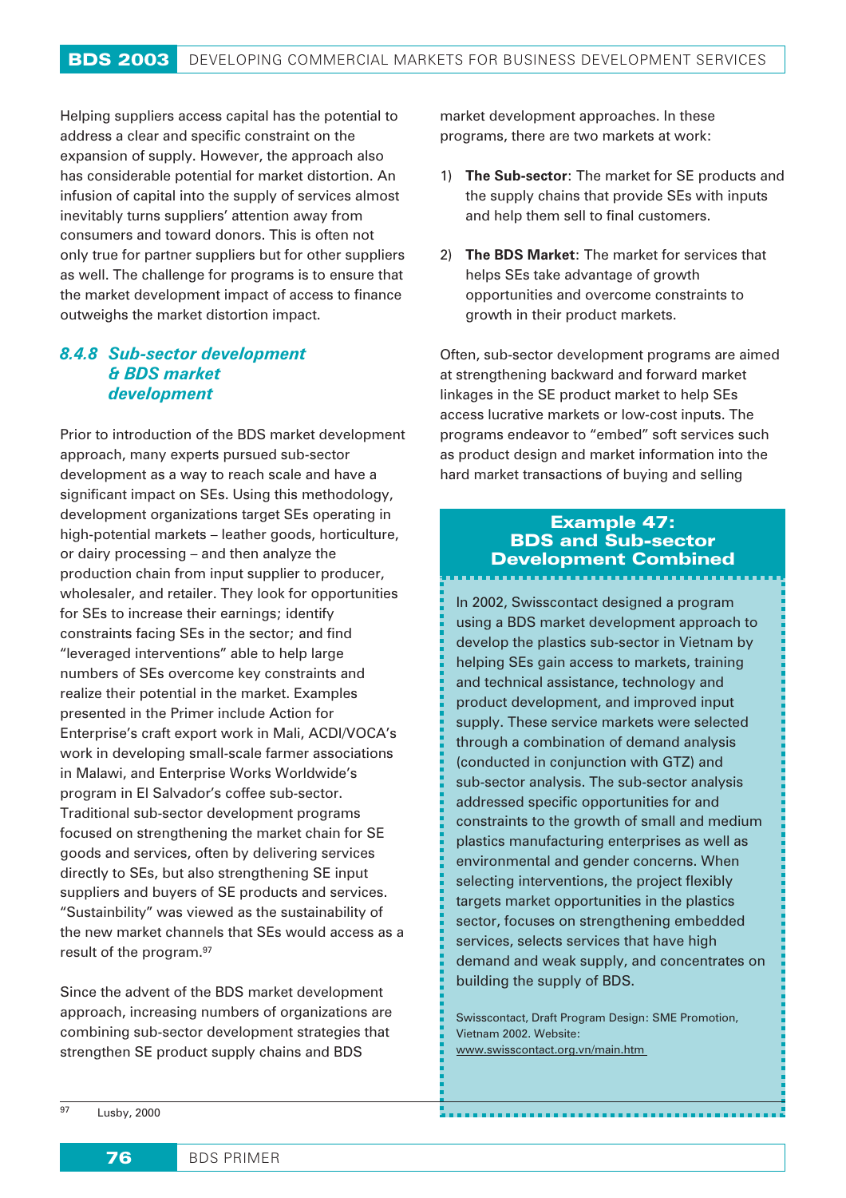Helping suppliers access capital has the potential to address a clear and specific constraint on the expansion of supply. However, the approach also has considerable potential for market distortion. An infusion of capital into the supply of services almost inevitably turns suppliers' attention away from consumers and toward donors. This is often not only true for partner suppliers but for other suppliers as well. The challenge for programs is to ensure that the market development impact of access to finance outweighs the market distortion impact.

### *8.4.8 Sub-sector development & BDS market development*

Prior to introduction of the BDS market development approach, many experts pursued sub-sector development as a way to reach scale and have a significant impact on SEs. Using this methodology, development organizations target SEs operating in high-potential markets – leather goods, horticulture, or dairy processing – and then analyze the production chain from input supplier to producer, wholesaler, and retailer. They look for opportunities for SEs to increase their earnings; identify constraints facing SEs in the sector; and find "leveraged interventions" able to help large numbers of SEs overcome key constraints and realize their potential in the market. Examples presented in the Primer include Action for Enterprise's craft export work in Mali, ACDI/VOCA's work in developing small-scale farmer associations in Malawi, and Enterprise Works Worldwide's program in El Salvador's coffee sub-sector. Traditional sub-sector development programs focused on strengthening the market chain for SE goods and services, often by delivering services directly to SEs, but also strengthening SE input suppliers and buyers of SE products and services. "Sustainbility" was viewed as the sustainability of the new market channels that SEs would access as a result of the program.[97]

Since the advent of the BDS market development approach, increasing numbers of organizations are combining sub-sector development strategies that strengthen SE product supply chains and BDS market development approaches. In these programs, there are two markets at work:

1) **The Sub-sector**: The market for SE products and the supply chains that provide SEs with inputs and help them sell to final customers.

2) **The BDS Market**: The market for services that helps SEs take advantage of growth opportunities and overcome constraints to growth in their product markets.

Often, sub-sector development programs are aimed at strengthening backward and forward market linkages in the SE product market to help SEs access lucrative markets or low-cost inputs. The programs endeavor to "embed" soft services such as product design and market information into the hard market transactions of buying and selling

**Example 47: BDS and Sub-sector Development Combined**

In 2002, Swisscontact designed a program using a BDS market development approach to develop the plastics sub-sector in Vietnam by helping SEs gain access to markets, training and technical assistance, technology and product development, and improved input supply. These service markets were selected through a combination of demand analysis (conducted in conjunction with GTZ) and sub-sector analysis. The sub-sector analysis addressed specific opportunities for and constraints to the growth of small and medium plastics manufacturing enterprises as well as environmental and gender concerns. When selecting interventions, the project flexibly targets market opportunities in the plastics sector, focuses on strengthening embedded services, selects services that have high demand and weak supply, and concentrates on building the supply of BDS.

Swisscontact, Draft Program Design: SME Promotion, Vietnam 2002. Website: www.swisscontact.org.vn/main.htm

[97] Lusby, 2000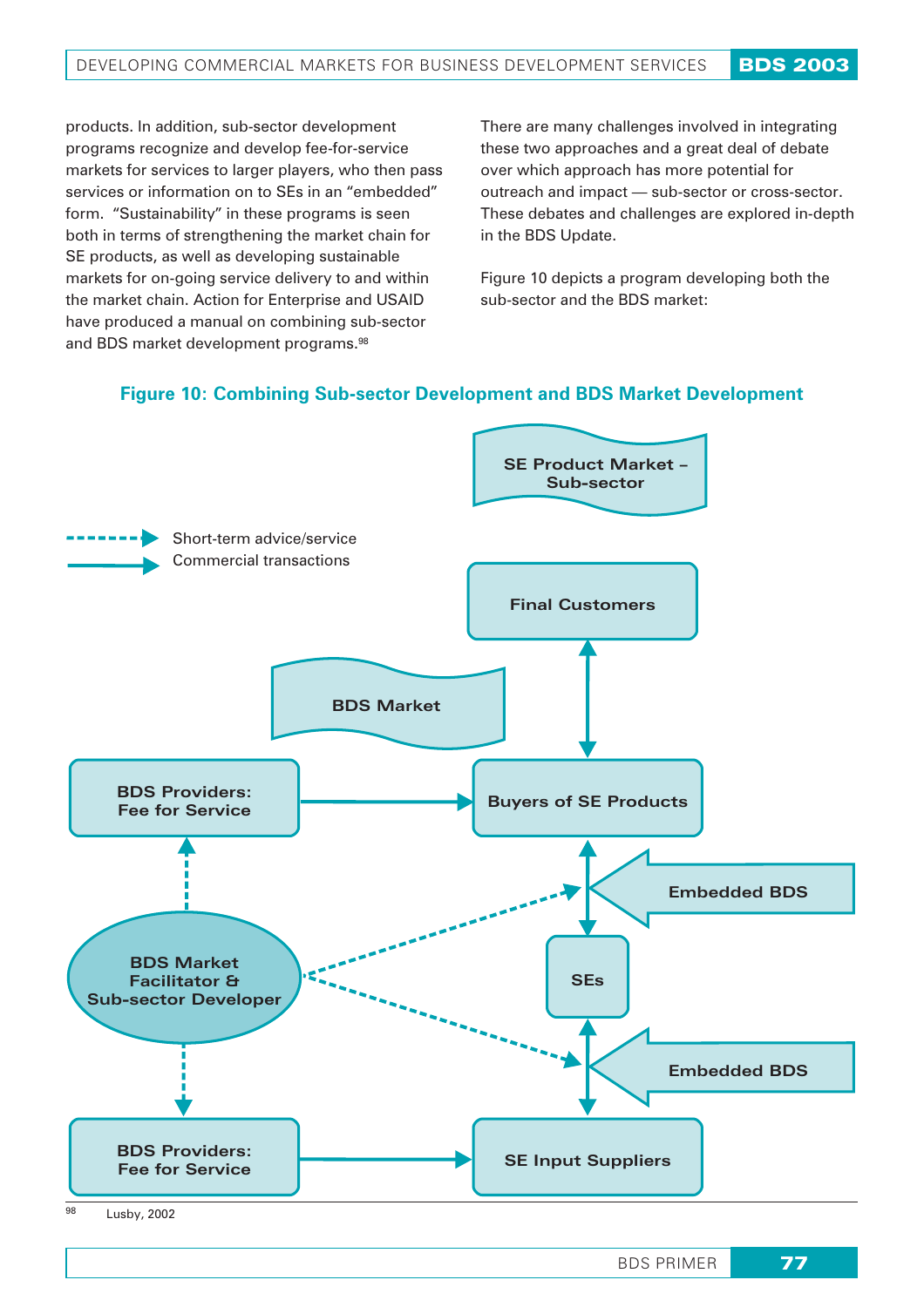products. In addition, sub-sector development programs recognize and develop fee-for-service markets for services to larger players, who then pass services or information on to SEs in an "embedded" form. "Sustainability" in these programs is seen both in terms of strengthening the market chain for SE products, as well as developing sustainable markets for on-going service delivery to and within the market chain. Action for Enterprise and USAID have produced a manual on combining sub-sector and BDS market development programs.[98]

There are many challenges involved in integrating these two approaches and a great deal of debate over which approach has more potential for outreach and impact — sub-sector or cross-sector. These debates and challenges are explored in-depth in the BDS Update.

Figure 10 depicts a program developing both the sub-sector and the BDS market:

**Figure 10: Combining Sub-sector Development and BDS Market Development**

SE Product Market – Sub-sector

Short-term advice/service
Commercial transactions

Final Customers

BDS Market

BDS Providers: Fee for Service

Buyers of SE Products

Embedded BDS

BDS Market Facilitator & Sub-sector Developer

SEs

Embedded BDS

BDS Providers: Fee for Service

SE Input Suppliers

[98] Lusby, 2002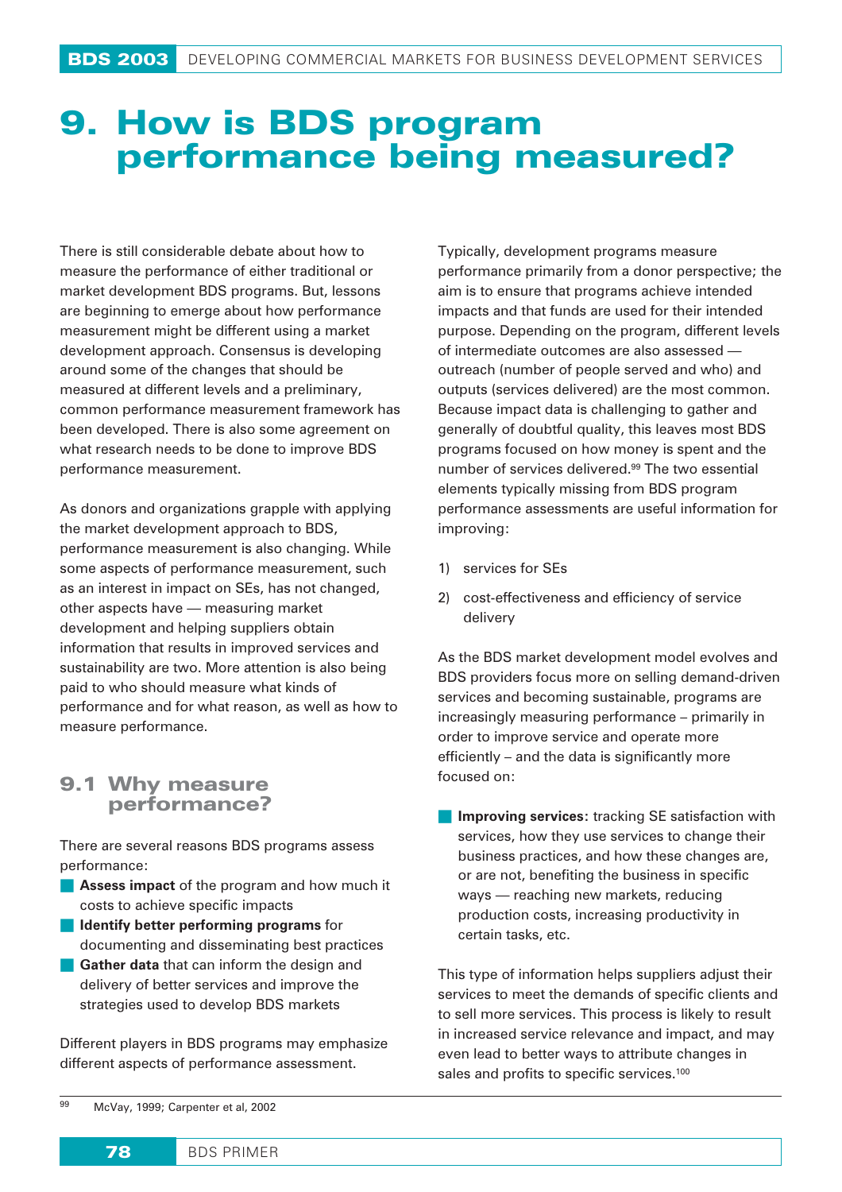# 9. How is BDS program performance being measured?

There is still considerable debate about how to measure the performance of either traditional or market development BDS programs. But, lessons are beginning to emerge about how performance measurement might be different using a market development approach. Consensus is developing around some of the changes that should be measured at different levels and a preliminary, common performance measurement framework has been developed. There is also some agreement on what research needs to be done to improve BDS performance measurement.

As donors and organizations grapple with applying the market development approach to BDS, performance measurement is also changing. While some aspects of performance measurement, such as an interest in impact on SEs, has not changed, other aspects have — measuring market development and helping suppliers obtain information that results in improved services and sustainability are two. More attention is also being paid to who should measure what kinds of performance and for what reason, as well as how to measure performance.

## 9.1 Why measure performance?

There are several reasons BDS programs assess performance:

- **Assess impact** of the program and how much it costs to achieve specific impacts
- **Identify better performing programs** for documenting and disseminating best practices
- **Gather data** that can inform the design and delivery of better services and improve the strategies used to develop BDS markets

Different players in BDS programs may emphasize different aspects of performance assessment.

Typically, development programs measure performance primarily from a donor perspective; the aim is to ensure that programs achieve intended impacts and that funds are used for their intended purpose. Depending on the program, different levels of intermediate outcomes are also assessed — outreach (number of people served and who) and outputs (services delivered) are the most common. Because impact data is challenging to gather and generally of doubtful quality, this leaves most BDS programs focused on how money is spent and the number of services delivered.[99] The two essential elements typically missing from BDS program performance assessments are useful information for improving:

1) services for SEs
2) cost-effectiveness and efficiency of service delivery

As the BDS market development model evolves and BDS providers focus more on selling demand-driven services and becoming sustainable, programs are increasingly measuring performance – primarily in order to improve service and operate more efficiently – and the data is significantly more focused on:

- **Improving services**: tracking SE satisfaction with services, how they use services to change their business practices, and how these changes are, or are not, benefiting the business in specific ways — reaching new markets, reducing production costs, increasing productivity in certain tasks, etc.

This type of information helps suppliers adjust their services to meet the demands of specific clients and to sell more services. This process is likely to result in increased service relevance and impact, and may even lead to better ways to attribute changes in sales and profits to specific services.[100]

[99] McVay, 1999; Carpenter et al, 2002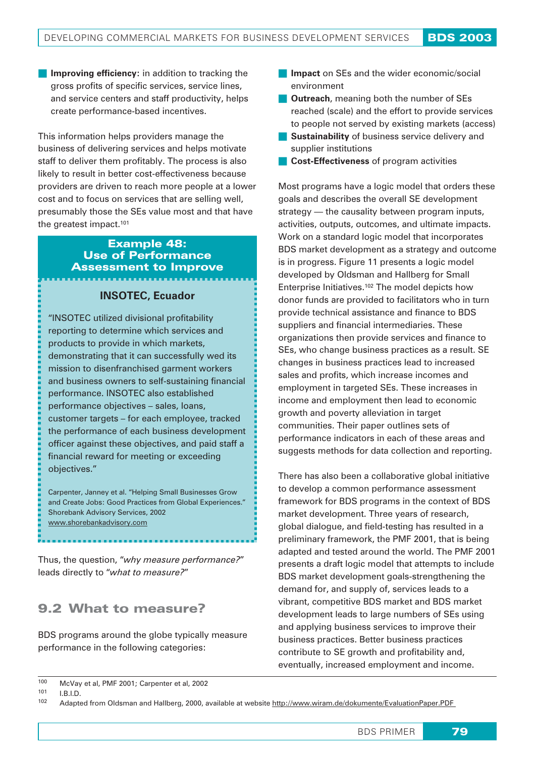- **Improving efficiency**: in addition to tracking the gross profits of specific services, service lines, and service centers and staff productivity, helps create performance-based incentives.

This information helps providers manage the business of delivering services and helps motivate staff to deliver them profitably. The process is also likely to result in better cost-effectiveness because providers are driven to reach more people at a lower cost and to focus on services that are selling well, presumably those the SEs value most and that have the greatest impact.[101]

> **Example 48: Use of Performance Assessment to Improve**
>
> **INSOTEC, Ecuador**
>
> "INSOTEC utilized divisional profitability reporting to determine which services and products to provide in which markets, demonstrating that it can successfully wed its mission to disenfranchised garment workers and business owners to self-sustaining financial performance. INSOTEC also established performance objectives – sales, loans, customer targets – for each employee, tracked the performance of each business development officer against these objectives, and paid staff a financial reward for meeting or exceeding objectives."
>
> Carpenter, Janney et al. "Helping Small Businesses Grow and Create Jobs: Good Practices from Global Experiences." Shorebank Advisory Services, 2002
> www.shorebankadvisory.com

Thus, the question, "*why measure performance?*" leads directly to "*what to measure?*"

## 9.2 What to measure?

BDS programs around the globe typically measure performance in the following categories:

- **Impact** on SEs and the wider economic/social environment
- **Outreach**, meaning both the number of SEs reached (scale) and the effort to provide services to people not served by existing markets (access)
- **Sustainability** of business service delivery and supplier institutions
- **Cost-Effectiveness** of program activities

Most programs have a logic model that orders these goals and describes the overall SE development strategy — the causality between program inputs, activities, outputs, outcomes, and ultimate impacts. Work on a standard logic model that incorporates BDS market development as a strategy and outcome is in progress. Figure 11 presents a logic model developed by Oldsman and Hallberg for Small Enterprise Initiatives.[102] The model depicts how donor funds are provided to facilitators who in turn provide technical assistance and finance to BDS suppliers and financial intermediaries. These organizations then provide services and finance to SEs, who change business practices as a result. SE changes in business practices lead to increased sales and profits, which increase incomes and employment in targeted SEs. These increases in income and employment then lead to economic growth and poverty alleviation in target communities. Their paper outlines sets of performance indicators in each of these areas and suggests methods for data collection and reporting.

There has also been a collaborative global initiative to develop a common performance assessment framework for BDS programs in the context of BDS market development. Three years of research, global dialogue, and field-testing has resulted in a preliminary framework, the PMF 2001, that is being adapted and tested around the world. The PMF 2001 presents a draft logic model that attempts to include BDS market development goals-strengthening the demand for, and supply of, services leads to a vibrant, competitive BDS market and BDS market development leads to large numbers of SEs using and applying business services to improve their business practices. Better business practices contribute to SE growth and profitability and, eventually, increased employment and income.

---

[100] McVay et al, PMF 2001; Carpenter et al, 2002
[101] I.B.I.D.
[102] Adapted from Oldsman and Hallberg, 2000, available at website http://www.wiram.de/dokumente/EvaluationPaper.PDF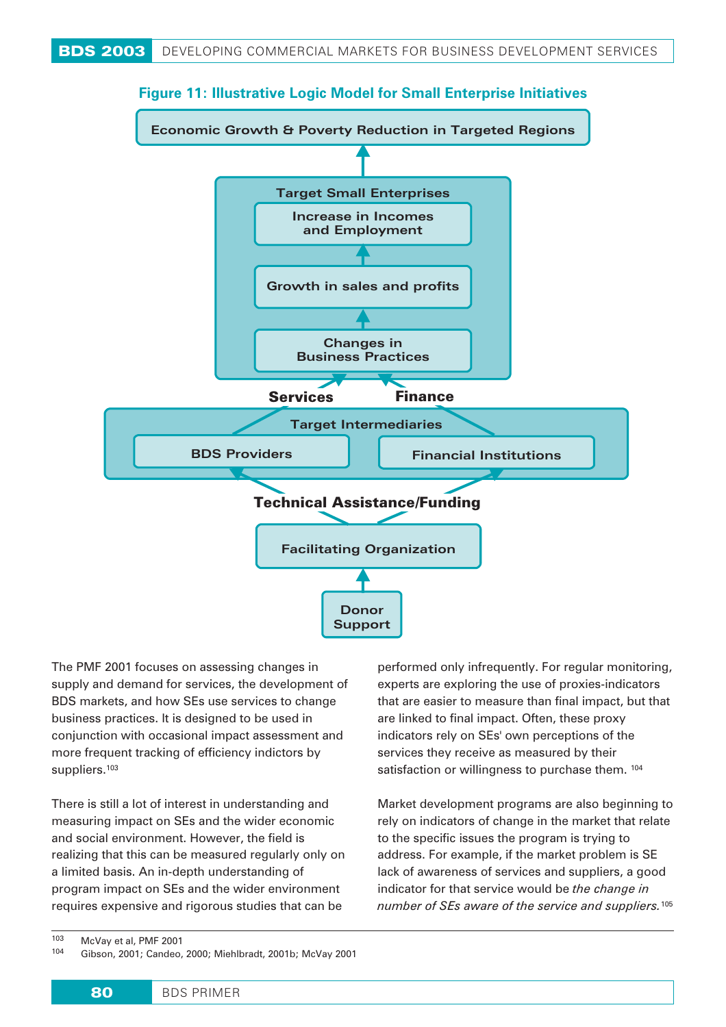**Figure 11: Illustrative Logic Model for Small Enterprise Initiatives**

Economic Growth & Poverty Reduction in Targeted Regions

Target Small Enterprises
- Increase in Incomes and Employment
- Growth in sales and profits
- Changes in Business Practices

Services | Finance

Target Intermediaries
- BDS Providers
- Financial Institutions

Technical Assistance/Funding

Facilitating Organization

Donor Support

The PMF 2001 focuses on assessing changes in supply and demand for services, the development of BDS markets, and how SEs use services to change business practices. It is designed to be used in conjunction with occasional impact assessment and more frequent tracking of efficiency indictors by suppliers.[103]

There is still a lot of interest in understanding and measuring impact on SEs and the wider economic and social environment. However, the field is realizing that this can be measured regularly only on a limited basis. An in-depth understanding of program impact on SEs and the wider environment requires expensive and rigorous studies that can be performed only infrequently. For regular monitoring, experts are exploring the use of proxies-indicators that are easier to measure than final impact, but that are linked to final impact. Often, these proxy indicators rely on SEs' own perceptions of the services they receive as measured by their satisfaction or willingness to purchase them. [104]

Market development programs are also beginning to rely on indicators of change in the market that relate to the specific issues the program is trying to address. For example, if the market problem is SE lack of awareness of services and suppliers, a good indicator for that service would be *the change in number of SEs aware of the service and suppliers.*[105]

---

[103] McVay et al, PMF 2001

[104] Gibson, 2001; Candeo, 2000; Miehlbradt, 2001b; McVay 2001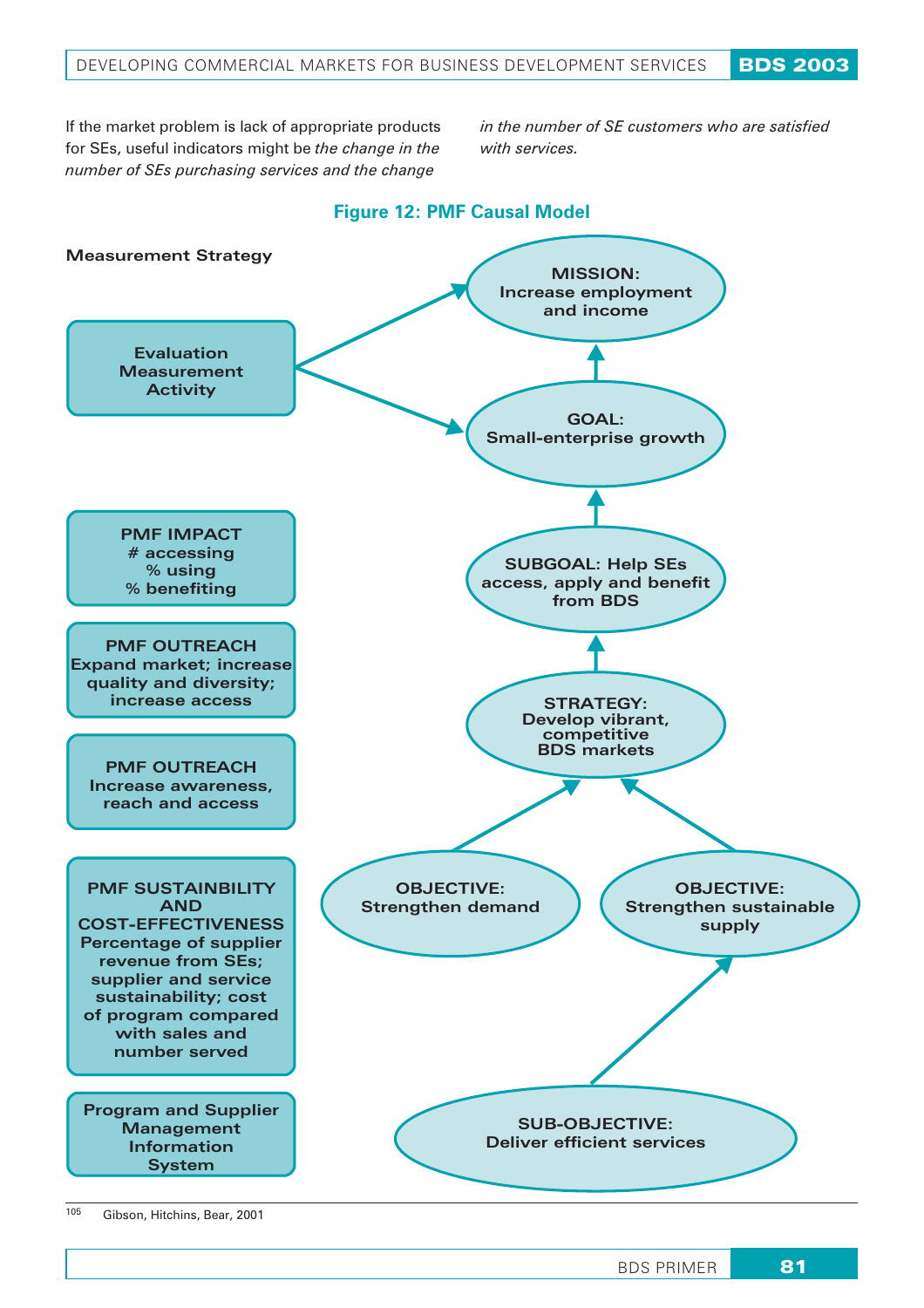If the market problem is lack of appropriate products for SEs, useful indicators might be *the change in the number of SEs purchasing services and the change in the number of SE customers who are satisfied with services.*

**Figure 12: PMF Causal Model**

**Measurement Strategy**

Evaluation Measurement Activity

MISSION: Increase employment and income

GOAL: Small-enterprise growth

PMF IMPACT
# accessing
% using
% benefiting

SUBGOAL: Help SEs access, apply and benefit from BDS

PMF OUTREACH
Expand market; increase quality and diversity; increase access

STRATEGY: Develop vibrant, competitive BDS markets

PMF OUTREACH
Increase awareness, reach and access

OBJECTIVE: Strengthen demand

OBJECTIVE: Strengthen sustainable supply

PMF SUSTAINBILITY AND COST-EFFECTIVENESS
Percentage of supplier revenue from SEs; supplier and service sustainability; cost of program compared with sales and number served

SUB-OBJECTIVE: Deliver efficient services

Program and Supplier Management Information System

[105] Gibson, Hitchins, Bear, 2001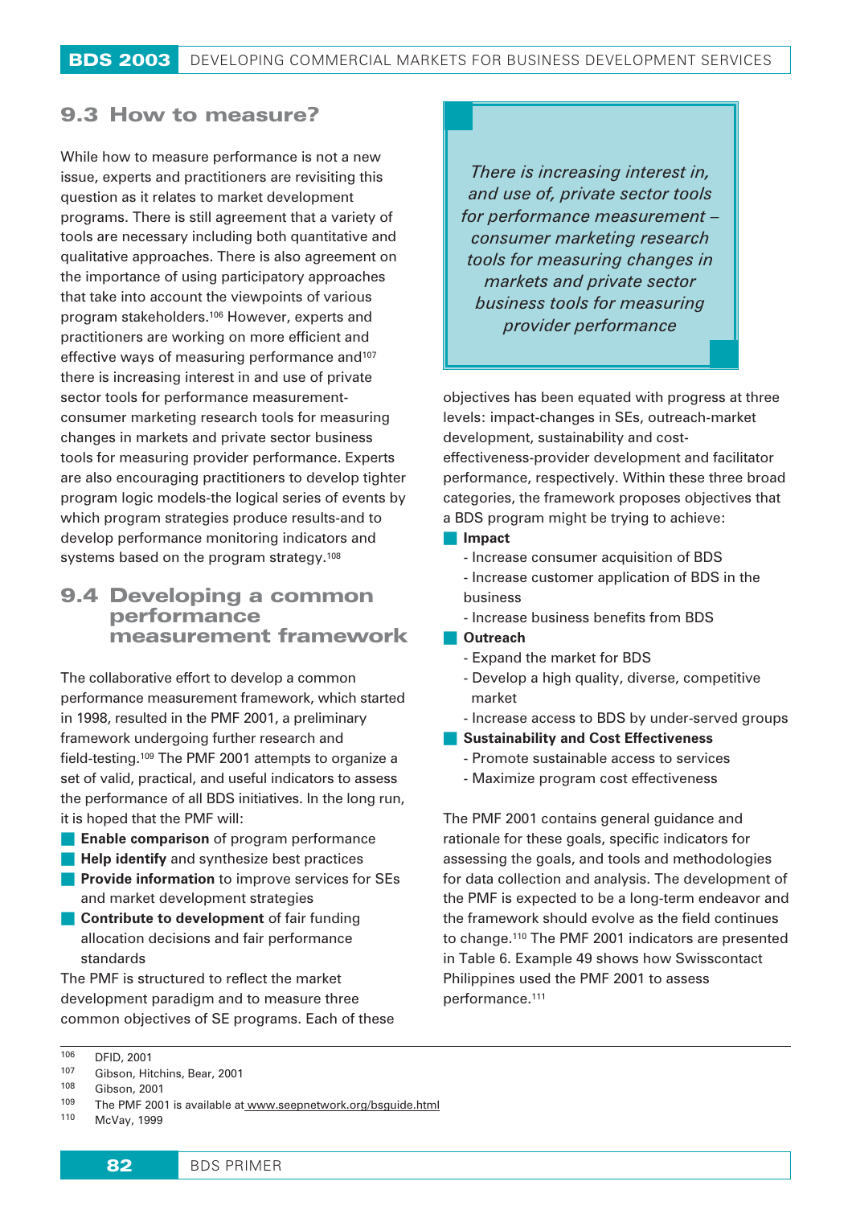## 9.3 How to measure?

While how to measure performance is not a new issue, experts and practitioners are revisiting this question as it relates to market development programs. There is still agreement that a variety of tools are necessary including both quantitative and qualitative approaches. There is also agreement on the importance of using participatory approaches that take into account the viewpoints of various program stakeholders.[106] However, experts and practitioners are working on more efficient and effective ways of measuring performance and[107] there is increasing interest in and use of private sector tools for performance measurement-consumer marketing research tools for measuring changes in markets and private sector business tools for measuring provider performance. Experts are also encouraging practitioners to develop tighter program logic models-the logical series of events by which program strategies produce results-and to develop performance monitoring indicators and systems based on the program strategy.[108]

*There is increasing interest in, and use of, private sector tools for performance measurement – consumer marketing research tools for measuring changes in markets and private sector business tools for measuring provider performance*

## 9.4 Developing a common performance measurement framework

The collaborative effort to develop a common performance measurement framework, which started in 1998, resulted in the PMF 2001, a preliminary framework undergoing further research and field-testing.[109] The PMF 2001 attempts to organize a set of valid, practical, and useful indicators to assess the performance of all BDS initiatives. In the long run, it is hoped that the PMF will:

- **Enable comparison** of program performance
- **Help identify** and synthesize best practices
- **Provide information** to improve services for SEs and market development strategies
- **Contribute to development** of fair funding allocation decisions and fair performance standards

The PMF is structured to reflect the market development paradigm and to measure three common objectives of SE programs. Each of these objectives has been equated with progress at three levels: impact-changes in SEs, outreach-market development, sustainability and cost-effectiveness-provider development and facilitator performance, respectively. Within these three broad categories, the framework proposes objectives that a BDS program might be trying to achieve:

- **Impact**
  - Increase consumer acquisition of BDS
  - Increase customer application of BDS in the business
  - Increase business benefits from BDS
- **Outreach**
  - Expand the market for BDS
  - Develop a high quality, diverse, competitive market
  - Increase access to BDS by under-served groups
- **Sustainability and Cost Effectiveness**
  - Promote sustainable access to services
  - Maximize program cost effectiveness

The PMF 2001 contains general guidance and rationale for these goals, specific indicators for assessing the goals, and tools and methodologies for data collection and analysis. The development of the PMF is expected to be a long-term endeavor and the framework should evolve as the field continues to change.[110] The PMF 2001 indicators are presented in Table 6. Example 49 shows how Swisscontact Philippines used the PMF 2001 to assess performance.[111]

---

106 DFID, 2001
107 Gibson, Hitchins, Bear, 2001
108 Gibson, 2001
109 The PMF 2001 is available at www.seepnetwork.org/bsguide.html
110 McVay, 1999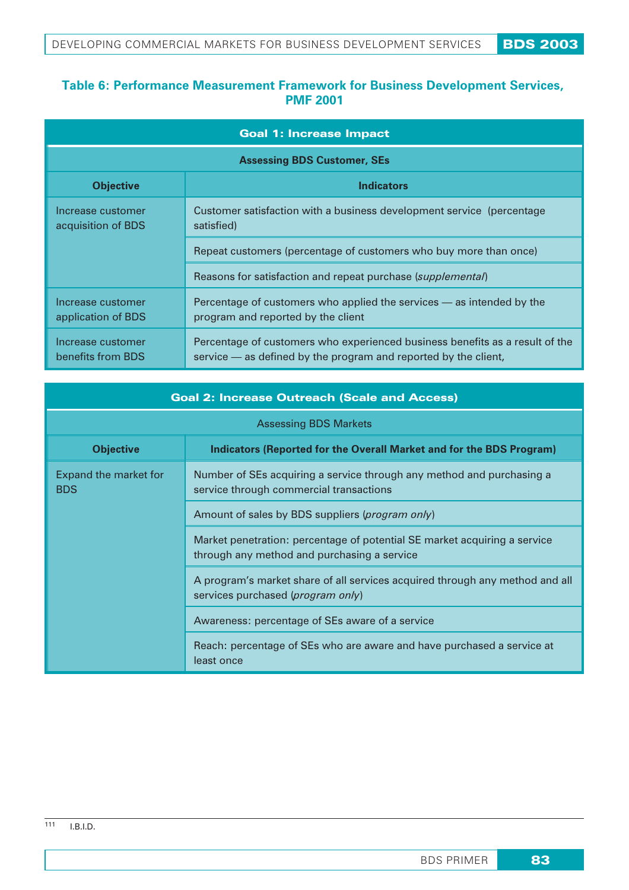**Table 6: Performance Measurement Framework for Business Development Services, PMF 2001**

| Goal 1: Increase Impact | |
|---|---|
| **Assessing BDS Customer, SEs** | |
| **Objective** | **Indicators** |
| Increase customer acquisition of BDS | Customer satisfaction with a business development service (percentage satisfied) |
| | Repeat customers (percentage of customers who buy more than once) |
| | Reasons for satisfaction and repeat purchase (*supplemental*) |
| Increase customer application of BDS | Percentage of customers who applied the services — as intended by the program and reported by the client |
| Increase customer benefits from BDS | Percentage of customers who experienced business benefits as a result of the service — as defined by the program and reported by the client, |

| Goal 2: Increase Outreach (Scale and Access) | |
|---|---|
| Assessing BDS Markets | |
| **Objective** | **Indicators (Reported for the Overall Market and for the BDS Program)** |
| Expand the market for BDS | Number of SEs acquiring a service through any method and purchasing a service through commercial transactions |
| | Amount of sales by BDS suppliers (*program only*) |
| | Market penetration: percentage of potential SE market acquiring a service through any method and purchasing a service |
| | A program's market share of all services acquired through any method and all services purchased (*program only*) |
| | Awareness: percentage of SEs aware of a service |
| | Reach: percentage of SEs who are aware and have purchased a service at least once |

[111] I.B.I.D.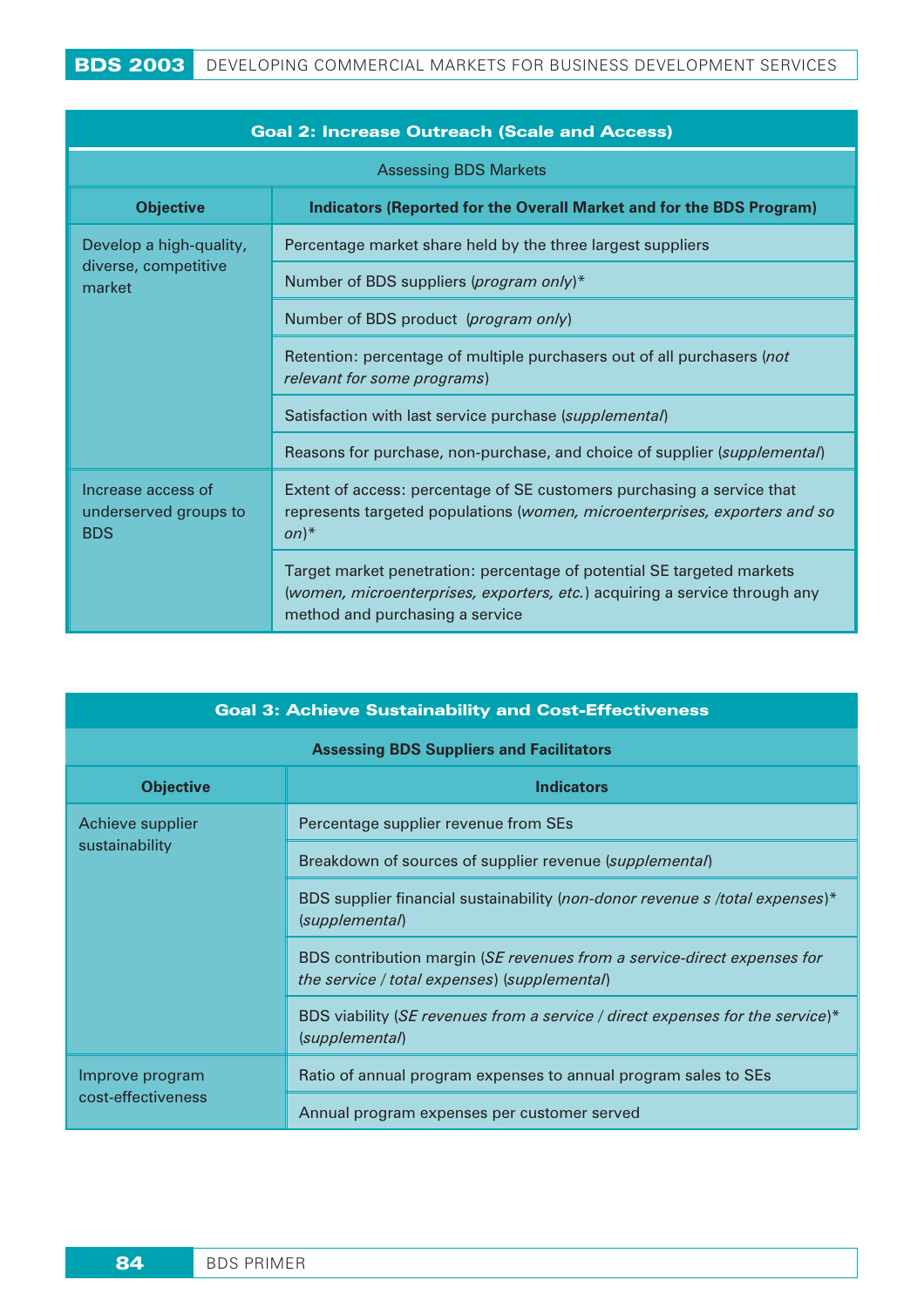| Goal 2: Increase Outreach (Scale and Access) | |
|---|---|
| Assessing BDS Markets | |
| **Objective** | **Indicators (Reported for the Overall Market and for the BDS Program)** |
| Develop a high-quality, diverse, competitive market | Percentage market share held by the three largest suppliers |
| | Number of BDS suppliers (*program only*)* |
| | Number of BDS product (*program only*) |
| | Retention: percentage of multiple purchasers out of all purchasers (*not relevant for some programs*) |
| | Satisfaction with last service purchase (*supplemental*) |
| | Reasons for purchase, non-purchase, and choice of supplier (*supplemental*) |
| Increase access of underserved groups to BDS | Extent of access: percentage of SE customers purchasing a service that represents targeted populations (*women, microenterprises, exporters and so on*)* |
| | Target market penetration: percentage of potential SE targeted markets (*women, microenterprises, exporters, etc.*) acquiring a service through any method and purchasing a service |

| Goal 3: Achieve Sustainability and Cost-Effectiveness | |
|---|---|
| **Assessing BDS Suppliers and Facilitators** | |
| **Objective** | **Indicators** |
| Achieve supplier sustainability | Percentage supplier revenue from SEs |
| | Breakdown of sources of supplier revenue (*supplemental*) |
| | BDS supplier financial sustainability (*non-donor revenue s /total expenses*)* (*supplemental*) |
| | BDS contribution margin (*SE revenues from a service-direct expenses for the service / total expenses*) (*supplemental*) |
| | BDS viability (*SE revenues from a service / direct expenses for the service*)* (*supplemental*) |
| Improve program cost-effectiveness | Ratio of annual program expenses to annual program sales to SEs |
| | Annual program expenses per customer served |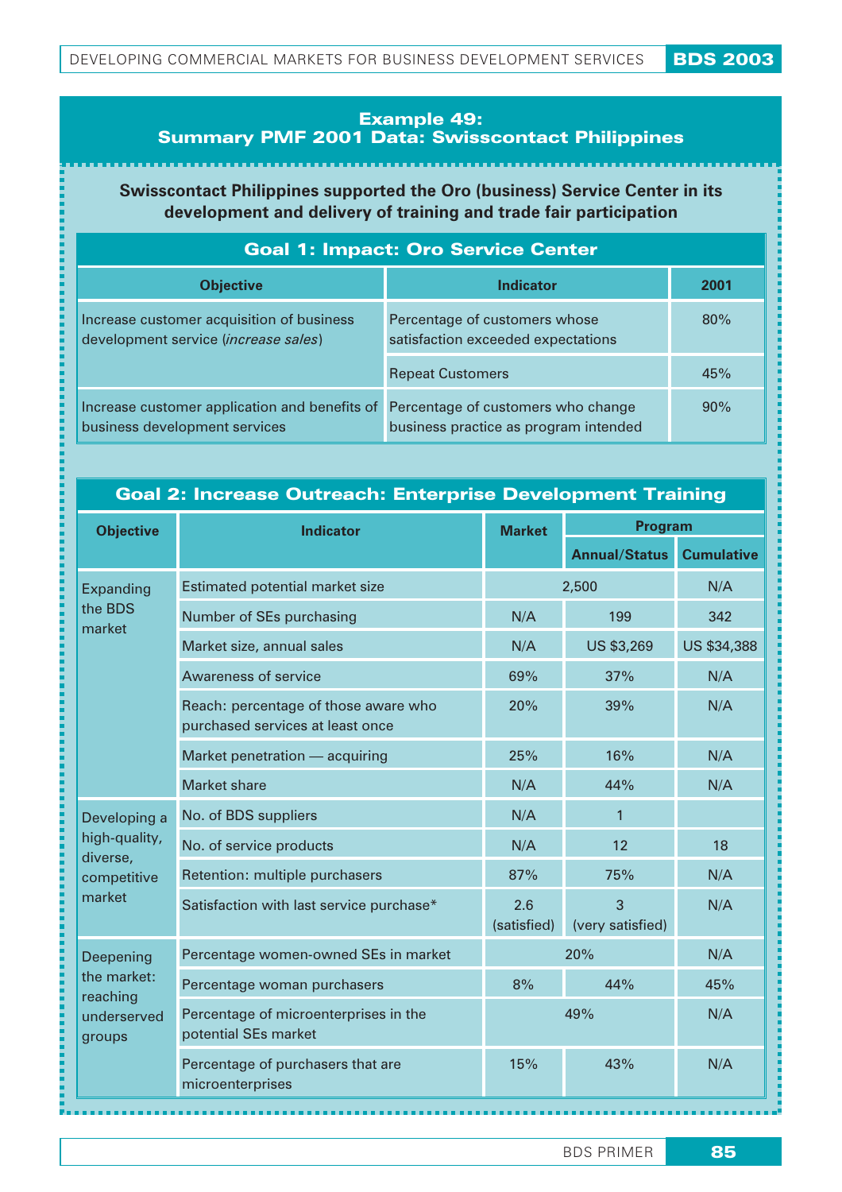## Example 49: Summary PMF 2001 Data: Swisscontact Philippines

**Swisscontact Philippines supported the Oro (business) Service Center in its development and delivery of training and trade fair participation**

| Goal 1: Impact: Oro Service Center | | |
|---|---|---|
| **Objective** | **Indicator** | **2001** |
| Increase customer acquisition of business development service (*increase sales*) | Percentage of customers whose satisfaction exceeded expectations | 80% |
| | Repeat Customers | 45% |
| Increase customer application and benefits of business development services | Percentage of customers who change business practice as program intended | 90% |

| Goal 2: Increase Outreach: Enterprise Development Training | | | | |
|---|---|---|---|---|
| **Objective** | **Indicator** | **Market** | **Program** | |
| | | | **Annual/Status** | **Cumulative** |
| Expanding the BDS market | Estimated potential market size | 2,500 | | N/A |
| | Number of SEs purchasing | N/A | 199 | 342 |
| | Market size, annual sales | N/A | US $3,269 | US $34,388 |
| | Awareness of service | 69% | 37% | N/A |
| | Reach: percentage of those aware who purchased services at least once | 20% | 39% | N/A |
| | Market penetration — acquiring | 25% | 16% | N/A |
| | Market share | N/A | 44% | N/A |
| Developing a high-quality, diverse, competitive market | No. of BDS suppliers | N/A | 1 | |
| | No. of service products | N/A | 12 | 18 |
| | Retention: multiple purchasers | 87% | 75% | N/A |
| | Satisfaction with last service purchase* | 2.6 (satisfied) | 3 (very satisfied) | N/A |
| Deepening the market: reaching underserved groups | Percentage women-owned SEs in market | 20% | | N/A |
| | Percentage woman purchasers | 8% | 44% | 45% |
| | Percentage of microenterprises in the potential SEs market | 49% | | N/A |
| | Percentage of purchasers that are microenterprises | 15% | 43% | N/A |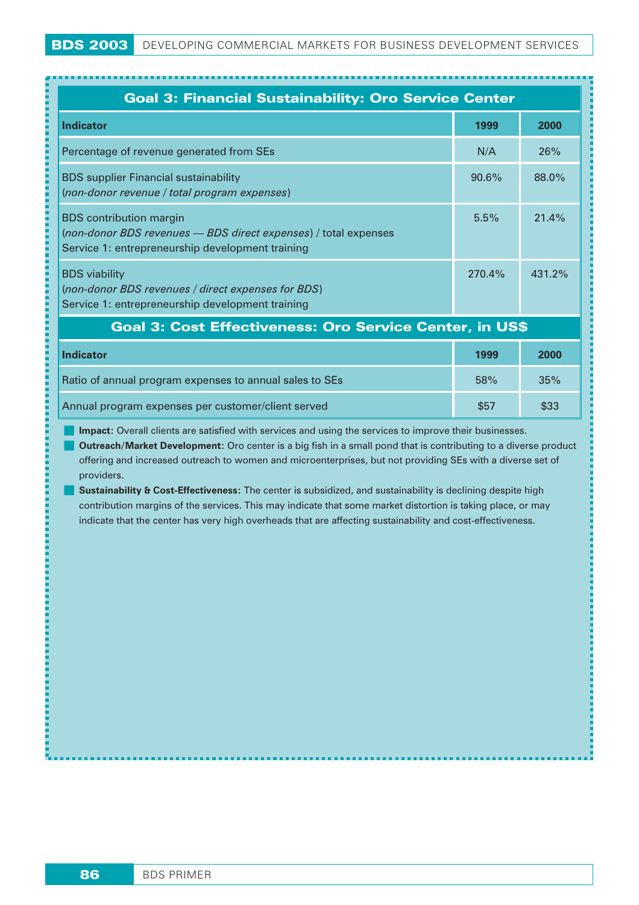### Goal 3: Financial Sustainability: Oro Service Center

| Indicator | 1999 | 2000 |
|---|---|---|
| Percentage of revenue generated from SEs | N/A | 26% |
| BDS supplier Financial sustainability<br>(*non-donor revenue / total program expenses*) | 90.6% | 88.0% |
| BDS contribution margin<br>(*non-donor BDS revenues — BDS direct expenses*) / total expenses<br>Service 1: entrepreneurship development training | 5.5% | 21.4% |
| BDS viability<br>(*non-donor BDS revenues / direct expenses for BDS*)<br>Service 1: entrepreneurship development training | 270.4% | 431.2% |

### Goal 3: Cost Effectiveness: Oro Service Center, in US$

| Indicator | 1999 | 2000 |
|---|---|---|
| Ratio of annual program expenses to annual sales to SEs | 58% | 35% |
| Annual program expenses per customer/client served | $57 | $33 |

- **Impact:** Overall clients are satisfied with services and using the services to improve their businesses.
- **Outreach/Market Development:** Oro center is a big fish in a small pond that is contributing to a diverse product offering and increased outreach to women and microenterprises, but not providing SEs with a diverse set of providers.
- **Sustainability & Cost-Effectiveness:** The center is subsidized, and sustainability is declining despite high contribution margins of the services. This may indicate that some market distortion is taking place, or may indicate that the center has very high overheads that are affecting sustainability and cost-effectiveness.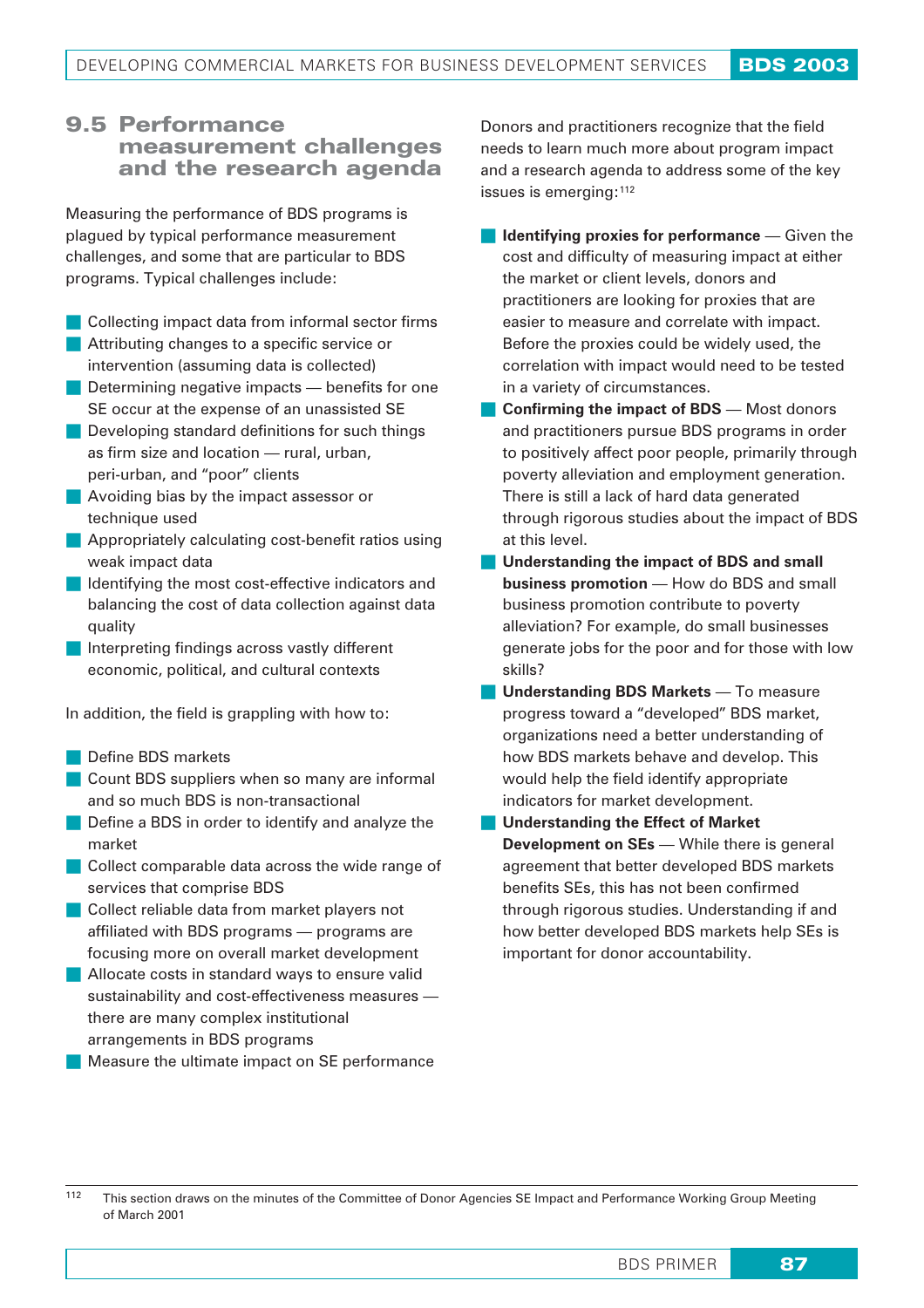## 9.5 Performance measurement challenges and the research agenda

Measuring the performance of BDS programs is plagued by typical performance measurement challenges, and some that are particular to BDS programs. Typical challenges include:

- Collecting impact data from informal sector firms
- Attributing changes to a specific service or intervention (assuming data is collected)
- Determining negative impacts — benefits for one SE occur at the expense of an unassisted SE
- Developing standard definitions for such things as firm size and location — rural, urban, peri-urban, and "poor" clients
- Avoiding bias by the impact assessor or technique used
- Appropriately calculating cost-benefit ratios using weak impact data
- Identifying the most cost-effective indicators and balancing the cost of data collection against data quality
- Interpreting findings across vastly different economic, political, and cultural contexts

In addition, the field is grappling with how to:

- Define BDS markets
- Count BDS suppliers when so many are informal and so much BDS is non-transactional
- Define a BDS in order to identify and analyze the market
- Collect comparable data across the wide range of services that comprise BDS
- Collect reliable data from market players not affiliated with BDS programs — programs are focusing more on overall market development
- Allocate costs in standard ways to ensure valid sustainability and cost-effectiveness measures — there are many complex institutional arrangements in BDS programs
- Measure the ultimate impact on SE performance

Donors and practitioners recognize that the field needs to learn much more about program impact and a research agenda to address some of the key issues is emerging:[112]

- **Identifying proxies for performance** — Given the cost and difficulty of measuring impact at either the market or client levels, donors and practitioners are looking for proxies that are easier to measure and correlate with impact. Before the proxies could be widely used, the correlation with impact would need to be tested in a variety of circumstances.
- **Confirming the impact of BDS** — Most donors and practitioners pursue BDS programs in order to positively affect poor people, primarily through poverty alleviation and employment generation. There is still a lack of hard data generated through rigorous studies about the impact of BDS at this level.
- **Understanding the impact of BDS and small business promotion** — How do BDS and small business promotion contribute to poverty alleviation? For example, do small businesses generate jobs for the poor and for those with low skills?
- **Understanding BDS Markets** — To measure progress toward a "developed" BDS market, organizations need a better understanding of how BDS markets behave and develop. This would help the field identify appropriate indicators for market development.
- **Understanding the Effect of Market Development on SEs** — While there is general agreement that better developed BDS markets benefits SEs, this has not been confirmed through rigorous studies. Understanding if and how better developed BDS markets help SEs is important for donor accountability.

[112] This section draws on the minutes of the Committee of Donor Agencies SE Impact and Performance Working Group Meeting of March 2001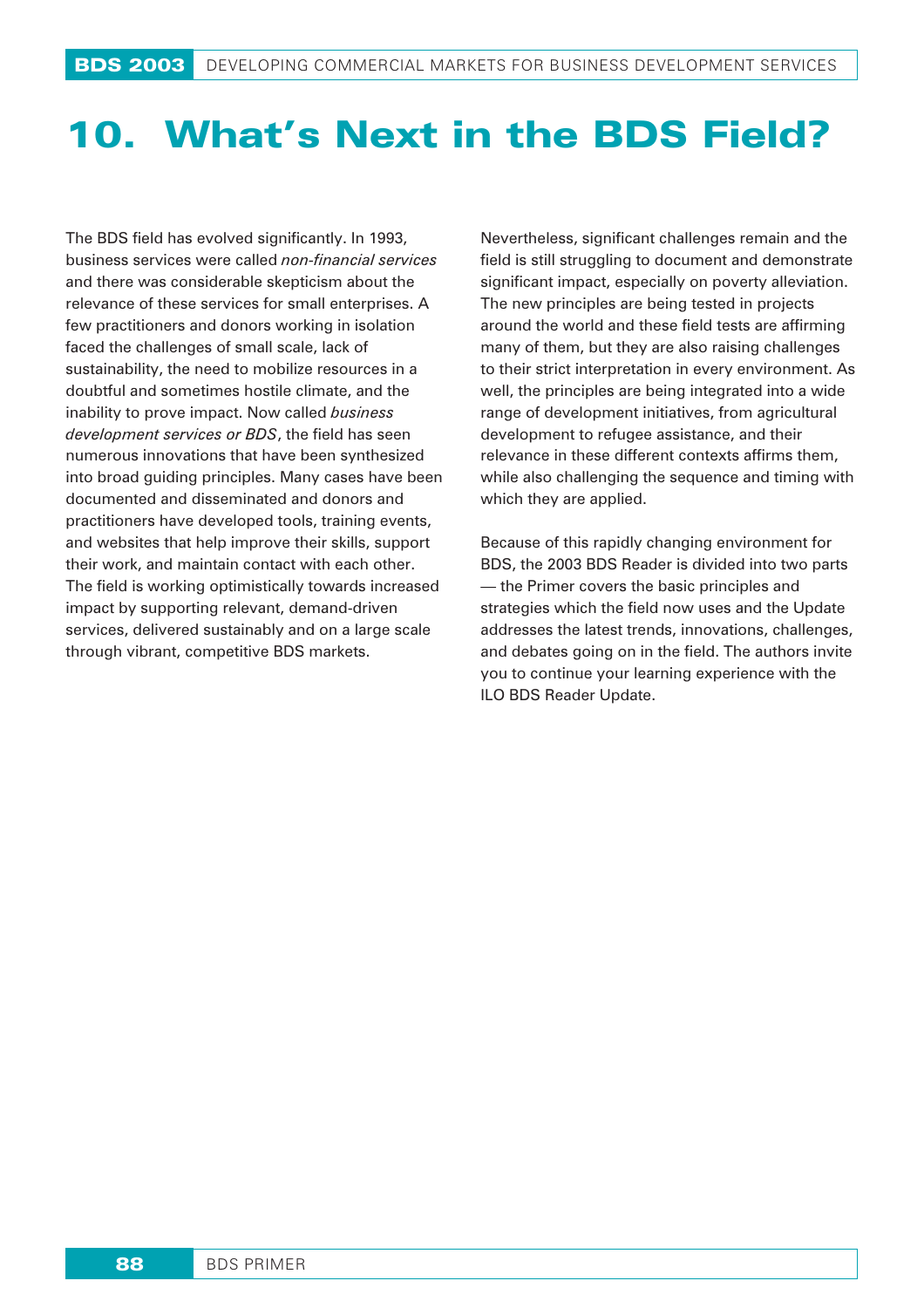# 10. What's Next in the BDS Field?

The BDS field has evolved significantly. In 1993, business services were called *non-financial services* and there was considerable skepticism about the relevance of these services for small enterprises. A few practitioners and donors working in isolation faced the challenges of small scale, lack of sustainability, the need to mobilize resources in a doubtful and sometimes hostile climate, and the inability to prove impact. Now called *business development services or BDS*, the field has seen numerous innovations that have been synthesized into broad guiding principles. Many cases have been documented and disseminated and donors and practitioners have developed tools, training events, and websites that help improve their skills, support their work, and maintain contact with each other. The field is working optimistically towards increased impact by supporting relevant, demand-driven services, delivered sustainably and on a large scale through vibrant, competitive BDS markets.

Nevertheless, significant challenges remain and the field is still struggling to document and demonstrate significant impact, especially on poverty alleviation. The new principles are being tested in projects around the world and these field tests are affirming many of them, but they are also raising challenges to their strict interpretation in every environment. As well, the principles are being integrated into a wide range of development initiatives, from agricultural development to refugee assistance, and their relevance in these different contexts affirms them, while also challenging the sequence and timing with which they are applied.

Because of this rapidly changing environment for BDS, the 2003 BDS Reader is divided into two parts — the Primer covers the basic principles and strategies which the field now uses and the Update addresses the latest trends, innovations, challenges, and debates going on in the field. The authors invite you to continue your learning experience with the ILO BDS Reader Update.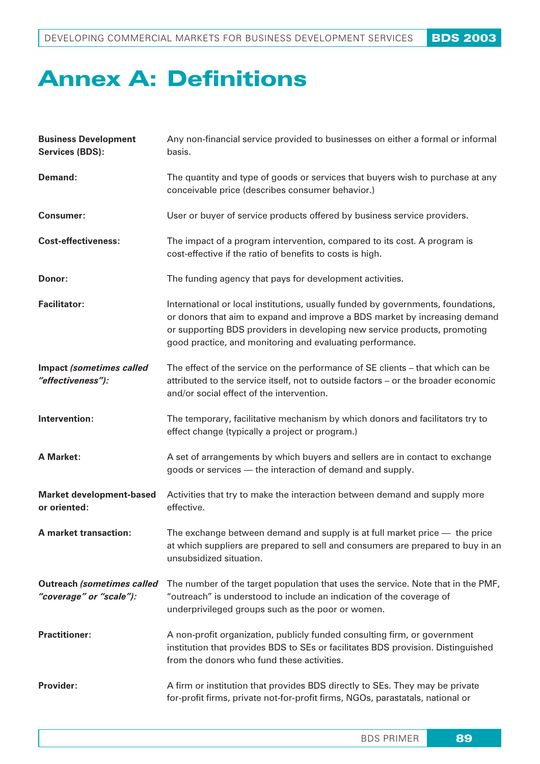# Annex A: Definitions

**Business Development Services (BDS):** Any non-financial service provided to businesses on either a formal or informal basis.

**Demand:** The quantity and type of goods or services that buyers wish to purchase at any conceivable price (describes consumer behavior.)

**Consumer:** User or buyer of service products offered by business service providers.

**Cost-effectiveness:** The impact of a program intervention, compared to its cost. A program is cost-effective if the ratio of benefits to costs is high.

**Donor:** The funding agency that pays for development activities.

**Facilitator:** International or local institutions, usually funded by governments, foundations, or donors that aim to expand and improve a BDS market by increasing demand or supporting BDS providers in developing new service products, promoting good practice, and monitoring and evaluating performance.

**Impact *(sometimes called "effectiveness"):*** The effect of the service on the performance of SE clients – that which can be attributed to the service itself, not to outside factors – or the broader economic and/or social effect of the intervention.

**Intervention:** The temporary, facilitative mechanism by which donors and facilitators try to effect change (typically a project or program.)

**A Market:** A set of arrangements by which buyers and sellers are in contact to exchange goods or services — the interaction of demand and supply.

**Market development-based or oriented:** Activities that try to make the interaction between demand and supply more effective.

**A market transaction:** The exchange between demand and supply is at full market price — the price at which suppliers are prepared to sell and consumers are prepared to buy in an unsubsidized situation.

**Outreach *(sometimes called "coverage" or "scale"):*** The number of the target population that uses the service. Note that in the PMF, "outreach" is understood to include an indication of the coverage of underprivileged groups such as the poor or women.

**Practitioner:** A non-profit organization, publicly funded consulting firm, or government institution that provides BDS to SEs or facilitates BDS provision. Distinguished from the donors who fund these activities.

**Provider:** A firm or institution that provides BDS directly to SEs. They may be private for-profit firms, private not-for-profit firms, NGOs, parastatals, national or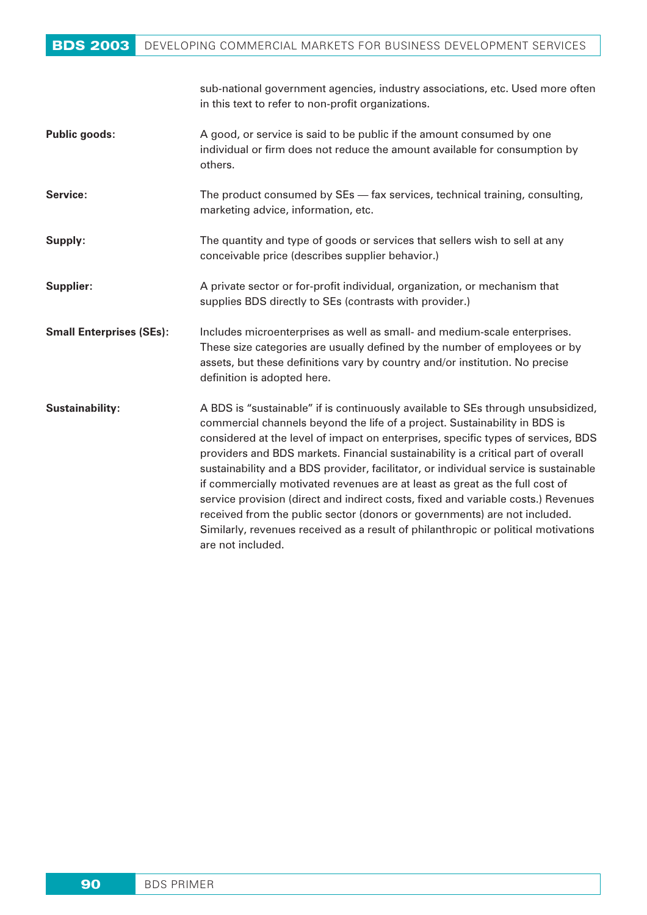sub-national government agencies, industry associations, etc. Used more often in this text to refer to non-profit organizations.

**Public goods:** A good, or service is said to be public if the amount consumed by one individual or firm does not reduce the amount available for consumption by others.

**Service:** The product consumed by SEs — fax services, technical training, consulting, marketing advice, information, etc.

**Supply:** The quantity and type of goods or services that sellers wish to sell at any conceivable price (describes supplier behavior.)

**Supplier:** A private sector or for-profit individual, organization, or mechanism that supplies BDS directly to SEs (contrasts with provider.)

**Small Enterprises (SEs):** Includes microenterprises as well as small- and medium-scale enterprises. These size categories are usually defined by the number of employees or by assets, but these definitions vary by country and/or institution. No precise definition is adopted here.

**Sustainability:** A BDS is "sustainable" if is continuously available to SEs through unsubsidized, commercial channels beyond the life of a project. Sustainability in BDS is considered at the level of impact on enterprises, specific types of services, BDS providers and BDS markets. Financial sustainability is a critical part of overall sustainability and a BDS provider, facilitator, or individual service is sustainable if commercially motivated revenues are at least as great as the full cost of service provision (direct and indirect costs, fixed and variable costs.) Revenues received from the public sector (donors or governments) are not included. Similarly, revenues received as a result of philanthropic or political motivations are not included.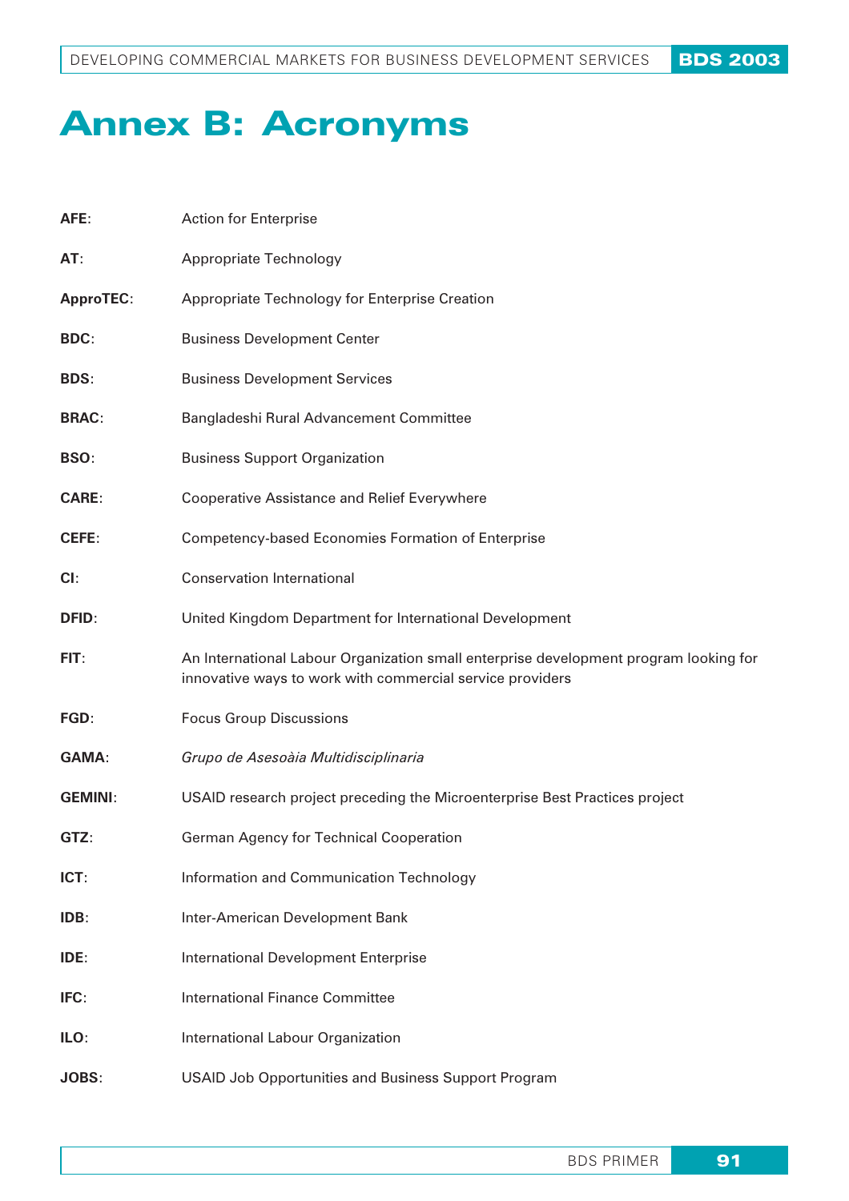# Annex B: Acronyms

**AFE**: Action for Enterprise

**AT**: Appropriate Technology

**ApproTEC**: Appropriate Technology for Enterprise Creation

**BDC**: Business Development Center

**BDS**: Business Development Services

**BRAC**: Bangladeshi Rural Advancement Committee

**BSO**: Business Support Organization

**CARE**: Cooperative Assistance and Relief Everywhere

**CEFE**: Competency-based Economies Formation of Enterprise

**CI**: Conservation International

**DFID**: United Kingdom Department for International Development

**FIT**: An International Labour Organization small enterprise development program looking for innovative ways to work with commercial service providers

**FGD**: Focus Group Discussions

**GAMA**: *Grupo de Asesoàia Multidisciplinaria*

**GEMINI**: USAID research project preceding the Microenterprise Best Practices project

**GTZ**: German Agency for Technical Cooperation

**ICT**: Information and Communication Technology

**IDB**: Inter-American Development Bank

**IDE**: International Development Enterprise

**IFC**: International Finance Committee

**ILO**: International Labour Organization

**JOBS**: USAID Job Opportunities and Business Support Program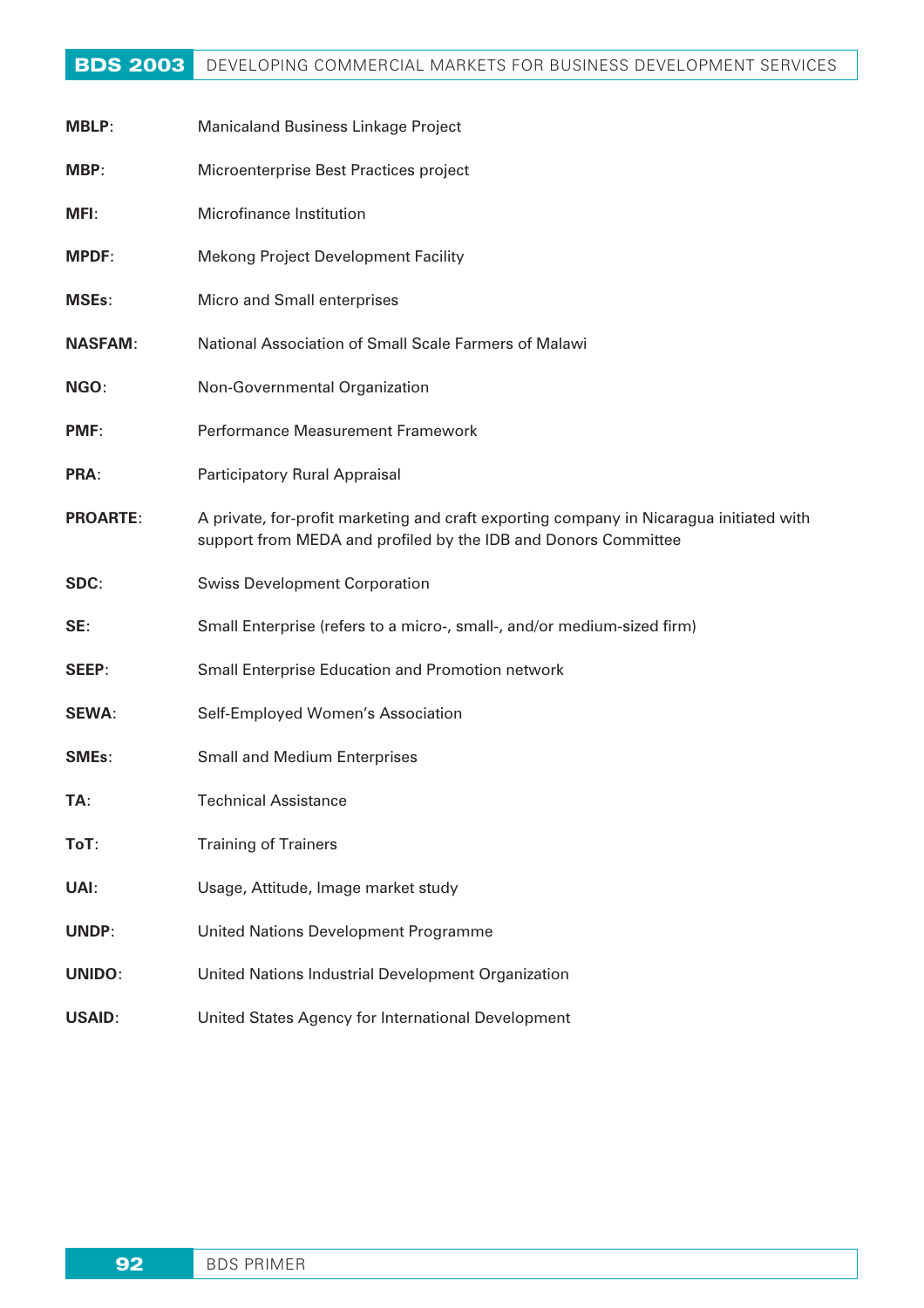**MBLP**: Manicaland Business Linkage Project

**MBP**: Microenterprise Best Practices project

**MFI**: Microfinance Institution

**MPDF**: Mekong Project Development Facility

**MSEs**: Micro and Small enterprises

**NASFAM**: National Association of Small Scale Farmers of Malawi

**NGO**: Non-Governmental Organization

**PMF**: Performance Measurement Framework

**PRA**: Participatory Rural Appraisal

**PROARTE**: A private, for-profit marketing and craft exporting company in Nicaragua initiated with support from MEDA and profiled by the IDB and Donors Committee

**SDC**: Swiss Development Corporation

**SE**: Small Enterprise (refers to a micro-, small-, and/or medium-sized firm)

**SEEP**: Small Enterprise Education and Promotion network

**SEWA**: Self-Employed Women's Association

**SMEs**: Small and Medium Enterprises

**TA**: Technical Assistance

**ToT**: Training of Trainers

**UAI**: Usage, Attitude, Image market study

**UNDP**: United Nations Development Programme

**UNIDO**: United Nations Industrial Development Organization

**USAID**: United States Agency for International Development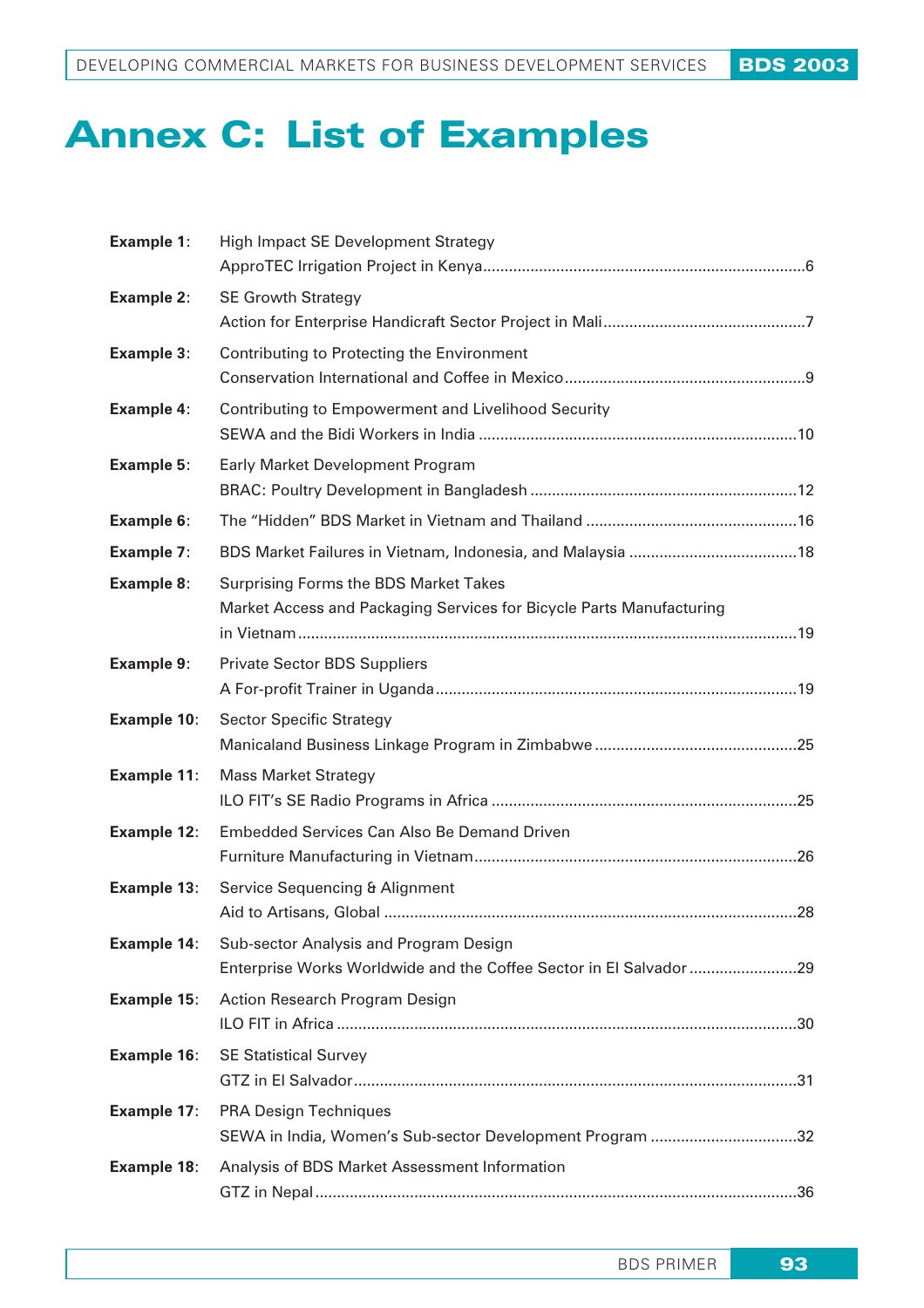# Annex C: List of Examples

| | | |
|---|---|---|
| **Example 1**: | High Impact SE Development Strategy<br>ApproTEC Irrigation Project in Kenya | 6 |
| **Example 2**: | SE Growth Strategy<br>Action for Enterprise Handicraft Sector Project in Mali | 7 |
| **Example 3**: | Contributing to Protecting the Environment<br>Conservation International and Coffee in Mexico | 9 |
| **Example 4**: | Contributing to Empowerment and Livelihood Security<br>SEWA and the Bidi Workers in India | 10 |
| **Example 5**: | Early Market Development Program<br>BRAC: Poultry Development in Bangladesh | 12 |
| **Example 6**: | The "Hidden" BDS Market in Vietnam and Thailand | 16 |
| **Example 7**: | BDS Market Failures in Vietnam, Indonesia, and Malaysia | 18 |
| **Example 8**: | Surprising Forms the BDS Market Takes<br>Market Access and Packaging Services for Bicycle Parts Manufacturing in Vietnam | 19 |
| **Example 9**: | Private Sector BDS Suppliers<br>A For-profit Trainer in Uganda | 19 |
| **Example 10**: | Sector Specific Strategy<br>Manicaland Business Linkage Program in Zimbabwe | 25 |
| **Example 11**: | Mass Market Strategy<br>ILO FIT's SE Radio Programs in Africa | 25 |
| **Example 12**: | Embedded Services Can Also Be Demand Driven<br>Furniture Manufacturing in Vietnam | 26 |
| **Example 13**: | Service Sequencing & Alignment<br>Aid to Artisans, Global | 28 |
| **Example 14**: | Sub-sector Analysis and Program Design<br>Enterprise Works Worldwide and the Coffee Sector in El Salvador | 29 |
| **Example 15**: | Action Research Program Design<br>ILO FIT in Africa | 30 |
| **Example 16**: | SE Statistical Survey<br>GTZ in El Salvador | 31 |
| **Example 17**: | PRA Design Techniques<br>SEWA in India, Women's Sub-sector Development Program | 32 |
| **Example 18**: | Analysis of BDS Market Assessment Information<br>GTZ in Nepal | 36 |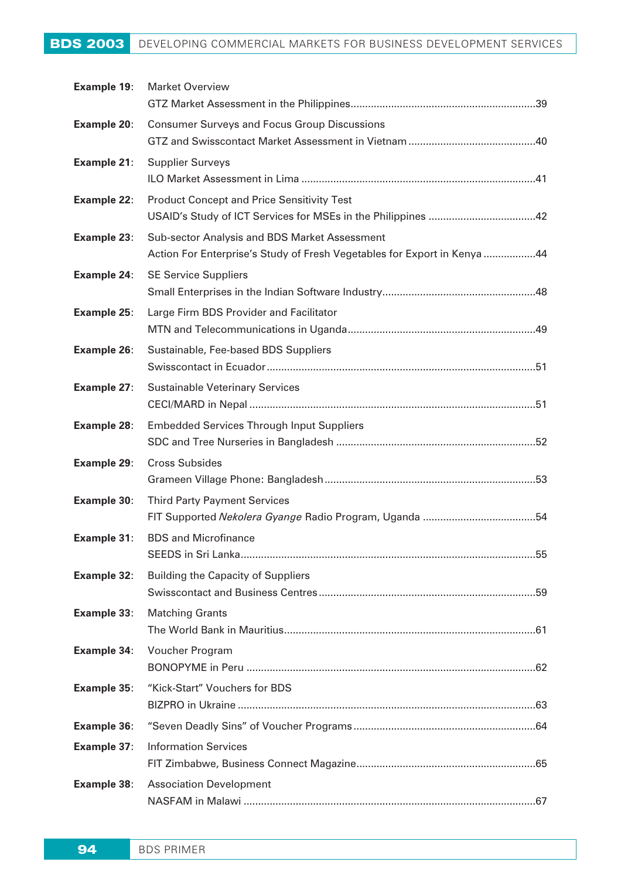**Example 19**: Market Overview
GTZ Market Assessment in the Philippines ........................................................ 39

**Example 20**: Consumer Surveys and Focus Group Discussions
GTZ and Swisscontact Market Assessment in Vietnam ........................................ 40

**Example 21**: Supplier Surveys
ILO Market Assessment in Lima ........................................................................ 41

**Example 22**: Product Concept and Price Sensitivity Test
USAID's Study of ICT Services for MSEs in the Philippines ................................. 42

**Example 23**: Sub-sector Analysis and BDS Market Assessment
Action For Enterprise's Study of Fresh Vegetables for Export in Kenya ................. 44

**Example 24**: SE Service Suppliers
Small Enterprises in the Indian Software Industry ............................................... 48

**Example 25**: Large Firm BDS Provider and Facilitator
MTN and Telecommunications in Uganda ............................................................ 49

**Example 26**: Sustainable, Fee-based BDS Suppliers
Swisscontact in Ecuador .................................................................................... 51

**Example 27**: Sustainable Veterinary Services
CECI/MARD in Nepal ......................................................................................... 51

**Example 28**: Embedded Services Through Input Suppliers
SDC and Tree Nurseries in Bangladesh .............................................................. 52

**Example 29**: Cross Subsides
Grameen Village Phone: Bangladesh .................................................................. 53

**Example 30**: Third Party Payment Services
FIT Supported *Nekolera Gyange* Radio Program, Uganda ..................................... 54

**Example 31**: BDS and Microfinance
SEEDS in Sri Lanka ............................................................................................ 55

**Example 32**: Building the Capacity of Suppliers
Swisscontact and Business Centres .................................................................... 59

**Example 33**: Matching Grants
The World Bank in Mauritius .............................................................................. 61

**Example 34**: Voucher Program
BONOPYME in Peru ........................................................................................... 62

**Example 35**: "Kick-Start" Vouchers for BDS
BIZPRO in Ukraine ............................................................................................. 63

**Example 36**: "Seven Deadly Sins" of Voucher Programs ........................................ 64

**Example 37**: Information Services
FIT Zimbabwe, Business Connect Magazine ........................................................ 65

**Example 38**: Association Development
NASFAM in Malawi ............................................................................................ 67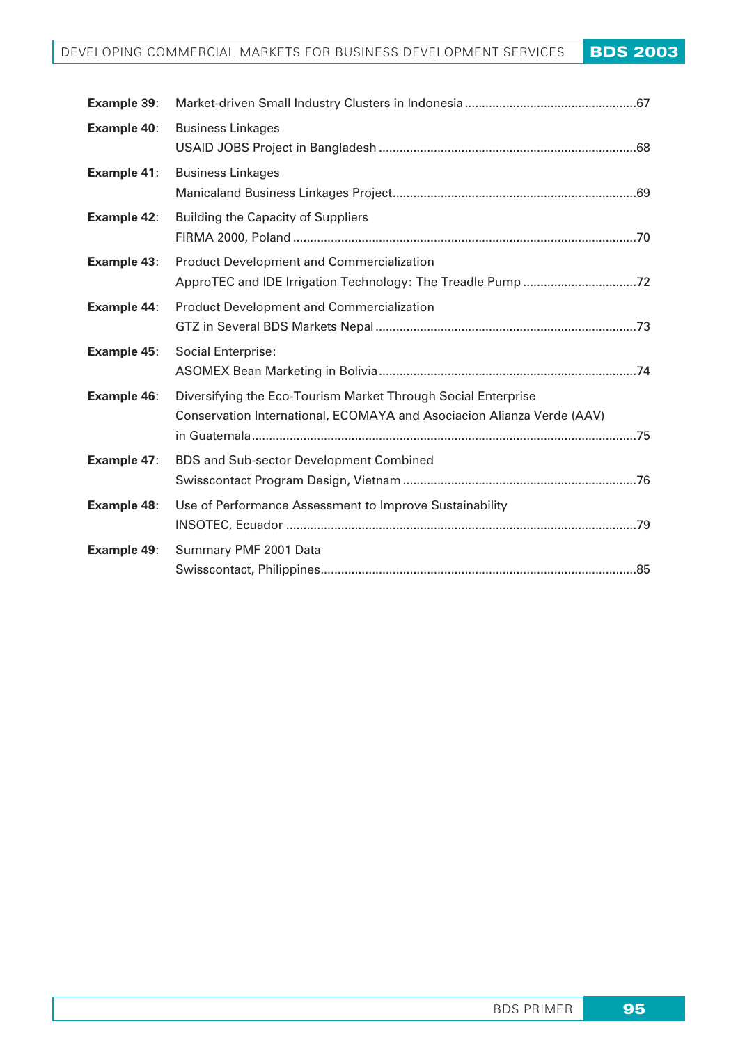**Example 39**: Market-driven Small Industry Clusters in Indonesia ....................................................67

**Example 40**: Business Linkages
USAID JOBS Project in Bangladesh ..........................................................................68

**Example 41**: Business Linkages
Manicaland Business Linkages Project......................................................................69

**Example 42**: Building the Capacity of Suppliers
FIRMA 2000, Poland ...................................................................................................70

**Example 43**: Product Development and Commercialization
ApproTEC and IDE Irrigation Technology: The Treadle Pump .................................72

**Example 44**: Product Development and Commercialization
GTZ in Several BDS Markets Nepal ...........................................................................73

**Example 45**: Social Enterprise:
ASOMEX Bean Marketing in Bolivia ..........................................................................74

**Example 46**: Diversifying the Eco-Tourism Market Through Social Enterprise
Conservation International, ECOMAYA and Asociacion Alianza Verde (AAV)
in Guatemala ...............................................................................................................75

**Example 47**: BDS and Sub-sector Development Combined
Swisscontact Program Design, Vietnam ....................................................................76

**Example 48**: Use of Performance Assessment to Improve Sustainability
INSOTEC, Ecuador .....................................................................................................79

**Example 49**: Summary PMF 2001 Data
Swisscontact, Philippines...........................................................................................85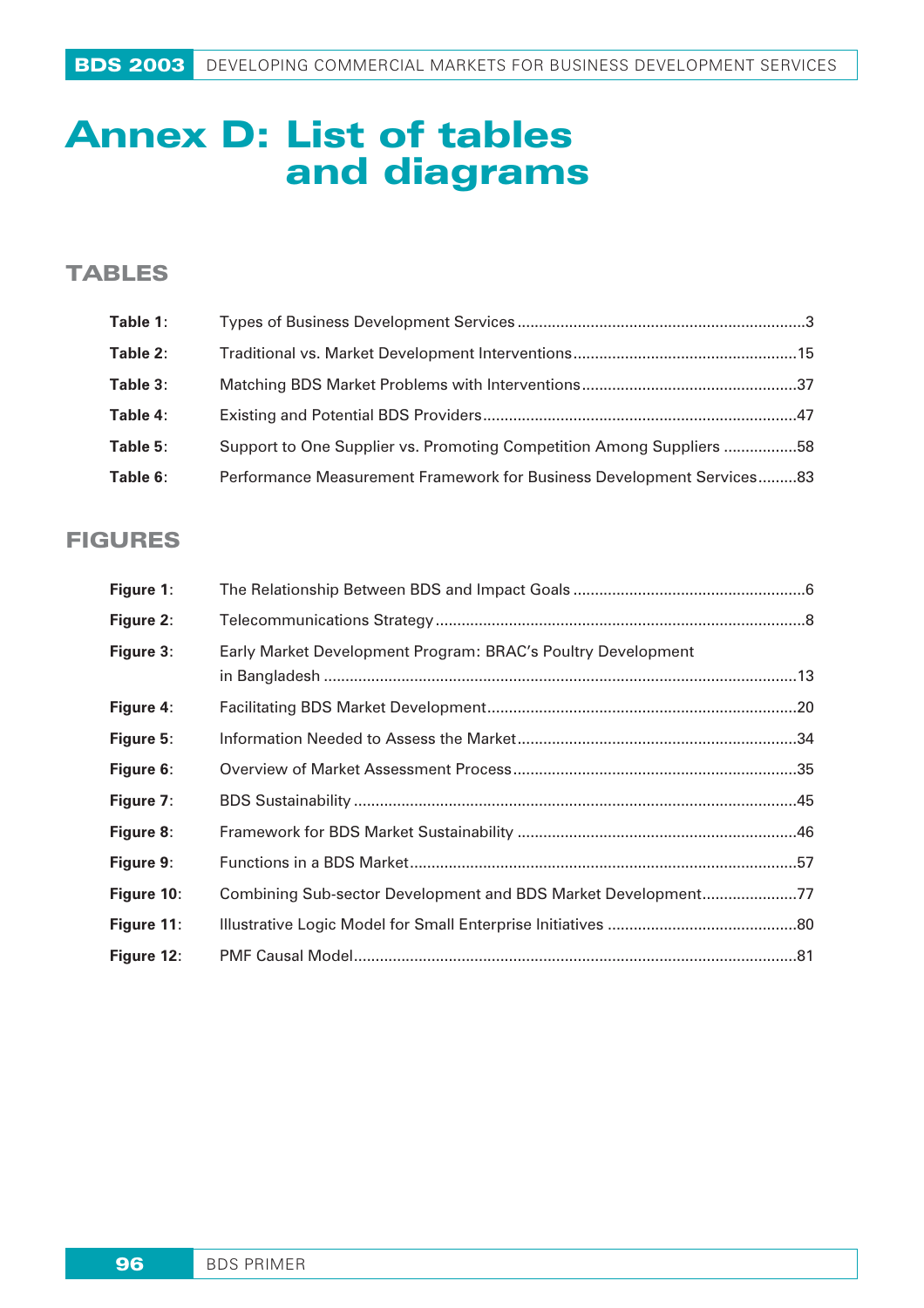# Annex D: List of tables and diagrams

## TABLES

| | | |
|---|---|---|
| **Table 1**: | Types of Business Development Services | 3 |
| **Table 2**: | Traditional vs. Market Development Interventions | 15 |
| **Table 3**: | Matching BDS Market Problems with Interventions | 37 |
| **Table 4**: | Existing and Potential BDS Providers | 47 |
| **Table 5**: | Support to One Supplier vs. Promoting Competition Among Suppliers | 58 |
| **Table 6**: | Performance Measurement Framework for Business Development Services | 83 |

## FIGURES

| | | |
|---|---|---|
| **Figure 1**: | The Relationship Between BDS and Impact Goals | 6 |
| **Figure 2**: | Telecommunications Strategy | 8 |
| **Figure 3**: | Early Market Development Program: BRAC's Poultry Development in Bangladesh | 13 |
| **Figure 4**: | Facilitating BDS Market Development | 20 |
| **Figure 5**: | Information Needed to Assess the Market | 34 |
| **Figure 6**: | Overview of Market Assessment Process | 35 |
| **Figure 7**: | BDS Sustainability | 45 |
| **Figure 8**: | Framework for BDS Market Sustainability | 46 |
| **Figure 9**: | Functions in a BDS Market | 57 |
| **Figure 10**: | Combining Sub-sector Development and BDS Market Development | 77 |
| **Figure 11**: | Illustrative Logic Model for Small Enterprise Initiatives | 80 |
| **Figure 12**: | PMF Causal Model | 81 |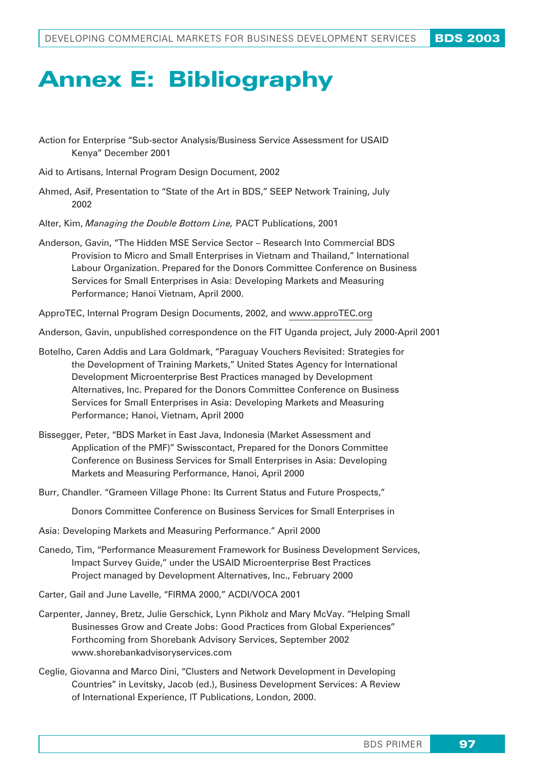# Annex E: Bibliography

Action for Enterprise "Sub-sector Analysis/Business Service Assessment for USAID Kenya" December 2001

Aid to Artisans, Internal Program Design Document, 2002

Ahmed, Asif, Presentation to "State of the Art in BDS," SEEP Network Training, July 2002

Alter, Kim, *Managing the Double Bottom Line,* PACT Publications, 2001

Anderson, Gavin, "The Hidden MSE Service Sector – Research Into Commercial BDS Provision to Micro and Small Enterprises in Vietnam and Thailand," International Labour Organization. Prepared for the Donors Committee Conference on Business Services for Small Enterprises in Asia: Developing Markets and Measuring Performance; Hanoi Vietnam, April 2000.

ApproTEC, Internal Program Design Documents, 2002, and www.approTEC.org

Anderson, Gavin, unpublished correspondence on the FIT Uganda project, July 2000-April 2001

Botelho, Caren Addis and Lara Goldmark, "Paraguay Vouchers Revisited: Strategies for the Development of Training Markets," United States Agency for International Development Microenterprise Best Practices managed by Development Alternatives, Inc. Prepared for the Donors Committee Conference on Business Services for Small Enterprises in Asia: Developing Markets and Measuring Performance; Hanoi, Vietnam, April 2000

Bissegger, Peter, "BDS Market in East Java, Indonesia (Market Assessment and Application of the PMF)" Swisscontact, Prepared for the Donors Committee Conference on Business Services for Small Enterprises in Asia: Developing Markets and Measuring Performance, Hanoi, April 2000

Burr, Chandler. "Grameen Village Phone: Its Current Status and Future Prospects,"

Donors Committee Conference on Business Services for Small Enterprises in

Asia: Developing Markets and Measuring Performance." April 2000

Canedo, Tim, "Performance Measurement Framework for Business Development Services, Impact Survey Guide," under the USAID Microenterprise Best Practices Project managed by Development Alternatives, Inc., February 2000

Carter, Gail and June Lavelle, "FIRMA 2000," ACDI/VOCA 2001

Carpenter, Janney, Bretz, Julie Gerschick, Lynn Pikholz and Mary McVay. "Helping Small Businesses Grow and Create Jobs: Good Practices from Global Experiences" Forthcoming from Shorebank Advisory Services, September 2002 www.shorebankadvisoryservices.com

Ceglie, Giovanna and Marco Dini, "Clusters and Network Development in Developing Countries" in Levitsky, Jacob (ed.), Business Development Services: A Review of International Experience, IT Publications, London, 2000.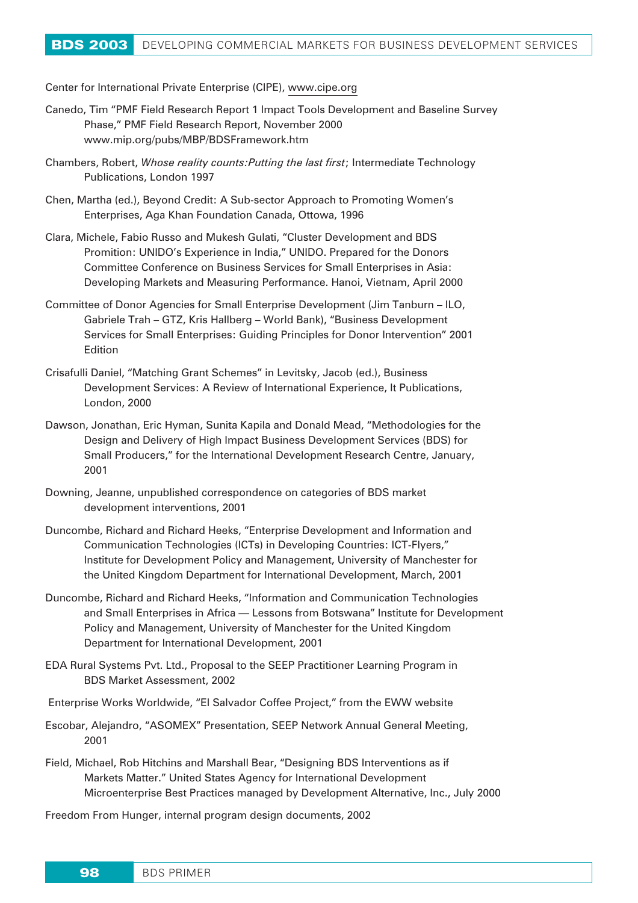Center for International Private Enterprise (CIPE), www.cipe.org

Canedo, Tim "PMF Field Research Report 1 Impact Tools Development and Baseline Survey Phase," PMF Field Research Report, November 2000 www.mip.org/pubs/MBP/BDSFramework.htm

Chambers, Robert, *Whose reality counts:Putting the last first*; Intermediate Technology Publications, London 1997

Chen, Martha (ed.), Beyond Credit: A Sub-sector Approach to Promoting Women's Enterprises, Aga Khan Foundation Canada, Ottowa, 1996

Clara, Michele, Fabio Russo and Mukesh Gulati, "Cluster Development and BDS Promition: UNIDO's Experience in India," UNIDO. Prepared for the Donors Committee Conference on Business Services for Small Enterprises in Asia: Developing Markets and Measuring Performance. Hanoi, Vietnam, April 2000

Committee of Donor Agencies for Small Enterprise Development (Jim Tanburn – ILO, Gabriele Trah – GTZ, Kris Hallberg – World Bank), "Business Development Services for Small Enterprises: Guiding Principles for Donor Intervention" 2001 Edition

Crisafulli Daniel, "Matching Grant Schemes" in Levitsky, Jacob (ed.), Business Development Services: A Review of International Experience, It Publications, London, 2000

Dawson, Jonathan, Eric Hyman, Sunita Kapila and Donald Mead, "Methodologies for the Design and Delivery of High Impact Business Development Services (BDS) for Small Producers," for the International Development Research Centre, January, 2001

Downing, Jeanne, unpublished correspondence on categories of BDS market development interventions, 2001

Duncombe, Richard and Richard Heeks, "Enterprise Development and Information and Communication Technologies (ICTs) in Developing Countries: ICT-Flyers," Institute for Development Policy and Management, University of Manchester for the United Kingdom Department for International Development, March, 2001

Duncombe, Richard and Richard Heeks, "Information and Communication Technologies and Small Enterprises in Africa — Lessons from Botswana" Institute for Development Policy and Management, University of Manchester for the United Kingdom Department for International Development, 2001

EDA Rural Systems Pvt. Ltd., Proposal to the SEEP Practitioner Learning Program in BDS Market Assessment, 2002

Enterprise Works Worldwide, "El Salvador Coffee Project," from the EWW website

Escobar, Alejandro, "ASOMEX" Presentation, SEEP Network Annual General Meeting, 2001

Field, Michael, Rob Hitchins and Marshall Bear, "Designing BDS Interventions as if Markets Matter." United States Agency for International Development Microenterprise Best Practices managed by Development Alternative, Inc., July 2000

Freedom From Hunger, internal program design documents, 2002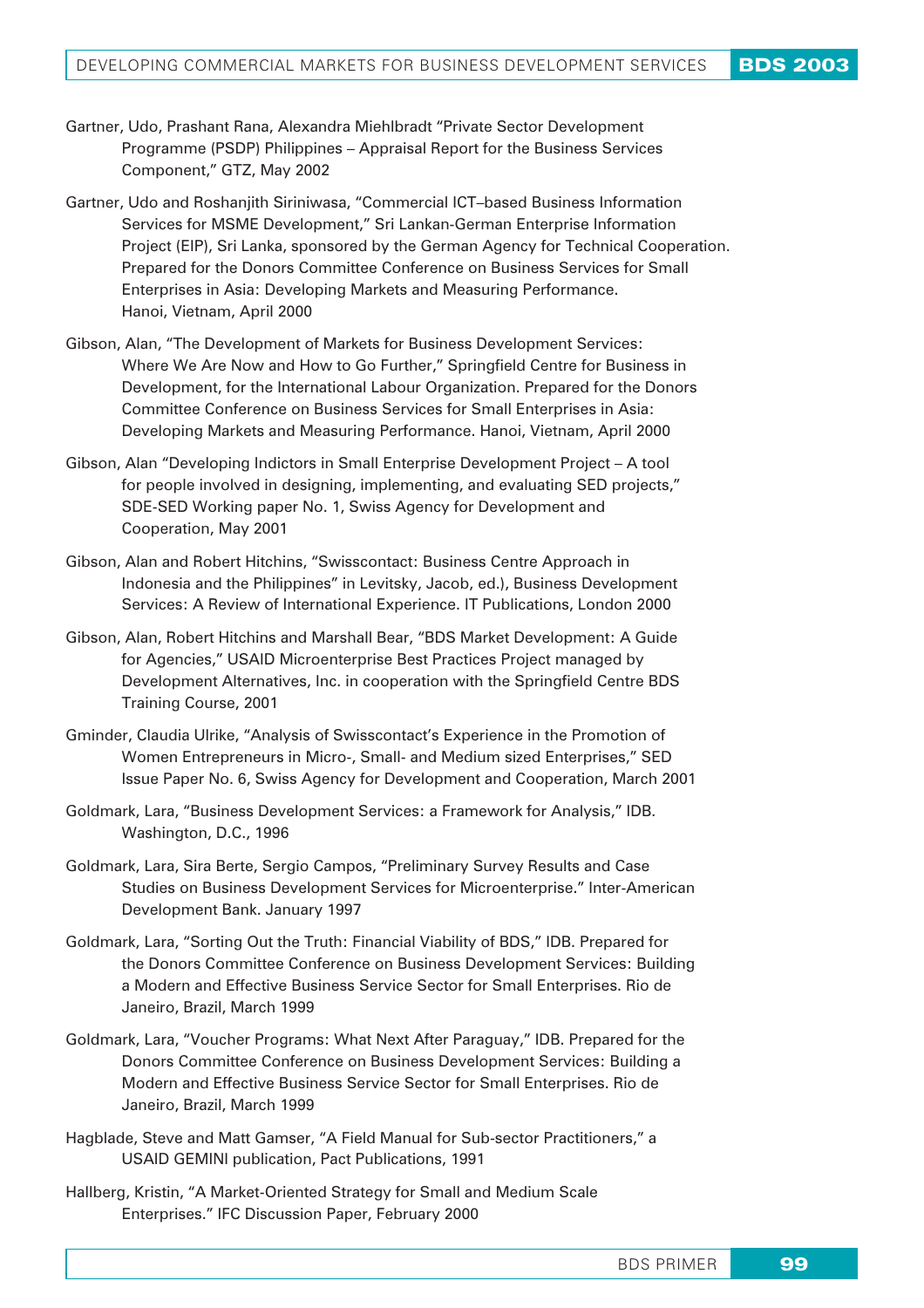Gartner, Udo, Prashant Rana, Alexandra Miehlbradt "Private Sector Development Programme (PSDP) Philippines – Appraisal Report for the Business Services Component," GTZ, May 2002

Gartner, Udo and Roshanjith Siriniwasa, "Commercial ICT–based Business Information Services for MSME Development," Sri Lankan-German Enterprise Information Project (EIP), Sri Lanka, sponsored by the German Agency for Technical Cooperation. Prepared for the Donors Committee Conference on Business Services for Small Enterprises in Asia: Developing Markets and Measuring Performance. Hanoi, Vietnam, April 2000

Gibson, Alan, "The Development of Markets for Business Development Services: Where We Are Now and How to Go Further," Springfield Centre for Business in Development, for the International Labour Organization. Prepared for the Donors Committee Conference on Business Services for Small Enterprises in Asia: Developing Markets and Measuring Performance. Hanoi, Vietnam, April 2000

Gibson, Alan "Developing Indictors in Small Enterprise Development Project – A tool for people involved in designing, implementing, and evaluating SED projects," SDE-SED Working paper No. 1, Swiss Agency for Development and Cooperation, May 2001

Gibson, Alan and Robert Hitchins, "Swisscontact: Business Centre Approach in Indonesia and the Philippines" in Levitsky, Jacob, ed.), Business Development Services: A Review of International Experience. IT Publications, London 2000

Gibson, Alan, Robert Hitchins and Marshall Bear, "BDS Market Development: A Guide for Agencies," USAID Microenterprise Best Practices Project managed by Development Alternatives, Inc. in cooperation with the Springfield Centre BDS Training Course, 2001

Gminder, Claudia Ulrike, "Analysis of Swisscontact's Experience in the Promotion of Women Entrepreneurs in Micro-, Small- and Medium sized Enterprises," SED Issue Paper No. 6, Swiss Agency for Development and Cooperation, March 2001

Goldmark, Lara, "Business Development Services: a Framework for Analysis," IDB. Washington, D.C., 1996

Goldmark, Lara, Sira Berte, Sergio Campos, "Preliminary Survey Results and Case Studies on Business Development Services for Microenterprise." Inter-American Development Bank. January 1997

Goldmark, Lara, "Sorting Out the Truth: Financial Viability of BDS," IDB. Prepared for the Donors Committee Conference on Business Development Services: Building a Modern and Effective Business Service Sector for Small Enterprises. Rio de Janeiro, Brazil, March 1999

Goldmark, Lara, "Voucher Programs: What Next After Paraguay," IDB. Prepared for the Donors Committee Conference on Business Development Services: Building a Modern and Effective Business Service Sector for Small Enterprises. Rio de Janeiro, Brazil, March 1999

Hagblade, Steve and Matt Gamser, "A Field Manual for Sub-sector Practitioners," a USAID GEMINI publication, Pact Publications, 1991

Hallberg, Kristin, "A Market-Oriented Strategy for Small and Medium Scale Enterprises." IFC Discussion Paper, February 2000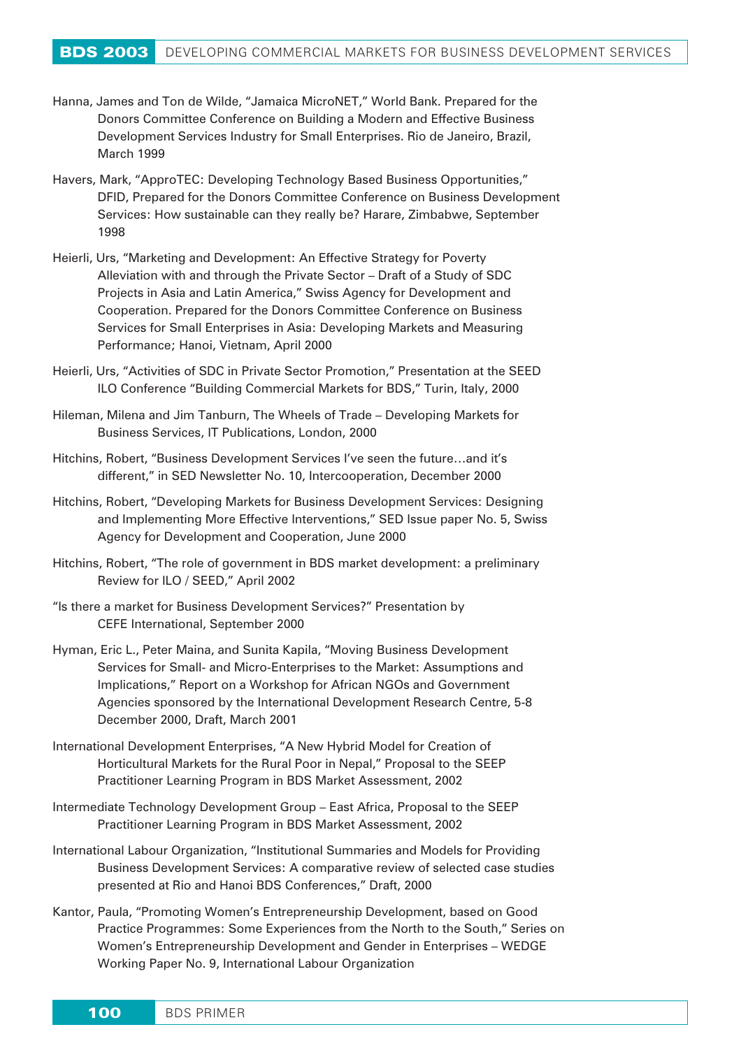Hanna, James and Ton de Wilde, "Jamaica MicroNET," World Bank. Prepared for the Donors Committee Conference on Building a Modern and Effective Business Development Services Industry for Small Enterprises. Rio de Janeiro, Brazil, March 1999

Havers, Mark, "ApproTEC: Developing Technology Based Business Opportunities," DFID, Prepared for the Donors Committee Conference on Business Development Services: How sustainable can they really be? Harare, Zimbabwe, September 1998

Heierli, Urs, "Marketing and Development: An Effective Strategy for Poverty Alleviation with and through the Private Sector – Draft of a Study of SDC Projects in Asia and Latin America," Swiss Agency for Development and Cooperation. Prepared for the Donors Committee Conference on Business Services for Small Enterprises in Asia: Developing Markets and Measuring Performance; Hanoi, Vietnam, April 2000

Heierli, Urs, "Activities of SDC in Private Sector Promotion," Presentation at the SEED ILO Conference "Building Commercial Markets for BDS," Turin, Italy, 2000

Hileman, Milena and Jim Tanburn, The Wheels of Trade – Developing Markets for Business Services, IT Publications, London, 2000

Hitchins, Robert, "Business Development Services I've seen the future…and it's different," in SED Newsletter No. 10, Intercooperation, December 2000

Hitchins, Robert, "Developing Markets for Business Development Services: Designing and Implementing More Effective Interventions," SED Issue paper No. 5, Swiss Agency for Development and Cooperation, June 2000

Hitchins, Robert, "The role of government in BDS market development: a preliminary Review for ILO / SEED," April 2002

"Is there a market for Business Development Services?" Presentation by CEFE International, September 2000

Hyman, Eric L., Peter Maina, and Sunita Kapila, "Moving Business Development Services for Small- and Micro-Enterprises to the Market: Assumptions and Implications," Report on a Workshop for African NGOs and Government Agencies sponsored by the International Development Research Centre, 5-8 December 2000, Draft, March 2001

International Development Enterprises, "A New Hybrid Model for Creation of Horticultural Markets for the Rural Poor in Nepal," Proposal to the SEEP Practitioner Learning Program in BDS Market Assessment, 2002

Intermediate Technology Development Group – East Africa, Proposal to the SEEP Practitioner Learning Program in BDS Market Assessment, 2002

International Labour Organization, "Institutional Summaries and Models for Providing Business Development Services: A comparative review of selected case studies presented at Rio and Hanoi BDS Conferences," Draft, 2000

Kantor, Paula, "Promoting Women's Entrepreneurship Development, based on Good Practice Programmes: Some Experiences from the North to the South," Series on Women's Entrepreneurship Development and Gender in Enterprises – WEDGE Working Paper No. 9, International Labour Organization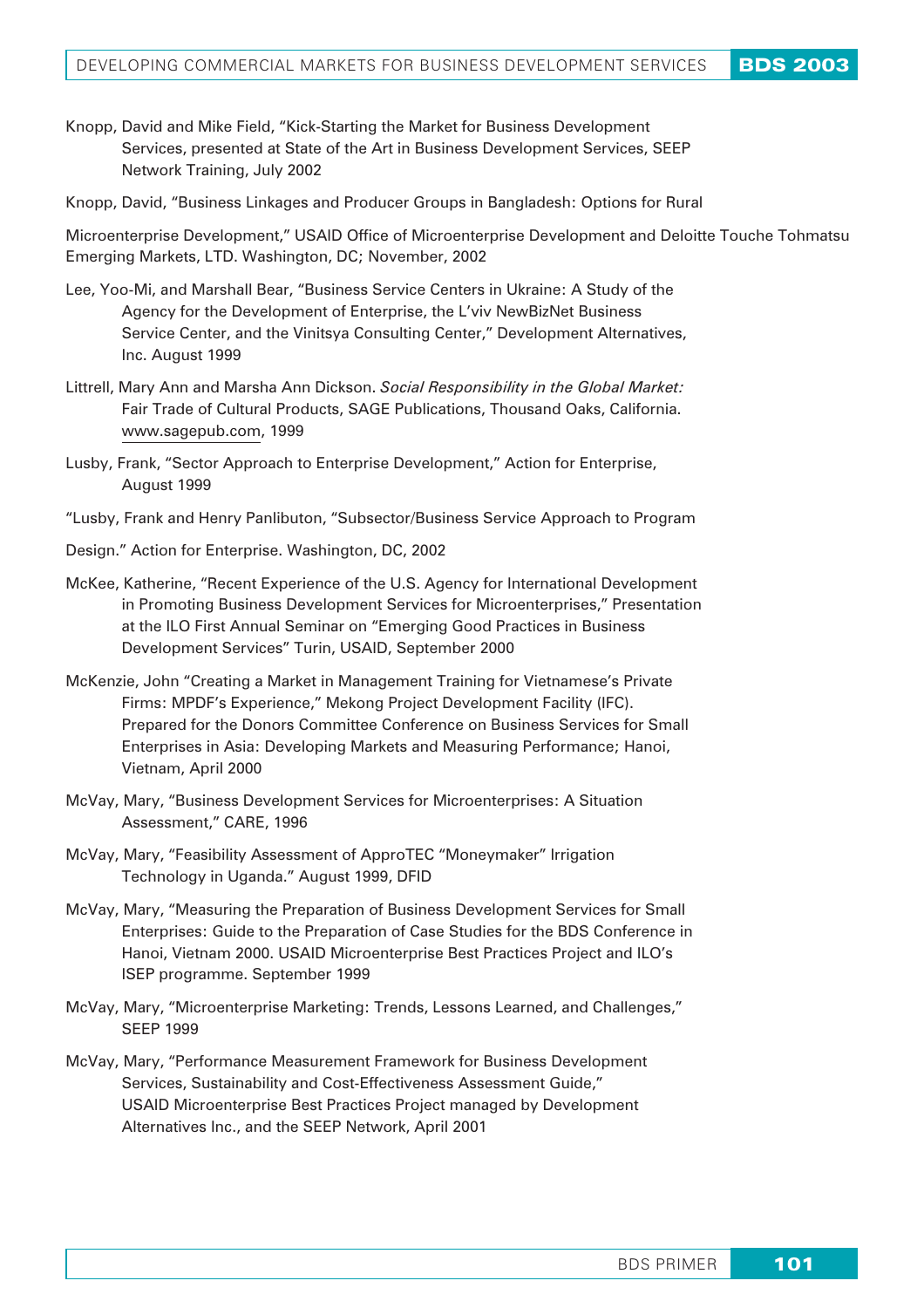Knopp, David and Mike Field, "Kick-Starting the Market for Business Development Services, presented at State of the Art in Business Development Services, SEEP Network Training, July 2002

Knopp, David, "Business Linkages and Producer Groups in Bangladesh: Options for Rural

Microenterprise Development," USAID Office of Microenterprise Development and Deloitte Touche Tohmatsu Emerging Markets, LTD. Washington, DC; November, 2002

Lee, Yoo-Mi, and Marshall Bear, "Business Service Centers in Ukraine: A Study of the Agency for the Development of Enterprise, the L'viv NewBizNet Business Service Center, and the Vinitsya Consulting Center," Development Alternatives, Inc. August 1999

Littrell, Mary Ann and Marsha Ann Dickson. *Social Responsibility in the Global Market:* Fair Trade of Cultural Products, SAGE Publications, Thousand Oaks, California. www.sagepub.com, 1999

Lusby, Frank, "Sector Approach to Enterprise Development," Action for Enterprise, August 1999

"Lusby, Frank and Henry Panlibuton, "Subsector/Business Service Approach to Program

Design." Action for Enterprise. Washington, DC, 2002

McKee, Katherine, "Recent Experience of the U.S. Agency for International Development in Promoting Business Development Services for Microenterprises," Presentation at the ILO First Annual Seminar on "Emerging Good Practices in Business Development Services" Turin, USAID, September 2000

McKenzie, John "Creating a Market in Management Training for Vietnamese's Private Firms: MPDF's Experience," Mekong Project Development Facility (IFC). Prepared for the Donors Committee Conference on Business Services for Small Enterprises in Asia: Developing Markets and Measuring Performance; Hanoi, Vietnam, April 2000

McVay, Mary, "Business Development Services for Microenterprises: A Situation Assessment," CARE, 1996

McVay, Mary, "Feasibility Assessment of ApproTEC "Moneymaker" Irrigation Technology in Uganda." August 1999, DFID

McVay, Mary, "Measuring the Preparation of Business Development Services for Small Enterprises: Guide to the Preparation of Case Studies for the BDS Conference in Hanoi, Vietnam 2000. USAID Microenterprise Best Practices Project and ILO's ISEP programme. September 1999

McVay, Mary, "Microenterprise Marketing: Trends, Lessons Learned, and Challenges," SEEP 1999

McVay, Mary, "Performance Measurement Framework for Business Development Services, Sustainability and Cost-Effectiveness Assessment Guide," USAID Microenterprise Best Practices Project managed by Development Alternatives Inc., and the SEEP Network, April 2001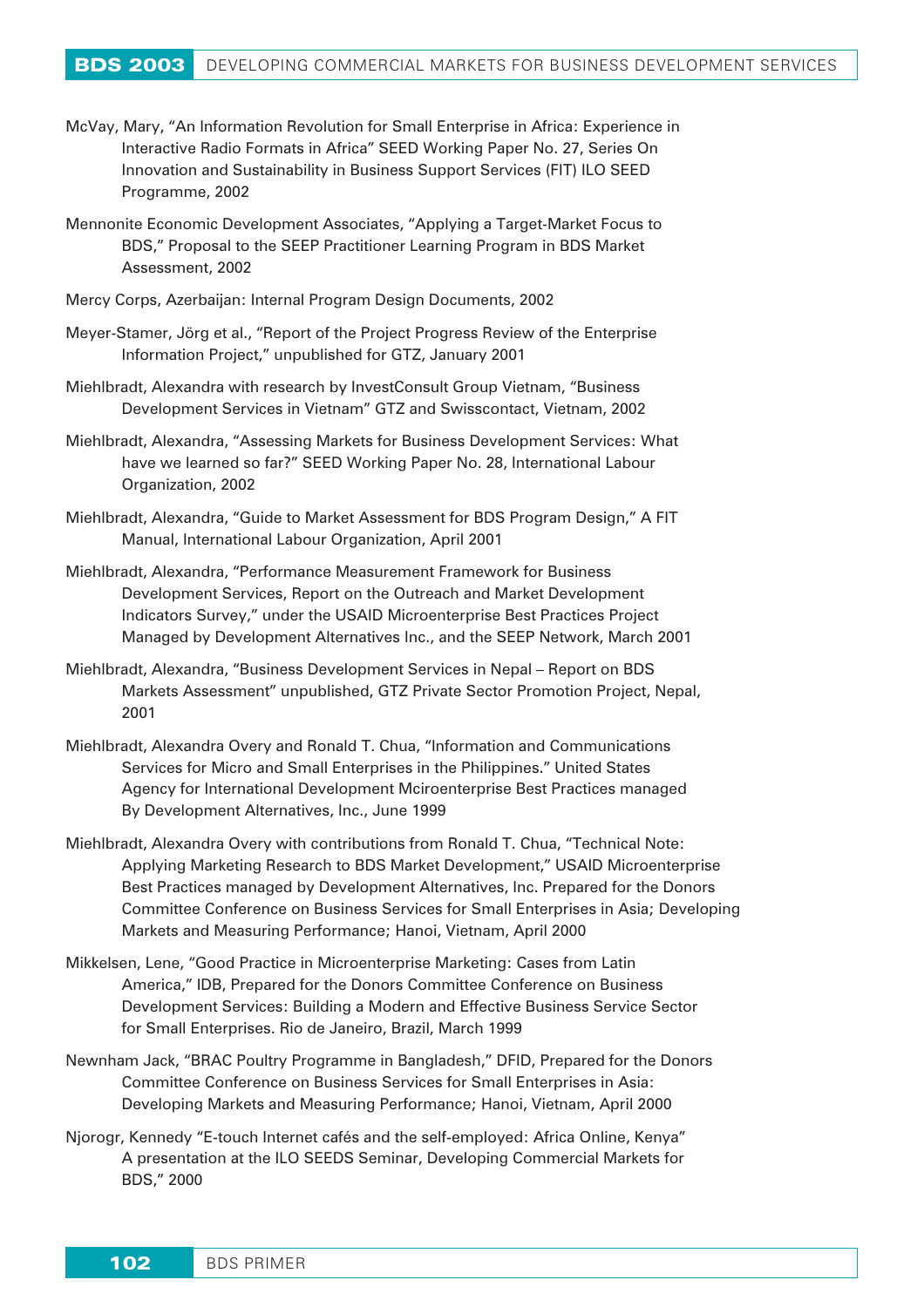McVay, Mary, "An Information Revolution for Small Enterprise in Africa: Experience in Interactive Radio Formats in Africa" SEED Working Paper No. 27, Series On Innovation and Sustainability in Business Support Services (FIT) ILO SEED Programme, 2002

Mennonite Economic Development Associates, "Applying a Target-Market Focus to BDS," Proposal to the SEEP Practitioner Learning Program in BDS Market Assessment, 2002

Mercy Corps, Azerbaijan: Internal Program Design Documents, 2002

Meyer-Stamer, Jörg et al., "Report of the Project Progress Review of the Enterprise Information Project," unpublished for GTZ, January 2001

Miehlbradt, Alexandra with research by InvestConsult Group Vietnam, "Business Development Services in Vietnam" GTZ and Swisscontact, Vietnam, 2002

Miehlbradt, Alexandra, "Assessing Markets for Business Development Services: What have we learned so far?" SEED Working Paper No. 28, International Labour Organization, 2002

Miehlbradt, Alexandra, "Guide to Market Assessment for BDS Program Design," A FIT Manual, International Labour Organization, April 2001

Miehlbradt, Alexandra, "Performance Measurement Framework for Business Development Services, Report on the Outreach and Market Development Indicators Survey," under the USAID Microenterprise Best Practices Project Managed by Development Alternatives Inc., and the SEEP Network, March 2001

Miehlbradt, Alexandra, "Business Development Services in Nepal – Report on BDS Markets Assessment" unpublished, GTZ Private Sector Promotion Project, Nepal, 2001

Miehlbradt, Alexandra Overy and Ronald T. Chua, "Information and Communications Services for Micro and Small Enterprises in the Philippines." United States Agency for International Development Mciroenterprise Best Practices managed By Development Alternatives, Inc., June 1999

Miehlbradt, Alexandra Overy with contributions from Ronald T. Chua, "Technical Note: Applying Marketing Research to BDS Market Development," USAID Microenterprise Best Practices managed by Development Alternatives, Inc. Prepared for the Donors Committee Conference on Business Services for Small Enterprises in Asia; Developing Markets and Measuring Performance; Hanoi, Vietnam, April 2000

Mikkelsen, Lene, "Good Practice in Microenterprise Marketing: Cases from Latin America," IDB, Prepared for the Donors Committee Conference on Business Development Services: Building a Modern and Effective Business Service Sector for Small Enterprises. Rio de Janeiro, Brazil, March 1999

Newnham Jack, "BRAC Poultry Programme in Bangladesh," DFID, Prepared for the Donors Committee Conference on Business Services for Small Enterprises in Asia: Developing Markets and Measuring Performance; Hanoi, Vietnam, April 2000

Njorogr, Kennedy "E-touch Internet cafés and the self-employed: Africa Online, Kenya" A presentation at the ILO SEEDS Seminar, Developing Commercial Markets for BDS," 2000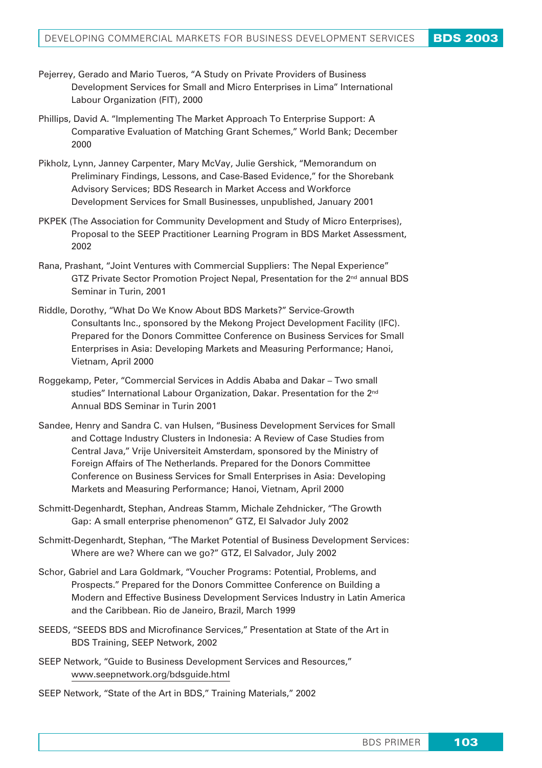Pejerrey, Gerado and Mario Tueros, "A Study on Private Providers of Business Development Services for Small and Micro Enterprises in Lima" International Labour Organization (FIT), 2000

Phillips, David A. "Implementing The Market Approach To Enterprise Support: A Comparative Evaluation of Matching Grant Schemes," World Bank; December 2000

Pikholz, Lynn, Janney Carpenter, Mary McVay, Julie Gershick, "Memorandum on Preliminary Findings, Lessons, and Case-Based Evidence," for the Shorebank Advisory Services; BDS Research in Market Access and Workforce Development Services for Small Businesses, unpublished, January 2001

PKPEK (The Association for Community Development and Study of Micro Enterprises), Proposal to the SEEP Practitioner Learning Program in BDS Market Assessment, 2002

Rana, Prashant, "Joint Ventures with Commercial Suppliers: The Nepal Experience" GTZ Private Sector Promotion Project Nepal, Presentation for the 2nd annual BDS Seminar in Turin, 2001

Riddle, Dorothy, "What Do We Know About BDS Markets?" Service-Growth Consultants Inc., sponsored by the Mekong Project Development Facility (IFC). Prepared for the Donors Committee Conference on Business Services for Small Enterprises in Asia: Developing Markets and Measuring Performance; Hanoi, Vietnam, April 2000

Roggekamp, Peter, "Commercial Services in Addis Ababa and Dakar – Two small studies" International Labour Organization, Dakar. Presentation for the 2nd Annual BDS Seminar in Turin 2001

Sandee, Henry and Sandra C. van Hulsen, "Business Development Services for Small and Cottage Industry Clusters in Indonesia: A Review of Case Studies from Central Java," Vrije Universiteit Amsterdam, sponsored by the Ministry of Foreign Affairs of The Netherlands. Prepared for the Donors Committee Conference on Business Services for Small Enterprises in Asia: Developing Markets and Measuring Performance; Hanoi, Vietnam, April 2000

Schmitt-Degenhardt, Stephan, Andreas Stamm, Michale Zehdnicker, "The Growth Gap: A small enterprise phenomenon" GTZ, El Salvador July 2002

Schmitt-Degenhardt, Stephan, "The Market Potential of Business Development Services: Where are we? Where can we go?" GTZ, El Salvador, July 2002

Schor, Gabriel and Lara Goldmark, "Voucher Programs: Potential, Problems, and Prospects." Prepared for the Donors Committee Conference on Building a Modern and Effective Business Development Services Industry in Latin America and the Caribbean. Rio de Janeiro, Brazil, March 1999

SEEDS, "SEEDS BDS and Microfinance Services," Presentation at State of the Art in BDS Training, SEEP Network, 2002

SEEP Network, "Guide to Business Development Services and Resources," www.seepnetwork.org/bdsguide.html

SEEP Network, "State of the Art in BDS," Training Materials," 2002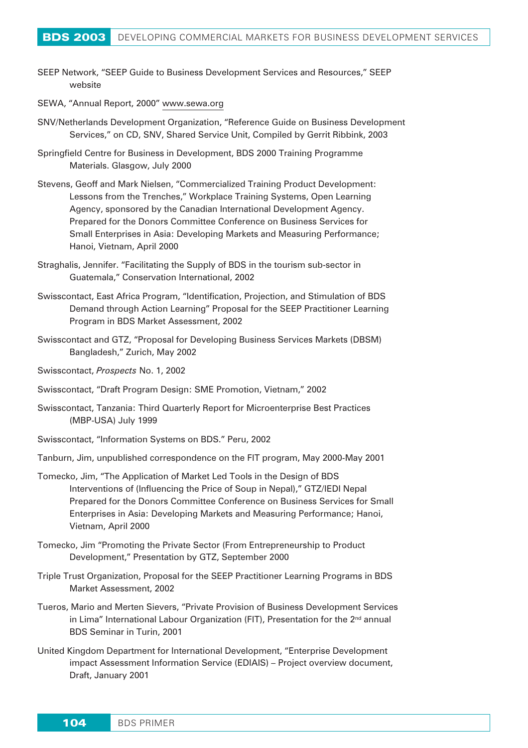SEEP Network, "SEEP Guide to Business Development Services and Resources," SEEP website

SEWA, "Annual Report, 2000" www.sewa.org

SNV/Netherlands Development Organization, "Reference Guide on Business Development Services," on CD, SNV, Shared Service Unit, Compiled by Gerrit Ribbink, 2003

Springfield Centre for Business in Development, BDS 2000 Training Programme Materials. Glasgow, July 2000

Stevens, Geoff and Mark Nielsen, "Commercialized Training Product Development: Lessons from the Trenches," Workplace Training Systems, Open Learning Agency, sponsored by the Canadian International Development Agency. Prepared for the Donors Committee Conference on Business Services for Small Enterprises in Asia: Developing Markets and Measuring Performance; Hanoi, Vietnam, April 2000

Straghalis, Jennifer. "Facilitating the Supply of BDS in the tourism sub-sector in Guatemala," Conservation International, 2002

Swisscontact, East Africa Program, "Identification, Projection, and Stimulation of BDS Demand through Action Learning" Proposal for the SEEP Practitioner Learning Program in BDS Market Assessment, 2002

Swisscontact and GTZ, "Proposal for Developing Business Services Markets (DBSM) Bangladesh," Zurich, May 2002

Swisscontact, *Prospects* No. 1, 2002

Swisscontact, "Draft Program Design: SME Promotion, Vietnam," 2002

Swisscontact, Tanzania: Third Quarterly Report for Microenterprise Best Practices (MBP-USA) July 1999

Swisscontact, "Information Systems on BDS." Peru, 2002

Tanburn, Jim, unpublished correspondence on the FIT program, May 2000-May 2001

Tomecko, Jim, "The Application of Market Led Tools in the Design of BDS Interventions of (Influencing the Price of Soup in Nepal)," GTZ/IEDI Nepal Prepared for the Donors Committee Conference on Business Services for Small Enterprises in Asia: Developing Markets and Measuring Performance; Hanoi, Vietnam, April 2000

Tomecko, Jim "Promoting the Private Sector (From Entrepreneurship to Product Development," Presentation by GTZ, September 2000

Triple Trust Organization, Proposal for the SEEP Practitioner Learning Programs in BDS Market Assessment, 2002

Tueros, Mario and Merten Sievers, "Private Provision of Business Development Services in Lima" International Labour Organization (FIT), Presentation for the 2nd annual BDS Seminar in Turin, 2001

United Kingdom Department for International Development, "Enterprise Development impact Assessment Information Service (EDIAIS) – Project overview document, Draft, January 2001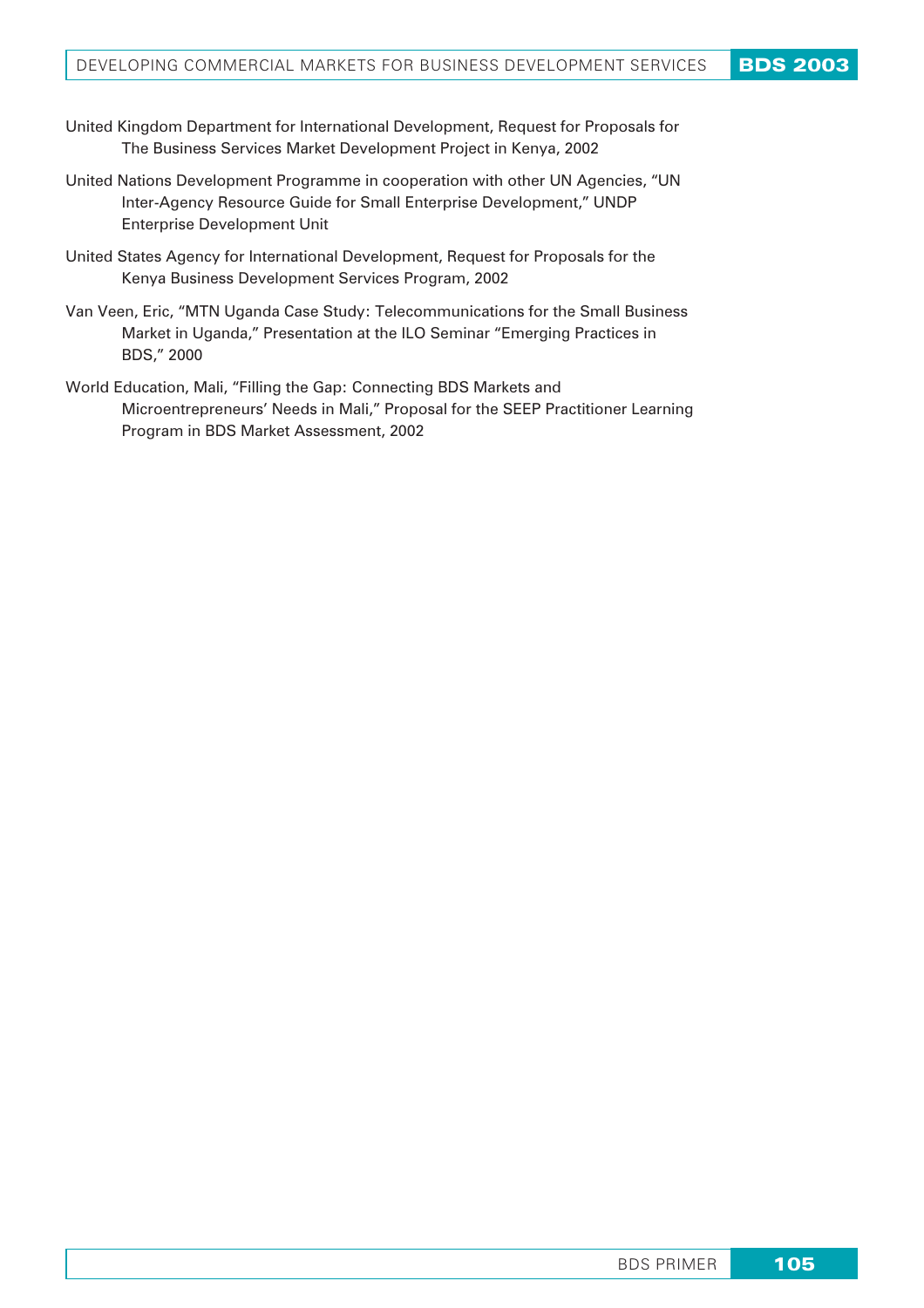United Kingdom Department for International Development, Request for Proposals for The Business Services Market Development Project in Kenya, 2002

United Nations Development Programme in cooperation with other UN Agencies, "UN Inter-Agency Resource Guide for Small Enterprise Development," UNDP Enterprise Development Unit

United States Agency for International Development, Request for Proposals for the Kenya Business Development Services Program, 2002

Van Veen, Eric, "MTN Uganda Case Study: Telecommunications for the Small Business Market in Uganda," Presentation at the ILO Seminar "Emerging Practices in BDS," 2000

World Education, Mali, "Filling the Gap: Connecting BDS Markets and Microentrepreneurs' Needs in Mali," Proposal for the SEEP Practitioner Learning Program in BDS Market Assessment, 2002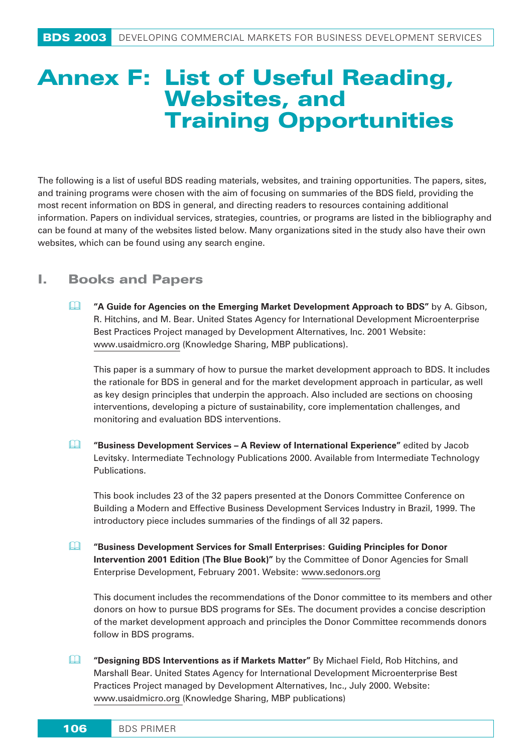# Annex F: List of Useful Reading, Websites, and Training Opportunities

The following is a list of useful BDS reading materials, websites, and training opportunities. The papers, sites, and training programs were chosen with the aim of focusing on summaries of the BDS field, providing the most recent information on BDS in general, and directing readers to resources containing additional information. Papers on individual services, strategies, countries, or programs are listed in the bibliography and can be found at many of the websites listed below. Many organizations sited in the study also have their own websites, which can be found using any search engine.

## I. Books and Papers

- **"A Guide for Agencies on the Emerging Market Development Approach to BDS"** by A. Gibson, R. Hitchins, and M. Bear. United States Agency for International Development Microenterprise Best Practices Project managed by Development Alternatives, Inc. 2001 Website: www.usaidmicro.org (Knowledge Sharing, MBP publications).

  This paper is a summary of how to pursue the market development approach to BDS. It includes the rationale for BDS in general and for the market development approach in particular, as well as key design principles that underpin the approach. Also included are sections on choosing interventions, developing a picture of sustainability, core implementation challenges, and monitoring and evaluation BDS interventions.

- **"Business Development Services – A Review of International Experience"** edited by Jacob Levitsky. Intermediate Technology Publications 2000. Available from Intermediate Technology Publications.

  This book includes 23 of the 32 papers presented at the Donors Committee Conference on Building a Modern and Effective Business Development Services Industry in Brazil, 1999. The introductory piece includes summaries of the findings of all 32 papers.

- **"Business Development Services for Small Enterprises: Guiding Principles for Donor Intervention 2001 Edition (The Blue Book)"** by the Committee of Donor Agencies for Small Enterprise Development, February 2001. Website: www.sedonors.org

  This document includes the recommendations of the Donor committee to its members and other donors on how to pursue BDS programs for SEs. The document provides a concise description of the market development approach and principles the Donor Committee recommends donors follow in BDS programs.

- **"Designing BDS Interventions as if Markets Matter"** By Michael Field, Rob Hitchins, and Marshall Bear. United States Agency for International Development Microenterprise Best Practices Project managed by Development Alternatives, Inc., July 2000. Website: www.usaidmicro.org (Knowledge Sharing, MBP publications)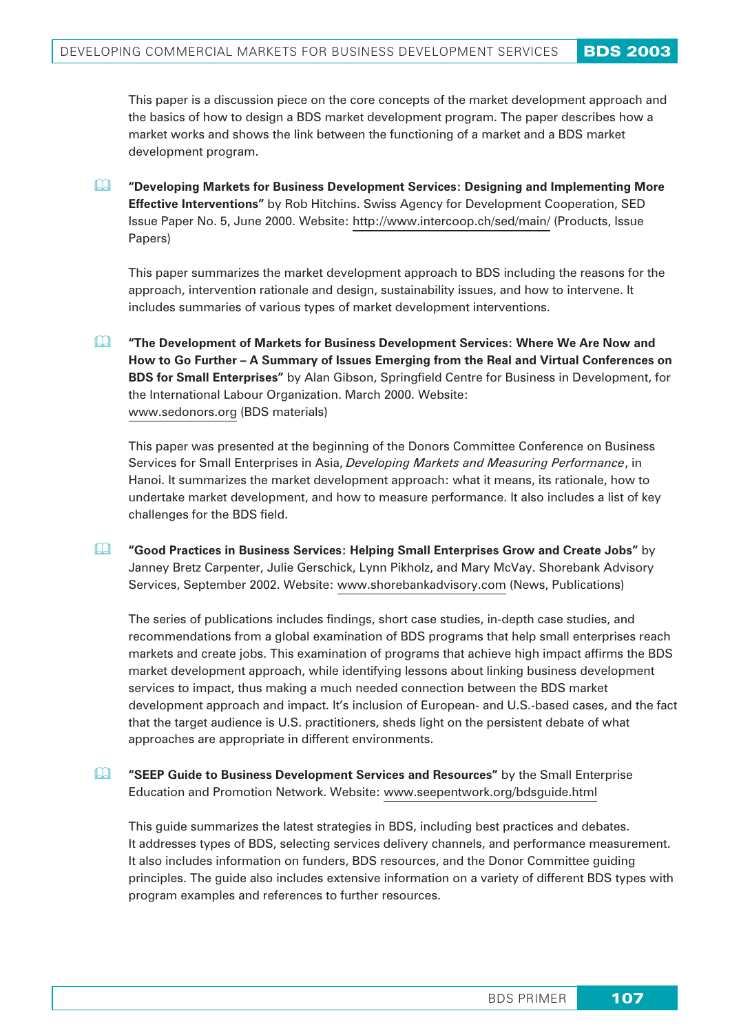This paper is a discussion piece on the core concepts of the market development approach and the basics of how to design a BDS market development program. The paper describes how a market works and shows the link between the functioning of a market and a BDS market development program.

**"Developing Markets for Business Development Services: Designing and Implementing More Effective Interventions"** by Rob Hitchins. Swiss Agency for Development Cooperation, SED Issue Paper No. 5, June 2000. Website: http://www.intercoop.ch/sed/main/ (Products, Issue Papers)

This paper summarizes the market development approach to BDS including the reasons for the approach, intervention rationale and design, sustainability issues, and how to intervene. It includes summaries of various types of market development interventions.

**"The Development of Markets for Business Development Services: Where We Are Now and How to Go Further – A Summary of Issues Emerging from the Real and Virtual Conferences on BDS for Small Enterprises"** by Alan Gibson, Springfield Centre for Business in Development, for the International Labour Organization. March 2000. Website: www.sedonors.org (BDS materials)

This paper was presented at the beginning of the Donors Committee Conference on Business Services for Small Enterprises in Asia, *Developing Markets and Measuring Performance*, in Hanoi. It summarizes the market development approach: what it means, its rationale, how to undertake market development, and how to measure performance. It also includes a list of key challenges for the BDS field.

**"Good Practices in Business Services: Helping Small Enterprises Grow and Create Jobs"** by Janney Bretz Carpenter, Julie Gerschick, Lynn Pikholz, and Mary McVay. Shorebank Advisory Services, September 2002. Website: www.shorebankadvisory.com (News, Publications)

The series of publications includes findings, short case studies, in-depth case studies, and recommendations from a global examination of BDS programs that help small enterprises reach markets and create jobs. This examination of programs that achieve high impact affirms the BDS market development approach, while identifying lessons about linking business development services to impact, thus making a much needed connection between the BDS market development approach and impact. It's inclusion of European- and U.S.-based cases, and the fact that the target audience is U.S. practitioners, sheds light on the persistent debate of what approaches are appropriate in different environments.

**"SEEP Guide to Business Development Services and Resources"** by the Small Enterprise Education and Promotion Network. Website: www.seepentwork.org/bdsguide.html

This guide summarizes the latest strategies in BDS, including best practices and debates. It addresses types of BDS, selecting services delivery channels, and performance measurement. It also includes information on funders, BDS resources, and the Donor Committee guiding principles. The guide also includes extensive information on a variety of different BDS types with program examples and references to further resources.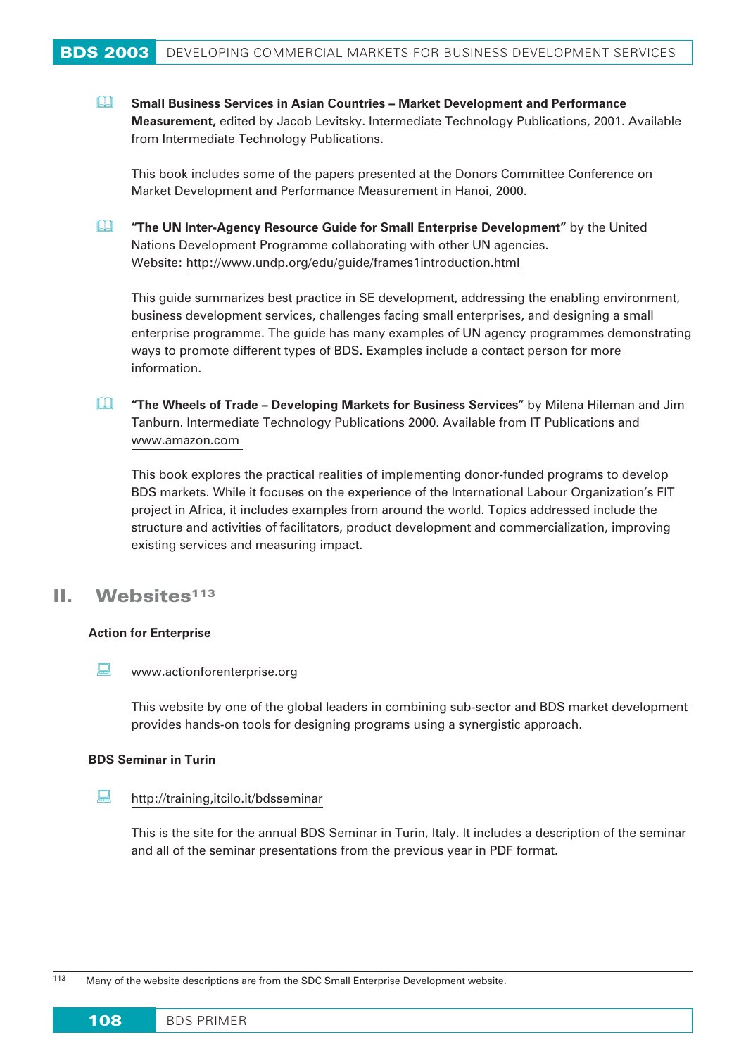- **Small Business Services in Asian Countries – Market Development and Performance Measurement,** edited by Jacob Levitsky. Intermediate Technology Publications, 2001. Available from Intermediate Technology Publications.

  This book includes some of the papers presented at the Donors Committee Conference on Market Development and Performance Measurement in Hanoi, 2000.

- **"The UN Inter-Agency Resource Guide for Small Enterprise Development"** by the United Nations Development Programme collaborating with other UN agencies.
  Website: http://www.undp.org/edu/guide/frames1introduction.html

  This guide summarizes best practice in SE development, addressing the enabling environment, business development services, challenges facing small enterprises, and designing a small enterprise programme. The guide has many examples of UN agency programmes demonstrating ways to promote different types of BDS. Examples include a contact person for more information.

- **"The Wheels of Trade – Developing Markets for Business Services"** by Milena Hileman and Jim Tanburn. Intermediate Technology Publications 2000. Available from IT Publications and www.amazon.com

  This book explores the practical realities of implementing donor-funded programs to develop BDS markets. While it focuses on the experience of the International Labour Organization's FIT project in Africa, it includes examples from around the world. Topics addressed include the structure and activities of facilitators, product development and commercialization, improving existing services and measuring impact.

## II. Websites[113]

**Action for Enterprise**

- www.actionforenterprise.org

  This website by one of the global leaders in combining sub-sector and BDS market development provides hands-on tools for designing programs using a synergistic approach.

**BDS Seminar in Turin**

- http://training,itcilo.it/bdsseminar

  This is the site for the annual BDS Seminar in Turin, Italy. It includes a description of the seminar and all of the seminar presentations from the previous year in PDF format.

[113] Many of the website descriptions are from the SDC Small Enterprise Development website.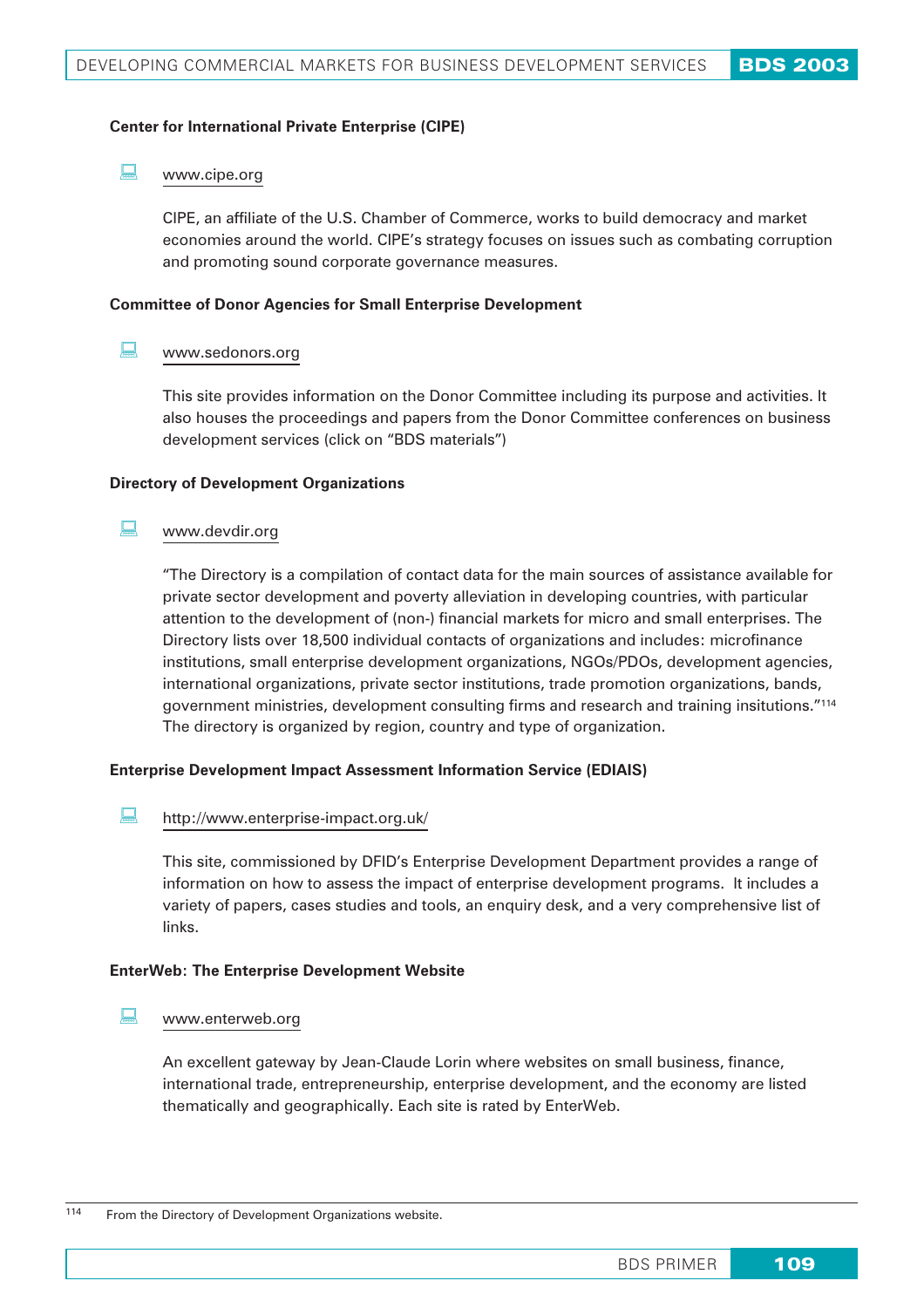**Center for International Private Enterprise (CIPE)**

www.cipe.org

CIPE, an affiliate of the U.S. Chamber of Commerce, works to build democracy and market economies around the world. CIPE's strategy focuses on issues such as combating corruption and promoting sound corporate governance measures.

**Committee of Donor Agencies for Small Enterprise Development**

www.sedonors.org

This site provides information on the Donor Committee including its purpose and activities. It also houses the proceedings and papers from the Donor Committee conferences on business development services (click on "BDS materials")

**Directory of Development Organizations**

www.devdir.org

"The Directory is a compilation of contact data for the main sources of assistance available for private sector development and poverty alleviation in developing countries, with particular attention to the development of (non-) financial markets for micro and small enterprises. The Directory lists over 18,500 individual contacts of organizations and includes: microfinance institutions, small enterprise development organizations, NGOs/PDOs, development agencies, international organizations, private sector institutions, trade promotion organizations, bands, government ministries, development consulting firms and research and training insitutions."[114] The directory is organized by region, country and type of organization.

**Enterprise Development Impact Assessment Information Service (EDIAIS)**

http://www.enterprise-impact.org.uk/

This site, commissioned by DFID's Enterprise Development Department provides a range of information on how to assess the impact of enterprise development programs. It includes a variety of papers, cases studies and tools, an enquiry desk, and a very comprehensive list of links.

**EnterWeb: The Enterprise Development Website**

www.enterweb.org

An excellent gateway by Jean-Claude Lorin where websites on small business, finance, international trade, entrepreneurship, enterprise development, and the economy are listed thematically and geographically. Each site is rated by EnterWeb.

[114] From the Directory of Development Organizations website.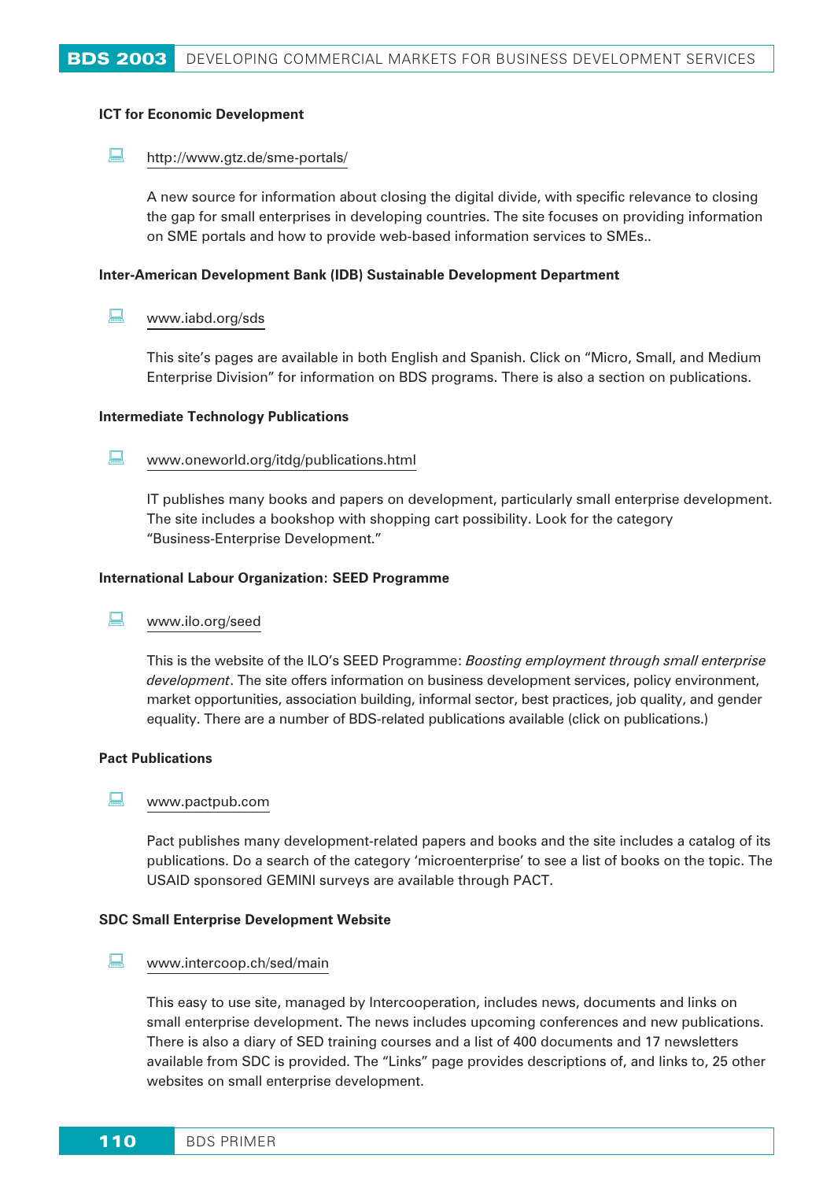**ICT for Economic Development**

http://www.gtz.de/sme-portals/

A new source for information about closing the digital divide, with specific relevance to closing the gap for small enterprises in developing countries. The site focuses on providing information on SME portals and how to provide web-based information services to SMEs..

**Inter-American Development Bank (IDB) Sustainable Development Department**

www.iabd.org/sds

This site's pages are available in both English and Spanish. Click on "Micro, Small, and Medium Enterprise Division" for information on BDS programs. There is also a section on publications.

**Intermediate Technology Publications**

www.oneworld.org/itdg/publications.html

IT publishes many books and papers on development, particularly small enterprise development. The site includes a bookshop with shopping cart possibility. Look for the category "Business-Enterprise Development."

**International Labour Organization: SEED Programme**

www.ilo.org/seed

This is the website of the ILO's SEED Programme: *Boosting employment through small enterprise development*. The site offers information on business development services, policy environment, market opportunities, association building, informal sector, best practices, job quality, and gender equality. There are a number of BDS-related publications available (click on publications.)

**Pact Publications**

www.pactpub.com

Pact publishes many development-related papers and books and the site includes a catalog of its publications. Do a search of the category 'microenterprise' to see a list of books on the topic. The USAID sponsored GEMINI surveys are available through PACT.

**SDC Small Enterprise Development Website**

www.intercoop.ch/sed/main

This easy to use site, managed by Intercooperation, includes news, documents and links on small enterprise development. The news includes upcoming conferences and new publications. There is also a diary of SED training courses and a list of 400 documents and 17 newsletters available from SDC is provided. The "Links" page provides descriptions of, and links to, 25 other websites on small enterprise development.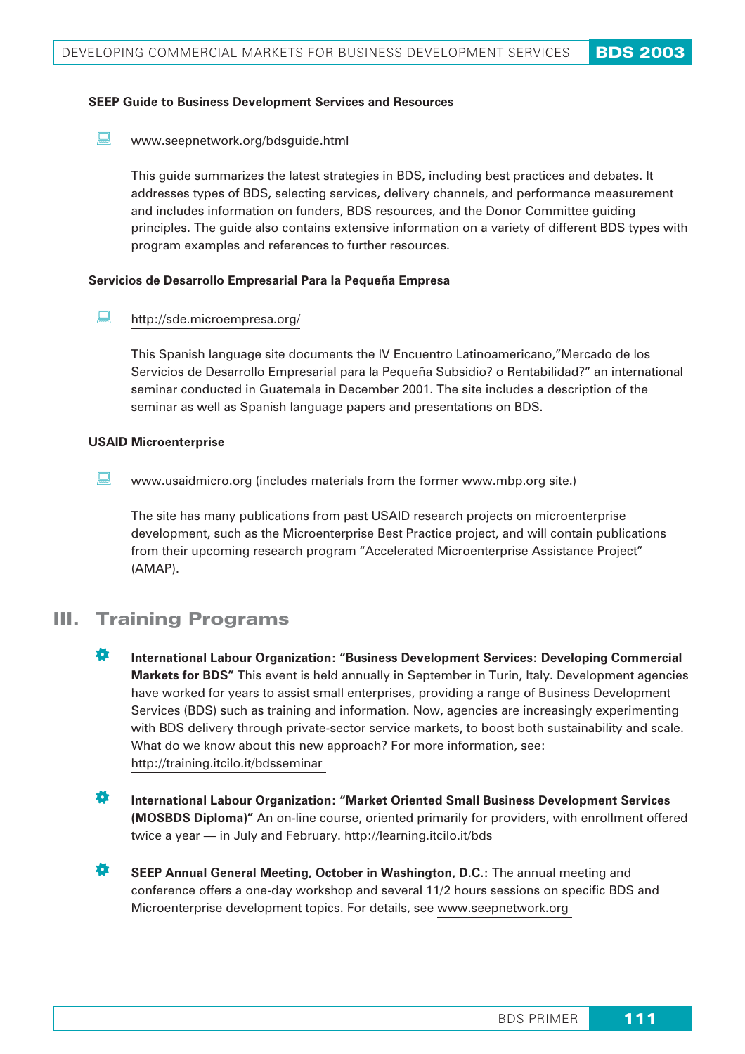**SEEP Guide to Business Development Services and Resources**

www.seepnetwork.org/bdsguide.html

This guide summarizes the latest strategies in BDS, including best practices and debates. It addresses types of BDS, selecting services, delivery channels, and performance measurement and includes information on funders, BDS resources, and the Donor Committee guiding principles. The guide also contains extensive information on a variety of different BDS types with program examples and references to further resources.

**Servicios de Desarrollo Empresarial Para la Pequeña Empresa**

http://sde.microempresa.org/

This Spanish language site documents the IV Encuentro Latinoamericano,"Mercado de los Servicios de Desarrollo Empresarial para la Pequeña Subsidio? o Rentabilidad?" an international seminar conducted in Guatemala in December 2001. The site includes a description of the seminar as well as Spanish language papers and presentations on BDS.

**USAID Microenterprise**

www.usaidmicro.org (includes materials from the former www.mbp.org site.)

The site has many publications from past USAID research projects on microenterprise development, such as the Microenterprise Best Practice project, and will contain publications from their upcoming research program "Accelerated Microenterprise Assistance Project" (AMAP).

## III. Training Programs

- **International Labour Organization: "Business Development Services: Developing Commercial Markets for BDS"** This event is held annually in September in Turin, Italy. Development agencies have worked for years to assist small enterprises, providing a range of Business Development Services (BDS) such as training and information. Now, agencies are increasingly experimenting with BDS delivery through private-sector service markets, to boost both sustainability and scale. What do we know about this new approach? For more information, see: http://training.itcilo.it/bdsseminar

- **International Labour Organization: "Market Oriented Small Business Development Services (MOSBDS Diploma)"** An on-line course, oriented primarily for providers, with enrollment offered twice a year — in July and February. http://learning.itcilo.it/bds

- **SEEP Annual General Meeting, October in Washington, D.C.:** The annual meeting and conference offers a one-day workshop and several 11/2 hours sessions on specific BDS and Microenterprise development topics. For details, see www.seepnetwork.org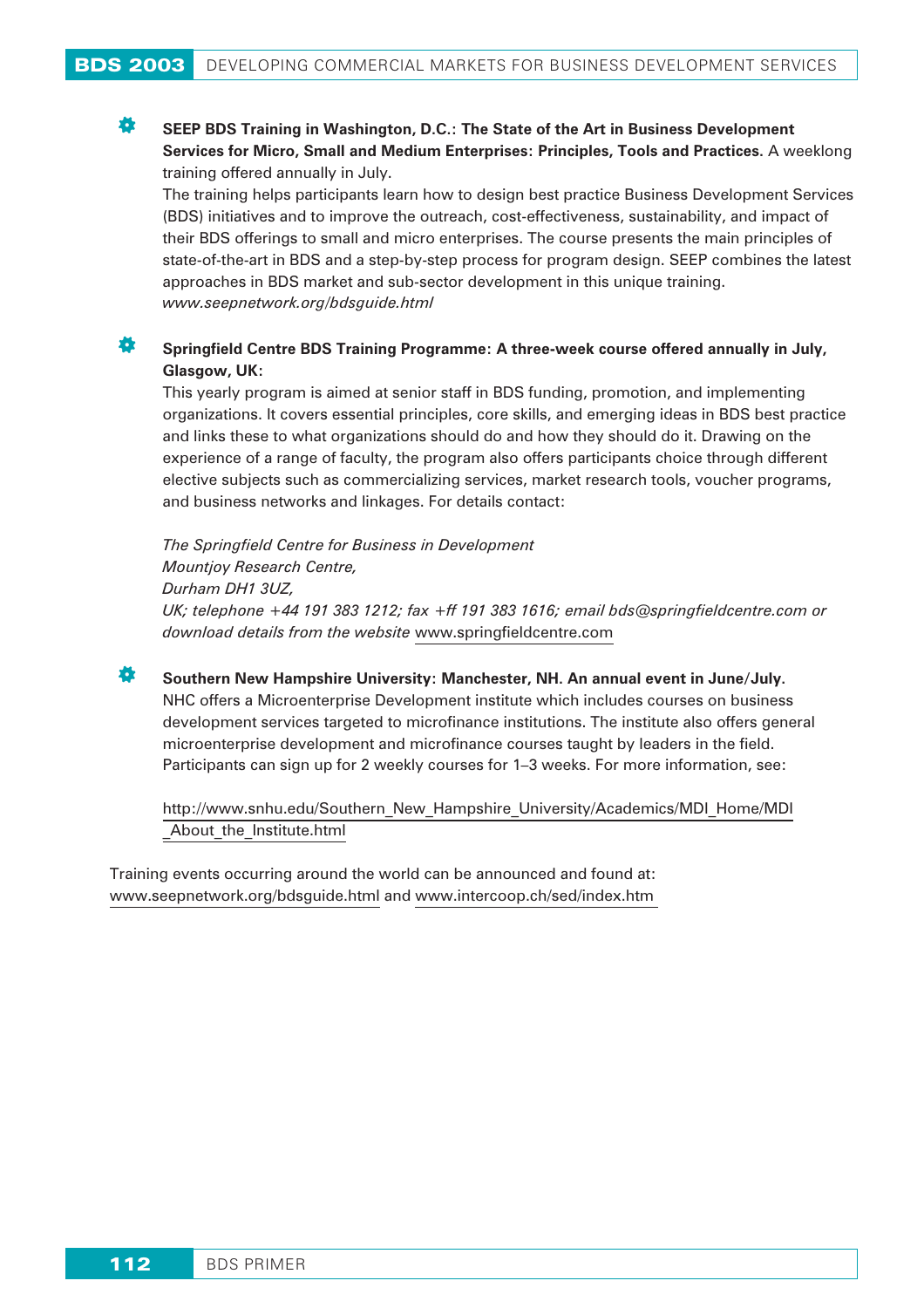- **SEEP BDS Training in Washington, D.C.: The State of the Art in Business Development Services for Micro, Small and Medium Enterprises: Principles, Tools and Practices.** A weeklong training offered annually in July.
  The training helps participants learn how to design best practice Business Development Services (BDS) initiatives and to improve the outreach, cost-effectiveness, sustainability, and impact of their BDS offerings to small and micro enterprises. The course presents the main principles of state-of-the-art in BDS and a step-by-step process for program design. SEEP combines the latest approaches in BDS market and sub-sector development in this unique training.
  *www.seepnetwork.org/bdsguide.html*

- **Springfield Centre BDS Training Programme: A three-week course offered annually in July, Glasgow, UK:**
  This yearly program is aimed at senior staff in BDS funding, promotion, and implementing organizations. It covers essential principles, core skills, and emerging ideas in BDS best practice and links these to what organizations should do and how they should do it. Drawing on the experience of a range of faculty, the program also offers participants choice through different elective subjects such as commercializing services, market research tools, voucher programs, and business networks and linkages. For details contact:

  *The Springfield Centre for Business in Development*
  *Mountjoy Research Centre,*
  *Durham DH1 3UZ,*
  *UK; telephone +44 191 383 1212; fax +ff 191 383 1616; email bds@springfieldcentre.com or download details from the website* www.springfieldcentre.com

- **Southern New Hampshire University: Manchester, NH. An annual event in June/July.**
  NHC offers a Microenterprise Development institute which includes courses on business development services targeted to microfinance institutions. The institute also offers general microenterprise development and microfinance courses taught by leaders in the field. Participants can sign up for 2 weekly courses for 1–3 weeks. For more information, see:

  http://www.snhu.edu/Southern_New_Hampshire_University/Academics/MDI_Home/MDI_About_the_Institute.html

Training events occurring around the world can be announced and found at: www.seepnetwork.org/bdsguide.html and www.intercoop.ch/sed/index.htm